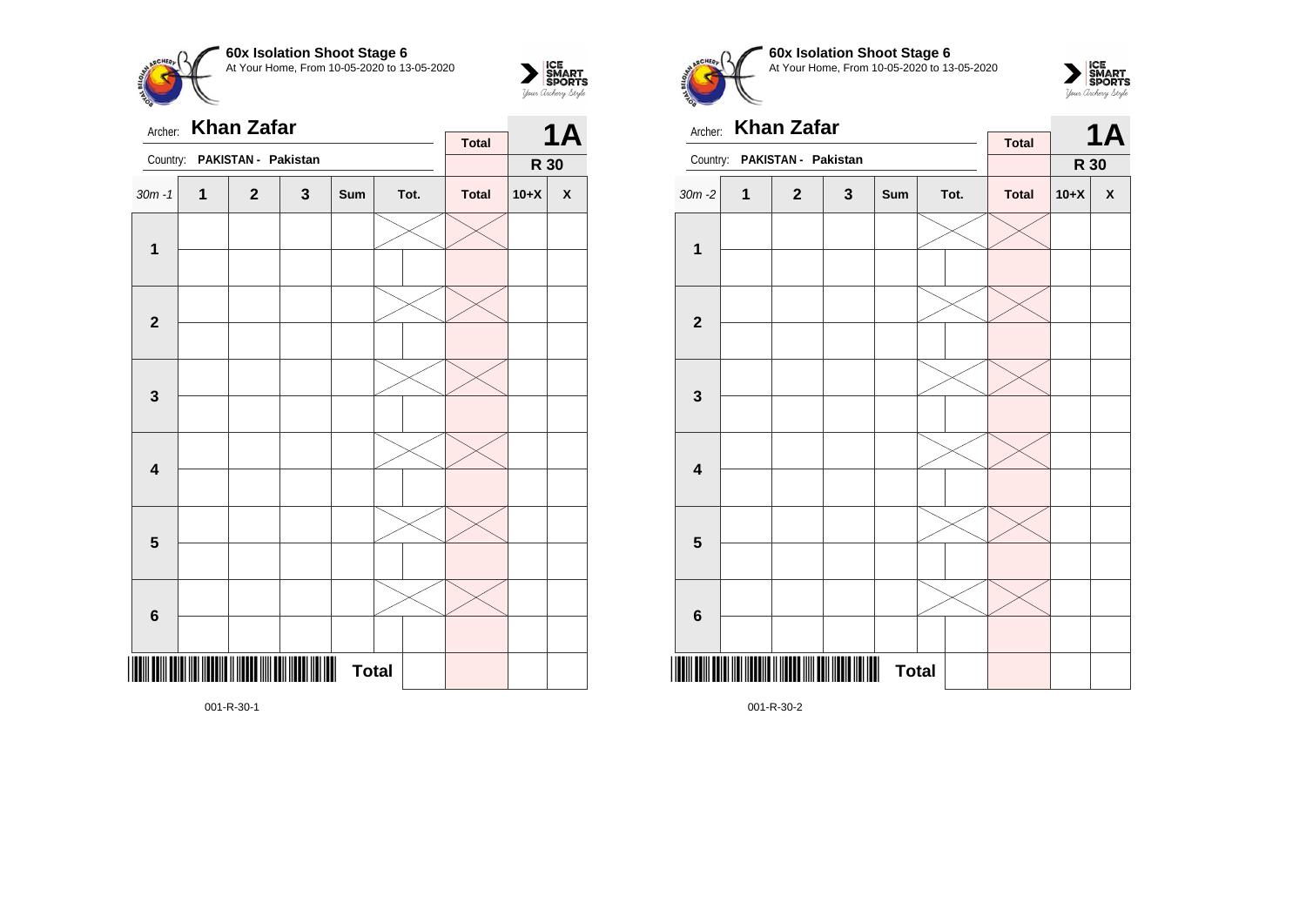**60x Isolation Shoot Stage 6**
At Your Home, From 10-05-2020 to 13-05-2020

Archer: **Khan Zafar**
Country: **PAKISTAN - Pakistan**

| **Total** | **1A** |
|---|---|
| | **R 30** |

| 30m -1 | 1 | 2 | 3 | Sum | Tot. | | Total | 10+X | X |
|---|---|---|---|---|---|---|---|---|---|
| **1** | | | | | | | | | |
| | | | | | | | | | |
| **2** | | | | | | | | | |
| | | | | | | | | | |
| **3** | | | | | | | | | |
| | | | | | | | | | |
| **4** | | | | | | | | | |
| | | | | | | | | | |
| **5** | | | | | | | | | |
| | | | | | | | | | |
| **6** | | | | | | | | | |
| | | | | | | | | | |
| | | | | | **Total** | | | | |

001-R-30-1

**60x Isolation Shoot Stage 6**
At Your Home, From 10-05-2020 to 13-05-2020

Archer: **Khan Zafar**
Country: **PAKISTAN - Pakistan**

| **Total** | **1A** |
|---|---|
| | **R 30** |

| 30m -2 | 1 | 2 | 3 | Sum | Tot. | | Total | 10+X | X |
|---|---|---|---|---|---|---|---|---|---|
| **1** | | | | | | | | | |
| | | | | | | | | | |
| **2** | | | | | | | | | |
| | | | | | | | | | |
| **3** | | | | | | | | | |
| | | | | | | | | | |
| **4** | | | | | | | | | |
| | | | | | | | | | |
| **5** | | | | | | | | | |
| | | | | | | | | | |
| **6** | | | | | | | | | |
| | | | | | | | | | |
| | | | | | **Total** | | | | |

001-R-30-2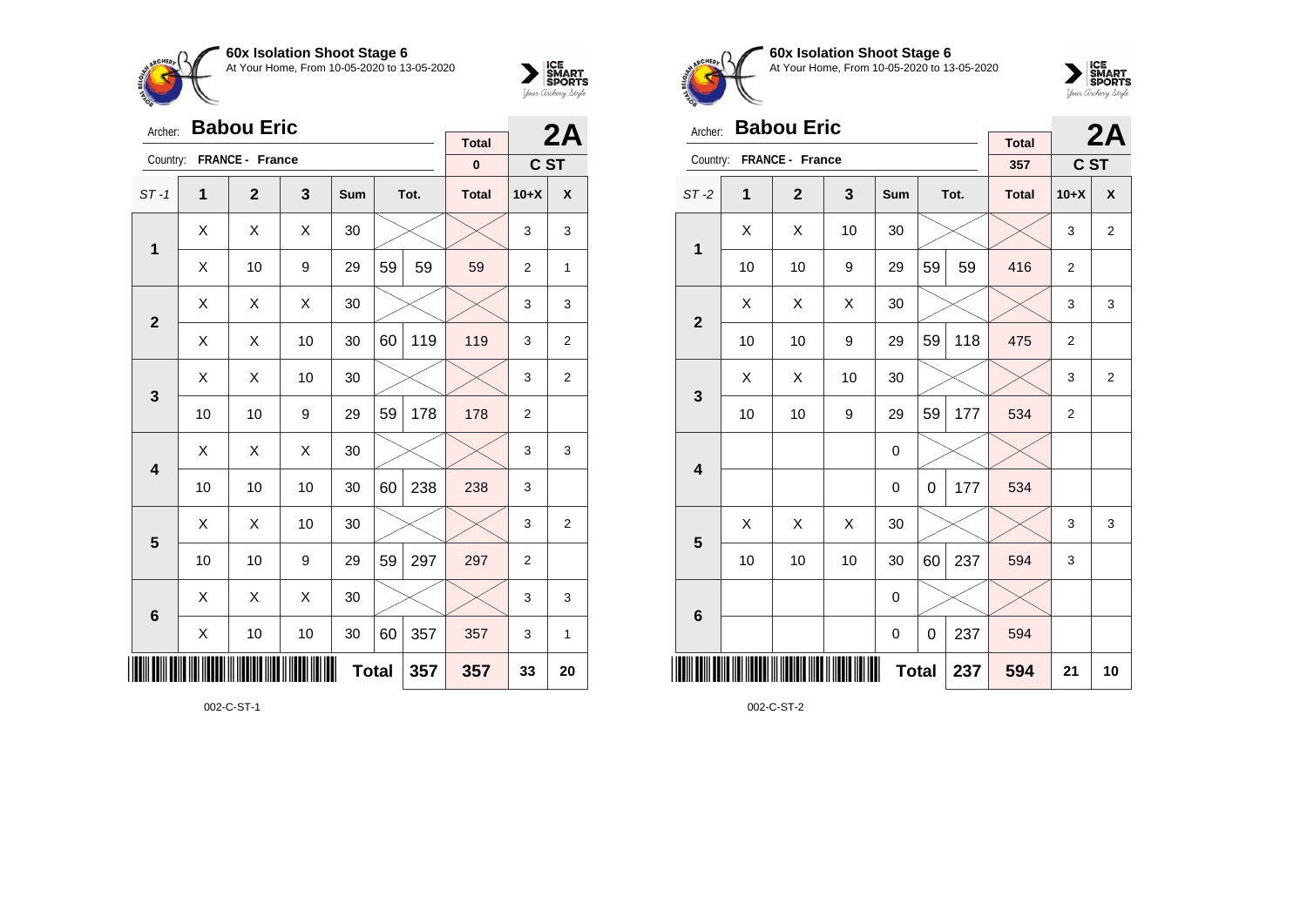**60x Isolation Shoot Stage 6**
At Your Home, From 10-05-2020 to 13-05-2020

Archer: **Babou Eric**
Country: **FRANCE - France**

| Total | 2A |
|---|---|
| 0 | C ST |

| ST -1 | 1 | 2 | 3 | Sum | | Tot. | Total | 10+X | X |
|---|---|---|---|---|---|---|---|---|---|
| **1** | X | X | X | 30 | | | | 3 | 3 |
| | X | 10 | 9 | 29 | 59 | 59 | 59 | 2 | 1 |
| **2** | X | X | X | 30 | | | | 3 | 3 |
| | X | X | 10 | 30 | 60 | 119 | 119 | 3 | 2 |
| **3** | X | X | 10 | 30 | | | | 3 | 2 |
| | 10 | 10 | 9 | 29 | 59 | 178 | 178 | 2 | |
| **4** | X | X | X | 30 | | | | 3 | 3 |
| | 10 | 10 | 10 | 30 | 60 | 238 | 238 | 3 | |
| **5** | X | X | 10 | 30 | | | | 3 | 2 |
| | 10 | 10 | 9 | 29 | 59 | 297 | 297 | 2 | |
| **6** | X | X | X | 30 | | | | 3 | 3 |
| | X | 10 | 10 | 30 | 60 | 357 | 357 | 3 | 1 |
| | | | | | **Total** | **357** | **357** | **33** | **20** |

002-C-ST-1

**60x Isolation Shoot Stage 6**
At Your Home, From 10-05-2020 to 13-05-2020

Archer: **Babou Eric**
Country: **FRANCE - France**

| Total | 2A |
|---|---|
| 357 | C ST |

| ST -2 | 1 | 2 | 3 | Sum | | Tot. | Total | 10+X | X |
|---|---|---|---|---|---|---|---|---|---|
| **1** | X | X | 10 | 30 | | | | 3 | 2 |
| | 10 | 10 | 9 | 29 | 59 | 59 | 416 | 2 | |
| **2** | X | X | X | 30 | | | | 3 | 3 |
| | 10 | 10 | 9 | 29 | 59 | 118 | 475 | 2 | |
| **3** | X | X | 10 | 30 | | | | 3 | 2 |
| | 10 | 10 | 9 | 29 | 59 | 177 | 534 | 2 | |
| **4** | | | | 0 | | | | | |
| | | | | 0 | 0 | 177 | 534 | | |
| **5** | X | X | X | 30 | | | | 3 | 3 |
| | 10 | 10 | 10 | 30 | 60 | 237 | 594 | 3 | |
| **6** | | | | 0 | | | | | |
| | | | | 0 | 0 | 237 | 594 | | |
| | | | | | **Total** | **237** | **594** | **21** | **10** |

002-C-ST-2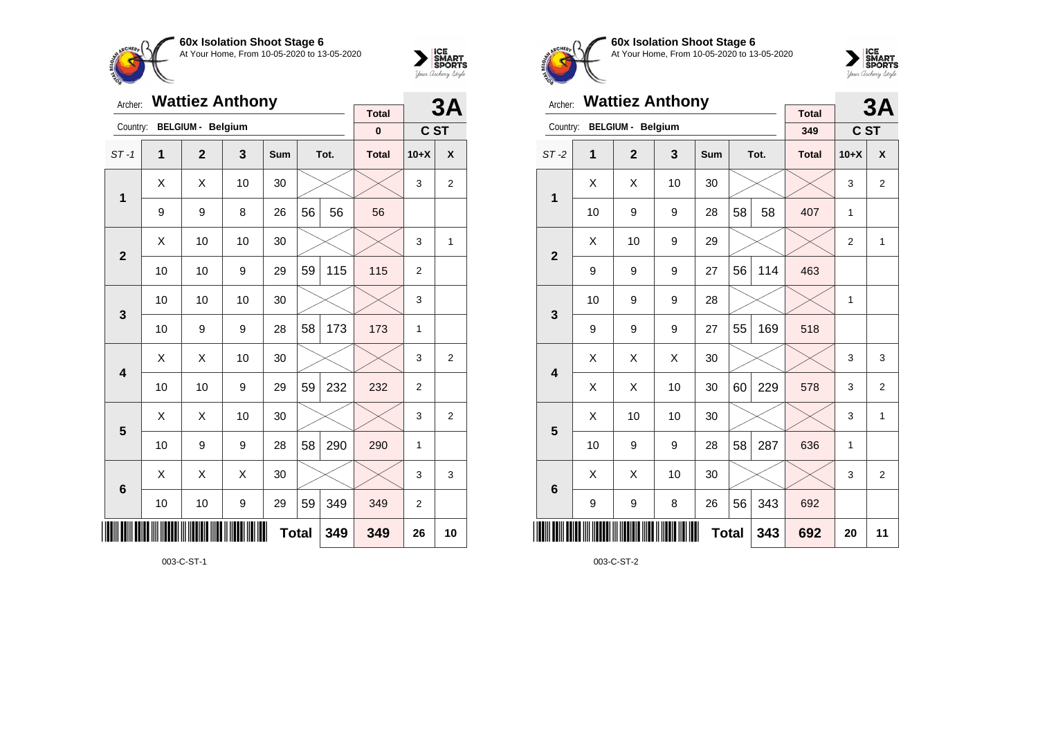## 60x Isolation Shoot Stage 6

At Your Home, From 10-05-2020 to 13-05-2020

Archer: **Wattiez Anthony** — **3A**

Country: **BELGIUM - Belgium** — **C ST**

| ST-1 | 1 | 2 | 3 | Sum | Tot. | | Total | 10+X | X |
|---|---|---|---|---|---|---|---|---|---|
| | | | | | | | 0 | | |
| 1 | X | X | 10 | 30 | | | | 3 | 2 |
| | 9 | 9 | 8 | 26 | 56 | 56 | 56 | | |
| 2 | X | 10 | 10 | 30 | | | | 3 | 1 |
| | 10 | 10 | 9 | 29 | 59 | 115 | 115 | 2 | |
| 3 | 10 | 10 | 10 | 30 | | | | 3 | |
| | 10 | 9 | 9 | 28 | 58 | 173 | 173 | 1 | |
| 4 | X | X | 10 | 30 | | | | 3 | 2 |
| | 10 | 10 | 9 | 29 | 59 | 232 | 232 | 2 | |
| 5 | X | X | 10 | 30 | | | | 3 | 2 |
| | 10 | 9 | 9 | 28 | 58 | 290 | 290 | 1 | |
| 6 | X | X | X | 30 | | | | 3 | 3 |
| | 10 | 10 | 9 | 29 | 59 | 349 | 349 | 2 | |
| | | | | | Total | 349 | 349 | 26 | 10 |

003-C-ST-1

## 60x Isolation Shoot Stage 6

At Your Home, From 10-05-2020 to 13-05-2020

Archer: **Wattiez Anthony** — **3A**

Country: **BELGIUM - Belgium** — **C ST**

| ST-2 | 1 | 2 | 3 | Sum | Tot. | | Total | 10+X | X |
|---|---|---|---|---|---|---|---|---|---|
| | | | | | | | 349 | | |
| 1 | X | X | 10 | 30 | | | | 3 | 2 |
| | 10 | 9 | 9 | 28 | 58 | 58 | 407 | 1 | |
| 2 | X | 10 | 9 | 29 | | | | 2 | 1 |
| | 9 | 9 | 9 | 27 | 56 | 114 | 463 | | |
| 3 | 10 | 9 | 9 | 28 | | | | 1 | |
| | 9 | 9 | 9 | 27 | 55 | 169 | 518 | | |
| 4 | X | X | X | 30 | | | | 3 | 3 |
| | X | X | 10 | 30 | 60 | 229 | 578 | 3 | 2 |
| 5 | X | 10 | 10 | 30 | | | | 3 | 1 |
| | 10 | 9 | 9 | 28 | 58 | 287 | 636 | 1 | |
| 6 | X | X | 10 | 30 | | | | 3 | 2 |
| | 9 | 9 | 8 | 26 | 56 | 343 | 692 | | |
| | | | | | Total | 343 | 692 | 20 | 11 |

003-C-ST-2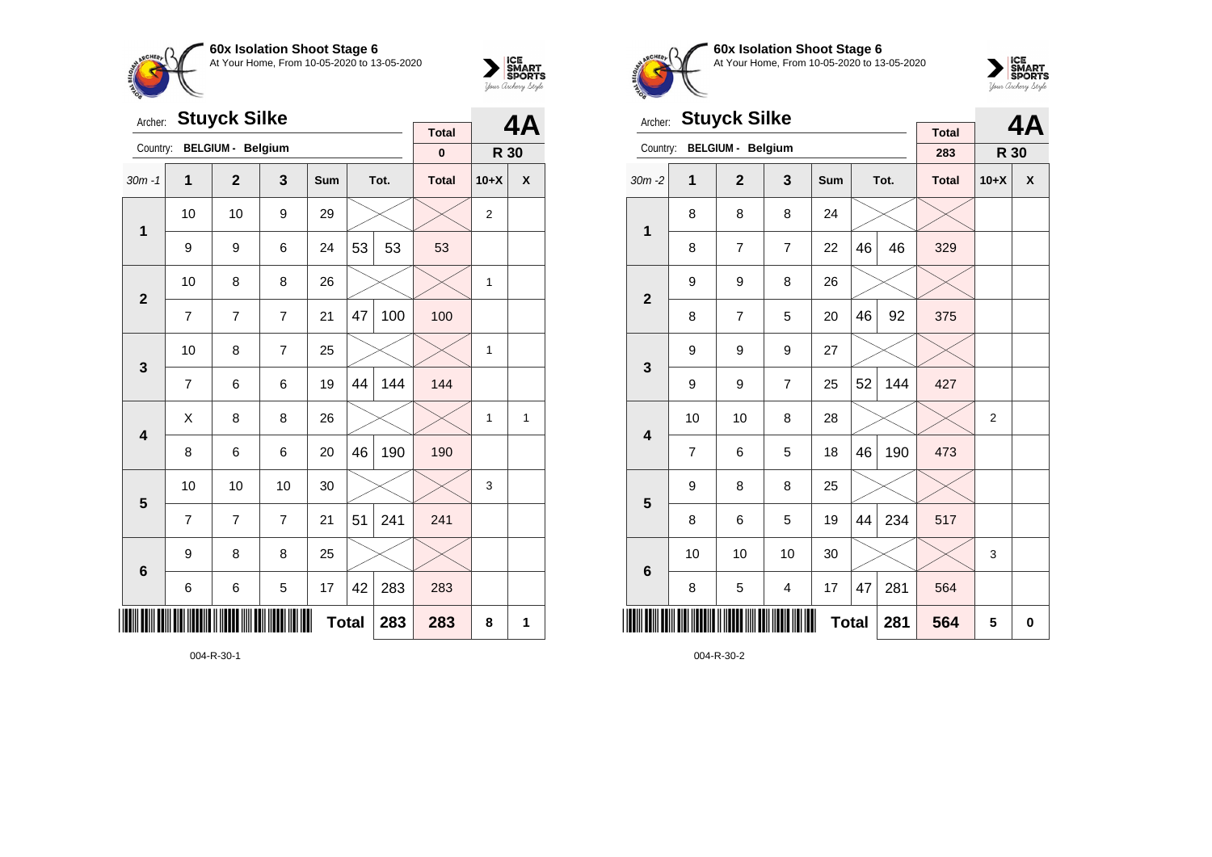**60x Isolation Shoot Stage 6**
At Your Home, From 10-05-2020 to 13-05-2020

Archer: **Stuyck Silke** — **4A**
Country: **BELGIUM - Belgium** — **R 30**

Total: 0

| 30m -1 | 1 | 2 | 3 | Sum | Tot. | | Total | 10+X | X |
|---|---|---|---|---|---|---|---|---|---|
| 1 | 10 | 10 | 9 | 29 | | | | 2 | |
| | 9 | 9 | 6 | 24 | 53 | 53 | 53 | | |
| 2 | 10 | 8 | 8 | 26 | | | | 1 | |
| | 7 | 7 | 7 | 21 | 47 | 100 | 100 | | |
| 3 | 10 | 8 | 7 | 25 | | | | 1 | |
| | 7 | 6 | 6 | 19 | 44 | 144 | 144 | | |
| 4 | X | 8 | 8 | 26 | | | | 1 | 1 |
| | 8 | 6 | 6 | 20 | 46 | 190 | 190 | | |
| 5 | 10 | 10 | 10 | 30 | | | | 3 | |
| | 7 | 7 | 7 | 21 | 51 | 241 | 241 | | |
| 6 | 9 | 8 | 8 | 25 | | | | | |
| | 6 | 6 | 5 | 17 | 42 | 283 | 283 | | |
| | | | | Total | | 283 | 283 | 8 | 1 |

004-R-30-1

**60x Isolation Shoot Stage 6**
At Your Home, From 10-05-2020 to 13-05-2020

Archer: **Stuyck Silke** — **4A**
Country: **BELGIUM - Belgium** — **R 30**

Total: 283

| 30m -2 | 1 | 2 | 3 | Sum | Tot. | | Total | 10+X | X |
|---|---|---|---|---|---|---|---|---|---|
| 1 | 8 | 8 | 8 | 24 | | | | | |
| | 8 | 7 | 7 | 22 | 46 | 46 | 329 | | |
| 2 | 9 | 9 | 8 | 26 | | | | | |
| | 8 | 7 | 5 | 20 | 46 | 92 | 375 | | |
| 3 | 9 | 9 | 9 | 27 | | | | | |
| | 9 | 9 | 7 | 25 | 52 | 144 | 427 | | |
| 4 | 10 | 10 | 8 | 28 | | | | 2 | |
| | 7 | 6 | 5 | 18 | 46 | 190 | 473 | | |
| 5 | 9 | 8 | 8 | 25 | | | | | |
| | 8 | 6 | 5 | 19 | 44 | 234 | 517 | | |
| 6 | 10 | 10 | 10 | 30 | | | | 3 | |
| | 8 | 5 | 4 | 17 | 47 | 281 | 564 | | |
| | | | | Total | | 281 | 564 | 5 | 0 |

004-R-30-2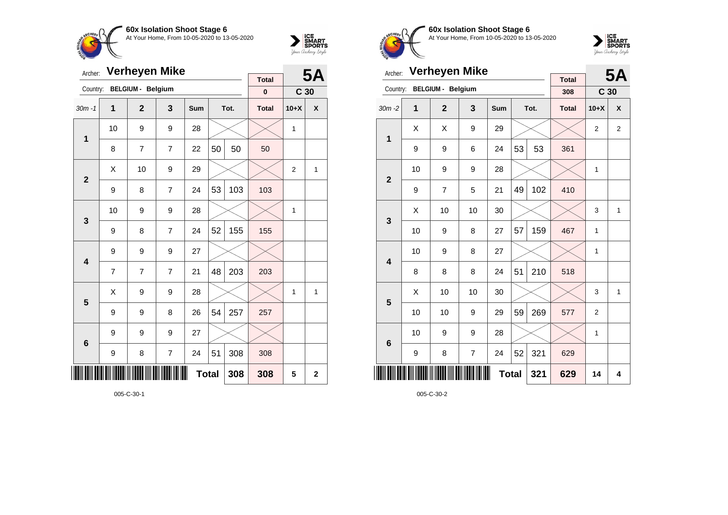## 60x Isolation Shoot Stage 6

At Your Home, From 10-05-2020 to 13-05-2020

Archer: **Verheyen Mike** — **5A**

Country: **BELGIUM - Belgium** — Total: **0** — **C 30**

| 30m -1 | 1 | 2 | 3 | Sum | Tot. | | Total | 10+X | X |
|---|---|---|---|---|---|---|---|---|---|
| 1 | 10 | 9 | 9 | 28 | | | | 1 | |
| | 8 | 7 | 7 | 22 | 50 | 50 | 50 | | |
| 2 | X | 10 | 9 | 29 | | | | 2 | 1 |
| | 9 | 8 | 7 | 24 | 53 | 103 | 103 | | |
| 3 | 10 | 9 | 9 | 28 | | | | 1 | |
| | 9 | 8 | 7 | 24 | 52 | 155 | 155 | | |
| 4 | 9 | 9 | 9 | 27 | | | | | |
| | 7 | 7 | 7 | 21 | 48 | 203 | 203 | | |
| 5 | X | 9 | 9 | 28 | | | | 1 | 1 |
| | 9 | 9 | 8 | 26 | 54 | 257 | 257 | | |
| 6 | 9 | 9 | 9 | 27 | | | | | |
| | 9 | 8 | 7 | 24 | 51 | 308 | 308 | | |
| | | | | Total | | 308 | 308 | 5 | 2 |

005-C-30-1

## 60x Isolation Shoot Stage 6

At Your Home, From 10-05-2020 to 13-05-2020

Archer: **Verheyen Mike** — **5A**

Country: **BELGIUM - Belgium** — Total: **308** — **C 30**

| 30m -2 | 1 | 2 | 3 | Sum | Tot. | | Total | 10+X | X |
|---|---|---|---|---|---|---|---|---|---|
| 1 | X | X | 9 | 29 | | | | 2 | 2 |
| | 9 | 9 | 6 | 24 | 53 | 53 | 361 | | |
| 2 | 10 | 9 | 9 | 28 | | | | 1 | |
| | 9 | 7 | 5 | 21 | 49 | 102 | 410 | | |
| 3 | X | 10 | 10 | 30 | | | | 3 | 1 |
| | 10 | 9 | 8 | 27 | 57 | 159 | 467 | 1 | |
| 4 | 10 | 9 | 8 | 27 | | | | 1 | |
| | 8 | 8 | 8 | 24 | 51 | 210 | 518 | | |
| 5 | X | 10 | 10 | 30 | | | | 3 | 1 |
| | 10 | 10 | 9 | 29 | 59 | 269 | 577 | 2 | |
| 6 | 10 | 9 | 9 | 28 | | | | 1 | |
| | 9 | 8 | 7 | 24 | 52 | 321 | 629 | | |
| | | | | Total | | 321 | 629 | 14 | 4 |

005-C-30-2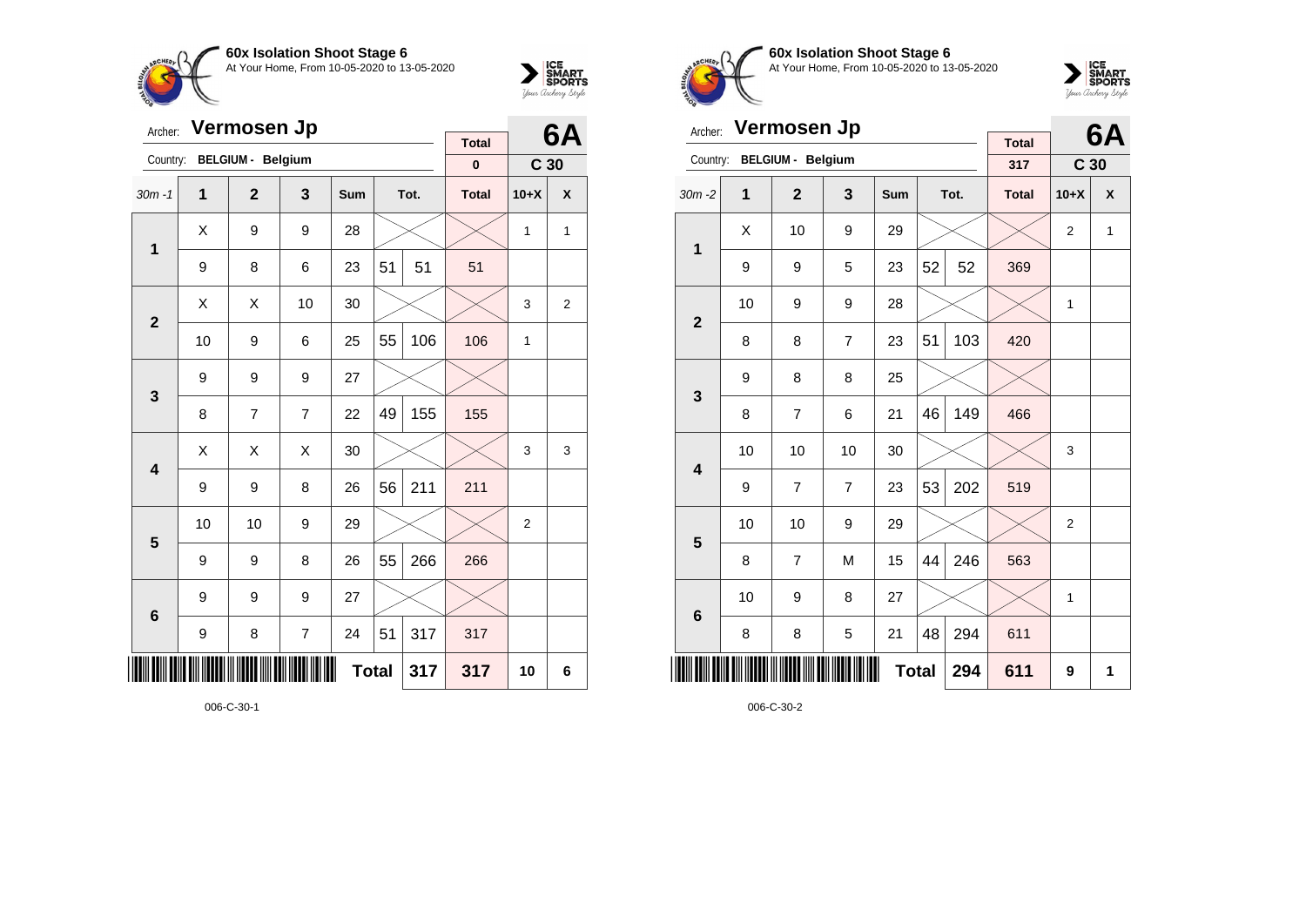## 60x Isolation Shoot Stage 6

At Your Home, From 10-05-2020 to 13-05-2020

Archer: **Vermosen Jp**

Country: **BELGIUM - Belgium**

**6A** — **C 30**

| 30m -1 | 1 | 2 | 3 | Sum | Tot. | | Total | 10+X | X |
|---|---|---|---|---|---|---|---|---|---|
| | | | | | | | 0 | | |
| 1 | X | 9 | 9 | 28 | | | | 1 | 1 |
| | 9 | 8 | 6 | 23 | 51 | 51 | 51 | | |
| 2 | X | X | 10 | 30 | | | | 3 | 2 |
| | 10 | 9 | 6 | 25 | 55 | 106 | 106 | 1 | |
| 3 | 9 | 9 | 9 | 27 | | | | | |
| | 8 | 7 | 7 | 22 | 49 | 155 | 155 | | |
| 4 | X | X | X | 30 | | | | 3 | 3 |
| | 9 | 9 | 8 | 26 | 56 | 211 | 211 | | |
| 5 | 10 | 10 | 9 | 29 | | | | 2 | |
| | 9 | 9 | 8 | 26 | 55 | 266 | 266 | | |
| 6 | 9 | 9 | 9 | 27 | | | | | |
| | 9 | 8 | 7 | 24 | 51 | 317 | 317 | | |
| | | | | Total | | 317 | 317 | 10 | 6 |

006-C-30-1

## 60x Isolation Shoot Stage 6

At Your Home, From 10-05-2020 to 13-05-2020

Archer: **Vermosen Jp**

Country: **BELGIUM - Belgium**

**6A** — **C 30**

| 30m -2 | 1 | 2 | 3 | Sum | Tot. | | Total | 10+X | X |
|---|---|---|---|---|---|---|---|---|---|
| | | | | | | | 317 | | |
| 1 | X | 10 | 9 | 29 | | | | 2 | 1 |
| | 9 | 9 | 5 | 23 | 52 | 52 | 369 | | |
| 2 | 10 | 9 | 9 | 28 | | | | 1 | |
| | 8 | 8 | 7 | 23 | 51 | 103 | 420 | | |
| 3 | 9 | 8 | 8 | 25 | | | | | |
| | 8 | 7 | 6 | 21 | 46 | 149 | 466 | | |
| 4 | 10 | 10 | 10 | 30 | | | | 3 | |
| | 9 | 7 | 7 | 23 | 53 | 202 | 519 | | |
| 5 | 10 | 10 | 9 | 29 | | | | 2 | |
| | 8 | 7 | M | 15 | 44 | 246 | 563 | | |
| 6 | 10 | 9 | 8 | 27 | | | | 1 | |
| | 8 | 8 | 5 | 21 | 48 | 294 | 611 | | |
| | | | | Total | | 294 | 611 | 9 | 1 |

006-C-30-2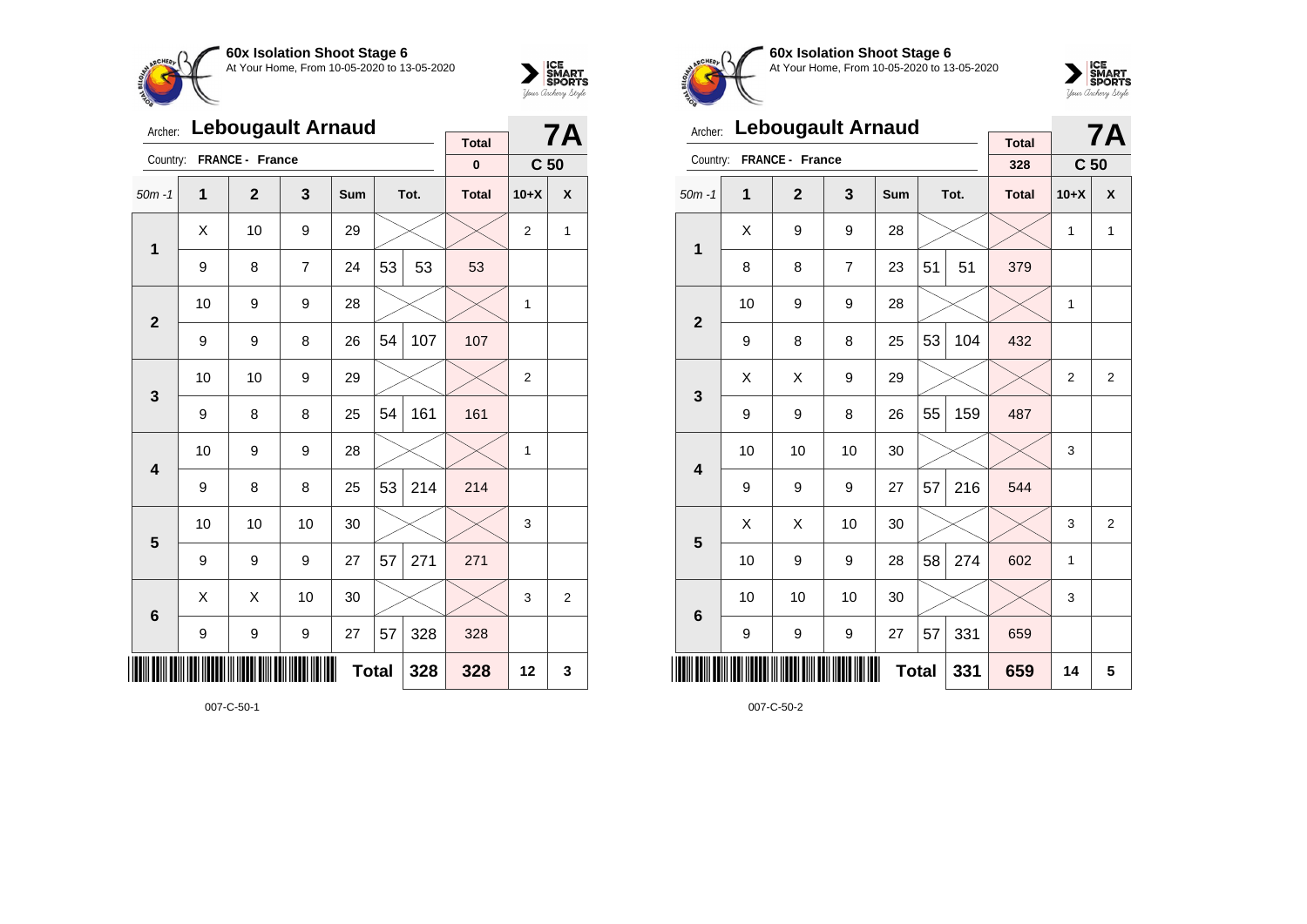**60x Isolation Shoot Stage 6**
At Your Home, From 10-05-2020 to 13-05-2020

Archer: **Lebougault Arnaud** — **7A**
Country: **FRANCE - France** — **C 50**
Total: **0**

| 50m -1 | 1 | 2 | 3 | Sum | Tot. | | Total | 10+X | X |
|---|---|---|---|---|---|---|---|---|---|
| 1 | X | 10 | 9 | 29 | | | | 2 | 1 |
| | 9 | 8 | 7 | 24 | 53 | 53 | 53 | | |
| 2 | 10 | 9 | 9 | 28 | | | | 1 | |
| | 9 | 9 | 8 | 26 | 54 | 107 | 107 | | |
| 3 | 10 | 10 | 9 | 29 | | | | 2 | |
| | 9 | 8 | 8 | 25 | 54 | 161 | 161 | | |
| 4 | 10 | 9 | 9 | 28 | | | | 1 | |
| | 9 | 8 | 8 | 25 | 53 | 214 | 214 | | |
| 5 | 10 | 10 | 10 | 30 | | | | 3 | |
| | 9 | 9 | 9 | 27 | 57 | 271 | 271 | | |
| 6 | X | X | 10 | 30 | | | | 3 | 2 |
| | 9 | 9 | 9 | 27 | 57 | 328 | 328 | | |
| | | | | Total | | 328 | 328 | 12 | 3 |

007-C-50-1

**60x Isolation Shoot Stage 6**
At Your Home, From 10-05-2020 to 13-05-2020

Archer: **Lebougault Arnaud** — **7A**
Country: **FRANCE - France** — **C 50**
Total: **328**

| 50m -1 | 1 | 2 | 3 | Sum | Tot. | | Total | 10+X | X |
|---|---|---|---|---|---|---|---|---|---|
| 1 | X | 9 | 9 | 28 | | | | 1 | 1 |
| | 8 | 8 | 7 | 23 | 51 | 51 | 379 | | |
| 2 | 10 | 9 | 9 | 28 | | | | 1 | |
| | 9 | 8 | 8 | 25 | 53 | 104 | 432 | | |
| 3 | X | X | 9 | 29 | | | | 2 | 2 |
| | 9 | 9 | 8 | 26 | 55 | 159 | 487 | | |
| 4 | 10 | 10 | 10 | 30 | | | | 3 | |
| | 9 | 9 | 9 | 27 | 57 | 216 | 544 | | |
| 5 | X | X | 10 | 30 | | | | 3 | 2 |
| | 10 | 9 | 9 | 28 | 58 | 274 | 602 | 1 | |
| 6 | 10 | 10 | 10 | 30 | | | | 3 | |
| | 9 | 9 | 9 | 27 | 57 | 331 | 659 | | |
| | | | | Total | | 331 | 659 | 14 | 5 |

007-C-50-2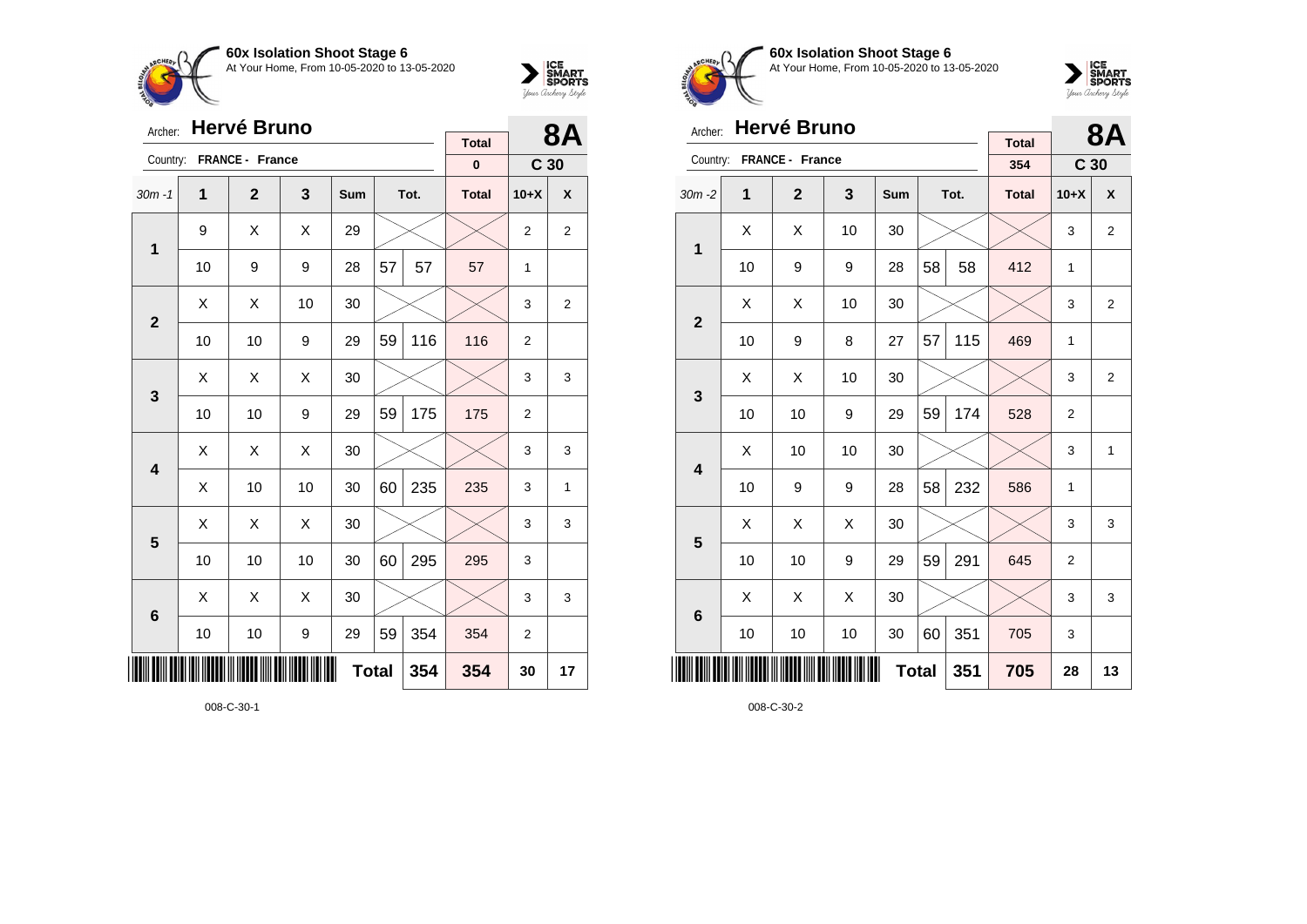## 60x Isolation Shoot Stage 6

At Your Home, From 10-05-2020 to 13-05-2020

Archer: **Hervé Bruno**

Country: **FRANCE - France**

**8A** — **C 30**

| 30m -1 | 1 | 2 | 3 | Sum | Tot. | | Total | 10+X | X |
|---|---|---|---|---|---|---|---|---|---|
| | | | | | | | 0 | | |
| 1 | 9 | X | X | 29 | | | | 2 | 2 |
| | 10 | 9 | 9 | 28 | 57 | 57 | 57 | 1 | |
| 2 | X | X | 10 | 30 | | | | 3 | 2 |
| | 10 | 10 | 9 | 29 | 59 | 116 | 116 | 2 | |
| 3 | X | X | X | 30 | | | | 3 | 3 |
| | 10 | 10 | 9 | 29 | 59 | 175 | 175 | 2 | |
| 4 | X | X | X | 30 | | | | 3 | 3 |
| | X | 10 | 10 | 30 | 60 | 235 | 235 | 3 | 1 |
| 5 | X | X | X | 30 | | | | 3 | 3 |
| | 10 | 10 | 10 | 30 | 60 | 295 | 295 | 3 | |
| 6 | X | X | X | 30 | | | | 3 | 3 |
| | 10 | 10 | 9 | 29 | 59 | 354 | 354 | 2 | |
| | | | | | Total | 354 | 354 | 30 | 17 |

008-C-30-1

## 60x Isolation Shoot Stage 6

At Your Home, From 10-05-2020 to 13-05-2020

Archer: **Hervé Bruno**

Country: **FRANCE - France**

**8A** — **C 30**

| 30m -2 | 1 | 2 | 3 | Sum | Tot. | | Total | 10+X | X |
|---|---|---|---|---|---|---|---|---|---|
| | | | | | | | 354 | | |
| 1 | X | X | 10 | 30 | | | | 3 | 2 |
| | 10 | 9 | 9 | 28 | 58 | 58 | 412 | 1 | |
| 2 | X | X | 10 | 30 | | | | 3 | 2 |
| | 10 | 9 | 8 | 27 | 57 | 115 | 469 | 1 | |
| 3 | X | X | 10 | 30 | | | | 3 | 2 |
| | 10 | 10 | 9 | 29 | 59 | 174 | 528 | 2 | |
| 4 | X | 10 | 10 | 30 | | | | 3 | 1 |
| | 10 | 9 | 9 | 28 | 58 | 232 | 586 | 1 | |
| 5 | X | X | X | 30 | | | | 3 | 3 |
| | 10 | 10 | 9 | 29 | 59 | 291 | 645 | 2 | |
| 6 | X | X | X | 30 | | | | 3 | 3 |
| | 10 | 10 | 10 | 30 | 60 | 351 | 705 | 3 | |
| | | | | | Total | 351 | 705 | 28 | 13 |

008-C-30-2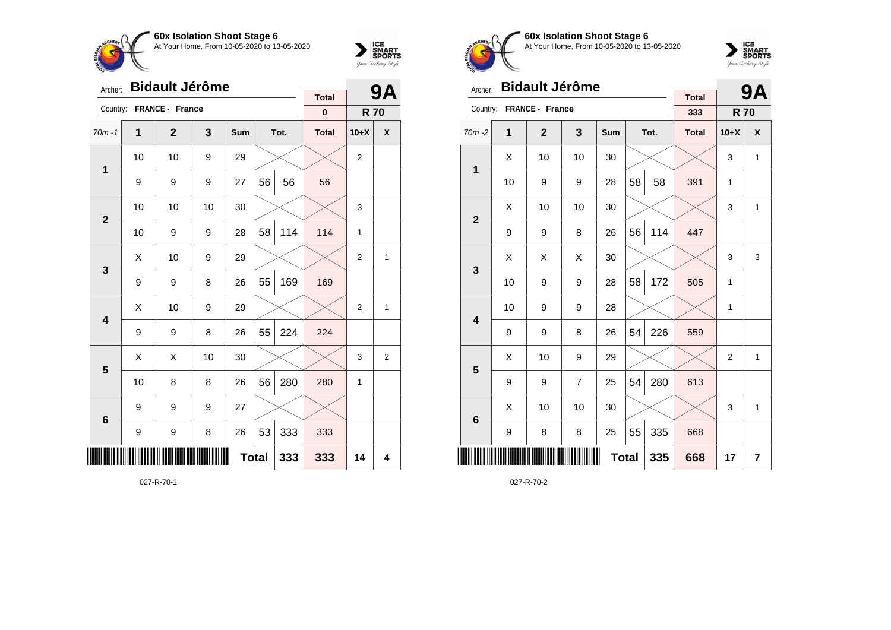**60x Isolation Shoot Stage 6**
At Your Home, From 10-05-2020 to 13-05-2020

Archer: **Bidault Jérôme** — **9A**
Country: **FRANCE - France**

| | | | | | | | Total | | |
|---|---|---|---|---|---|---|---|---|---|
| | | | | | | | 0 | R 70 | |
| 70m -1 | 1 | 2 | 3 | Sum | Tot. | | Total | 10+X | X |
| 1 | 10 | 10 | 9 | 29 | | | | 2 | |
| | 9 | 9 | 9 | 27 | 56 | 56 | 56 | | |
| 2 | 10 | 10 | 10 | 30 | | | | 3 | |
| | 10 | 9 | 9 | 28 | 58 | 114 | 114 | 1 | |
| 3 | X | 10 | 9 | 29 | | | | 2 | 1 |
| | 9 | 9 | 8 | 26 | 55 | 169 | 169 | | |
| 4 | X | 10 | 9 | 29 | | | | 2 | 1 |
| | 9 | 9 | 8 | 26 | 55 | 224 | 224 | | |
| 5 | X | X | 10 | 30 | | | | 3 | 2 |
| | 10 | 8 | 8 | 26 | 56 | 280 | 280 | 1 | |
| 6 | 9 | 9 | 9 | 27 | | | | | |
| | 9 | 9 | 8 | 26 | 53 | 333 | 333 | | |
| | | | | | Total | 333 | 333 | 14 | 4 |

027-R-70-1

**60x Isolation Shoot Stage 6**
At Your Home, From 10-05-2020 to 13-05-2020

Archer: **Bidault Jérôme** — **9A**
Country: **FRANCE - France**

| | | | | | | | Total | | |
|---|---|---|---|---|---|---|---|---|---|
| | | | | | | | 333 | R 70 | |
| 70m -2 | 1 | 2 | 3 | Sum | Tot. | | Total | 10+X | X |
| 1 | X | 10 | 10 | 30 | | | | 3 | 1 |
| | 10 | 9 | 9 | 28 | 58 | 58 | 391 | 1 | |
| 2 | X | 10 | 10 | 30 | | | | 3 | 1 |
| | 9 | 9 | 8 | 26 | 56 | 114 | 447 | | |
| 3 | X | X | X | 30 | | | | 3 | 3 |
| | 10 | 9 | 9 | 28 | 58 | 172 | 505 | 1 | |
| 4 | 10 | 9 | 9 | 28 | | | | 1 | |
| | 9 | 9 | 8 | 26 | 54 | 226 | 559 | | |
| 5 | X | 10 | 9 | 29 | | | | 2 | 1 |
| | 9 | 9 | 7 | 25 | 54 | 280 | 613 | | |
| 6 | X | 10 | 10 | 30 | | | | 3 | 1 |
| | 9 | 8 | 8 | 25 | 55 | 335 | 668 | | |
| | | | | | Total | 335 | 668 | 17 | 7 |

027-R-70-2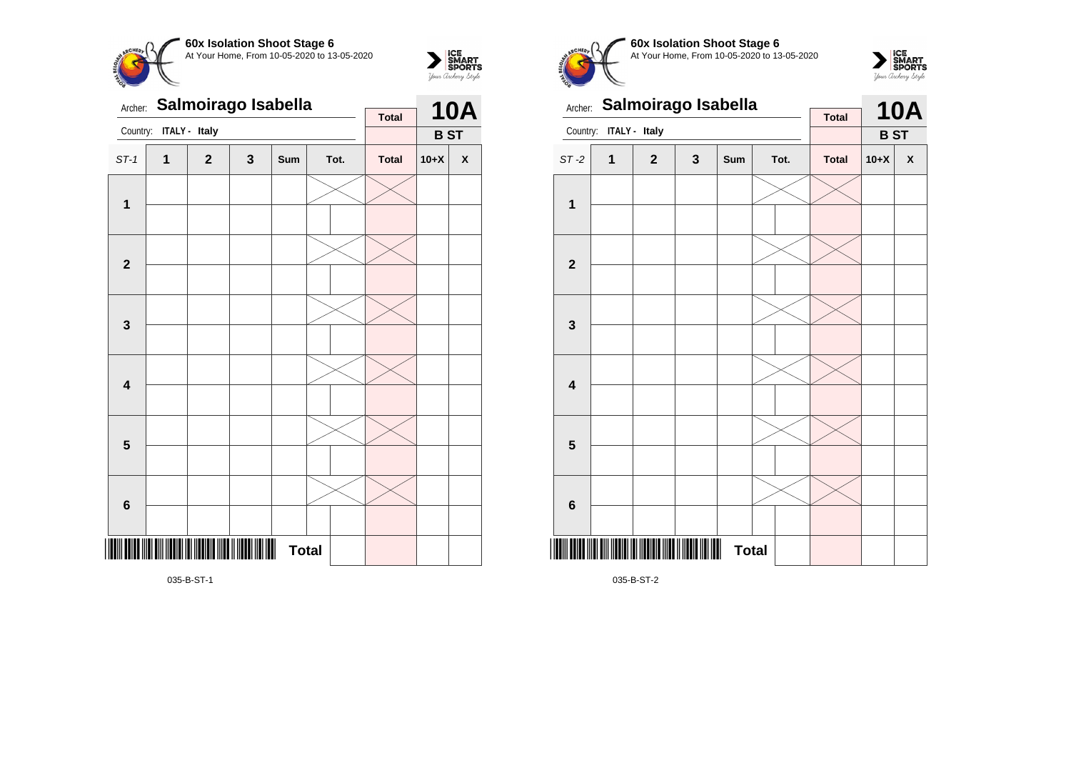**60x Isolation Shoot Stage 6**
At Your Home, From 10-05-2020 to 13-05-2020

Archer: **Salmoirago Isabella**

Country: **ITALY - Italy**

| Total | 10A |
|---|---|
| | B ST |

| ST-1 | 1 | 2 | 3 | Sum | Tot. | | Total | 10+X | X |
|---|---|---|---|---|---|---|---|---|---|
| 1 | | | | | | | | | |
| | | | | | | | | | |
| 2 | | | | | | | | | |
| | | | | | | | | | |
| 3 | | | | | | | | | |
| | | | | | | | | | |
| 4 | | | | | | | | | |
| | | | | | | | | | |
| 5 | | | | | | | | | |
| | | | | | | | | | |
| 6 | | | | | | | | | |
| | | | | | | | | | |
| | | | | Total | | | | | |

035-B-ST-1

**60x Isolation Shoot Stage 6**
At Your Home, From 10-05-2020 to 13-05-2020

Archer: **Salmoirago Isabella**

Country: **ITALY - Italy**

| Total | 10A |
|---|---|
| | B ST |

| ST-2 | 1 | 2 | 3 | Sum | Tot. | | Total | 10+X | X |
|---|---|---|---|---|---|---|---|---|---|
| 1 | | | | | | | | | |
| | | | | | | | | | |
| 2 | | | | | | | | | |
| | | | | | | | | | |
| 3 | | | | | | | | | |
| | | | | | | | | | |
| 4 | | | | | | | | | |
| | | | | | | | | | |
| 5 | | | | | | | | | |
| | | | | | | | | | |
| 6 | | | | | | | | | |
| | | | | | | | | | |
| | | | | Total | | | | | |

035-B-ST-2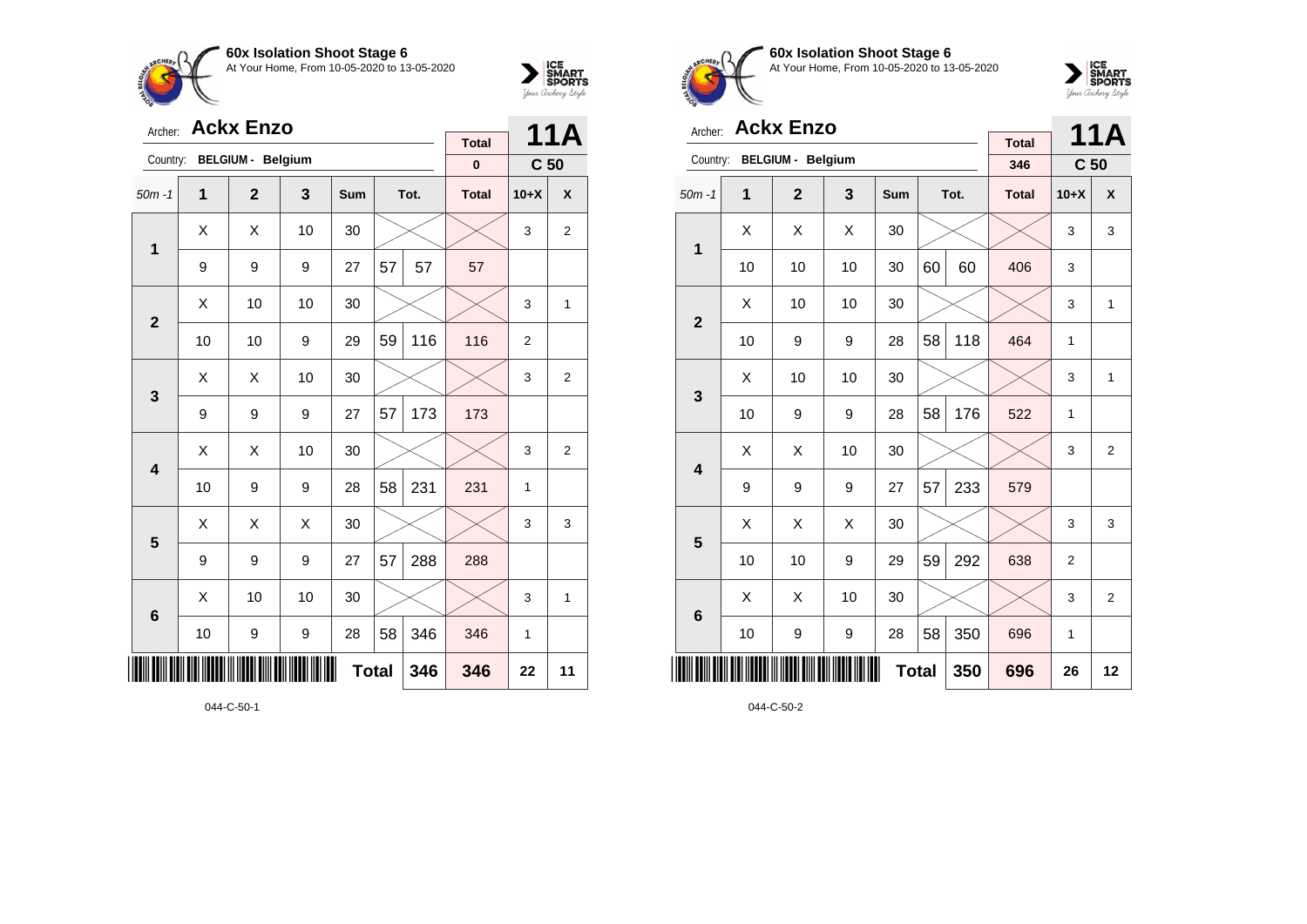**60x Isolation Shoot Stage 6**
At Your Home, From 10-05-2020 to 13-05-2020

Archer: **Ackx Enzo**
Country: **BELGIUM - Belgium**

**11A** — **C 50**

| 50m -1 | 1 | 2 | 3 | Sum | Tot. | | Total | 10+X | X |
|---|---|---|---|---|---|---|---|---|---|
| | | | | | | | 0 | | |
| 1 | X | X | 10 | 30 | | | | 3 | 2 |
| | 9 | 9 | 9 | 27 | 57 | 57 | 57 | | |
| 2 | X | 10 | 10 | 30 | | | | 3 | 1 |
| | 10 | 10 | 9 | 29 | 59 | 116 | 116 | 2 | |
| 3 | X | X | 10 | 30 | | | | 3 | 2 |
| | 9 | 9 | 9 | 27 | 57 | 173 | 173 | | |
| 4 | X | X | 10 | 30 | | | | 3 | 2 |
| | 10 | 9 | 9 | 28 | 58 | 231 | 231 | 1 | |
| 5 | X | X | X | 30 | | | | 3 | 3 |
| | 9 | 9 | 9 | 27 | 57 | 288 | 288 | | |
| 6 | X | 10 | 10 | 30 | | | | 3 | 1 |
| | 10 | 9 | 9 | 28 | 58 | 346 | 346 | 1 | |
| | | | | | **Total** | **346** | **346** | **22** | **11** |

044-C-50-1

**60x Isolation Shoot Stage 6**
At Your Home, From 10-05-2020 to 13-05-2020

Archer: **Ackx Enzo**
Country: **BELGIUM - Belgium**

**11A** — **C 50**

| 50m -1 | 1 | 2 | 3 | Sum | Tot. | | Total | 10+X | X |
|---|---|---|---|---|---|---|---|---|---|
| | | | | | | | 346 | | |
| 1 | X | X | X | 30 | | | | 3 | 3 |
| | 10 | 10 | 10 | 30 | 60 | 60 | 406 | 3 | |
| 2 | X | 10 | 10 | 30 | | | | 3 | 1 |
| | 10 | 9 | 9 | 28 | 58 | 118 | 464 | 1 | |
| 3 | X | 10 | 10 | 30 | | | | 3 | 1 |
| | 10 | 9 | 9 | 28 | 58 | 176 | 522 | 1 | |
| 4 | X | X | 10 | 30 | | | | 3 | 2 |
| | 9 | 9 | 9 | 27 | 57 | 233 | 579 | | |
| 5 | X | X | X | 30 | | | | 3 | 3 |
| | 10 | 10 | 9 | 29 | 59 | 292 | 638 | 2 | |
| 6 | X | X | 10 | 30 | | | | 3 | 2 |
| | 10 | 9 | 9 | 28 | 58 | 350 | 696 | 1 | |
| | | | | | **Total** | **350** | **696** | **26** | **12** |

044-C-50-2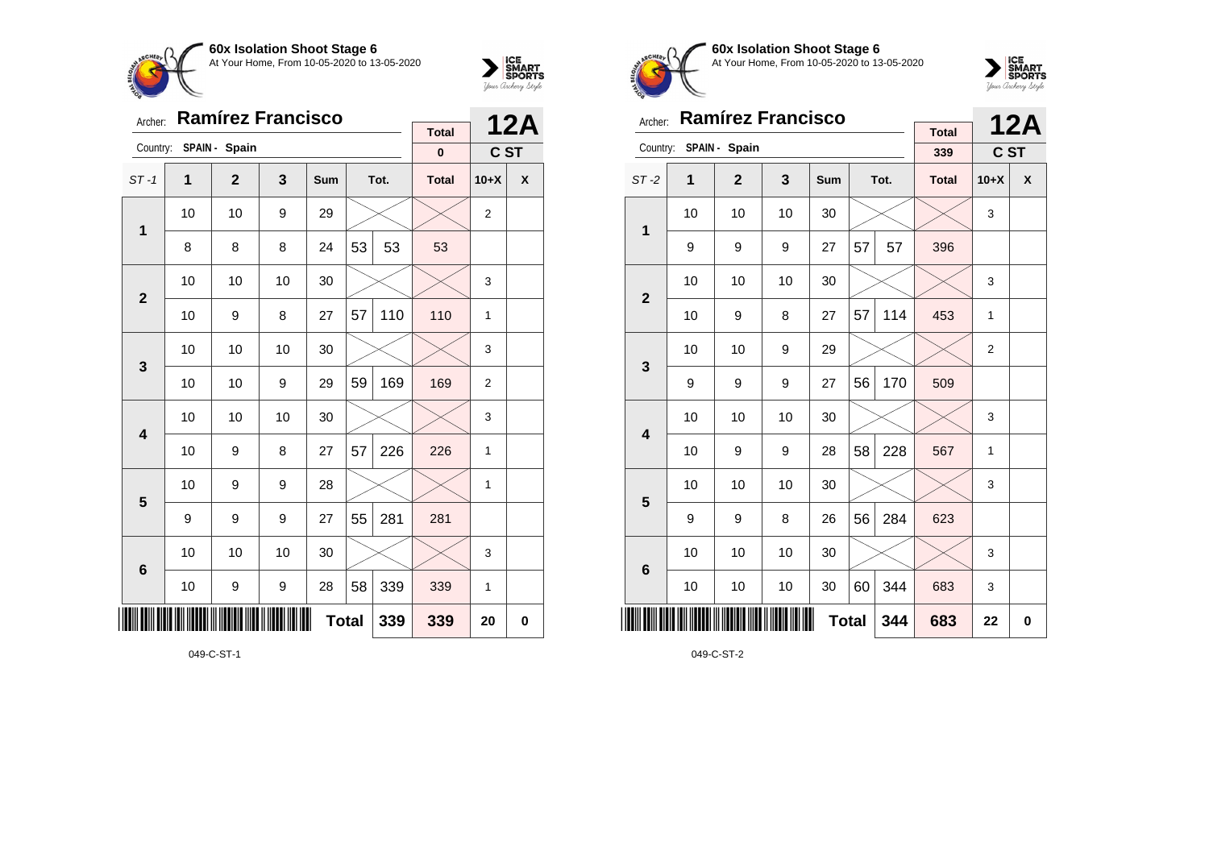**60x Isolation Shoot Stage 6**
At Your Home, From 10-05-2020 to 13-05-2020

Archer: **Ramírez Francisco** — **12A**

Country: SPAIN - Spain — C ST

Total: 0

| ST -1 | 1 | 2 | 3 | Sum | Tot. | | Total | 10+X | X |
|---|---|---|---|---|---|---|---|---|---|
| 1 | 10 | 10 | 9 | 29 | | | | 2 | |
| | 8 | 8 | 8 | 24 | 53 | 53 | 53 | | |
| 2 | 10 | 10 | 10 | 30 | | | | 3 | |
| | 10 | 9 | 8 | 27 | 57 | 110 | 110 | 1 | |
| 3 | 10 | 10 | 10 | 30 | | | | 3 | |
| | 10 | 10 | 9 | 29 | 59 | 169 | 169 | 2 | |
| 4 | 10 | 10 | 10 | 30 | | | | 3 | |
| | 10 | 9 | 8 | 27 | 57 | 226 | 226 | 1 | |
| 5 | 10 | 9 | 9 | 28 | | | | 1 | |
| | 9 | 9 | 9 | 27 | 55 | 281 | 281 | | |
| 6 | 10 | 10 | 10 | 30 | | | | 3 | |
| | 10 | 9 | 9 | 28 | 58 | 339 | 339 | 1 | |
| | | | | | Total | 339 | 339 | 20 | 0 |

049-C-ST-1

**60x Isolation Shoot Stage 6**
At Your Home, From 10-05-2020 to 13-05-2020

Archer: **Ramírez Francisco** — **12A**

Country: SPAIN - Spain — C ST

Total: 339

| ST -2 | 1 | 2 | 3 | Sum | Tot. | | Total | 10+X | X |
|---|---|---|---|---|---|---|---|---|---|
| 1 | 10 | 10 | 10 | 30 | | | | 3 | |
| | 9 | 9 | 9 | 27 | 57 | 57 | 396 | | |
| 2 | 10 | 10 | 10 | 30 | | | | 3 | |
| | 10 | 9 | 8 | 27 | 57 | 114 | 453 | 1 | |
| 3 | 10 | 10 | 9 | 29 | | | | 2 | |
| | 9 | 9 | 9 | 27 | 56 | 170 | 509 | | |
| 4 | 10 | 10 | 10 | 30 | | | | 3 | |
| | 10 | 9 | 9 | 28 | 58 | 228 | 567 | 1 | |
| 5 | 10 | 10 | 10 | 30 | | | | 3 | |
| | 9 | 9 | 8 | 26 | 56 | 284 | 623 | | |
| 6 | 10 | 10 | 10 | 30 | | | | 3 | |
| | 10 | 10 | 10 | 30 | 60 | 344 | 683 | 3 | |
| | | | | | Total | 344 | 683 | 22 | 0 |

049-C-ST-2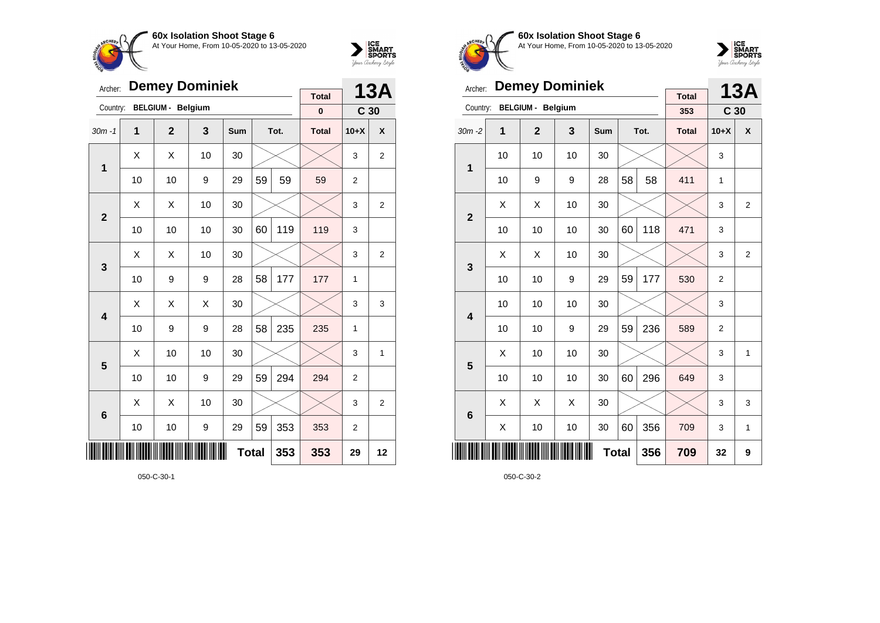## 60x Isolation Shoot Stage 6

At Your Home, From 10-05-2020 to 13-05-2020

Archer: **Demey Dominiek**

Country: **BELGIUM - Belgium**

**13A** — C 30

| 30m -1 | 1 | 2 | 3 | Sum | Tot. | | Total | 10+X | X |
|---|---|---|---|---|---|---|---|---|---|
| | | | | | | | 0 | | |
| 1 | X | X | 10 | 30 | | | | 3 | 2 |
| | 10 | 10 | 9 | 29 | 59 | 59 | 59 | 2 | |
| 2 | X | X | 10 | 30 | | | | 3 | 2 |
| | 10 | 10 | 10 | 30 | 60 | 119 | 119 | 3 | |
| 3 | X | X | 10 | 30 | | | | 3 | 2 |
| | 10 | 9 | 9 | 28 | 58 | 177 | 177 | 1 | |
| 4 | X | X | X | 30 | | | | 3 | 3 |
| | 10 | 9 | 9 | 28 | 58 | 235 | 235 | 1 | |
| 5 | X | 10 | 10 | 30 | | | | 3 | 1 |
| | 10 | 10 | 9 | 29 | 59 | 294 | 294 | 2 | |
| 6 | X | X | 10 | 30 | | | | 3 | 2 |
| | 10 | 10 | 9 | 29 | 59 | 353 | 353 | 2 | |
| | | | | | Total | 353 | 353 | 29 | 12 |

050-C-30-1

## 60x Isolation Shoot Stage 6

At Your Home, From 10-05-2020 to 13-05-2020

Archer: **Demey Dominiek**

Country: **BELGIUM - Belgium**

**13A** — C 30

| 30m -2 | 1 | 2 | 3 | Sum | Tot. | | Total | 10+X | X |
|---|---|---|---|---|---|---|---|---|---|
| | | | | | | | 353 | | |
| 1 | 10 | 10 | 10 | 30 | | | | 3 | |
| | 10 | 9 | 9 | 28 | 58 | 58 | 411 | 1 | |
| 2 | X | X | 10 | 30 | | | | 3 | 2 |
| | 10 | 10 | 10 | 30 | 60 | 118 | 471 | 3 | |
| 3 | X | X | 10 | 30 | | | | 3 | 2 |
| | 10 | 10 | 9 | 29 | 59 | 177 | 530 | 2 | |
| 4 | 10 | 10 | 10 | 30 | | | | 3 | |
| | 10 | 10 | 9 | 29 | 59 | 236 | 589 | 2 | |
| 5 | X | 10 | 10 | 30 | | | | 3 | 1 |
| | 10 | 10 | 10 | 30 | 60 | 296 | 649 | 3 | |
| 6 | X | X | X | 30 | | | | 3 | 3 |
| | X | 10 | 10 | 30 | 60 | 356 | 709 | 3 | 1 |
| | | | | | Total | 356 | 709 | 32 | 9 |

050-C-30-2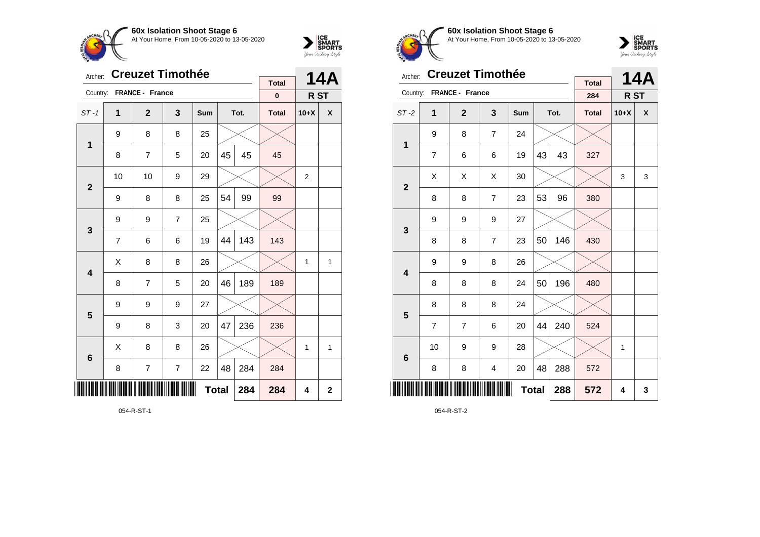## 60x Isolation Shoot Stage 6

At Your Home, From 10-05-2020 to 13-05-2020

Archer: **Creuzet Timothée**

Country: **FRANCE - France**

| | | | | | | | Total | 14A | |
|---|---|---|---|---|---|---|---|---|---|
| | | | | | | | 0 | R ST | |
| ST -1 | 1 | 2 | 3 | Sum | Tot. | | Total | 10+X | X |
| 1 | 9 | 8 | 8 | 25 | | | | | |
| | 8 | 7 | 5 | 20 | 45 | 45 | 45 | | |
| 2 | 10 | 10 | 9 | 29 | | | | 2 | |
| | 9 | 8 | 8 | 25 | 54 | 99 | 99 | | |
| 3 | 9 | 9 | 7 | 25 | | | | | |
| | 7 | 6 | 6 | 19 | 44 | 143 | 143 | | |
| 4 | X | 8 | 8 | 26 | | | | 1 | 1 |
| | 8 | 7 | 5 | 20 | 46 | 189 | 189 | | |
| 5 | 9 | 9 | 9 | 27 | | | | | |
| | 9 | 8 | 3 | 20 | 47 | 236 | 236 | | |
| 6 | X | 8 | 8 | 26 | | | | 1 | 1 |
| | 8 | 7 | 7 | 22 | 48 | 284 | 284 | | |
| | | | | Total | | 284 | 284 | 4 | 2 |

054-R-ST-1

## 60x Isolation Shoot Stage 6

At Your Home, From 10-05-2020 to 13-05-2020

Archer: **Creuzet Timothée**

Country: **FRANCE - France**

| | | | | | | | Total | 14A | |
|---|---|---|---|---|---|---|---|---|---|
| | | | | | | | 284 | R ST | |
| ST -2 | 1 | 2 | 3 | Sum | Tot. | | Total | 10+X | X |
| 1 | 9 | 8 | 7 | 24 | | | | | |
| | 7 | 6 | 6 | 19 | 43 | 43 | 327 | | |
| 2 | X | X | X | 30 | | | | 3 | 3 |
| | 8 | 8 | 7 | 23 | 53 | 96 | 380 | | |
| 3 | 9 | 9 | 9 | 27 | | | | | |
| | 8 | 8 | 7 | 23 | 50 | 146 | 430 | | |
| 4 | 9 | 9 | 8 | 26 | | | | | |
| | 8 | 8 | 8 | 24 | 50 | 196 | 480 | | |
| 5 | 8 | 8 | 8 | 24 | | | | | |
| | 7 | 7 | 6 | 20 | 44 | 240 | 524 | | |
| 6 | 10 | 9 | 9 | 28 | | | | 1 | |
| | 8 | 8 | 4 | 20 | 48 | 288 | 572 | | |
| | | | | Total | | 288 | 572 | 4 | 3 |

054-R-ST-2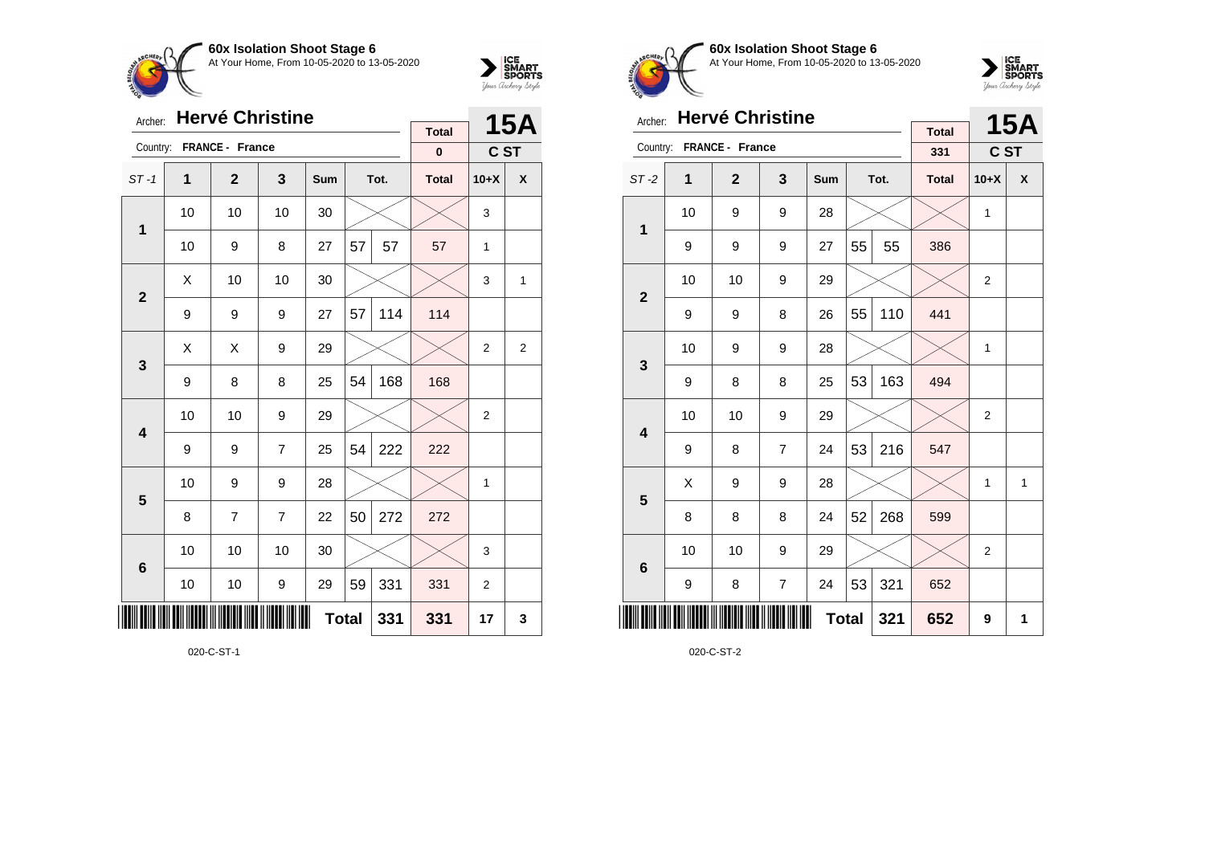**60x Isolation Shoot Stage 6**
At Your Home, From 10-05-2020 to 13-05-2020

Archer: **Hervé Christine**
Country: **FRANCE - France**

| Total | 15A |
|---|---|
| 0 | C ST |

| ST -1 | 1 | 2 | 3 | Sum | Tot. | | Total | 10+X | X |
|---|---|---|---|---|---|---|---|---|---|
| 1 | 10 | 10 | 10 | 30 | | | | 3 | |
| | 10 | 9 | 8 | 27 | 57 | 57 | 57 | 1 | |
| 2 | X | 10 | 10 | 30 | | | | 3 | 1 |
| | 9 | 9 | 9 | 27 | 57 | 114 | 114 | | |
| 3 | X | X | 9 | 29 | | | | 2 | 2 |
| | 9 | 8 | 8 | 25 | 54 | 168 | 168 | | |
| 4 | 10 | 10 | 9 | 29 | | | | 2 | |
| | 9 | 9 | 7 | 25 | 54 | 222 | 222 | | |
| 5 | 10 | 9 | 9 | 28 | | | | 1 | |
| | 8 | 7 | 7 | 22 | 50 | 272 | 272 | | |
| 6 | 10 | 10 | 10 | 30 | | | | 3 | |
| | 10 | 10 | 9 | 29 | 59 | 331 | 331 | 2 | |
| | | | | | Total | 331 | 331 | 17 | 3 |

020-C-ST-1

**60x Isolation Shoot Stage 6**
At Your Home, From 10-05-2020 to 13-05-2020

Archer: **Hervé Christine**
Country: **FRANCE - France**

| Total | 15A |
|---|---|
| 331 | C ST |

| ST -2 | 1 | 2 | 3 | Sum | Tot. | | Total | 10+X | X |
|---|---|---|---|---|---|---|---|---|---|
| 1 | 10 | 9 | 9 | 28 | | | | 1 | |
| | 9 | 9 | 9 | 27 | 55 | 55 | 386 | | |
| 2 | 10 | 10 | 9 | 29 | | | | 2 | |
| | 9 | 9 | 8 | 26 | 55 | 110 | 441 | | |
| 3 | 10 | 9 | 9 | 28 | | | | 1 | |
| | 9 | 8 | 8 | 25 | 53 | 163 | 494 | | |
| 4 | 10 | 10 | 9 | 29 | | | | 2 | |
| | 9 | 8 | 7 | 24 | 53 | 216 | 547 | | |
| 5 | X | 9 | 9 | 28 | | | | 1 | 1 |
| | 8 | 8 | 8 | 24 | 52 | 268 | 599 | | |
| 6 | 10 | 10 | 9 | 29 | | | | 2 | |
| | 9 | 8 | 7 | 24 | 53 | 321 | 652 | | |
| | | | | | Total | 321 | 652 | 9 | 1 |

020-C-ST-2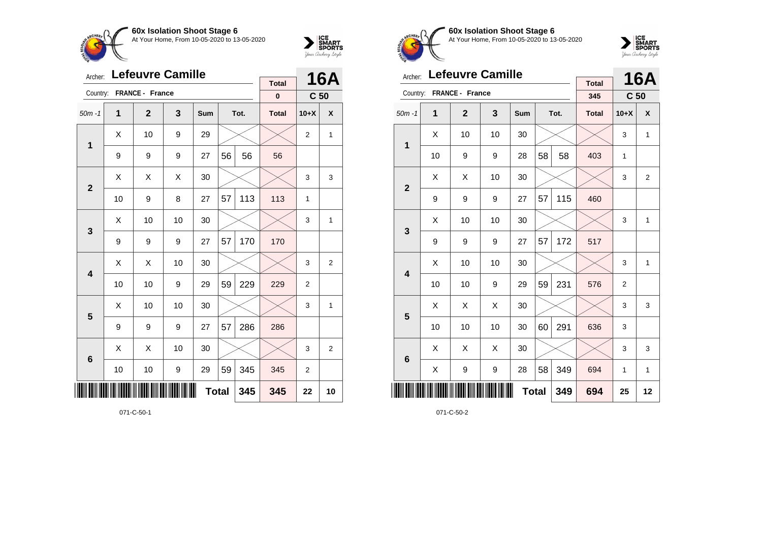**60x Isolation Shoot Stage 6**
At Your Home, From 10-05-2020 to 13-05-2020

Archer: **Lefeuvre Camille** — **16A**
Country: **FRANCE - France** — Total: 0 — C 50

| 50m -1 | 1 | 2 | 3 | Sum | | Tot. | Total | 10+X | X |
|---|---|---|---|---|---|---|---|---|---|
| 1 | X | 10 | 9 | 29 | | | | 2 | 1 |
| | 9 | 9 | 9 | 27 | 56 | 56 | 56 | | |
| 2 | X | X | X | 30 | | | | 3 | 3 |
| | 10 | 9 | 8 | 27 | 57 | 113 | 113 | 1 | |
| 3 | X | 10 | 10 | 30 | | | | 3 | 1 |
| | 9 | 9 | 9 | 27 | 57 | 170 | 170 | | |
| 4 | X | X | 10 | 30 | | | | 3 | 2 |
| | 10 | 10 | 9 | 29 | 59 | 229 | 229 | 2 | |
| 5 | X | 10 | 10 | 30 | | | | 3 | 1 |
| | 9 | 9 | 9 | 27 | 57 | 286 | 286 | | |
| 6 | X | X | 10 | 30 | | | | 3 | 2 |
| | 10 | 10 | 9 | 29 | 59 | 345 | 345 | 2 | |
| | | | | Total | | 345 | 345 | 22 | 10 |

071-C-50-1

**60x Isolation Shoot Stage 6**
At Your Home, From 10-05-2020 to 13-05-2020

Archer: **Lefeuvre Camille** — **16A**
Country: **FRANCE - France** — Total: 345 — C 50

| 50m -1 | 1 | 2 | 3 | Sum | | Tot. | Total | 10+X | X |
|---|---|---|---|---|---|---|---|---|---|
| 1 | X | 10 | 10 | 30 | | | | 3 | 1 |
| | 10 | 9 | 9 | 28 | 58 | 58 | 403 | 1 | |
| 2 | X | X | 10 | 30 | | | | 3 | 2 |
| | 9 | 9 | 9 | 27 | 57 | 115 | 460 | | |
| 3 | X | 10 | 10 | 30 | | | | 3 | 1 |
| | 9 | 9 | 9 | 27 | 57 | 172 | 517 | | |
| 4 | X | 10 | 10 | 30 | | | | 3 | 1 |
| | 10 | 10 | 9 | 29 | 59 | 231 | 576 | 2 | |
| 5 | X | X | X | 30 | | | | 3 | 3 |
| | 10 | 10 | 10 | 30 | 60 | 291 | 636 | 3 | |
| 6 | X | X | X | 30 | | | | 3 | 3 |
| | X | 9 | 9 | 28 | 58 | 349 | 694 | 1 | 1 |
| | | | | Total | | 349 | 694 | 25 | 12 |

071-C-50-2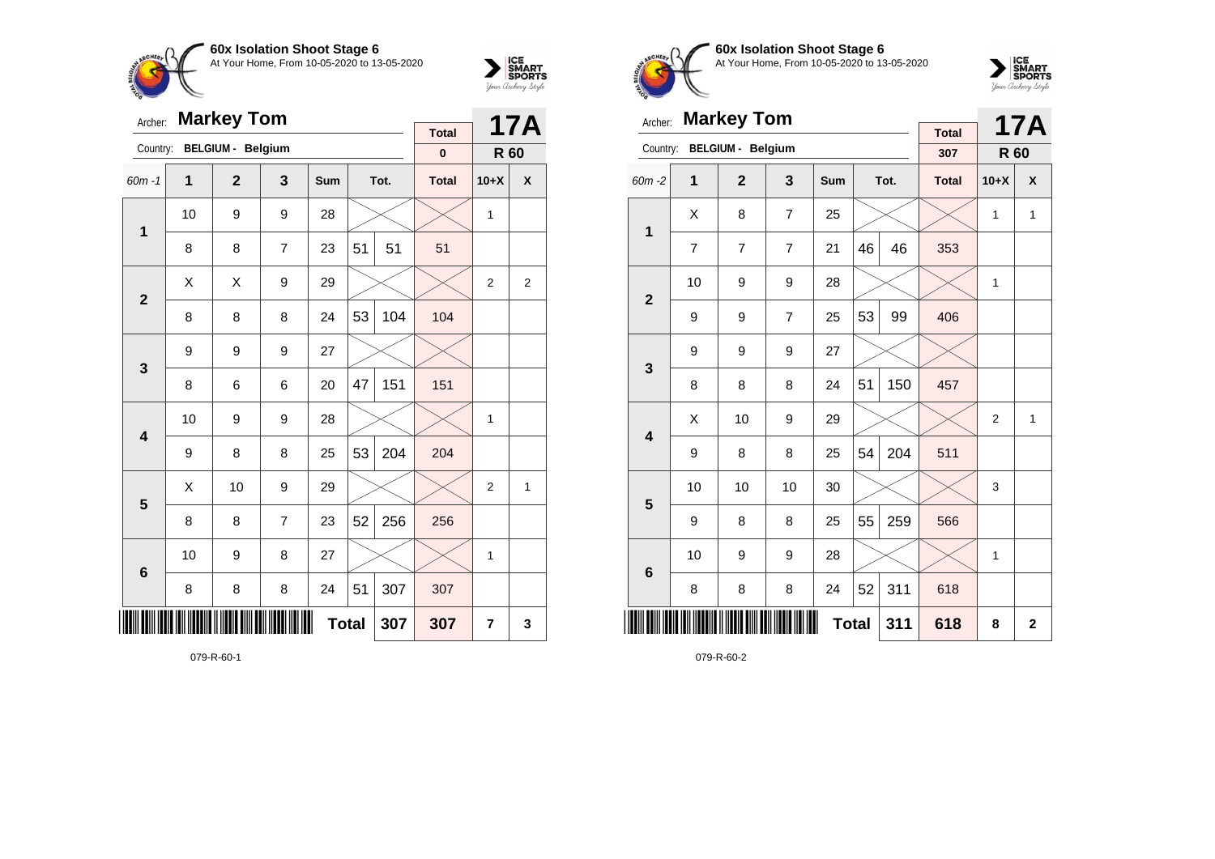## 60x Isolation Shoot Stage 6

At Your Home, From 10-05-2020 to 13-05-2020

Archer: **Markey Tom** — **17A**

Country: **BELGIUM - Belgium** — Total: 0 — **R 60**

| 60m -1 | 1 | 2 | 3 | Sum | Tot. | | Total | 10+X | X |
|---|---|---|---|---|---|---|---|---|---|
| 1 | 10 | 9 | 9 | 28 | | | | 1 | |
| | 8 | 8 | 7 | 23 | 51 | 51 | 51 | | |
| 2 | X | X | 9 | 29 | | | | 2 | 2 |
| | 8 | 8 | 8 | 24 | 53 | 104 | 104 | | |
| 3 | 9 | 9 | 9 | 27 | | | | | |
| | 8 | 6 | 6 | 20 | 47 | 151 | 151 | | |
| 4 | 10 | 9 | 9 | 28 | | | | 1 | |
| | 9 | 8 | 8 | 25 | 53 | 204 | 204 | | |
| 5 | X | 10 | 9 | 29 | | | | 2 | 1 |
| | 8 | 8 | 7 | 23 | 52 | 256 | 256 | | |
| 6 | 10 | 9 | 8 | 27 | | | | 1 | |
| | 8 | 8 | 8 | 24 | 51 | 307 | 307 | | |
| | | | | **Total** | | 307 | 307 | 7 | 3 |

079-R-60-1

## 60x Isolation Shoot Stage 6

At Your Home, From 10-05-2020 to 13-05-2020

Archer: **Markey Tom** — **17A**

Country: **BELGIUM - Belgium** — Total: 307 — **R 60**

| 60m -2 | 1 | 2 | 3 | Sum | Tot. | | Total | 10+X | X |
|---|---|---|---|---|---|---|---|---|---|
| 1 | X | 8 | 7 | 25 | | | | 1 | 1 |
| | 7 | 7 | 7 | 21 | 46 | 46 | 353 | | |
| 2 | 10 | 9 | 9 | 28 | | | | 1 | |
| | 9 | 9 | 7 | 25 | 53 | 99 | 406 | | |
| 3 | 9 | 9 | 9 | 27 | | | | | |
| | 8 | 8 | 8 | 24 | 51 | 150 | 457 | | |
| 4 | X | 10 | 9 | 29 | | | | 2 | 1 |
| | 9 | 8 | 8 | 25 | 54 | 204 | 511 | | |
| 5 | 10 | 10 | 10 | 30 | | | | 3 | |
| | 9 | 8 | 8 | 25 | 55 | 259 | 566 | | |
| 6 | 10 | 9 | 9 | 28 | | | | 1 | |
| | 8 | 8 | 8 | 24 | 52 | 311 | 618 | | |
| | | | | **Total** | | 311 | 618 | 8 | 2 |

079-R-60-2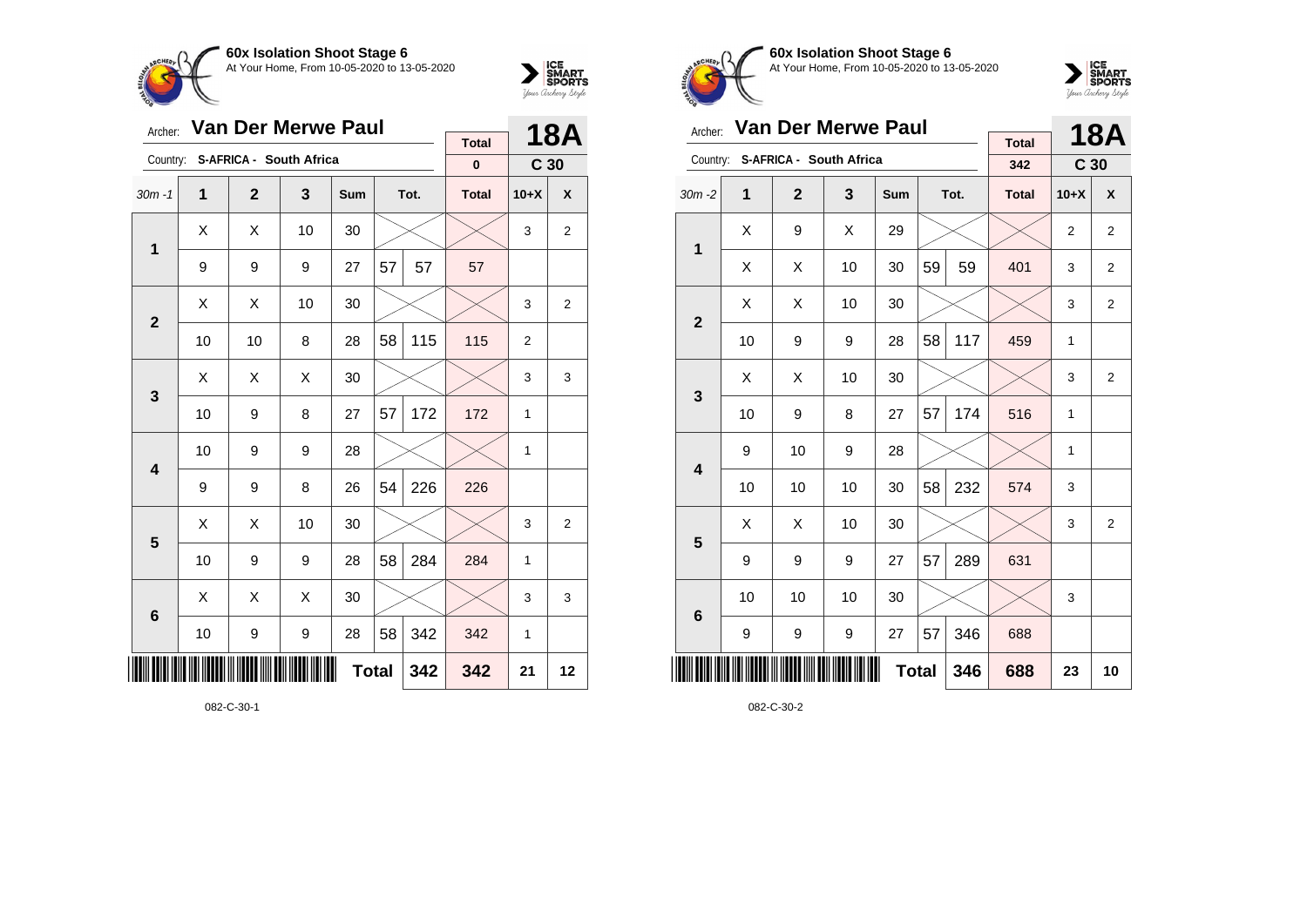**60x Isolation Shoot Stage 6**
At Your Home, From 10-05-2020 to 13-05-2020

Archer: **Van Der Merwe Paul**
Country: **S-AFRICA - South Africa**

**18A** — **C 30**

| 30m -1 | 1 | 2 | 3 | Sum | Tot. | | Total | 10+X | X |
|---|---|---|---|---|---|---|---|---|---|
| | | | | | | | 0 | | |
| 1 | X | X | 10 | 30 | | | | 3 | 2 |
| | 9 | 9 | 9 | 27 | 57 | 57 | 57 | | |
| 2 | X | X | 10 | 30 | | | | 3 | 2 |
| | 10 | 10 | 8 | 28 | 58 | 115 | 115 | 2 | |
| 3 | X | X | X | 30 | | | | 3 | 3 |
| | 10 | 9 | 8 | 27 | 57 | 172 | 172 | 1 | |
| 4 | 10 | 9 | 9 | 28 | | | | 1 | |
| | 9 | 9 | 8 | 26 | 54 | 226 | 226 | | |
| 5 | X | X | 10 | 30 | | | | 3 | 2 |
| | 10 | 9 | 9 | 28 | 58 | 284 | 284 | 1 | |
| 6 | X | X | X | 30 | | | | 3 | 3 |
| | 10 | 9 | 9 | 28 | 58 | 342 | 342 | 1 | |
| | | | | **Total** | | 342 | 342 | 21 | 12 |

082-C-30-1

**60x Isolation Shoot Stage 6**
At Your Home, From 10-05-2020 to 13-05-2020

Archer: **Van Der Merwe Paul**
Country: **S-AFRICA - South Africa**

**18A** — **C 30**

| 30m -2 | 1 | 2 | 3 | Sum | Tot. | | Total | 10+X | X |
|---|---|---|---|---|---|---|---|---|---|
| | | | | | | | 342 | | |
| 1 | X | 9 | X | 29 | | | | 2 | 2 |
| | X | X | 10 | 30 | 59 | 59 | 401 | 3 | 2 |
| 2 | X | X | 10 | 30 | | | | 3 | 2 |
| | 10 | 9 | 9 | 28 | 58 | 117 | 459 | 1 | |
| 3 | X | X | 10 | 30 | | | | 3 | 2 |
| | 10 | 9 | 8 | 27 | 57 | 174 | 516 | 1 | |
| 4 | 9 | 10 | 9 | 28 | | | | 1 | |
| | 10 | 10 | 10 | 30 | 58 | 232 | 574 | 3 | |
| 5 | X | X | 10 | 30 | | | | 3 | 2 |
| | 9 | 9 | 9 | 27 | 57 | 289 | 631 | | |
| 6 | 10 | 10 | 10 | 30 | | | | 3 | |
| | 9 | 9 | 9 | 27 | 57 | 346 | 688 | | |
| | | | | **Total** | | 346 | 688 | 23 | 10 |

082-C-30-2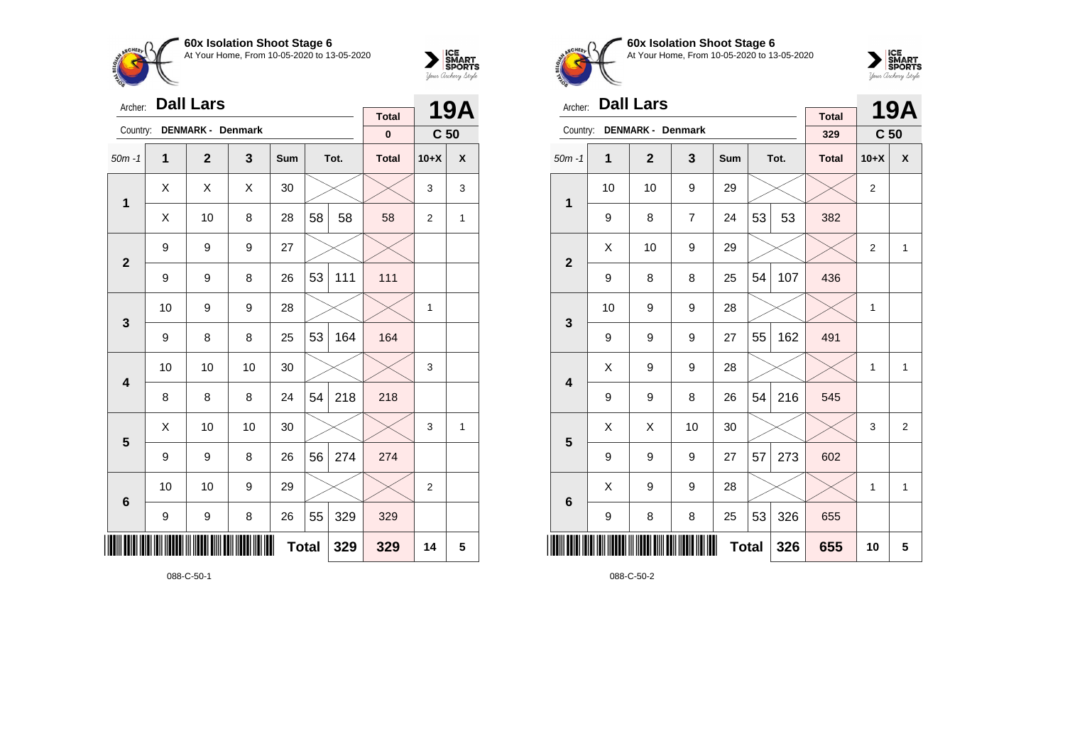**60x Isolation Shoot Stage 6**
At Your Home, From 10-05-2020 to 13-05-2020

Archer: **Dall Lars** — **19A**
Country: **DENMARK - Denmark** — Total: **0** — **C 50**

| 50m -1 | 1 | 2 | 3 | Sum | Tot. | | Total | 10+X | X |
|---|---|---|---|---|---|---|---|---|---|
| 1 | X | X | X | 30 | | | | 3 | 3 |
| | X | 10 | 8 | 28 | 58 | 58 | 58 | 2 | 1 |
| 2 | 9 | 9 | 9 | 27 | | | | | |
| | 9 | 9 | 8 | 26 | 53 | 111 | 111 | | |
| 3 | 10 | 9 | 9 | 28 | | | | 1 | |
| | 9 | 8 | 8 | 25 | 53 | 164 | 164 | | |
| 4 | 10 | 10 | 10 | 30 | | | | 3 | |
| | 8 | 8 | 8 | 24 | 54 | 218 | 218 | | |
| 5 | X | 10 | 10 | 30 | | | | 3 | 1 |
| | 9 | 9 | 8 | 26 | 56 | 274 | 274 | | |
| 6 | 10 | 10 | 9 | 29 | | | | 2 | |
| | 9 | 9 | 8 | 26 | 55 | 329 | 329 | | |
| | | | | | **Total** | **329** | **329** | **14** | **5** |

088-C-50-1

**60x Isolation Shoot Stage 6**
At Your Home, From 10-05-2020 to 13-05-2020

Archer: **Dall Lars** — **19A**
Country: **DENMARK - Denmark** — Total: **329** — **C 50**

| 50m -1 | 1 | 2 | 3 | Sum | Tot. | | Total | 10+X | X |
|---|---|---|---|---|---|---|---|---|---|
| 1 | 10 | 10 | 9 | 29 | | | | 2 | |
| | 9 | 8 | 7 | 24 | 53 | 53 | 382 | | |
| 2 | X | 10 | 9 | 29 | | | | 2 | 1 |
| | 9 | 8 | 8 | 25 | 54 | 107 | 436 | | |
| 3 | 10 | 9 | 9 | 28 | | | | 1 | |
| | 9 | 9 | 9 | 27 | 55 | 162 | 491 | | |
| 4 | X | 9 | 9 | 28 | | | | 1 | 1 |
| | 9 | 9 | 8 | 26 | 54 | 216 | 545 | | |
| 5 | X | X | 10 | 30 | | | | 3 | 2 |
| | 9 | 9 | 9 | 27 | 57 | 273 | 602 | | |
| 6 | X | 9 | 9 | 28 | | | | 1 | 1 |
| | 9 | 8 | 8 | 25 | 53 | 326 | 655 | | |
| | | | | | **Total** | **326** | **655** | **10** | **5** |

088-C-50-2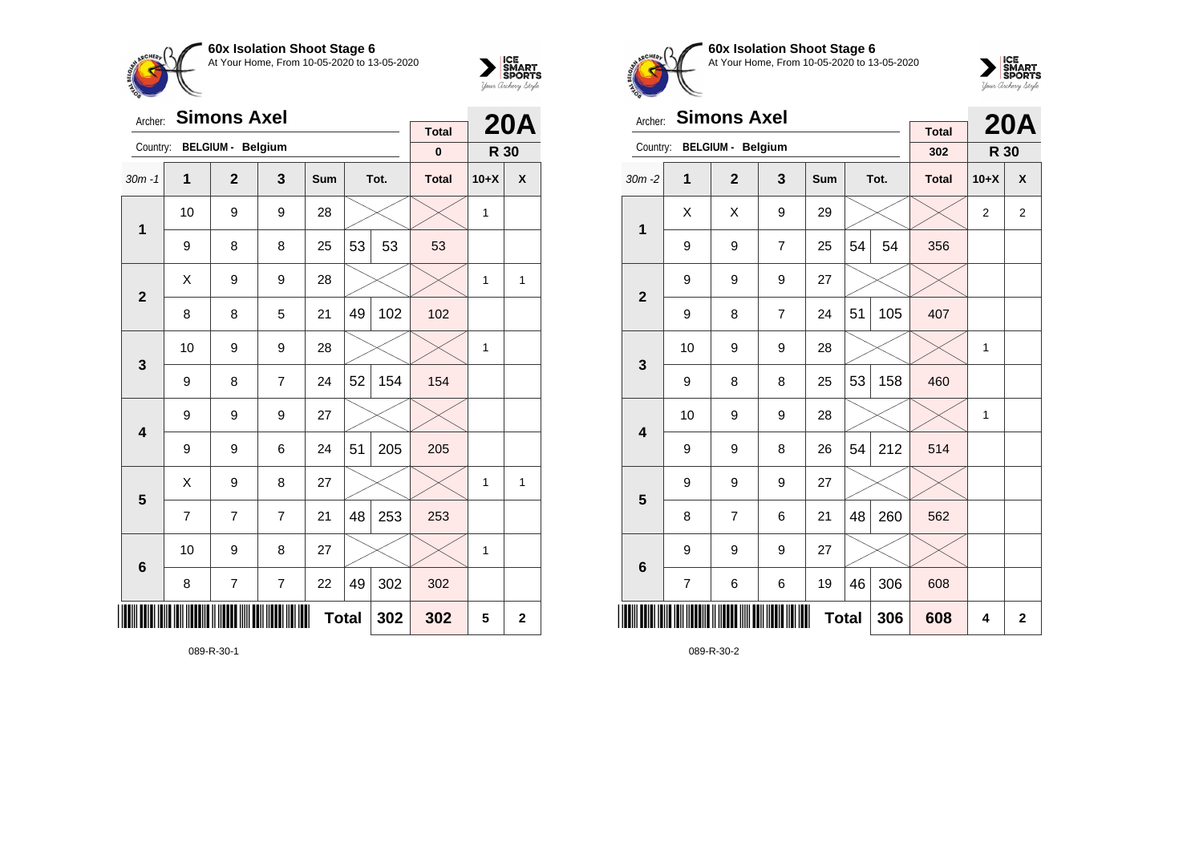## 60x Isolation Shoot Stage 6

At Your Home, From 10-05-2020 to 13-05-2020

Archer: **Simons Axel**

Country: **BELGIUM - Belgium**

**20A** | Total: **0** | **R 30**

| 30m -1 | 1 | 2 | 3 | Sum | Tot. | | Total | 10+X | X |
|---|---|---|---|---|---|---|---|---|---|
| 1 | 10 | 9 | 9 | 28 | | | | 1 | |
| | 9 | 8 | 8 | 25 | 53 | 53 | 53 | | |
| 2 | X | 9 | 9 | 28 | | | | 1 | 1 |
| | 8 | 8 | 5 | 21 | 49 | 102 | 102 | | |
| 3 | 10 | 9 | 9 | 28 | | | | 1 | |
| | 9 | 8 | 7 | 24 | 52 | 154 | 154 | | |
| 4 | 9 | 9 | 9 | 27 | | | | | |
| | 9 | 9 | 6 | 24 | 51 | 205 | 205 | | |
| 5 | X | 9 | 8 | 27 | | | | 1 | 1 |
| | 7 | 7 | 7 | 21 | 48 | 253 | 253 | | |
| 6 | 10 | 9 | 8 | 27 | | | | 1 | |
| | 8 | 7 | 7 | 22 | 49 | 302 | 302 | | |
| | | | | **Total** | | **302** | **302** | **5** | **2** |

089-R-30-1

## 60x Isolation Shoot Stage 6

At Your Home, From 10-05-2020 to 13-05-2020

Archer: **Simons Axel**

Country: **BELGIUM - Belgium**

**20A** | Total: **302** | **R 30**

| 30m -2 | 1 | 2 | 3 | Sum | Tot. | | Total | 10+X | X |
|---|---|---|---|---|---|---|---|---|---|
| 1 | X | X | 9 | 29 | | | | 2 | 2 |
| | 9 | 9 | 7 | 25 | 54 | 54 | 356 | | |
| 2 | 9 | 9 | 9 | 27 | | | | | |
| | 9 | 8 | 7 | 24 | 51 | 105 | 407 | | |
| 3 | 10 | 9 | 9 | 28 | | | | 1 | |
| | 9 | 8 | 8 | 25 | 53 | 158 | 460 | | |
| 4 | 10 | 9 | 9 | 28 | | | | 1 | |
| | 9 | 9 | 8 | 26 | 54 | 212 | 514 | | |
| 5 | 9 | 9 | 9 | 27 | | | | | |
| | 8 | 7 | 6 | 21 | 48 | 260 | 562 | | |
| 6 | 9 | 9 | 9 | 27 | | | | | |
| | 7 | 6 | 6 | 19 | 46 | 306 | 608 | | |
| | | | | **Total** | | **306** | **608** | **4** | **2** |

089-R-30-2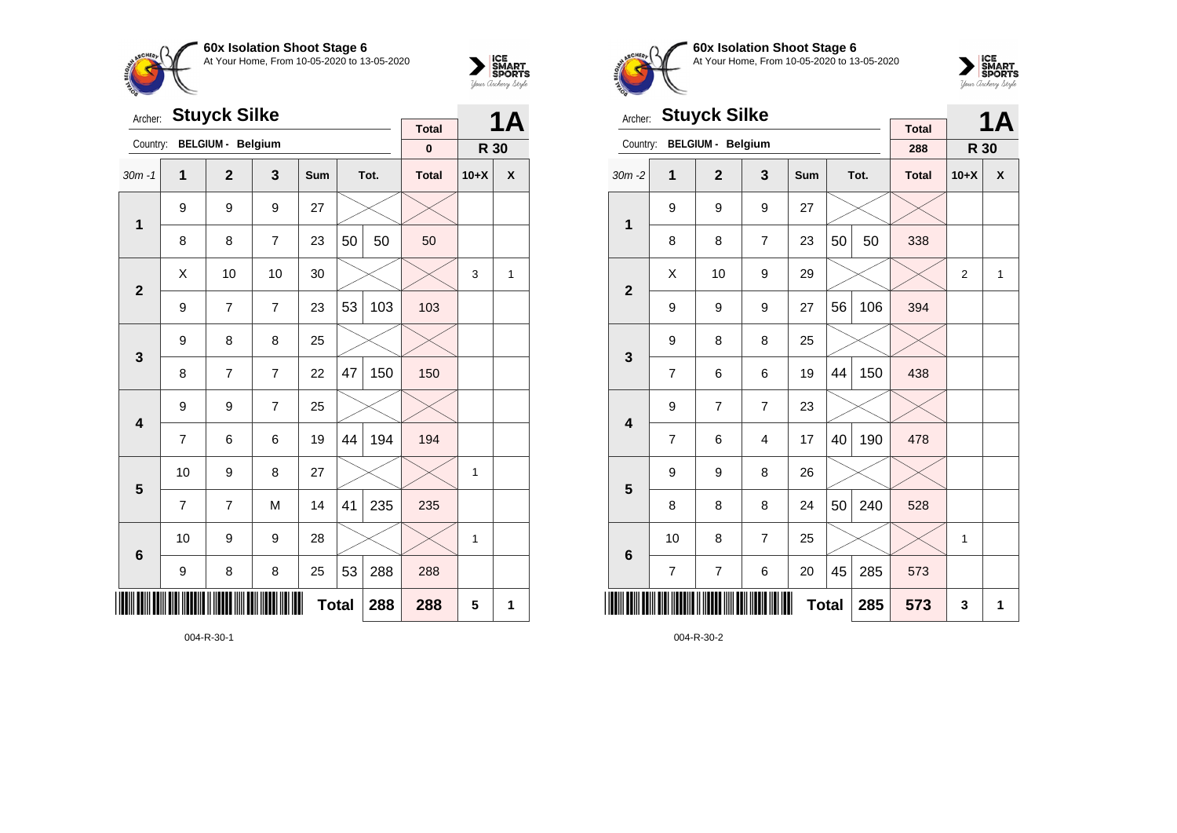## 60x Isolation Shoot Stage 6

At Your Home, From 10-05-2020 to 13-05-2020

Archer: **Stuyck Silke**

Country: **BELGIUM - Belgium**

| | | | | | | | Total | | 1A |
|---|---|---|---|---|---|---|---|---|---|
| | | | | | | | 0 | R 30 | |
| 30m -1 | 1 | 2 | 3 | Sum | Tot. | | Total | 10+X | X |
| 1 | 9 | 9 | 9 | 27 | | | | | |
| | 8 | 8 | 7 | 23 | 50 | 50 | 50 | | |
| 2 | X | 10 | 10 | 30 | | | | 3 | 1 |
| | 9 | 7 | 7 | 23 | 53 | 103 | 103 | | |
| 3 | 9 | 8 | 8 | 25 | | | | | |
| | 8 | 7 | 7 | 22 | 47 | 150 | 150 | | |
| 4 | 9 | 9 | 7 | 25 | | | | | |
| | 7 | 6 | 6 | 19 | 44 | 194 | 194 | | |
| 5 | 10 | 9 | 8 | 27 | | | | 1 | |
| | 7 | 7 | M | 14 | 41 | 235 | 235 | | |
| 6 | 10 | 9 | 9 | 28 | | | | 1 | |
| | 9 | 8 | 8 | 25 | 53 | 288 | 288 | | |
| | | | | | Total | 288 | 288 | 5 | 1 |

004-R-30-1

## 60x Isolation Shoot Stage 6

At Your Home, From 10-05-2020 to 13-05-2020

Archer: **Stuyck Silke**

Country: **BELGIUM - Belgium**

| | | | | | | | Total | | 1A |
|---|---|---|---|---|---|---|---|---|---|
| | | | | | | | 288 | R 30 | |
| 30m -2 | 1 | 2 | 3 | Sum | Tot. | | Total | 10+X | X |
| 1 | 9 | 9 | 9 | 27 | | | | | |
| | 8 | 8 | 7 | 23 | 50 | 50 | 338 | | |
| 2 | X | 10 | 9 | 29 | | | | 2 | 1 |
| | 9 | 9 | 9 | 27 | 56 | 106 | 394 | | |
| 3 | 9 | 8 | 8 | 25 | | | | | |
| | 7 | 6 | 6 | 19 | 44 | 150 | 438 | | |
| 4 | 9 | 7 | 7 | 23 | | | | | |
| | 7 | 6 | 4 | 17 | 40 | 190 | 478 | | |
| 5 | 9 | 9 | 8 | 26 | | | | | |
| | 8 | 8 | 8 | 24 | 50 | 240 | 528 | | |
| 6 | 10 | 8 | 7 | 25 | | | | 1 | |
| | 7 | 7 | 6 | 20 | 45 | 285 | 573 | | |
| | | | | | Total | 285 | 573 | 3 | 1 |

004-R-30-2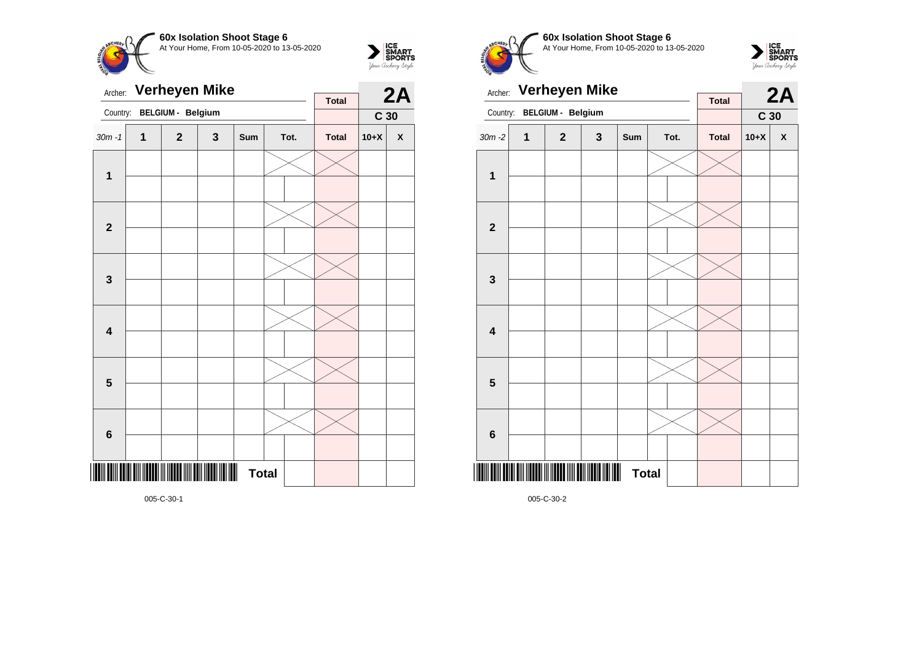**60x Isolation Shoot Stage 6**
At Your Home, From 10-05-2020 to 13-05-2020

Archer: **Verheyen Mike**
Country: **BELGIUM - Belgium**

| | | | | | | Total | 2A | |
|---|---|---|---|---|---|---|---|---|
| | | | | | | | C 30 | |
| 30m -1 | 1 | 2 | 3 | Sum | Tot. | Total | 10+X | X |
| 1 | | | | | | | | |
| | | | | | | | | |
| 2 | | | | | | | | |
| | | | | | | | | |
| 3 | | | | | | | | |
| | | | | | | | | |
| 4 | | | | | | | | |
| | | | | | | | | |
| 5 | | | | | | | | |
| | | | | | | | | |
| 6 | | | | | | | | |
| | | | | | | | | |
| | | | | Total | | | | |

005-C-30-1

**60x Isolation Shoot Stage 6**
At Your Home, From 10-05-2020 to 13-05-2020

Archer: **Verheyen Mike**
Country: **BELGIUM - Belgium**

| | | | | | | Total | 2A | |
|---|---|---|---|---|---|---|---|---|
| | | | | | | | C 30 | |
| 30m -2 | 1 | 2 | 3 | Sum | Tot. | Total | 10+X | X |
| 1 | | | | | | | | |
| | | | | | | | | |
| 2 | | | | | | | | |
| | | | | | | | | |
| 3 | | | | | | | | |
| | | | | | | | | |
| 4 | | | | | | | | |
| | | | | | | | | |
| 5 | | | | | | | | |
| | | | | | | | | |
| 6 | | | | | | | | |
| | | | | | | | | |
| | | | | Total | | | | |

005-C-30-2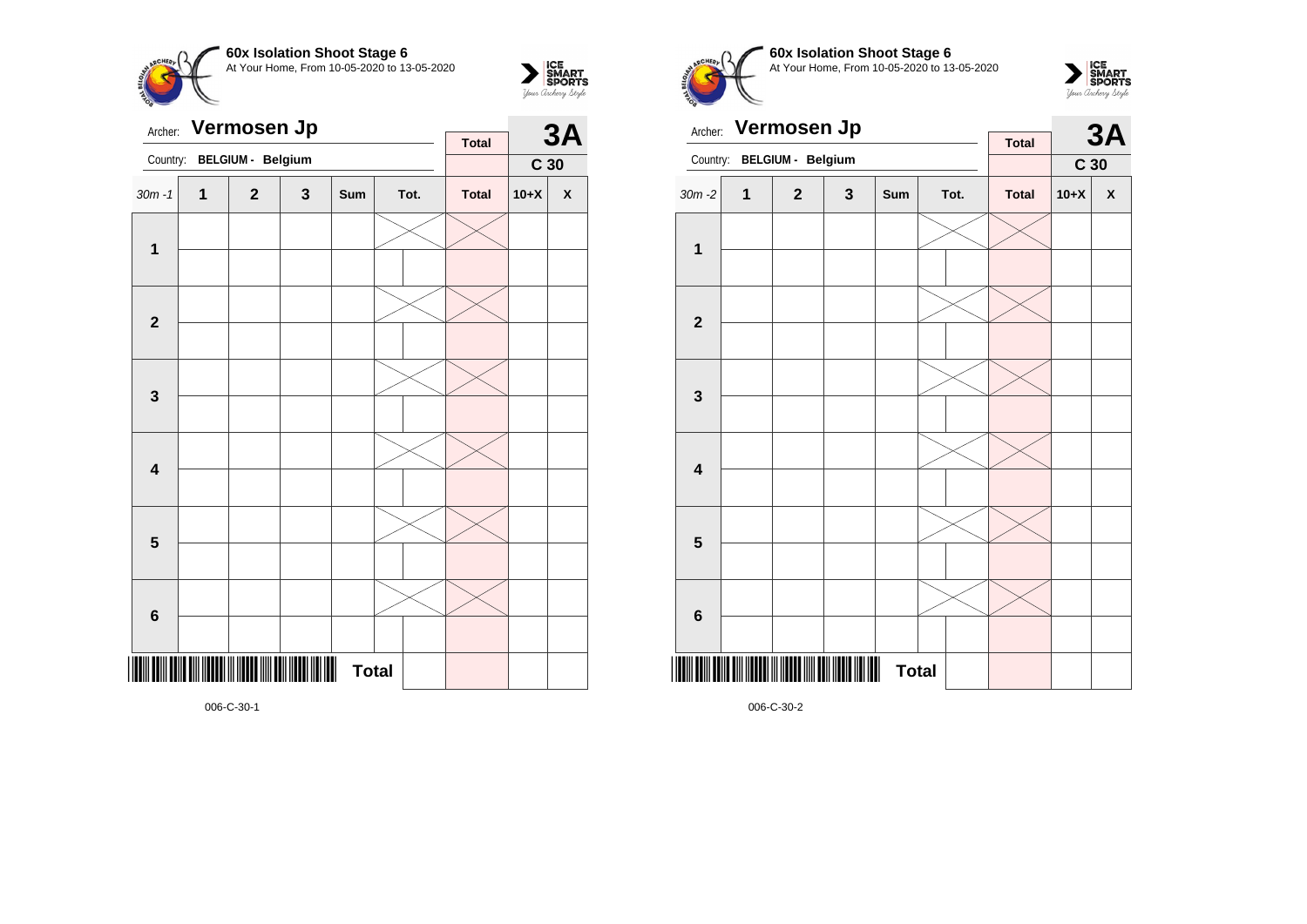**60x Isolation Shoot Stage 6**
At Your Home, From 10-05-2020 to 13-05-2020

Archer: **Vermosen Jp**
Country: **BELGIUM - Belgium**

| Total | 3A |
|---|---|
| | C 30 |

| 30m -1 | 1 | 2 | 3 | Sum | Tot. | | Total | 10+X | X |
|---|---|---|---|---|---|---|---|---|---|
| 1 | | | | | | | | | |
| | | | | | | | | | |
| 2 | | | | | | | | | |
| | | | | | | | | | |
| 3 | | | | | | | | | |
| | | | | | | | | | |
| 4 | | | | | | | | | |
| | | | | | | | | | |
| 5 | | | | | | | | | |
| | | | | | | | | | |
| 6 | | | | | | | | | |
| | | | | | | | | | |
| | | | | Total | | | | | |

006-C-30-1

**60x Isolation Shoot Stage 6**
At Your Home, From 10-05-2020 to 13-05-2020

Archer: **Vermosen Jp**
Country: **BELGIUM - Belgium**

| Total | 3A |
|---|---|
| | C 30 |

| 30m -2 | 1 | 2 | 3 | Sum | Tot. | | Total | 10+X | X |
|---|---|---|---|---|---|---|---|---|---|
| 1 | | | | | | | | | |
| | | | | | | | | | |
| 2 | | | | | | | | | |
| | | | | | | | | | |
| 3 | | | | | | | | | |
| | | | | | | | | | |
| 4 | | | | | | | | | |
| | | | | | | | | | |
| 5 | | | | | | | | | |
| | | | | | | | | | |
| 6 | | | | | | | | | |
| | | | | | | | | | |
| | | | | Total | | | | | |

006-C-30-2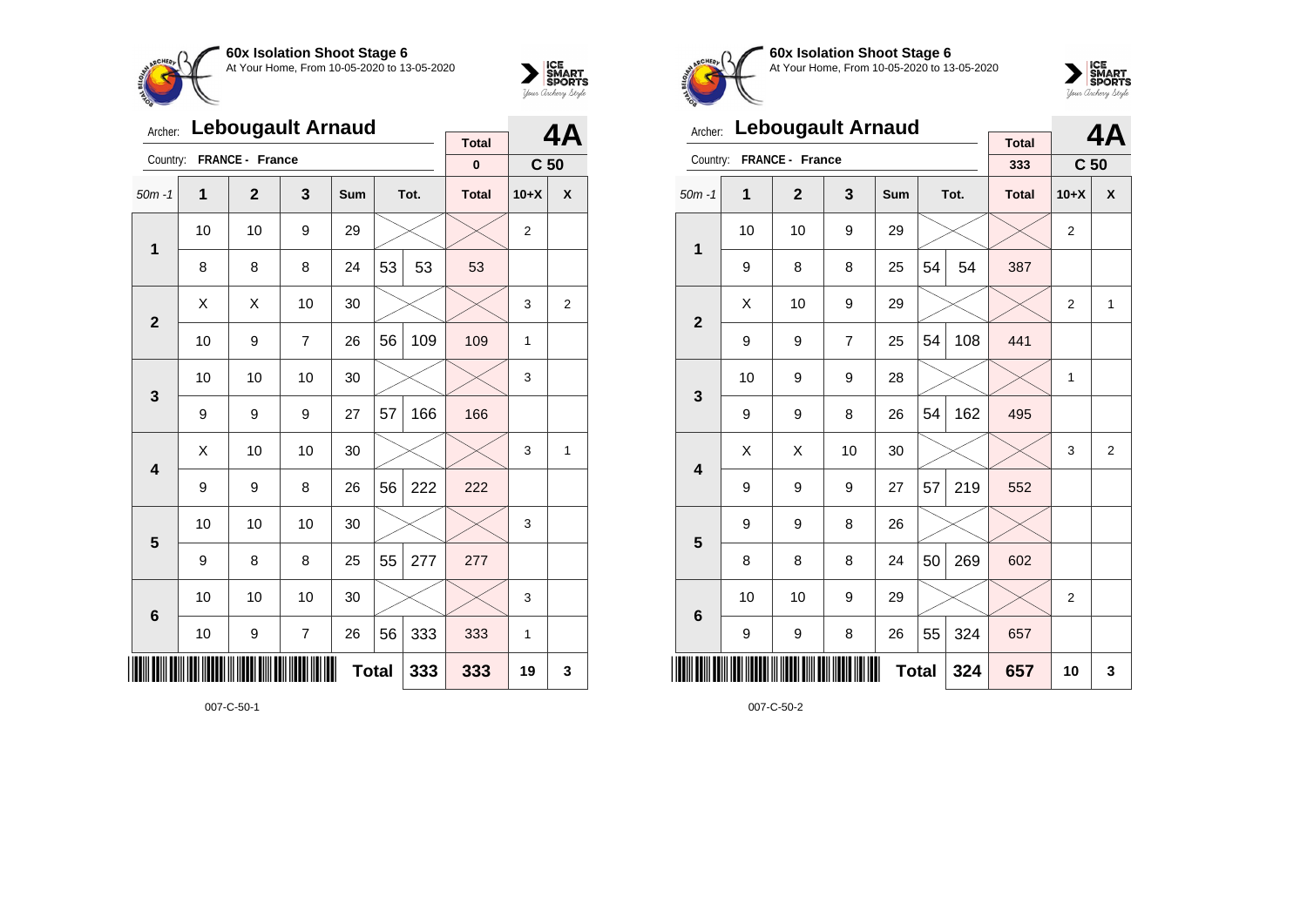**60x Isolation Shoot Stage 6**
At Your Home, From 10-05-2020 to 13-05-2020

Archer: **Lebougault Arnaud** — **4A**
Country: **FRANCE - France** — Total: **0** — **C 50**

| 50m -1 | 1 | 2 | 3 | Sum | Tot. | | Total | 10+X | X |
|---|---|---|---|---|---|---|---|---|---|
| 1 | 10 | 10 | 9 | 29 | | | | 2 | |
| | 8 | 8 | 8 | 24 | 53 | 53 | 53 | | |
| 2 | X | X | 10 | 30 | | | | 3 | 2 |
| | 10 | 9 | 7 | 26 | 56 | 109 | 109 | 1 | |
| 3 | 10 | 10 | 10 | 30 | | | | 3 | |
| | 9 | 9 | 9 | 27 | 57 | 166 | 166 | | |
| 4 | X | 10 | 10 | 30 | | | | 3 | 1 |
| | 9 | 9 | 8 | 26 | 56 | 222 | 222 | | |
| 5 | 10 | 10 | 10 | 30 | | | | 3 | |
| | 9 | 8 | 8 | 25 | 55 | 277 | 277 | | |
| 6 | 10 | 10 | 10 | 30 | | | | 3 | |
| | 10 | 9 | 7 | 26 | 56 | 333 | 333 | 1 | |
| | | | | | Total | 333 | 333 | 19 | 3 |

007-C-50-1

**60x Isolation Shoot Stage 6**
At Your Home, From 10-05-2020 to 13-05-2020

Archer: **Lebougault Arnaud** — **4A**
Country: **FRANCE - France** — Total: **333** — **C 50**

| 50m -1 | 1 | 2 | 3 | Sum | Tot. | | Total | 10+X | X |
|---|---|---|---|---|---|---|---|---|---|
| 1 | 10 | 10 | 9 | 29 | | | | 2 | |
| | 9 | 8 | 8 | 25 | 54 | 54 | 387 | | |
| 2 | X | 10 | 9 | 29 | | | | 2 | 1 |
| | 9 | 9 | 7 | 25 | 54 | 108 | 441 | | |
| 3 | 10 | 9 | 9 | 28 | | | | 1 | |
| | 9 | 9 | 8 | 26 | 54 | 162 | 495 | | |
| 4 | X | X | 10 | 30 | | | | 3 | 2 |
| | 9 | 9 | 9 | 27 | 57 | 219 | 552 | | |
| 5 | 9 | 9 | 8 | 26 | | | | | |
| | 8 | 8 | 8 | 24 | 50 | 269 | 602 | | |
| 6 | 10 | 10 | 9 | 29 | | | | 2 | |
| | 9 | 9 | 8 | 26 | 55 | 324 | 657 | | |
| | | | | | Total | 324 | 657 | 10 | 3 |

007-C-50-2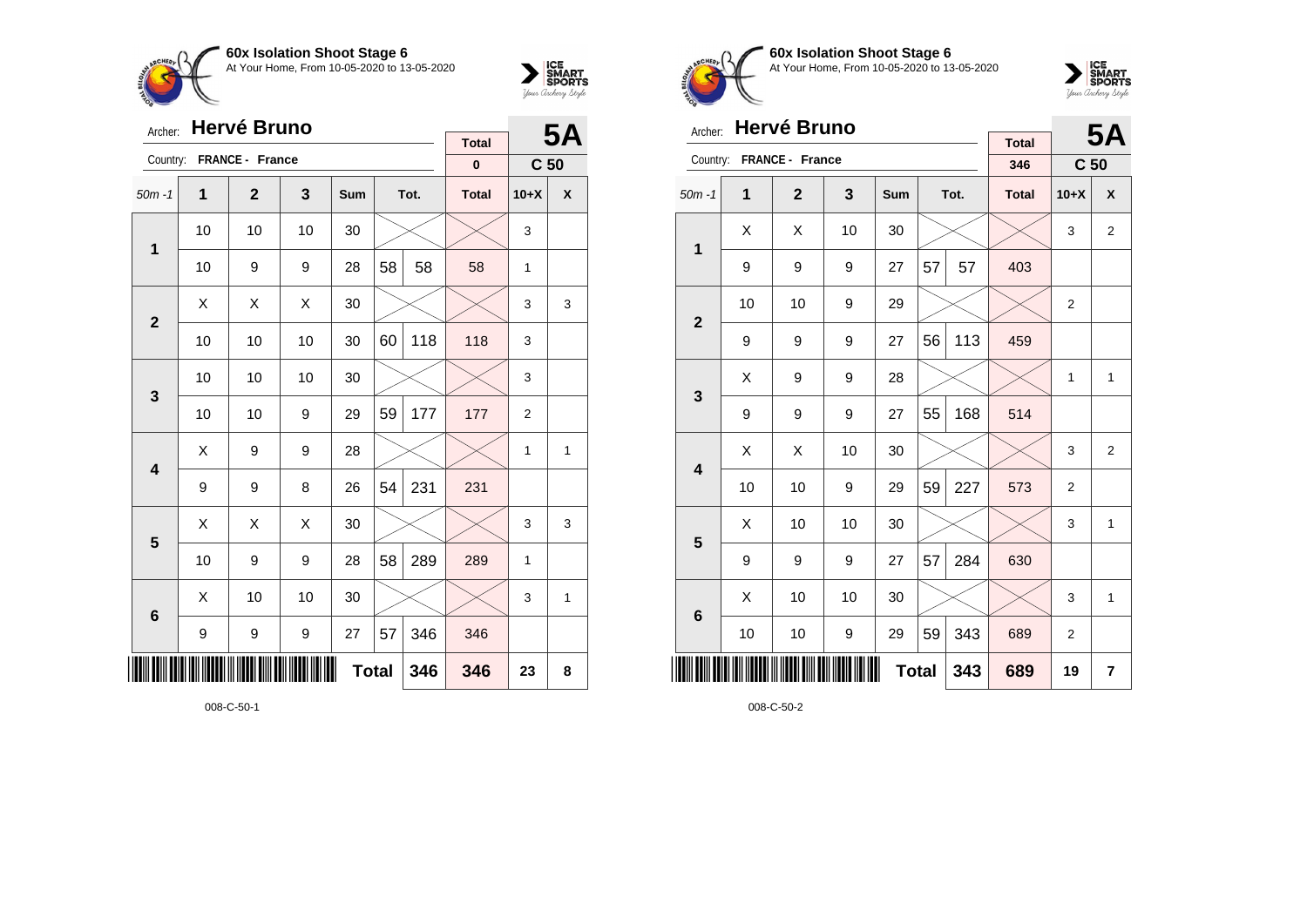## 60x Isolation Shoot Stage 6

At Your Home, From 10-05-2020 to 13-05-2020

Archer: **Hervé Bruno** — **5A**

Country: **FRANCE - France** — **C 50**

| 50m -1 | 1 | 2 | 3 | Sum | Tot. | | Total | 10+X | X |
|---|---|---|---|---|---|---|---|---|---|
| | | | | | | | 0 | | |
| **1** | 10 | 10 | 10 | 30 | | | | 3 | |
| | 10 | 9 | 9 | 28 | 58 | 58 | 58 | 1 | |
| **2** | X | X | X | 30 | | | | 3 | 3 |
| | 10 | 10 | 10 | 30 | 60 | 118 | 118 | 3 | |
| **3** | 10 | 10 | 10 | 30 | | | | 3 | |
| | 10 | 10 | 9 | 29 | 59 | 177 | 177 | 2 | |
| **4** | X | 9 | 9 | 28 | | | | 1 | 1 |
| | 9 | 9 | 8 | 26 | 54 | 231 | 231 | | |
| **5** | X | X | X | 30 | | | | 3 | 3 |
| | 10 | 9 | 9 | 28 | 58 | 289 | 289 | 1 | |
| **6** | X | 10 | 10 | 30 | | | | 3 | 1 |
| | 9 | 9 | 9 | 27 | 57 | 346 | 346 | | |
| | | | | | **Total** | **346** | **346** | **23** | **8** |

008-C-50-1

## 60x Isolation Shoot Stage 6

At Your Home, From 10-05-2020 to 13-05-2020

Archer: **Hervé Bruno** — **5A**

Country: **FRANCE - France** — **C 50**

| 50m -1 | 1 | 2 | 3 | Sum | Tot. | | Total | 10+X | X |
|---|---|---|---|---|---|---|---|---|---|
| | | | | | | | 346 | | |
| **1** | X | X | 10 | 30 | | | | 3 | 2 |
| | 9 | 9 | 9 | 27 | 57 | 57 | 403 | | |
| **2** | 10 | 10 | 9 | 29 | | | | 2 | |
| | 9 | 9 | 9 | 27 | 56 | 113 | 459 | | |
| **3** | X | 9 | 9 | 28 | | | | 1 | 1 |
| | 9 | 9 | 9 | 27 | 55 | 168 | 514 | | |
| **4** | X | X | 10 | 30 | | | | 3 | 2 |
| | 10 | 10 | 9 | 29 | 59 | 227 | 573 | 2 | |
| **5** | X | 10 | 10 | 30 | | | | 3 | 1 |
| | 9 | 9 | 9 | 27 | 57 | 284 | 630 | | |
| **6** | X | 10 | 10 | 30 | | | | 3 | 1 |
| | 10 | 10 | 9 | 29 | 59 | 343 | 689 | 2 | |
| | | | | | **Total** | **343** | **689** | **19** | **7** |

008-C-50-2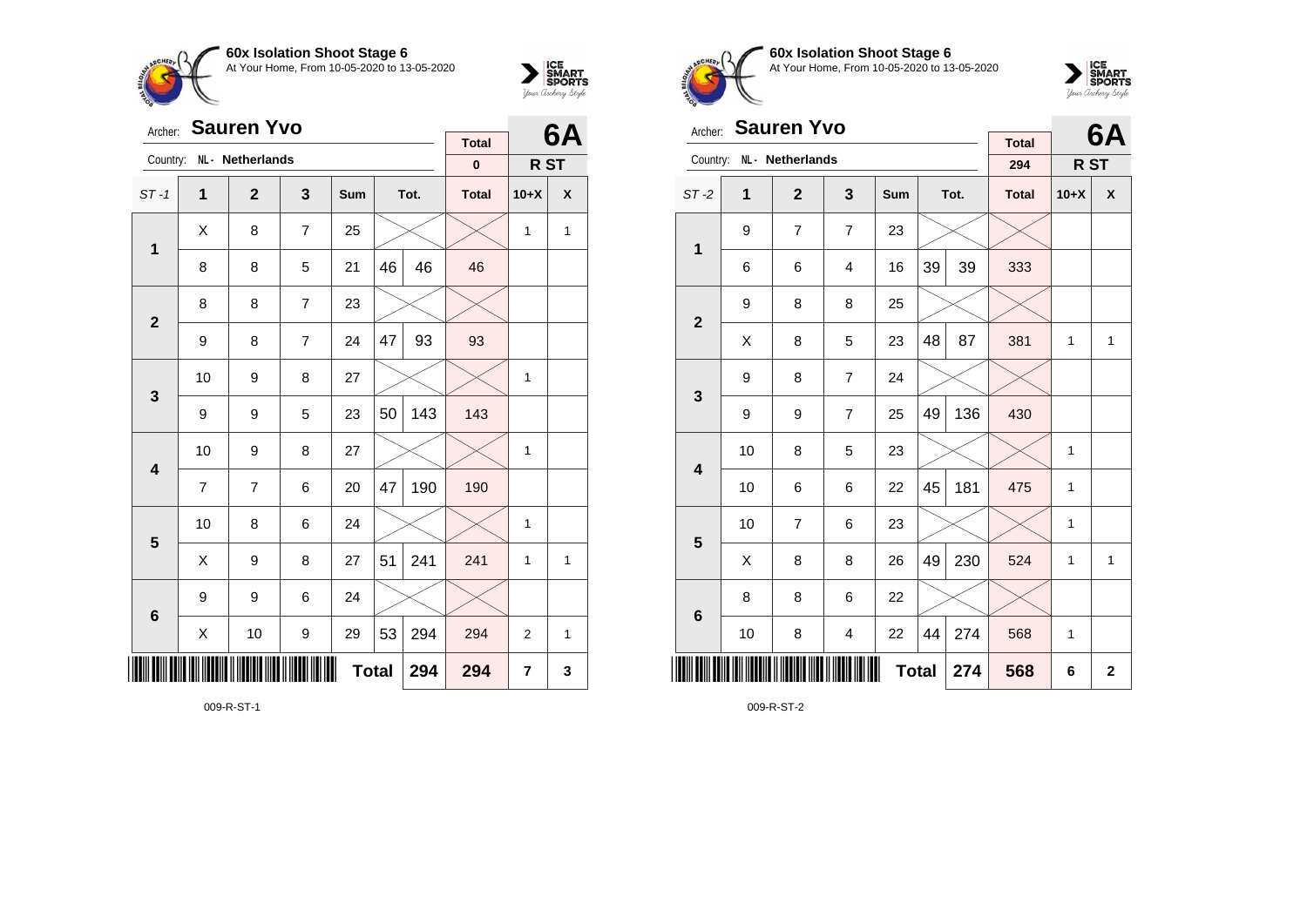**60x Isolation Shoot Stage 6**
At Your Home, From 10-05-2020 to 13-05-2020

Archer: **Sauren Yvo**
Country: NL - Netherlands

| Total | 6A |
|---|---|
| 0 | R ST |

| ST -1 | 1 | 2 | 3 | Sum | Tot. | | Total | 10+X | X |
|---|---|---|---|---|---|---|---|---|---|
| 1 | X | 8 | 7 | 25 | | | | 1 | 1 |
| | 8 | 8 | 5 | 21 | 46 | 46 | 46 | | |
| 2 | 8 | 8 | 7 | 23 | | | | | |
| | 9 | 8 | 7 | 24 | 47 | 93 | 93 | | |
| 3 | 10 | 9 | 8 | 27 | | | | 1 | |
| | 9 | 9 | 5 | 23 | 50 | 143 | 143 | | |
| 4 | 10 | 9 | 8 | 27 | | | | 1 | |
| | 7 | 7 | 6 | 20 | 47 | 190 | 190 | | |
| 5 | 10 | 8 | 6 | 24 | | | | 1 | |
| | X | 9 | 8 | 27 | 51 | 241 | 241 | 1 | 1 |
| 6 | 9 | 9 | 6 | 24 | | | | | |
| | X | 10 | 9 | 29 | 53 | 294 | 294 | 2 | 1 |
| | | | | Total | | 294 | 294 | 7 | 3 |

009-R-ST-1

**60x Isolation Shoot Stage 6**
At Your Home, From 10-05-2020 to 13-05-2020

Archer: **Sauren Yvo**
Country: NL - Netherlands

| Total | 6A |
|---|---|
| 294 | R ST |

| ST -2 | 1 | 2 | 3 | Sum | Tot. | | Total | 10+X | X |
|---|---|---|---|---|---|---|---|---|---|
| 1 | 9 | 7 | 7 | 23 | | | | | |
| | 6 | 6 | 4 | 16 | 39 | 39 | 333 | | |
| 2 | 9 | 8 | 8 | 25 | | | | | |
| | X | 8 | 5 | 23 | 48 | 87 | 381 | 1 | 1 |
| 3 | 9 | 8 | 7 | 24 | | | | | |
| | 9 | 9 | 7 | 25 | 49 | 136 | 430 | | |
| 4 | 10 | 8 | 5 | 23 | | | | 1 | |
| | 10 | 6 | 6 | 22 | 45 | 181 | 475 | 1 | |
| 5 | 10 | 7 | 6 | 23 | | | | 1 | |
| | X | 8 | 8 | 26 | 49 | 230 | 524 | 1 | 1 |
| 6 | 8 | 8 | 6 | 22 | | | | | |
| | 10 | 8 | 4 | 22 | 44 | 274 | 568 | 1 | |
| | | | | Total | | 274 | 568 | 6 | 2 |

009-R-ST-2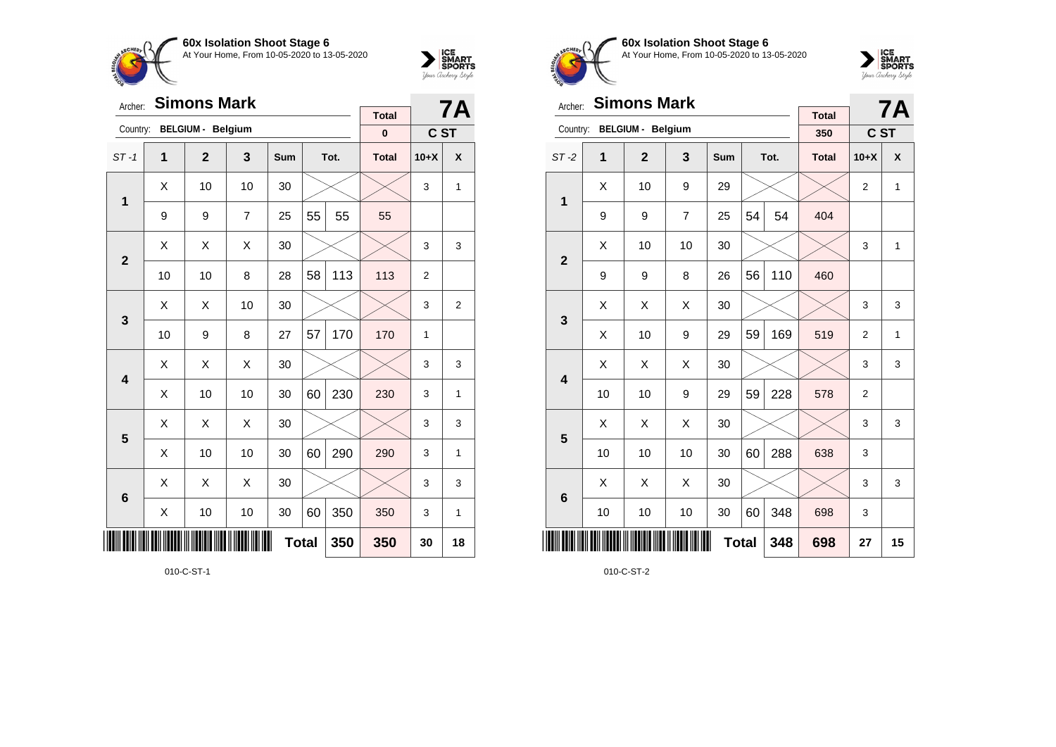**60x Isolation Shoot Stage 6**
At Your Home, From 10-05-2020 to 13-05-2020

Archer: **Simons Mark** — **7A**
Country: **BELGIUM - Belgium** — **C ST**
Total: **0**

| ST -1 | 1 | 2 | 3 | Sum | Tot. | | Total | 10+X | X |
|---|---|---|---|---|---|---|---|---|---|
| 1 | X | 10 | 10 | 30 | | | | 3 | 1 |
| | 9 | 9 | 7 | 25 | 55 | 55 | 55 | | |
| 2 | X | X | X | 30 | | | | 3 | 3 |
| | 10 | 10 | 8 | 28 | 58 | 113 | 113 | 2 | |
| 3 | X | X | 10 | 30 | | | | 3 | 2 |
| | 10 | 9 | 8 | 27 | 57 | 170 | 170 | 1 | |
| 4 | X | X | X | 30 | | | | 3 | 3 |
| | X | 10 | 10 | 30 | 60 | 230 | 230 | 3 | 1 |
| 5 | X | X | X | 30 | | | | 3 | 3 |
| | X | 10 | 10 | 30 | 60 | 290 | 290 | 3 | 1 |
| 6 | X | X | X | 30 | | | | 3 | 3 |
| | X | 10 | 10 | 30 | 60 | 350 | 350 | 3 | 1 |
| | | | | | Total | 350 | 350 | 30 | 18 |

010-C-ST-1

**60x Isolation Shoot Stage 6**
At Your Home, From 10-05-2020 to 13-05-2020

Archer: **Simons Mark** — **7A**
Country: **BELGIUM - Belgium** — **C ST**
Total: **350**

| ST -2 | 1 | 2 | 3 | Sum | Tot. | | Total | 10+X | X |
|---|---|---|---|---|---|---|---|---|---|
| 1 | X | 10 | 9 | 29 | | | | 2 | 1 |
| | 9 | 9 | 7 | 25 | 54 | 54 | 404 | | |
| 2 | X | 10 | 10 | 30 | | | | 3 | 1 |
| | 9 | 9 | 8 | 26 | 56 | 110 | 460 | | |
| 3 | X | X | X | 30 | | | | 3 | 3 |
| | X | 10 | 9 | 29 | 59 | 169 | 519 | 2 | 1 |
| 4 | X | X | X | 30 | | | | 3 | 3 |
| | 10 | 10 | 9 | 29 | 59 | 228 | 578 | 2 | |
| 5 | X | X | X | 30 | | | | 3 | 3 |
| | 10 | 10 | 10 | 30 | 60 | 288 | 638 | 3 | |
| 6 | X | X | X | 30 | | | | 3 | 3 |
| | 10 | 10 | 10 | 30 | 60 | 348 | 698 | 3 | |
| | | | | | Total | 348 | 698 | 27 | 15 |

010-C-ST-2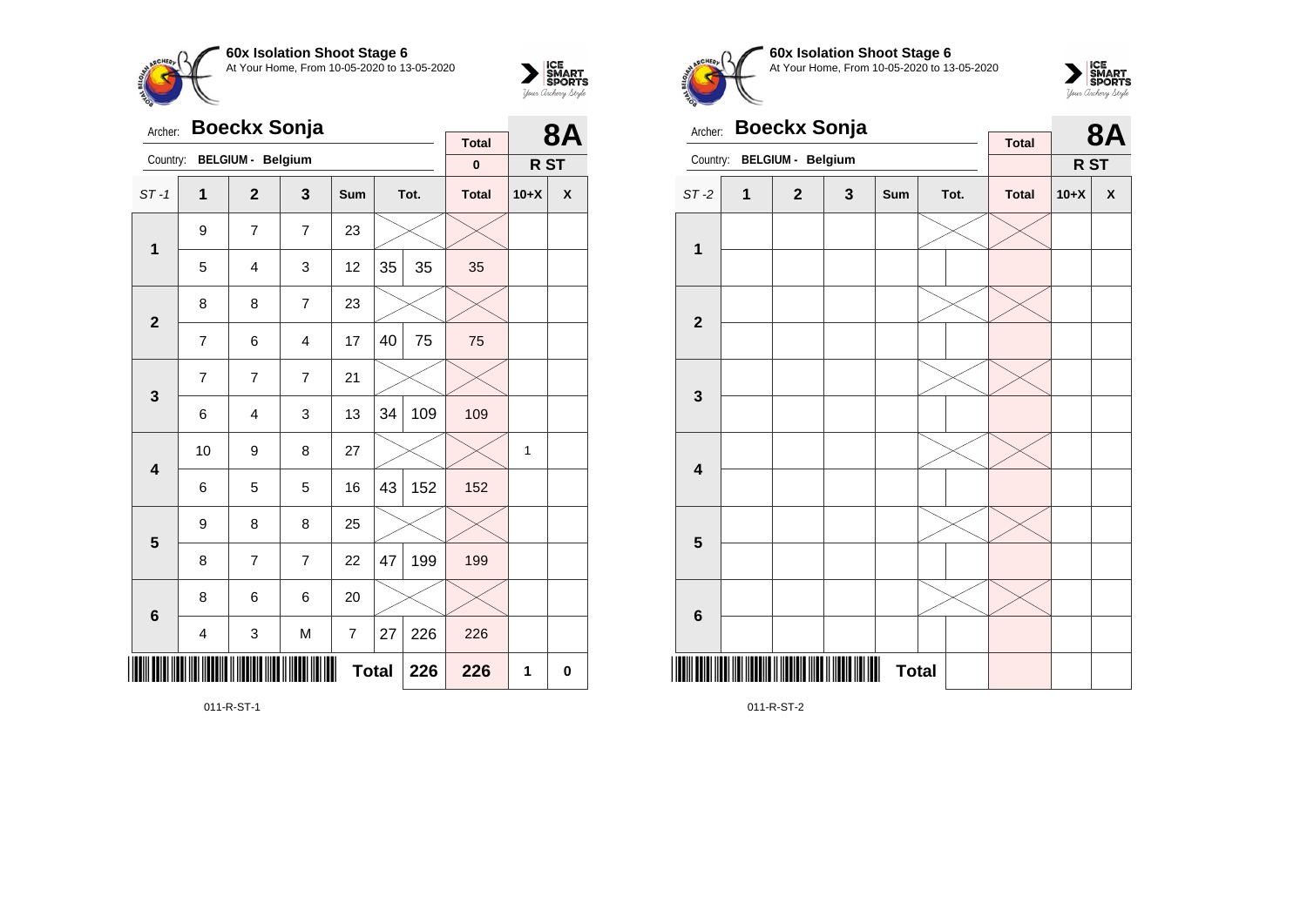**60x Isolation Shoot Stage 6**
At Your Home, From 10-05-2020 to 13-05-2020

Archer: **Boeckx Sonja** — **8A**
Country: **BELGIUM - Belgium** — Total: **0** — **R ST**

| ST -1 | 1 | 2 | 3 | Sum | Tot. | | Total | 10+X | X |
|---|---|---|---|---|---|---|---|---|---|
| 1 | 9 | 7 | 7 | 23 | | | | | |
| | 5 | 4 | 3 | 12 | 35 | 35 | 35 | | |
| 2 | 8 | 8 | 7 | 23 | | | | | |
| | 7 | 6 | 4 | 17 | 40 | 75 | 75 | | |
| 3 | 7 | 7 | 7 | 21 | | | | | |
| | 6 | 4 | 3 | 13 | 34 | 109 | 109 | | |
| 4 | 10 | 9 | 8 | 27 | | | | 1 | |
| | 6 | 5 | 5 | 16 | 43 | 152 | 152 | | |
| 5 | 9 | 8 | 8 | 25 | | | | | |
| | 8 | 7 | 7 | 22 | 47 | 199 | 199 | | |
| 6 | 8 | 6 | 6 | 20 | | | | | |
| | 4 | 3 | M | 7 | 27 | 226 | 226 | | |
| | | | | Total | | 226 | 226 | 1 | 0 |

011-R-ST-1

**60x Isolation Shoot Stage 6**
At Your Home, From 10-05-2020 to 13-05-2020

Archer: **Boeckx Sonja** — **8A**
Country: **BELGIUM - Belgium** — Total: — **R ST**

| ST -2 | 1 | 2 | 3 | Sum | Tot. | | Total | 10+X | X |
|---|---|---|---|---|---|---|---|---|---|
| 1 | | | | | | | | | |
| | | | | | | | | | |
| 2 | | | | | | | | | |
| | | | | | | | | | |
| 3 | | | | | | | | | |
| | | | | | | | | | |
| 4 | | | | | | | | | |
| | | | | | | | | | |
| 5 | | | | | | | | | |
| | | | | | | | | | |
| 6 | | | | | | | | | |
| | | | | | | | | | |
| | | | | Total | | | | | |

011-R-ST-2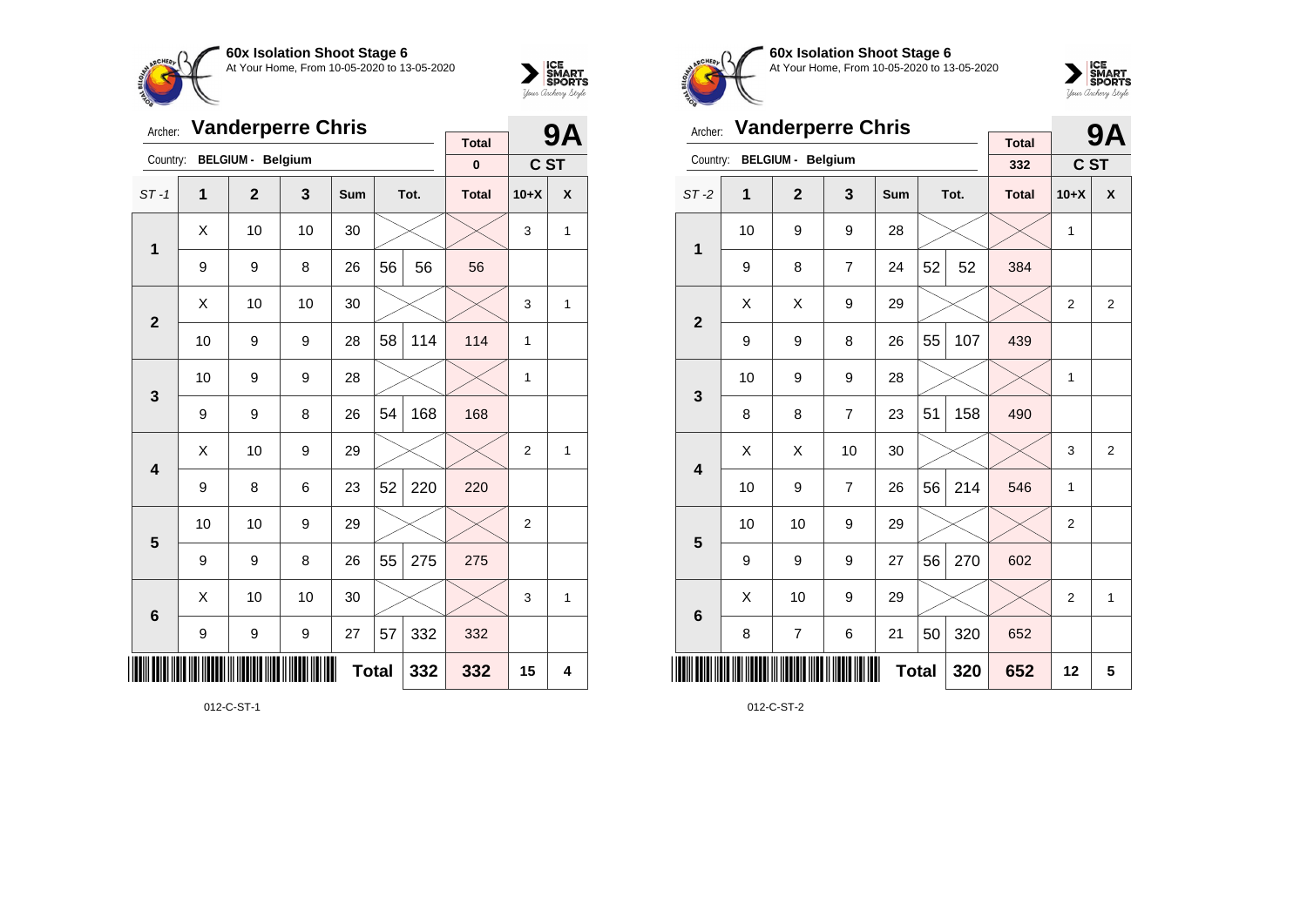**60x Isolation Shoot Stage 6**
At Your Home, From 10-05-2020 to 13-05-2020

Archer: **Vanderperre Chris** — **9A**
Country: **BELGIUM - Belgium** — C ST

| ST-1 | 1 | 2 | 3 | Sum | | Tot. | Total | 10+X | X |
|---|---|---|---|---|---|---|---|---|---|
| | | | | | | | 0 | | |
| 1 | X | 10 | 10 | 30 | | | | 3 | 1 |
| | 9 | 9 | 8 | 26 | 56 | 56 | 56 | | |
| 2 | X | 10 | 10 | 30 | | | | 3 | 1 |
| | 10 | 9 | 9 | 28 | 58 | 114 | 114 | 1 | |
| 3 | 10 | 9 | 9 | 28 | | | | 1 | |
| | 9 | 9 | 8 | 26 | 54 | 168 | 168 | | |
| 4 | X | 10 | 9 | 29 | | | | 2 | 1 |
| | 9 | 8 | 6 | 23 | 52 | 220 | 220 | | |
| 5 | 10 | 10 | 9 | 29 | | | | 2 | |
| | 9 | 9 | 8 | 26 | 55 | 275 | 275 | | |
| 6 | X | 10 | 10 | 30 | | | | 3 | 1 |
| | 9 | 9 | 9 | 27 | 57 | 332 | 332 | | |
| | | | | | Total | 332 | 332 | 15 | 4 |

012-C-ST-1

**60x Isolation Shoot Stage 6**
At Your Home, From 10-05-2020 to 13-05-2020

Archer: **Vanderperre Chris** — **9A**
Country: **BELGIUM - Belgium** — C ST

| ST-2 | 1 | 2 | 3 | Sum | | Tot. | Total | 10+X | X |
|---|---|---|---|---|---|---|---|---|---|
| | | | | | | | 332 | | |
| 1 | 10 | 9 | 9 | 28 | | | | 1 | |
| | 9 | 8 | 7 | 24 | 52 | 52 | 384 | | |
| 2 | X | X | 9 | 29 | | | | 2 | 2 |
| | 9 | 9 | 8 | 26 | 55 | 107 | 439 | | |
| 3 | 10 | 9 | 9 | 28 | | | | 1 | |
| | 8 | 8 | 7 | 23 | 51 | 158 | 490 | | |
| 4 | X | X | 10 | 30 | | | | 3 | 2 |
| | 10 | 9 | 7 | 26 | 56 | 214 | 546 | 1 | |
| 5 | 10 | 10 | 9 | 29 | | | | 2 | |
| | 9 | 9 | 9 | 27 | 56 | 270 | 602 | | |
| 6 | X | 10 | 9 | 29 | | | | 2 | 1 |
| | 8 | 7 | 6 | 21 | 50 | 320 | 652 | | |
| | | | | | Total | 320 | 652 | 12 | 5 |

012-C-ST-2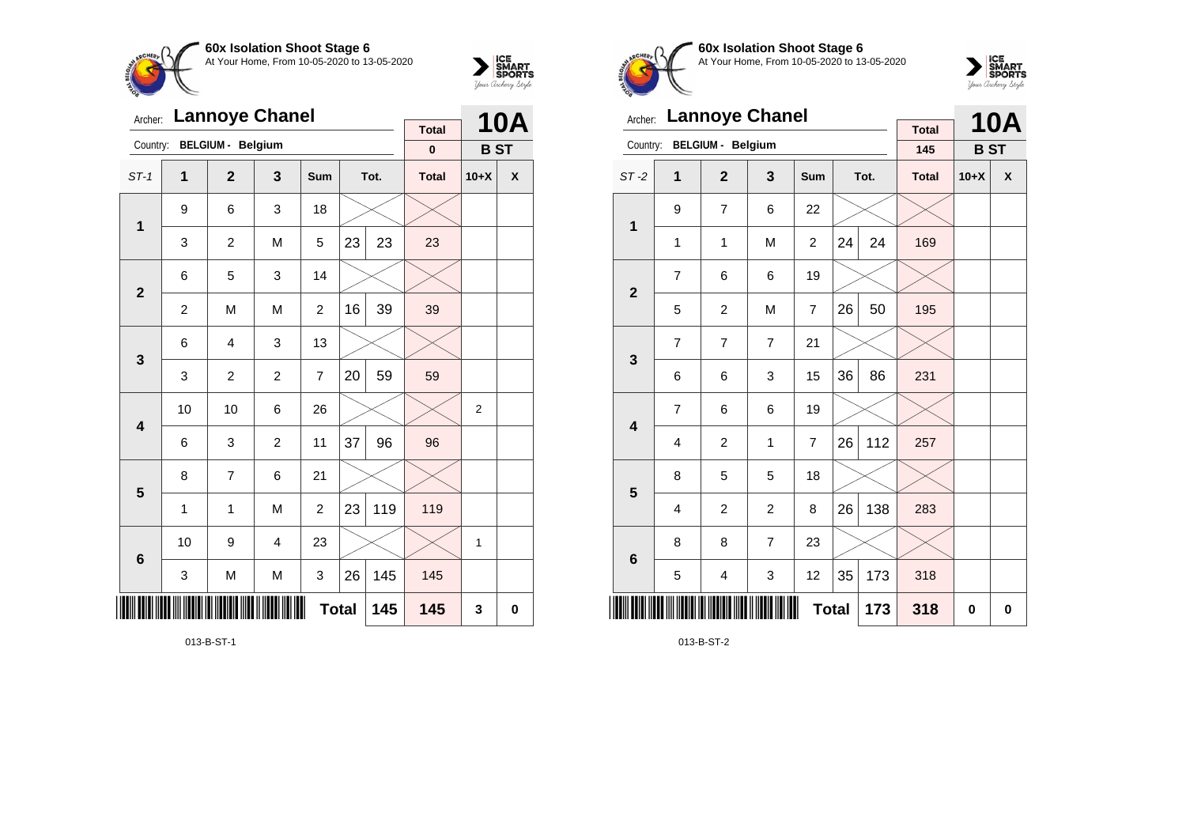**60x Isolation Shoot Stage 6**
At Your Home, From 10-05-2020 to 13-05-2020

Archer: **Lannoye Chanel**
Country: **BELGIUM - Belgium**

| Total | 10A |
|---|---|
| 0 | B ST |

| ST-1 | 1 | 2 | 3 | Sum | Tot. | | Total | 10+X | X |
|---|---|---|---|---|---|---|---|---|---|
| 1 | 9 | 6 | 3 | 18 | | | | | |
| | 3 | 2 | M | 5 | 23 | 23 | 23 | | |
| 2 | 6 | 5 | 3 | 14 | | | | | |
| | 2 | M | M | 2 | 16 | 39 | 39 | | |
| 3 | 6 | 4 | 3 | 13 | | | | | |
| | 3 | 2 | 2 | 7 | 20 | 59 | 59 | | |
| 4 | 10 | 10 | 6 | 26 | | | | 2 | |
| | 6 | 3 | 2 | 11 | 37 | 96 | 96 | | |
| 5 | 8 | 7 | 6 | 21 | | | | | |
| | 1 | 1 | M | 2 | 23 | 119 | 119 | | |
| 6 | 10 | 9 | 4 | 23 | | | | 1 | |
| | 3 | M | M | 3 | 26 | 145 | 145 | | |
| | | | | | Total | 145 | 145 | 3 | 0 |

013-B-ST-1

**60x Isolation Shoot Stage 6**
At Your Home, From 10-05-2020 to 13-05-2020

Archer: **Lannoye Chanel**
Country: **BELGIUM - Belgium**

| Total | 10A |
|---|---|
| 145 | B ST |

| ST-2 | 1 | 2 | 3 | Sum | Tot. | | Total | 10+X | X |
|---|---|---|---|---|---|---|---|---|---|
| 1 | 9 | 7 | 6 | 22 | | | | | |
| | 1 | 1 | M | 2 | 24 | 24 | 169 | | |
| 2 | 7 | 6 | 6 | 19 | | | | | |
| | 5 | 2 | M | 7 | 26 | 50 | 195 | | |
| 3 | 7 | 7 | 7 | 21 | | | | | |
| | 6 | 6 | 3 | 15 | 36 | 86 | 231 | | |
| 4 | 7 | 6 | 6 | 19 | | | | | |
| | 4 | 2 | 1 | 7 | 26 | 112 | 257 | | |
| 5 | 8 | 5 | 5 | 18 | | | | | |
| | 4 | 2 | 2 | 8 | 26 | 138 | 283 | | |
| 6 | 8 | 8 | 7 | 23 | | | | | |
| | 5 | 4 | 3 | 12 | 35 | 173 | 318 | | |
| | | | | | Total | 173 | 318 | 0 | 0 |

013-B-ST-2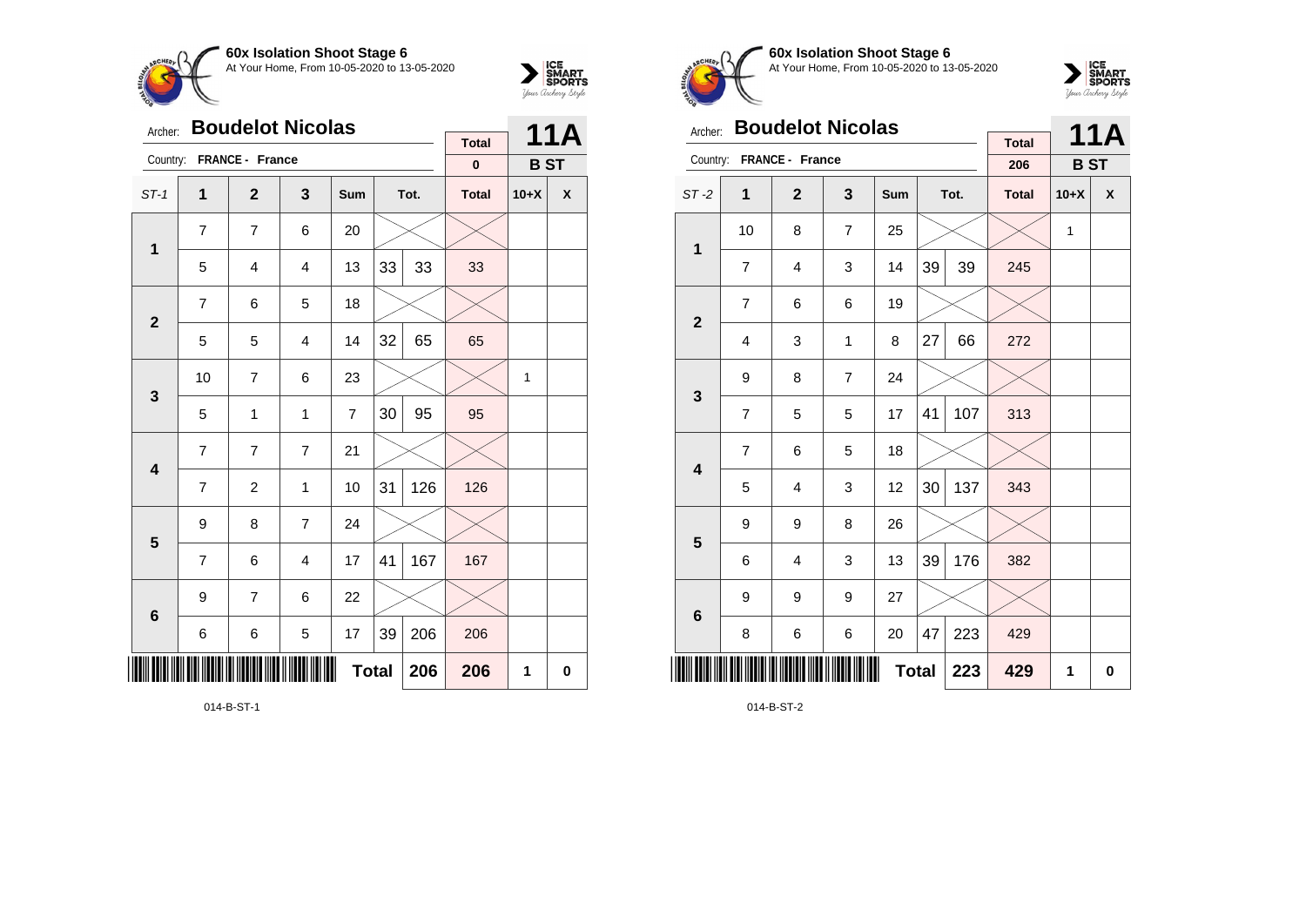**60x Isolation Shoot Stage 6**
At Your Home, From 10-05-2020 to 13-05-2020

Archer: **Boudelot Nicolas**
Country: **FRANCE - France**

| Total | 11A |
|---|---|
| 0 | B ST |

| ST-1 | 1 | 2 | 3 | Sum | Tot. | | Total | 10+X | X |
|---|---|---|---|---|---|---|---|---|---|
| 1 | 7 | 7 | 6 | 20 | | | | | |
| | 5 | 4 | 4 | 13 | 33 | 33 | 33 | | |
| 2 | 7 | 6 | 5 | 18 | | | | | |
| | 5 | 5 | 4 | 14 | 32 | 65 | 65 | | |
| 3 | 10 | 7 | 6 | 23 | | | | 1 | |
| | 5 | 1 | 1 | 7 | 30 | 95 | 95 | | |
| 4 | 7 | 7 | 7 | 21 | | | | | |
| | 7 | 2 | 1 | 10 | 31 | 126 | 126 | | |
| 5 | 9 | 8 | 7 | 24 | | | | | |
| | 7 | 6 | 4 | 17 | 41 | 167 | 167 | | |
| 6 | 9 | 7 | 6 | 22 | | | | | |
| | 6 | 6 | 5 | 17 | 39 | 206 | 206 | | |
| | | | | **Total** | | **206** | **206** | **1** | **0** |

014-B-ST-1

**60x Isolation Shoot Stage 6**
At Your Home, From 10-05-2020 to 13-05-2020

Archer: **Boudelot Nicolas**
Country: **FRANCE - France**

| Total | 11A |
|---|---|
| 206 | B ST |

| ST-2 | 1 | 2 | 3 | Sum | Tot. | | Total | 10+X | X |
|---|---|---|---|---|---|---|---|---|---|
| 1 | 10 | 8 | 7 | 25 | | | | 1 | |
| | 7 | 4 | 3 | 14 | 39 | 39 | 245 | | |
| 2 | 7 | 6 | 6 | 19 | | | | | |
| | 4 | 3 | 1 | 8 | 27 | 66 | 272 | | |
| 3 | 9 | 8 | 7 | 24 | | | | | |
| | 7 | 5 | 5 | 17 | 41 | 107 | 313 | | |
| 4 | 7 | 6 | 5 | 18 | | | | | |
| | 5 | 4 | 3 | 12 | 30 | 137 | 343 | | |
| 5 | 9 | 9 | 8 | 26 | | | | | |
| | 6 | 4 | 3 | 13 | 39 | 176 | 382 | | |
| 6 | 9 | 9 | 9 | 27 | | | | | |
| | 8 | 6 | 6 | 20 | 47 | 223 | 429 | | |
| | | | | **Total** | | **223** | **429** | **1** | **0** |

014-B-ST-2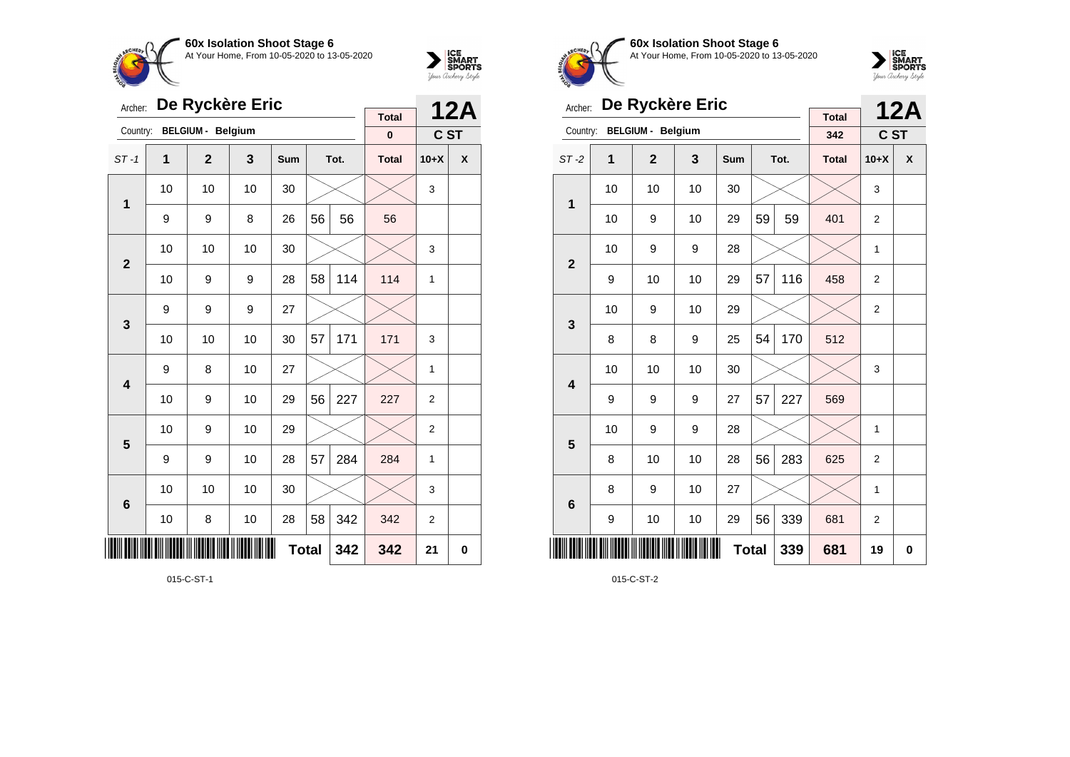## 60x Isolation Shoot Stage 6

At Your Home, From 10-05-2020 to 13-05-2020

Archer: **De Ryckère Eric**

Country: **BELGIUM - Belgium**

**12A** — **C ST**

| ST -1 | 1 | 2 | 3 | Sum | Tot. | | Total | 10+X | X |
|---|---|---|---|---|---|---|---|---|---|
| | | | | | | | 0 | | |
| 1 | 10 | 10 | 10 | 30 | | | | 3 | |
| | 9 | 9 | 8 | 26 | 56 | 56 | 56 | | |
| 2 | 10 | 10 | 10 | 30 | | | | 3 | |
| | 10 | 9 | 9 | 28 | 58 | 114 | 114 | 1 | |
| 3 | 9 | 9 | 9 | 27 | | | | | |
| | 10 | 10 | 10 | 30 | 57 | 171 | 171 | 3 | |
| 4 | 9 | 8 | 10 | 27 | | | | 1 | |
| | 10 | 9 | 10 | 29 | 56 | 227 | 227 | 2 | |
| 5 | 10 | 9 | 10 | 29 | | | | 2 | |
| | 9 | 9 | 10 | 28 | 57 | 284 | 284 | 1 | |
| 6 | 10 | 10 | 10 | 30 | | | | 3 | |
| | 10 | 8 | 10 | 28 | 58 | 342 | 342 | 2 | |
| | | | | | **Total** | **342** | **342** | **21** | **0** |

015-C-ST-1

## 60x Isolation Shoot Stage 6

At Your Home, From 10-05-2020 to 13-05-2020

Archer: **De Ryckère Eric**

Country: **BELGIUM - Belgium**

**12A** — **C ST**

| ST -2 | 1 | 2 | 3 | Sum | Tot. | | Total | 10+X | X |
|---|---|---|---|---|---|---|---|---|---|
| | | | | | | | 342 | | |
| 1 | 10 | 10 | 10 | 30 | | | | 3 | |
| | 10 | 9 | 10 | 29 | 59 | 59 | 401 | 2 | |
| 2 | 10 | 9 | 9 | 28 | | | | 1 | |
| | 9 | 10 | 10 | 29 | 57 | 116 | 458 | 2 | |
| 3 | 10 | 9 | 10 | 29 | | | | 2 | |
| | 8 | 8 | 9 | 25 | 54 | 170 | 512 | | |
| 4 | 10 | 10 | 10 | 30 | | | | 3 | |
| | 9 | 9 | 9 | 27 | 57 | 227 | 569 | | |
| 5 | 10 | 9 | 9 | 28 | | | | 1 | |
| | 8 | 10 | 10 | 28 | 56 | 283 | 625 | 2 | |
| 6 | 8 | 9 | 10 | 27 | | | | 1 | |
| | 9 | 10 | 10 | 29 | 56 | 339 | 681 | 2 | |
| | | | | | **Total** | **339** | **681** | **19** | **0** |

015-C-ST-2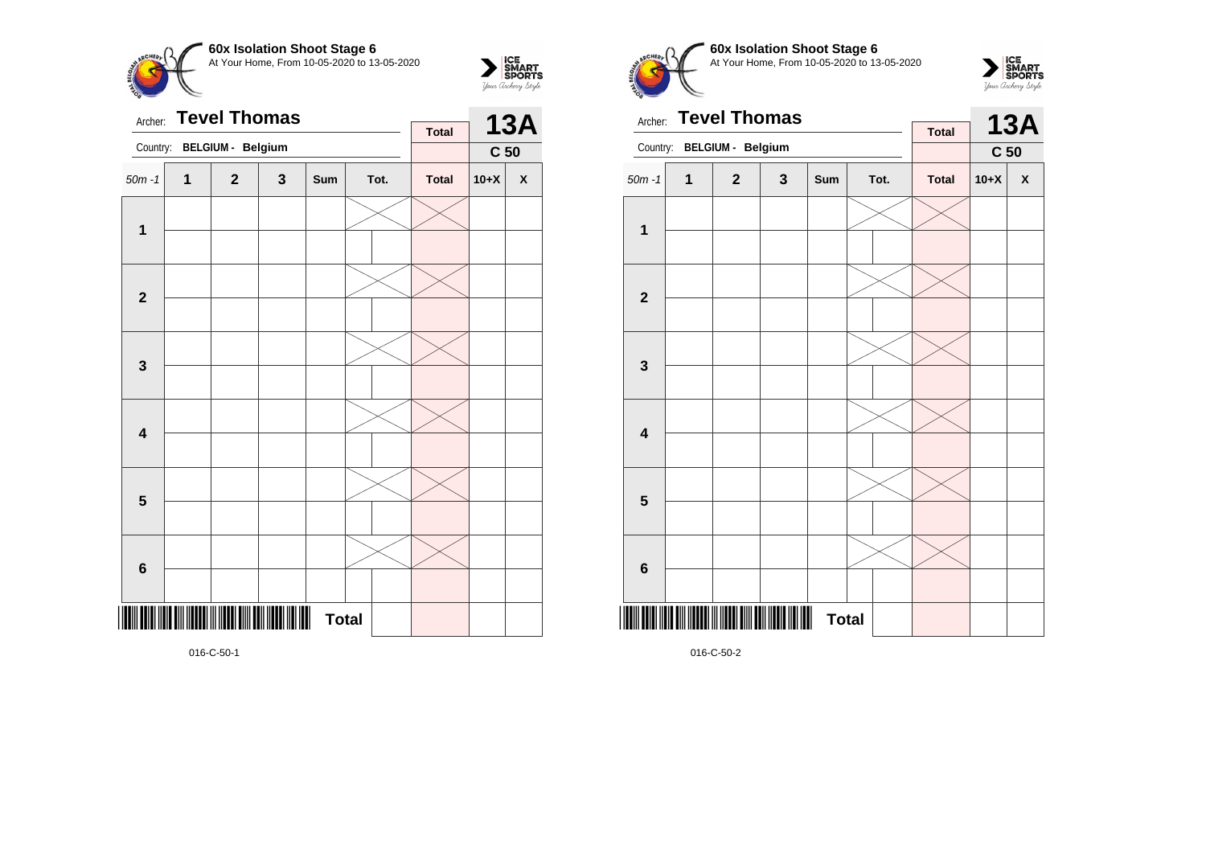**60x Isolation Shoot Stage 6**
At Your Home, From 10-05-2020 to 13-05-2020

Archer: **Tevel Thomas**

Country: **BELGIUM - Belgium**

| | | | | | | | Total | 13A |
|---|---|---|---|---|---|---|---|---|
| | | | | | | | | C 50 |
| 50m -1 | 1 | 2 | 3 | Sum | Tot. | | Total | 10+X | X |
| 1 | | | | | | | | | |
| | | | | | | | | | |
| 2 | | | | | | | | | |
| | | | | | | | | | |
| 3 | | | | | | | | | |
| | | | | | | | | | |
| 4 | | | | | | | | | |
| | | | | | | | | | |
| 5 | | | | | | | | | |
| | | | | | | | | | |
| 6 | | | | | | | | | |
| | | | | | | | | | |
| | | | | Total | | | | | |

016-C-50-1

**60x Isolation Shoot Stage 6**
At Your Home, From 10-05-2020 to 13-05-2020

Archer: **Tevel Thomas**

Country: **BELGIUM - Belgium**

| | | | | | | | Total | 13A |
|---|---|---|---|---|---|---|---|---|
| | | | | | | | | C 50 |
| 50m -1 | 1 | 2 | 3 | Sum | Tot. | | Total | 10+X | X |
| 1 | | | | | | | | | |
| | | | | | | | | | |
| 2 | | | | | | | | | |
| | | | | | | | | | |
| 3 | | | | | | | | | |
| | | | | | | | | | |
| 4 | | | | | | | | | |
| | | | | | | | | | |
| 5 | | | | | | | | | |
| | | | | | | | | | |
| 6 | | | | | | | | | |
| | | | | | | | | | |
| | | | | Total | | | | | |

016-C-50-2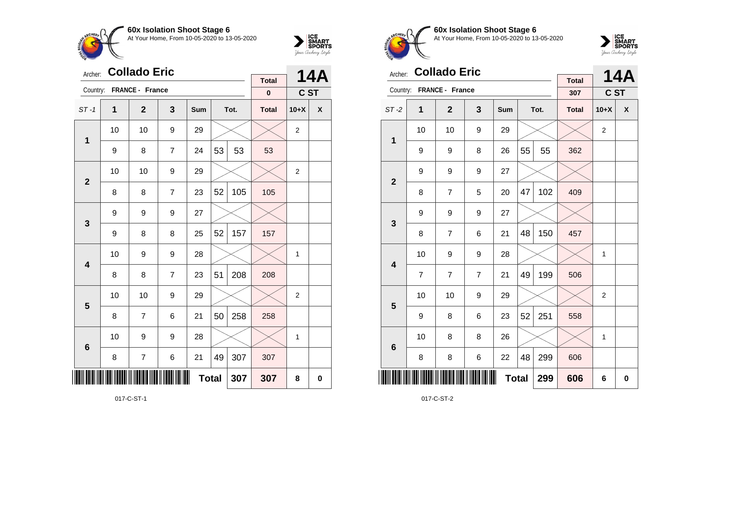**60x Isolation Shoot Stage 6**
At Your Home, From 10-05-2020 to 13-05-2020

Archer: **Collado Eric**
Country: **FRANCE - France**

| | | | | | | | Total | 14A | |
|---|---|---|---|---|---|---|---|---|---|
| | | | | | | | 0 | C ST | |
| ST -1 | 1 | 2 | 3 | Sum | Tot. | | Total | 10+X | X |
| 1 | 10 | 10 | 9 | 29 | | | | 2 | |
| | 9 | 8 | 7 | 24 | 53 | 53 | 53 | | |
| 2 | 10 | 10 | 9 | 29 | | | | 2 | |
| | 8 | 8 | 7 | 23 | 52 | 105 | 105 | | |
| 3 | 9 | 9 | 9 | 27 | | | | | |
| | 9 | 8 | 8 | 25 | 52 | 157 | 157 | | |
| 4 | 10 | 9 | 9 | 28 | | | | 1 | |
| | 8 | 8 | 7 | 23 | 51 | 208 | 208 | | |
| 5 | 10 | 10 | 9 | 29 | | | | 2 | |
| | 8 | 7 | 6 | 21 | 50 | 258 | 258 | | |
| 6 | 10 | 9 | 9 | 28 | | | | 1 | |
| | 8 | 7 | 6 | 21 | 49 | 307 | 307 | | |
| | | | | | Total | 307 | 307 | 8 | 0 |

017-C-ST-1

**60x Isolation Shoot Stage 6**
At Your Home, From 10-05-2020 to 13-05-2020

Archer: **Collado Eric**
Country: **FRANCE - France**

| | | | | | | | Total | 14A | |
|---|---|---|---|---|---|---|---|---|---|
| | | | | | | | 307 | C ST | |
| ST -2 | 1 | 2 | 3 | Sum | Tot. | | Total | 10+X | X |
| 1 | 10 | 10 | 9 | 29 | | | | 2 | |
| | 9 | 9 | 8 | 26 | 55 | 55 | 362 | | |
| 2 | 9 | 9 | 9 | 27 | | | | | |
| | 8 | 7 | 5 | 20 | 47 | 102 | 409 | | |
| 3 | 9 | 9 | 9 | 27 | | | | | |
| | 8 | 7 | 6 | 21 | 48 | 150 | 457 | | |
| 4 | 10 | 9 | 9 | 28 | | | | 1 | |
| | 7 | 7 | 7 | 21 | 49 | 199 | 506 | | |
| 5 | 10 | 10 | 9 | 29 | | | | 2 | |
| | 9 | 8 | 6 | 23 | 52 | 251 | 558 | | |
| 6 | 10 | 8 | 8 | 26 | | | | 1 | |
| | 8 | 8 | 6 | 22 | 48 | 299 | 606 | | |
| | | | | | Total | 299 | 606 | 6 | 0 |

017-C-ST-2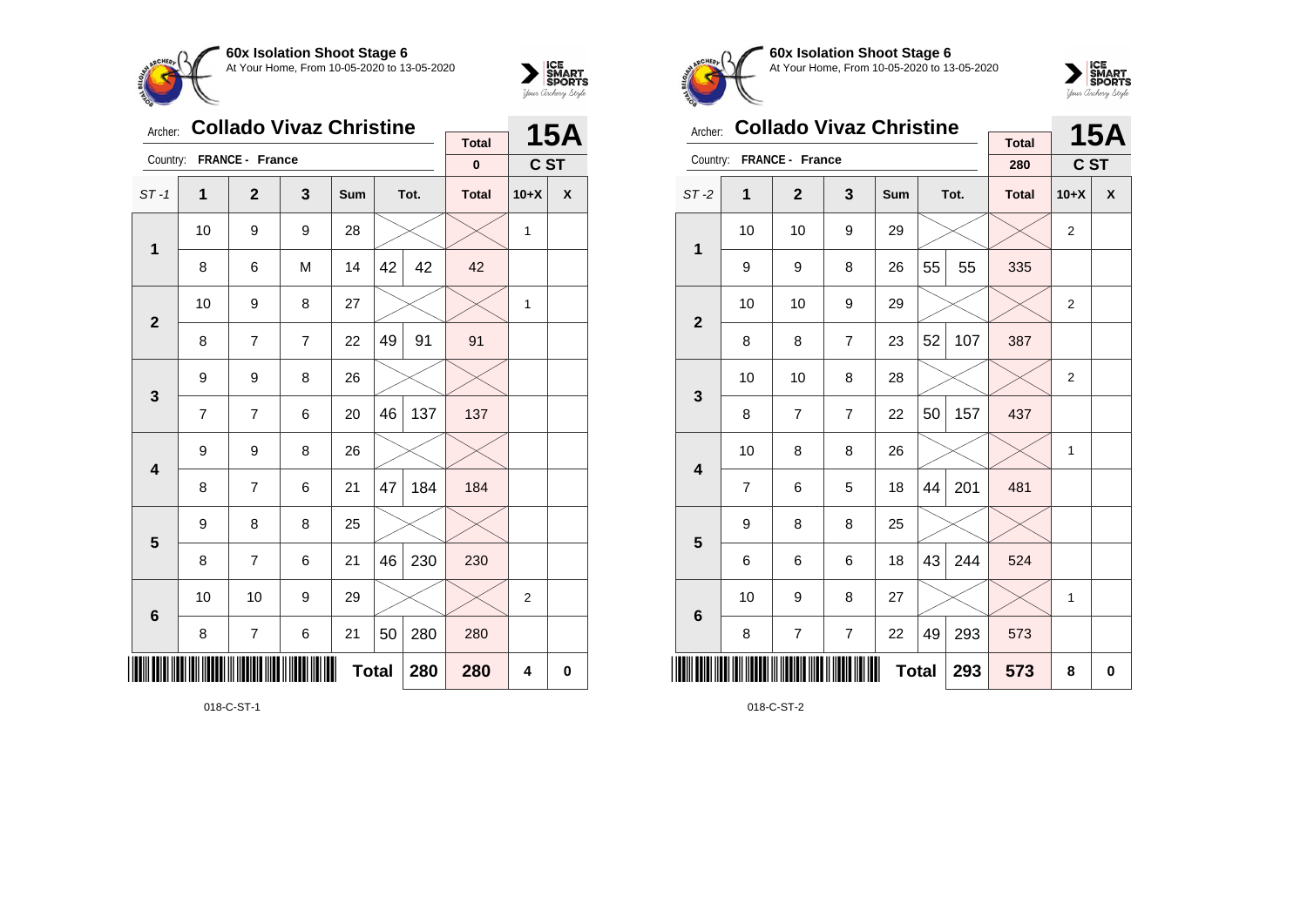**60x Isolation Shoot Stage 6**
At Your Home, From 10-05-2020 to 13-05-2020

Archer: **Collado Vivaz Christine**
Country: **FRANCE - France**

**15A** — **C ST**

| ST -1 | 1 | 2 | 3 | Sum | Tot. | | Total | 10+X | X |
|---|---|---|---|---|---|---|---|---|---|
| | | | | | | | 0 | | |
| 1 | 10 | 9 | 9 | 28 | | | | 1 | |
| | 8 | 6 | M | 14 | 42 | 42 | 42 | | |
| 2 | 10 | 9 | 8 | 27 | | | | 1 | |
| | 8 | 7 | 7 | 22 | 49 | 91 | 91 | | |
| 3 | 9 | 9 | 8 | 26 | | | | | |
| | 7 | 7 | 6 | 20 | 46 | 137 | 137 | | |
| 4 | 9 | 9 | 8 | 26 | | | | | |
| | 8 | 7 | 6 | 21 | 47 | 184 | 184 | | |
| 5 | 9 | 8 | 8 | 25 | | | | | |
| | 8 | 7 | 6 | 21 | 46 | 230 | 230 | | |
| 6 | 10 | 10 | 9 | 29 | | | | 2 | |
| | 8 | 7 | 6 | 21 | 50 | 280 | 280 | | |
| | | | | | **Total** | **280** | **280** | **4** | **0** |

018-C-ST-1

**60x Isolation Shoot Stage 6**
At Your Home, From 10-05-2020 to 13-05-2020

Archer: **Collado Vivaz Christine**
Country: **FRANCE - France**

**15A** — **C ST**

| ST -2 | 1 | 2 | 3 | Sum | Tot. | | Total | 10+X | X |
|---|---|---|---|---|---|---|---|---|---|
| | | | | | | | 280 | | |
| 1 | 10 | 10 | 9 | 29 | | | | 2 | |
| | 9 | 9 | 8 | 26 | 55 | 55 | 335 | | |
| 2 | 10 | 10 | 9 | 29 | | | | 2 | |
| | 8 | 8 | 7 | 23 | 52 | 107 | 387 | | |
| 3 | 10 | 10 | 8 | 28 | | | | 2 | |
| | 8 | 7 | 7 | 22 | 50 | 157 | 437 | | |
| 4 | 10 | 8 | 8 | 26 | | | | 1 | |
| | 7 | 6 | 5 | 18 | 44 | 201 | 481 | | |
| 5 | 9 | 8 | 8 | 25 | | | | | |
| | 6 | 6 | 6 | 18 | 43 | 244 | 524 | | |
| 6 | 10 | 9 | 8 | 27 | | | | 1 | |
| | 8 | 7 | 7 | 22 | 49 | 293 | 573 | | |
| | | | | | **Total** | **293** | **573** | **8** | **0** |

018-C-ST-2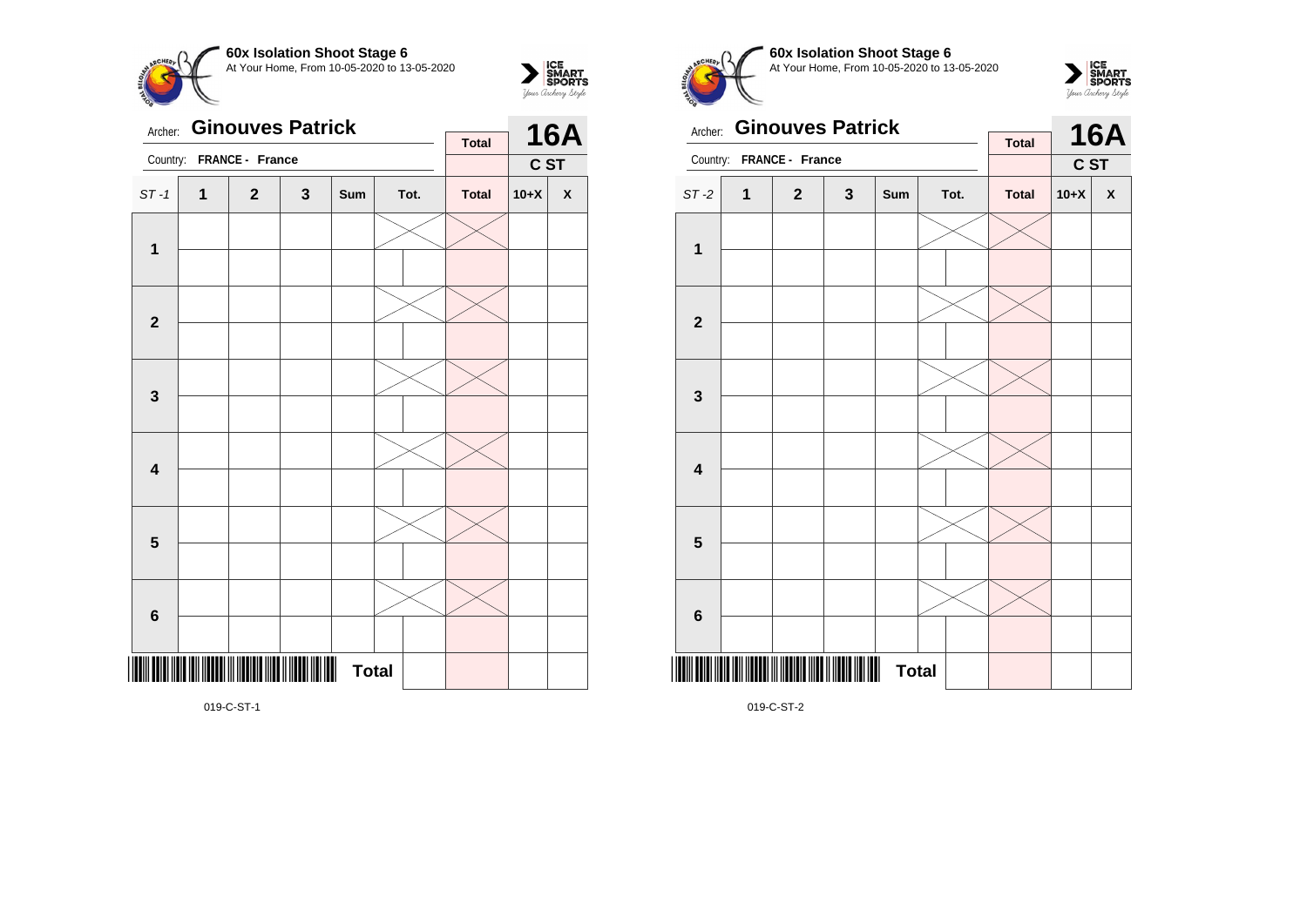**60x Isolation Shoot Stage 6**
At Your Home, From 10-05-2020 to 13-05-2020

Archer: **Ginouves Patrick**
Country: **FRANCE - France**

| | | | | | | Total | 16A | |
|---|---|---|---|---|---|---|---|---|
| | | | | | | | C ST | |
| ST -1 | 1 | 2 | 3 | Sum | Tot. | Total | 10+X | X |
| 1 | | | | | | | | |
| | | | | | | | | |
| 2 | | | | | | | | |
| | | | | | | | | |
| 3 | | | | | | | | |
| | | | | | | | | |
| 4 | | | | | | | | |
| | | | | | | | | |
| 5 | | | | | | | | |
| | | | | | | | | |
| 6 | | | | | | | | |
| | | | | | | | | |
| | | | | Total | | | | |

019-C-ST-1

**60x Isolation Shoot Stage 6**
At Your Home, From 10-05-2020 to 13-05-2020

Archer: **Ginouves Patrick**
Country: **FRANCE - France**

| | | | | | | Total | 16A | |
|---|---|---|---|---|---|---|---|---|
| | | | | | | | C ST | |
| ST -2 | 1 | 2 | 3 | Sum | Tot. | Total | 10+X | X |
| 1 | | | | | | | | |
| | | | | | | | | |
| 2 | | | | | | | | |
| | | | | | | | | |
| 3 | | | | | | | | |
| | | | | | | | | |
| 4 | | | | | | | | |
| | | | | | | | | |
| 5 | | | | | | | | |
| | | | | | | | | |
| 6 | | | | | | | | |
| | | | | | | | | |
| | | | | Total | | | | |

019-C-ST-2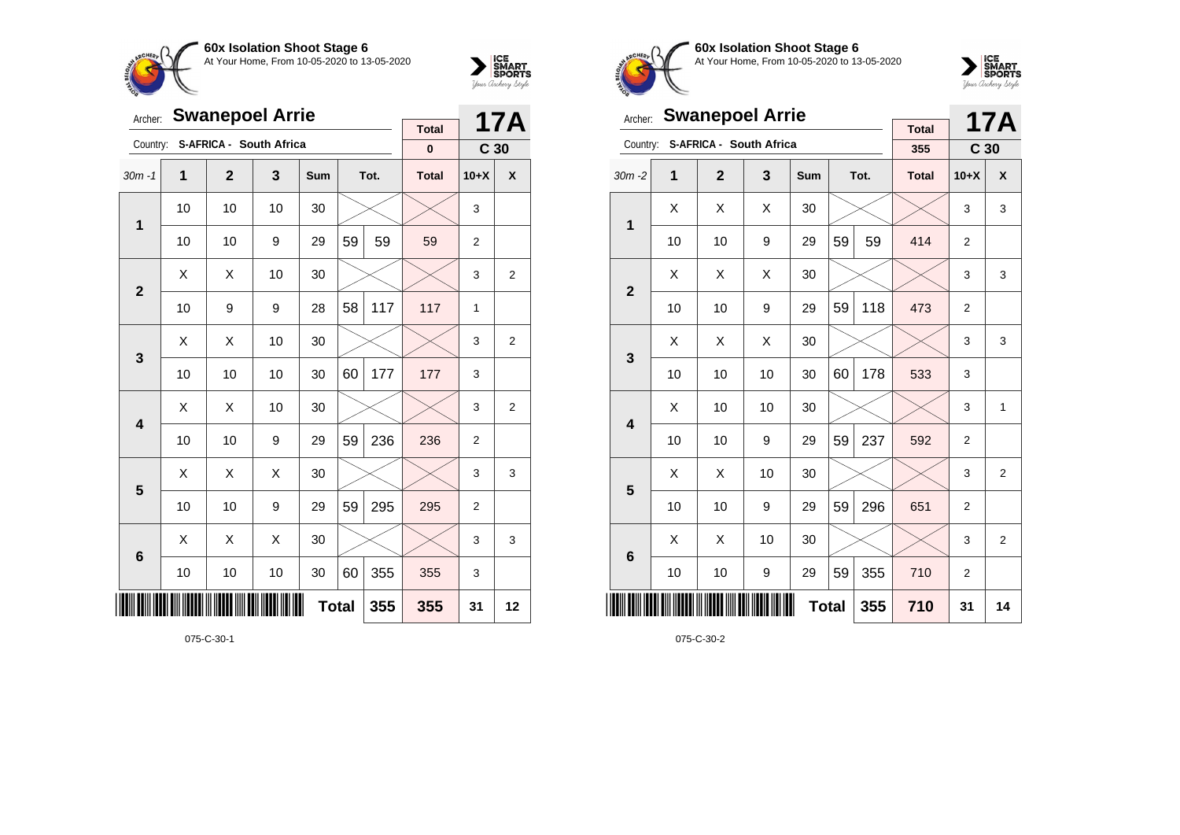## 60x Isolation Shoot Stage 6

At Your Home, From 10-05-2020 to 13-05-2020

Archer: **Swanepoel Arrie**

Country: **S-AFRICA - South Africa**

**17A** — **C 30**

| 30m -1 | 1 | 2 | 3 | Sum | Tot. | | Total | 10+X | X |
|---|---|---|---|---|---|---|---|---|---|
| | | | | | | | 0 | | |
| 1 | 10 | 10 | 10 | 30 | | | | 3 | |
| | 10 | 10 | 9 | 29 | 59 | 59 | 59 | 2 | |
| 2 | X | X | 10 | 30 | | | | 3 | 2 |
| | 10 | 9 | 9 | 28 | 58 | 117 | 117 | 1 | |
| 3 | X | X | 10 | 30 | | | | 3 | 2 |
| | 10 | 10 | 10 | 30 | 60 | 177 | 177 | 3 | |
| 4 | X | X | 10 | 30 | | | | 3 | 2 |
| | 10 | 10 | 9 | 29 | 59 | 236 | 236 | 2 | |
| 5 | X | X | X | 30 | | | | 3 | 3 |
| | 10 | 10 | 9 | 29 | 59 | 295 | 295 | 2 | |
| 6 | X | X | X | 30 | | | | 3 | 3 |
| | 10 | 10 | 10 | 30 | 60 | 355 | 355 | 3 | |
| | | | | | **Total** | **355** | **355** | **31** | **12** |

075-C-30-1

## 60x Isolation Shoot Stage 6

At Your Home, From 10-05-2020 to 13-05-2020

Archer: **Swanepoel Arrie**

Country: **S-AFRICA - South Africa**

**17A** — **C 30**

| 30m -2 | 1 | 2 | 3 | Sum | Tot. | | Total | 10+X | X |
|---|---|---|---|---|---|---|---|---|---|
| | | | | | | | 355 | | |
| 1 | X | X | X | 30 | | | | 3 | 3 |
| | 10 | 10 | 9 | 29 | 59 | 59 | 414 | 2 | |
| 2 | X | X | X | 30 | | | | 3 | 3 |
| | 10 | 10 | 9 | 29 | 59 | 118 | 473 | 2 | |
| 3 | X | X | X | 30 | | | | 3 | 3 |
| | 10 | 10 | 10 | 30 | 60 | 178 | 533 | 3 | |
| 4 | X | 10 | 10 | 30 | | | | 3 | 1 |
| | 10 | 10 | 9 | 29 | 59 | 237 | 592 | 2 | |
| 5 | X | X | 10 | 30 | | | | 3 | 2 |
| | 10 | 10 | 9 | 29 | 59 | 296 | 651 | 2 | |
| 6 | X | X | 10 | 30 | | | | 3 | 2 |
| | 10 | 10 | 9 | 29 | 59 | 355 | 710 | 2 | |
| | | | | | **Total** | **355** | **710** | **31** | **14** |

075-C-30-2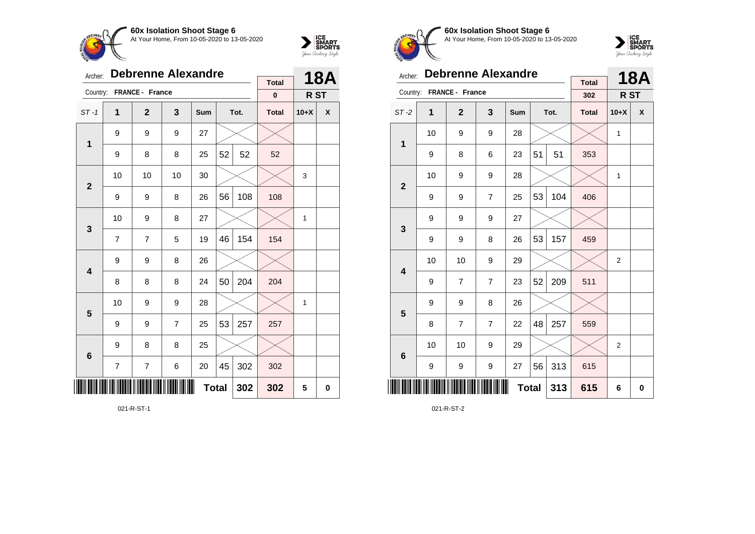**60x Isolation Shoot Stage 6**
At Your Home, From 10-05-2020 to 13-05-2020

Archer: **Debrenne Alexandre**
Country: **FRANCE - France**

**18A** — **R ST**

| ST -1 | 1 | 2 | 3 | Sum | Tot. | | Total | 10+X | X |
|---|---|---|---|---|---|---|---|---|---|
| | | | | | | | **0** | | |
| **1** | 9 | 9 | 9 | 27 | | | | | |
| | 9 | 8 | 8 | 25 | 52 | 52 | 52 | | |
| **2** | 10 | 10 | 10 | 30 | | | | 3 | |
| | 9 | 9 | 8 | 26 | 56 | 108 | 108 | | |
| **3** | 10 | 9 | 8 | 27 | | | | 1 | |
| | 7 | 7 | 5 | 19 | 46 | 154 | 154 | | |
| **4** | 9 | 9 | 8 | 26 | | | | | |
| | 8 | 8 | 8 | 24 | 50 | 204 | 204 | | |
| **5** | 10 | 9 | 9 | 28 | | | | 1 | |
| | 9 | 9 | 7 | 25 | 53 | 257 | 257 | | |
| **6** | 9 | 8 | 8 | 25 | | | | | |
| | 7 | 7 | 6 | 20 | 45 | 302 | 302 | | |
| | | | | | **Total** | **302** | **302** | **5** | **0** |

021-R-ST-1

**60x Isolation Shoot Stage 6**
At Your Home, From 10-05-2020 to 13-05-2020

Archer: **Debrenne Alexandre**
Country: **FRANCE - France**

**18A** — **R ST**

| ST -2 | 1 | 2 | 3 | Sum | Tot. | | Total | 10+X | X |
|---|---|---|---|---|---|---|---|---|---|
| | | | | | | | **302** | | |
| **1** | 10 | 9 | 9 | 28 | | | | 1 | |
| | 9 | 8 | 6 | 23 | 51 | 51 | 353 | | |
| **2** | 10 | 9 | 9 | 28 | | | | 1 | |
| | 9 | 9 | 7 | 25 | 53 | 104 | 406 | | |
| **3** | 9 | 9 | 9 | 27 | | | | | |
| | 9 | 9 | 8 | 26 | 53 | 157 | 459 | | |
| **4** | 10 | 10 | 9 | 29 | | | | 2 | |
| | 9 | 7 | 7 | 23 | 52 | 209 | 511 | | |
| **5** | 9 | 9 | 8 | 26 | | | | | |
| | 8 | 7 | 7 | 22 | 48 | 257 | 559 | | |
| **6** | 10 | 10 | 9 | 29 | | | | 2 | |
| | 9 | 9 | 9 | 27 | 56 | 313 | 615 | | |
| | | | | | **Total** | **313** | **615** | **6** | **0** |

021-R-ST-2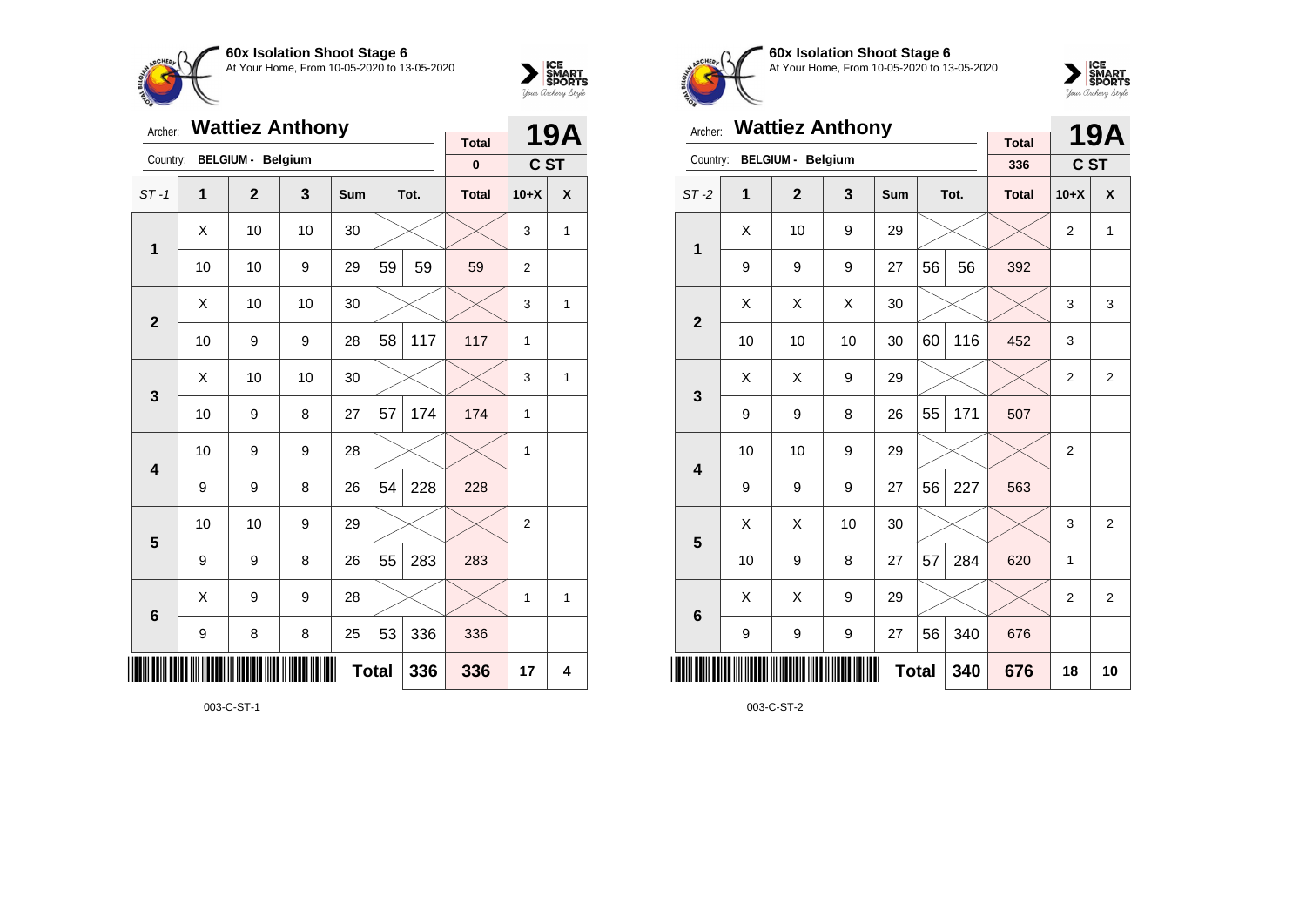## 60x Isolation Shoot Stage 6

At Your Home, From 10-05-2020 to 13-05-2020

Archer: **Wattiez Anthony** — **19A**

Country: **BELGIUM - Belgium** — **C ST**

| ST-1 | 1 | 2 | 3 | Sum | Tot. | | Total | 10+X | X |
|---|---|---|---|---|---|---|---|---|---|
| | | | | | | | 0 | | |
| 1 | X | 10 | 10 | 30 | | | | 3 | 1 |
| | 10 | 10 | 9 | 29 | 59 | 59 | 59 | 2 | |
| 2 | X | 10 | 10 | 30 | | | | 3 | 1 |
| | 10 | 9 | 9 | 28 | 58 | 117 | 117 | 1 | |
| 3 | X | 10 | 10 | 30 | | | | 3 | 1 |
| | 10 | 9 | 8 | 27 | 57 | 174 | 174 | 1 | |
| 4 | 10 | 9 | 9 | 28 | | | | 1 | |
| | 9 | 9 | 8 | 26 | 54 | 228 | 228 | | |
| 5 | 10 | 10 | 9 | 29 | | | | 2 | |
| | 9 | 9 | 8 | 26 | 55 | 283 | 283 | | |
| 6 | X | 9 | 9 | 28 | | | | 1 | 1 |
| | 9 | 8 | 8 | 25 | 53 | 336 | 336 | | |
| | | | | Total | | 336 | 336 | 17 | 4 |

003-C-ST-1

## 60x Isolation Shoot Stage 6

At Your Home, From 10-05-2020 to 13-05-2020

Archer: **Wattiez Anthony** — **19A**

Country: **BELGIUM - Belgium** — **C ST**

| ST-2 | 1 | 2 | 3 | Sum | Tot. | | Total | 10+X | X |
|---|---|---|---|---|---|---|---|---|---|
| | | | | | | | 336 | | |
| 1 | X | 10 | 9 | 29 | | | | 2 | 1 |
| | 9 | 9 | 9 | 27 | 56 | 56 | 392 | | |
| 2 | X | X | X | 30 | | | | 3 | 3 |
| | 10 | 10 | 10 | 30 | 60 | 116 | 452 | 3 | |
| 3 | X | X | 9 | 29 | | | | 2 | 2 |
| | 9 | 9 | 8 | 26 | 55 | 171 | 507 | | |
| 4 | 10 | 10 | 9 | 29 | | | | 2 | |
| | 9 | 9 | 9 | 27 | 56 | 227 | 563 | | |
| 5 | X | X | 10 | 30 | | | | 3 | 2 |
| | 10 | 9 | 8 | 27 | 57 | 284 | 620 | 1 | |
| 6 | X | X | 9 | 29 | | | | 2 | 2 |
| | 9 | 9 | 9 | 27 | 56 | 340 | 676 | | |
| | | | | Total | | 340 | 676 | 18 | 10 |

003-C-ST-2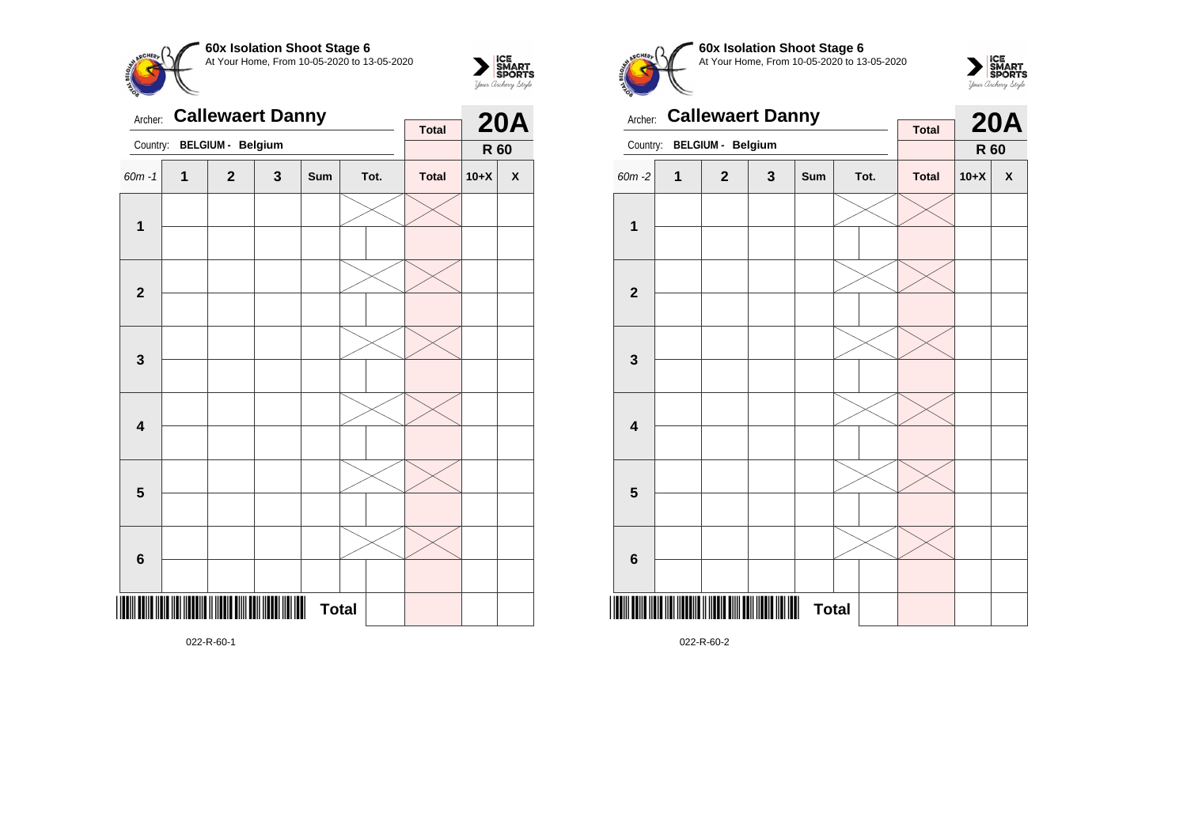**60x Isolation Shoot Stage 6**
At Your Home, From 10-05-2020 to 13-05-2020

Archer: **Callewaert Danny**
Country: **BELGIUM - Belgium**

**20A** | **R 60**

| 60m -1 | 1 | 2 | 3 | Sum | Tot. | | Total | 10+X | X |
|---|---|---|---|---|---|---|---|---|---|
| 1 | | | | | | | | | |
| | | | | | | | | | |
| 2 | | | | | | | | | |
| | | | | | | | | | |
| 3 | | | | | | | | | |
| | | | | | | | | | |
| 4 | | | | | | | | | |
| | | | | | | | | | |
| 5 | | | | | | | | | |
| | | | | | | | | | |
| 6 | | | | | | | | | |
| | | | | | | | | | |
| | | | | | **Total** | | | | |

022-R-60-1

**60x Isolation Shoot Stage 6**
At Your Home, From 10-05-2020 to 13-05-2020

Archer: **Callewaert Danny**
Country: **BELGIUM - Belgium**

**20A** | **R 60**

| 60m -2 | 1 | 2 | 3 | Sum | Tot. | | Total | 10+X | X |
|---|---|---|---|---|---|---|---|---|---|
| 1 | | | | | | | | | |
| | | | | | | | | | |
| 2 | | | | | | | | | |
| | | | | | | | | | |
| 3 | | | | | | | | | |
| | | | | | | | | | |
| 4 | | | | | | | | | |
| | | | | | | | | | |
| 5 | | | | | | | | | |
| | | | | | | | | | |
| 6 | | | | | | | | | |
| | | | | | | | | | |
| | | | | | **Total** | | | | |

022-R-60-2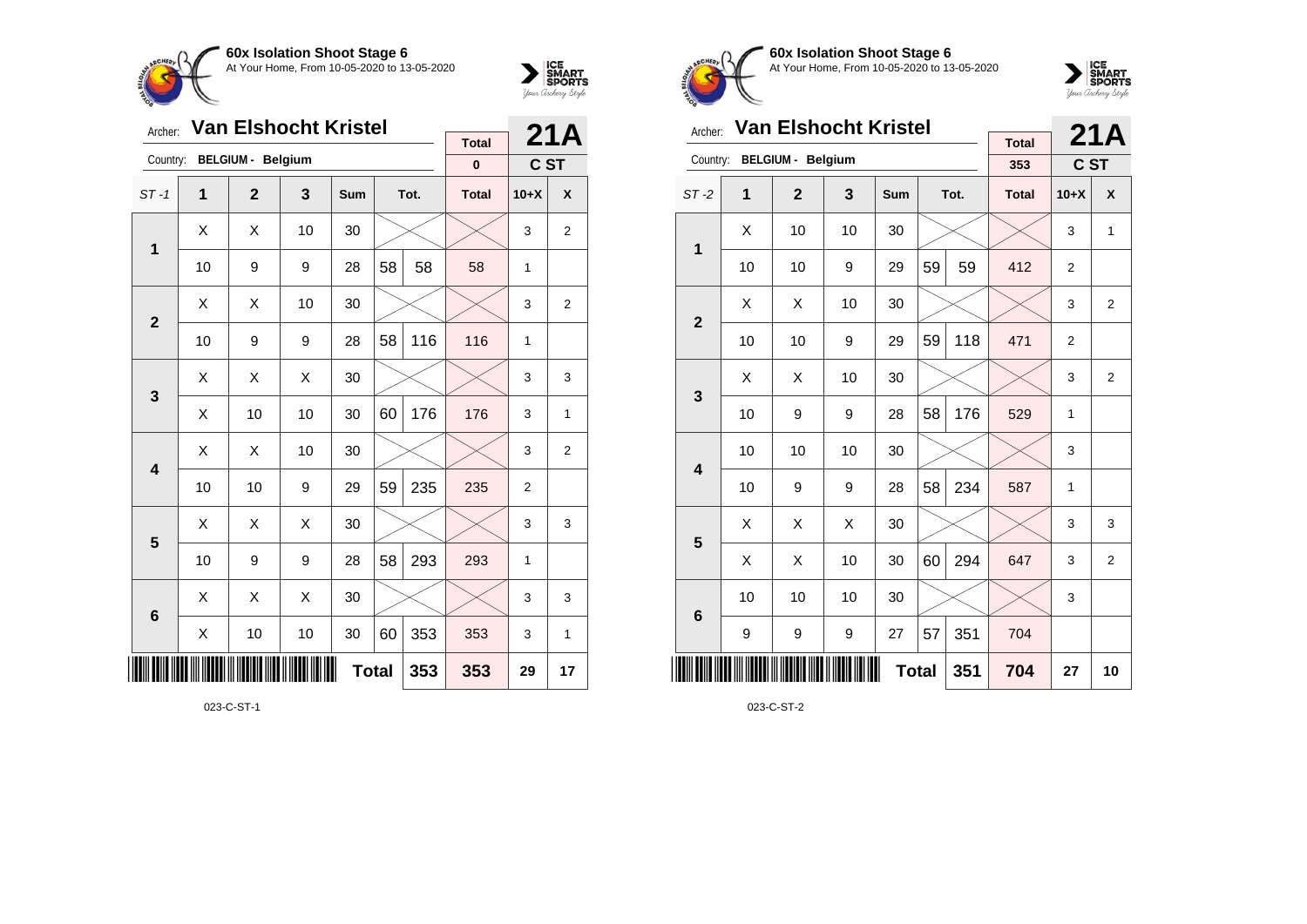**60x Isolation Shoot Stage 6**
At Your Home, From 10-05-2020 to 13-05-2020

Archer: **Van Elshocht Kristel** — **21A**
Country: **BELGIUM - Belgium** — Total: **0** — **C ST**

| ST -1 | 1 | 2 | 3 | Sum | Tot. | | Total | 10+X | X |
|---|---|---|---|---|---|---|---|---|---|
| 1 | X | X | 10 | 30 | | | | 3 | 2 |
| | 10 | 9 | 9 | 28 | 58 | 58 | 58 | 1 | |
| 2 | X | X | 10 | 30 | | | | 3 | 2 |
| | 10 | 9 | 9 | 28 | 58 | 116 | 116 | 1 | |
| 3 | X | X | X | 30 | | | | 3 | 3 |
| | X | 10 | 10 | 30 | 60 | 176 | 176 | 3 | 1 |
| 4 | X | X | 10 | 30 | | | | 3 | 2 |
| | 10 | 10 | 9 | 29 | 59 | 235 | 235 | 2 | |
| 5 | X | X | X | 30 | | | | 3 | 3 |
| | 10 | 9 | 9 | 28 | 58 | 293 | 293 | 1 | |
| 6 | X | X | X | 30 | | | | 3 | 3 |
| | X | 10 | 10 | 30 | 60 | 353 | 353 | 3 | 1 |
| | | | | | **Total** | **353** | **353** | **29** | **17** |

023-C-ST-1

**60x Isolation Shoot Stage 6**
At Your Home, From 10-05-2020 to 13-05-2020

Archer: **Van Elshocht Kristel** — **21A**
Country: **BELGIUM - Belgium** — Total: **353** — **C ST**

| ST -2 | 1 | 2 | 3 | Sum | Tot. | | Total | 10+X | X |
|---|---|---|---|---|---|---|---|---|---|
| 1 | X | 10 | 10 | 30 | | | | 3 | 1 |
| | 10 | 10 | 9 | 29 | 59 | 59 | 412 | 2 | |
| 2 | X | X | 10 | 30 | | | | 3 | 2 |
| | 10 | 10 | 9 | 29 | 59 | 118 | 471 | 2 | |
| 3 | X | X | 10 | 30 | | | | 3 | 2 |
| | 10 | 9 | 9 | 28 | 58 | 176 | 529 | 1 | |
| 4 | 10 | 10 | 10 | 30 | | | | 3 | |
| | 10 | 9 | 9 | 28 | 58 | 234 | 587 | 1 | |
| 5 | X | X | X | 30 | | | | 3 | 3 |
| | X | X | 10 | 30 | 60 | 294 | 647 | 3 | 2 |
| 6 | 10 | 10 | 10 | 30 | | | | 3 | |
| | 9 | 9 | 9 | 27 | 57 | 351 | 704 | | |
| | | | | | **Total** | **351** | **704** | **27** | **10** |

023-C-ST-2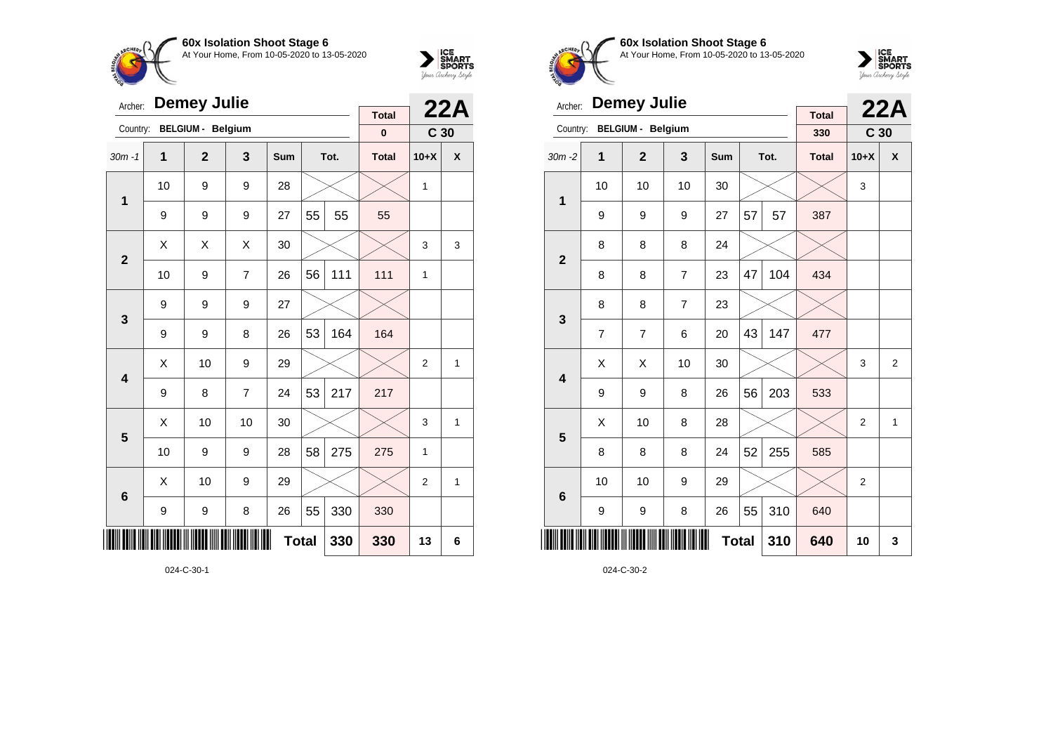## 60x Isolation Shoot Stage 6

At Your Home, From 10-05-2020 to 13-05-2020

Archer: **Demey Julie** — **22A**

Country: **BELGIUM - Belgium** — **C 30**

| 30m -1 | 1 | 2 | 3 | Sum | Tot. | | Total | 10+X | X |
|---|---|---|---|---|---|---|---|---|---|
| | | | | | | | Total: 0 | | |
| 1 | 10 | 9 | 9 | 28 | | | | 1 | |
| | 9 | 9 | 9 | 27 | 55 | 55 | 55 | | |
| 2 | X | X | X | 30 | | | | 3 | 3 |
| | 10 | 9 | 7 | 26 | 56 | 111 | 111 | 1 | |
| 3 | 9 | 9 | 9 | 27 | | | | | |
| | 9 | 9 | 8 | 26 | 53 | 164 | 164 | | |
| 4 | X | 10 | 9 | 29 | | | | 2 | 1 |
| | 9 | 8 | 7 | 24 | 53 | 217 | 217 | | |
| 5 | X | 10 | 10 | 30 | | | | 3 | 1 |
| | 10 | 9 | 9 | 28 | 58 | 275 | 275 | 1 | |
| 6 | X | 10 | 9 | 29 | | | | 2 | 1 |
| | 9 | 9 | 8 | 26 | 55 | 330 | 330 | | |
| | | | | | Total | 330 | 330 | 13 | 6 |

024-C-30-1

## 60x Isolation Shoot Stage 6

At Your Home, From 10-05-2020 to 13-05-2020

Archer: **Demey Julie** — **22A**

Country: **BELGIUM - Belgium** — **C 30**

| 30m -2 | 1 | 2 | 3 | Sum | Tot. | | Total | 10+X | X |
|---|---|---|---|---|---|---|---|---|---|
| | | | | | | | Total: 330 | | |
| 1 | 10 | 10 | 10 | 30 | | | | 3 | |
| | 9 | 9 | 9 | 27 | 57 | 57 | 387 | | |
| 2 | 8 | 8 | 8 | 24 | | | | | |
| | 8 | 8 | 7 | 23 | 47 | 104 | 434 | | |
| 3 | 8 | 8 | 7 | 23 | | | | | |
| | 7 | 7 | 6 | 20 | 43 | 147 | 477 | | |
| 4 | X | X | 10 | 30 | | | | 3 | 2 |
| | 9 | 9 | 8 | 26 | 56 | 203 | 533 | | |
| 5 | X | 10 | 8 | 28 | | | | 2 | 1 |
| | 8 | 8 | 8 | 24 | 52 | 255 | 585 | | |
| 6 | 10 | 10 | 9 | 29 | | | | 2 | |
| | 9 | 9 | 8 | 26 | 55 | 310 | 640 | | |
| | | | | | Total | 310 | 640 | 10 | 3 |

024-C-30-2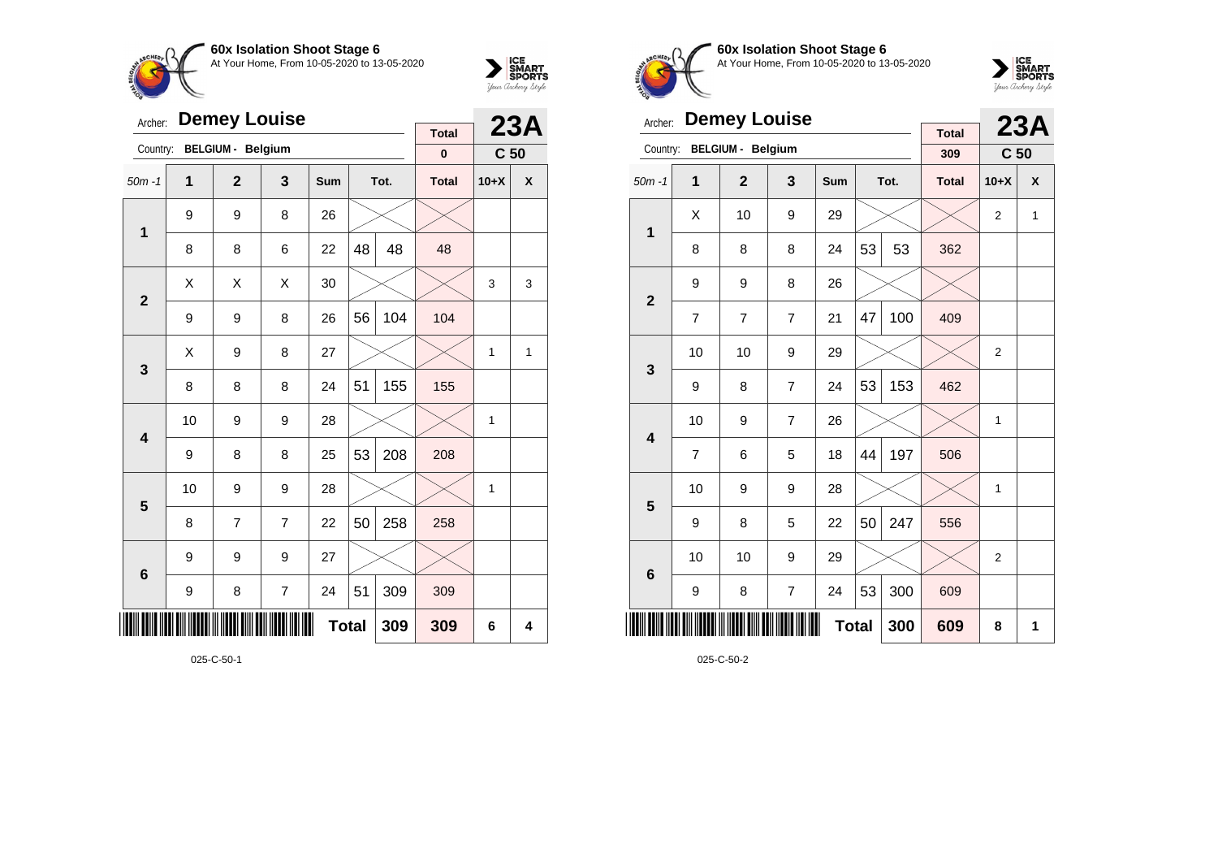**60x Isolation Shoot Stage 6**
At Your Home, From 10-05-2020 to 13-05-2020

Archer: **Demey Louise** — **23A**
Country: **BELGIUM - Belgium** — Total: 0 — C 50

| 50m -1 | 1 | 2 | 3 | Sum | Tot. | | Total | 10+X | X |
|---|---|---|---|---|---|---|---|---|---|
| 1 | 9 | 9 | 8 | 26 | | | | | |
| | 8 | 8 | 6 | 22 | 48 | 48 | 48 | | |
| 2 | X | X | X | 30 | | | | 3 | 3 |
| | 9 | 9 | 8 | 26 | 56 | 104 | 104 | | |
| 3 | X | 9 | 8 | 27 | | | | 1 | 1 |
| | 8 | 8 | 8 | 24 | 51 | 155 | 155 | | |
| 4 | 10 | 9 | 9 | 28 | | | | 1 | |
| | 9 | 8 | 8 | 25 | 53 | 208 | 208 | | |
| 5 | 10 | 9 | 9 | 28 | | | | 1 | |
| | 8 | 7 | 7 | 22 | 50 | 258 | 258 | | |
| 6 | 9 | 9 | 9 | 27 | | | | | |
| | 9 | 8 | 7 | 24 | 51 | 309 | 309 | | |
| | | | | | Total | 309 | 309 | 6 | 4 |

025-C-50-1

**60x Isolation Shoot Stage 6**
At Your Home, From 10-05-2020 to 13-05-2020

Archer: **Demey Louise** — **23A**
Country: **BELGIUM - Belgium** — Total: 309 — C 50

| 50m -1 | 1 | 2 | 3 | Sum | Tot. | | Total | 10+X | X |
|---|---|---|---|---|---|---|---|---|---|
| 1 | X | 10 | 9 | 29 | | | | 2 | 1 |
| | 8 | 8 | 8 | 24 | 53 | 53 | 362 | | |
| 2 | 9 | 9 | 8 | 26 | | | | | |
| | 7 | 7 | 7 | 21 | 47 | 100 | 409 | | |
| 3 | 10 | 10 | 9 | 29 | | | | 2 | |
| | 9 | 8 | 7 | 24 | 53 | 153 | 462 | | |
| 4 | 10 | 9 | 7 | 26 | | | | 1 | |
| | 7 | 6 | 5 | 18 | 44 | 197 | 506 | | |
| 5 | 10 | 9 | 9 | 28 | | | | 1 | |
| | 9 | 8 | 5 | 22 | 50 | 247 | 556 | | |
| 6 | 10 | 10 | 9 | 29 | | | | 2 | |
| | 9 | 8 | 7 | 24 | 53 | 300 | 609 | | |
| | | | | | Total | 300 | 609 | 8 | 1 |

025-C-50-2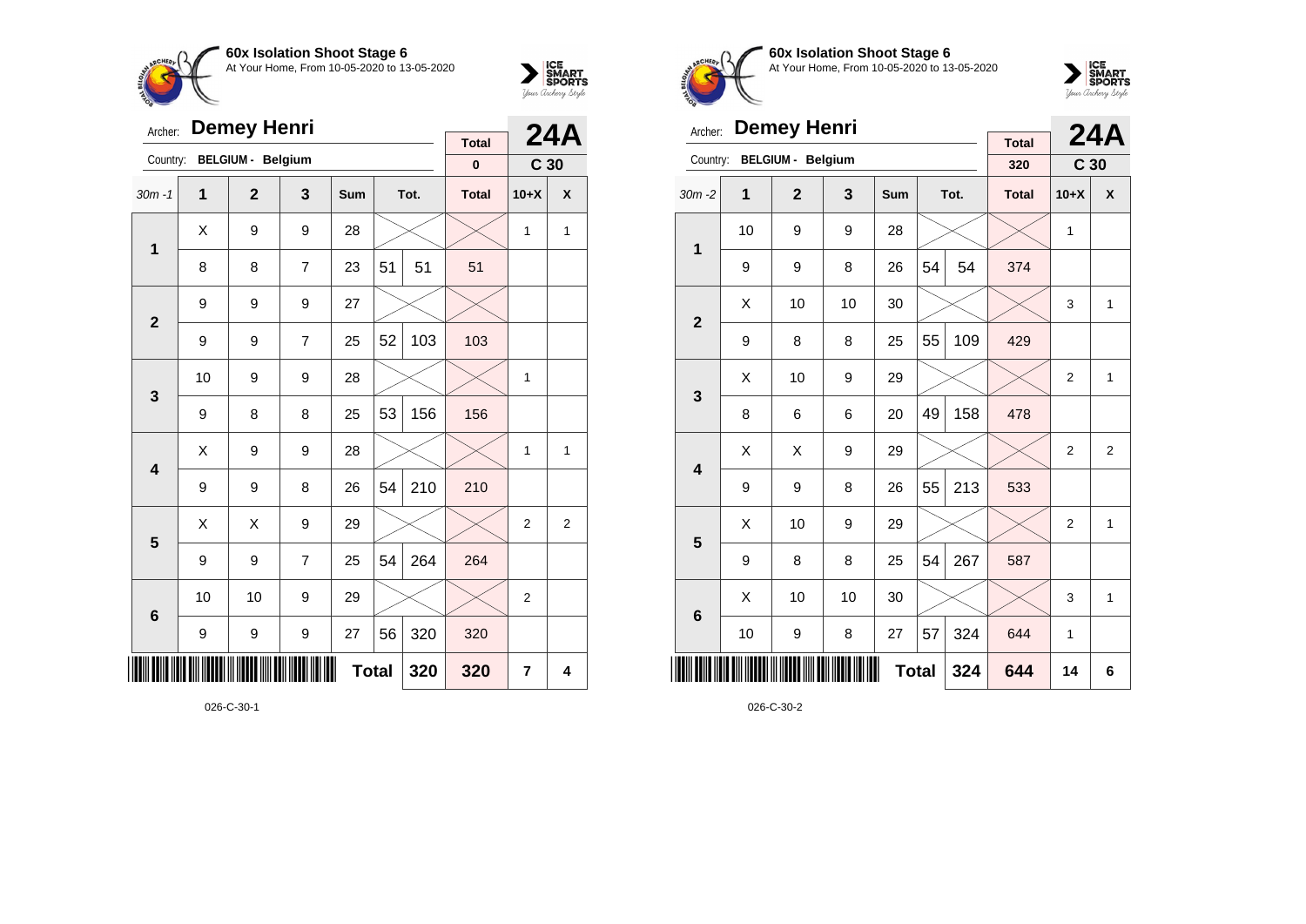## 60x Isolation Shoot Stage 6

At Your Home, From 10-05-2020 to 13-05-2020

Archer: **Demey Henri**

Country: **BELGIUM - Belgium**

**24A** — C 30

| 30m -1 | 1 | 2 | 3 | Sum | Tot. | | Total | 10+X | X |
|---|---|---|---|---|---|---|---|---|---|
| | | | | | | | 0 | | |
| 1 | X | 9 | 9 | 28 | | | | 1 | 1 |
| | 8 | 8 | 7 | 23 | 51 | 51 | 51 | | |
| 2 | 9 | 9 | 9 | 27 | | | | | |
| | 9 | 9 | 7 | 25 | 52 | 103 | 103 | | |
| 3 | 10 | 9 | 9 | 28 | | | | 1 | |
| | 9 | 8 | 8 | 25 | 53 | 156 | 156 | | |
| 4 | X | 9 | 9 | 28 | | | | 1 | 1 |
| | 9 | 9 | 8 | 26 | 54 | 210 | 210 | | |
| 5 | X | X | 9 | 29 | | | | 2 | 2 |
| | 9 | 9 | 7 | 25 | 54 | 264 | 264 | | |
| 6 | 10 | 10 | 9 | 29 | | | | 2 | |
| | 9 | 9 | 9 | 27 | 56 | 320 | 320 | | |
| | | | | | Total | 320 | 320 | 7 | 4 |

026-C-30-1

## 60x Isolation Shoot Stage 6

At Your Home, From 10-05-2020 to 13-05-2020

Archer: **Demey Henri**

Country: **BELGIUM - Belgium**

**24A** — C 30

| 30m -2 | 1 | 2 | 3 | Sum | Tot. | | Total | 10+X | X |
|---|---|---|---|---|---|---|---|---|---|
| | | | | | | | 320 | | |
| 1 | 10 | 9 | 9 | 28 | | | | 1 | |
| | 9 | 9 | 8 | 26 | 54 | 54 | 374 | | |
| 2 | X | 10 | 10 | 30 | | | | 3 | 1 |
| | 9 | 8 | 8 | 25 | 55 | 109 | 429 | | |
| 3 | X | 10 | 9 | 29 | | | | 2 | 1 |
| | 8 | 6 | 6 | 20 | 49 | 158 | 478 | | |
| 4 | X | X | 9 | 29 | | | | 2 | 2 |
| | 9 | 9 | 8 | 26 | 55 | 213 | 533 | | |
| 5 | X | 10 | 9 | 29 | | | | 2 | 1 |
| | 9 | 8 | 8 | 25 | 54 | 267 | 587 | | |
| 6 | X | 10 | 10 | 30 | | | | 3 | 1 |
| | 10 | 9 | 8 | 27 | 57 | 324 | 644 | 1 | |
| | | | | | Total | 324 | 644 | 14 | 6 |

026-C-30-2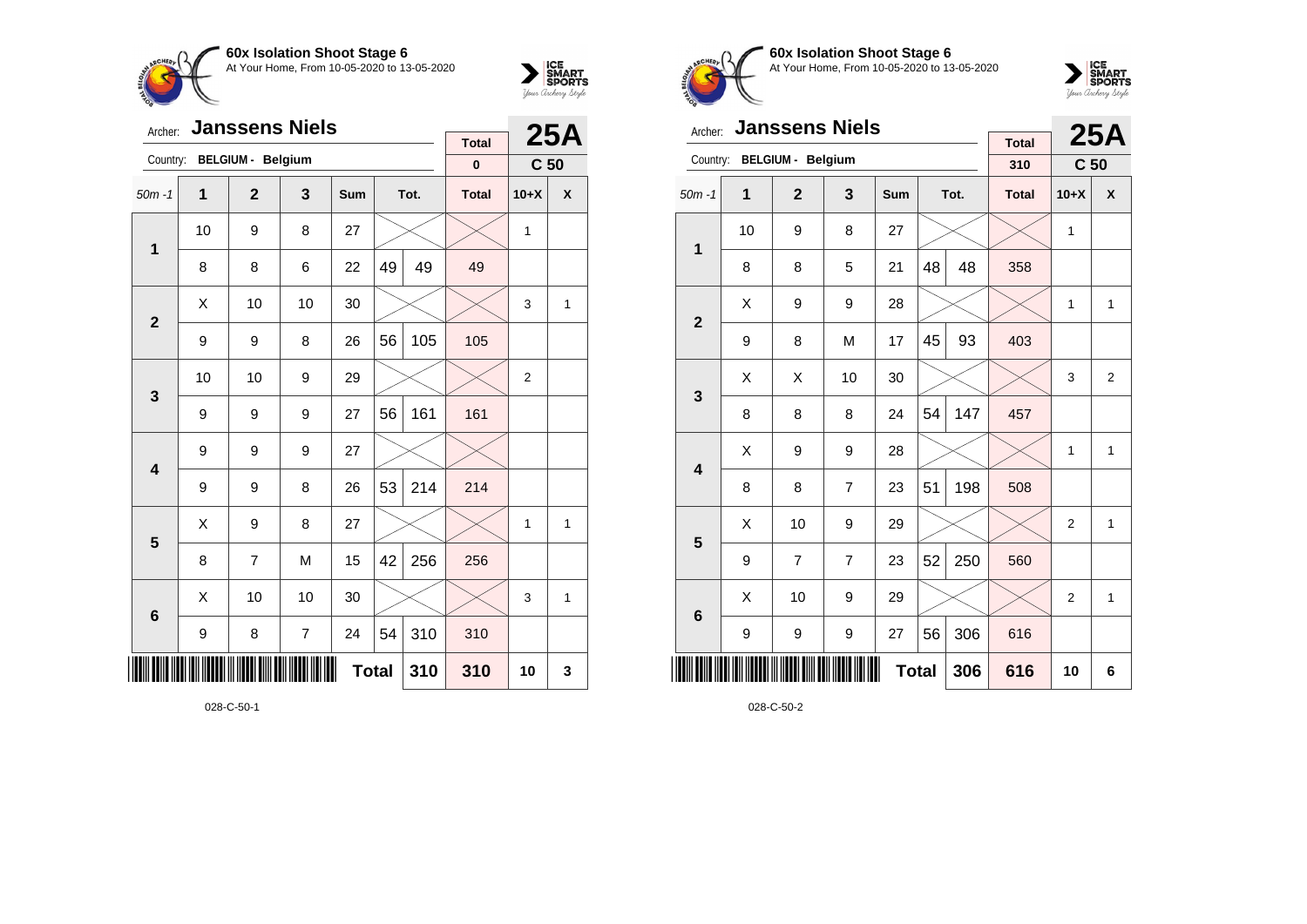## 60x Isolation Shoot Stage 6

At Your Home, From 10-05-2020 to 13-05-2020

Archer: **Janssens Niels** — **25A**

Country: **BELGIUM - Belgium** — Total: **0** — **C 50**

| 50m -1 | 1 | 2 | 3 | Sum | Tot. | | Total | 10+X | X |
|---|---|---|---|---|---|---|---|---|---|
| 1 | 10 | 9 | 8 | 27 | | | | 1 | |
| | 8 | 8 | 6 | 22 | 49 | 49 | 49 | | |
| 2 | X | 10 | 10 | 30 | | | | 3 | 1 |
| | 9 | 9 | 8 | 26 | 56 | 105 | 105 | | |
| 3 | 10 | 10 | 9 | 29 | | | | 2 | |
| | 9 | 9 | 9 | 27 | 56 | 161 | 161 | | |
| 4 | 9 | 9 | 9 | 27 | | | | | |
| | 9 | 9 | 8 | 26 | 53 | 214 | 214 | | |
| 5 | X | 9 | 8 | 27 | | | | 1 | 1 |
| | 8 | 7 | M | 15 | 42 | 256 | 256 | | |
| 6 | X | 10 | 10 | 30 | | | | 3 | 1 |
| | 9 | 8 | 7 | 24 | 54 | 310 | 310 | | |
| | | | | Total | | 310 | 310 | 10 | 3 |

028-C-50-1

## 60x Isolation Shoot Stage 6

At Your Home, From 10-05-2020 to 13-05-2020

Archer: **Janssens Niels** — **25A**

Country: **BELGIUM - Belgium** — Total: **310** — **C 50**

| 50m -1 | 1 | 2 | 3 | Sum | Tot. | | Total | 10+X | X |
|---|---|---|---|---|---|---|---|---|---|
| 1 | 10 | 9 | 8 | 27 | | | | 1 | |
| | 8 | 8 | 5 | 21 | 48 | 48 | 358 | | |
| 2 | X | 9 | 9 | 28 | | | | 1 | 1 |
| | 9 | 8 | M | 17 | 45 | 93 | 403 | | |
| 3 | X | X | 10 | 30 | | | | 3 | 2 |
| | 8 | 8 | 8 | 24 | 54 | 147 | 457 | | |
| 4 | X | 9 | 9 | 28 | | | | 1 | 1 |
| | 8 | 8 | 7 | 23 | 51 | 198 | 508 | | |
| 5 | X | 10 | 9 | 29 | | | | 2 | 1 |
| | 9 | 7 | 7 | 23 | 52 | 250 | 560 | | |
| 6 | X | 10 | 9 | 29 | | | | 2 | 1 |
| | 9 | 9 | 9 | 27 | 56 | 306 | 616 | | |
| | | | | Total | | 306 | 616 | 10 | 6 |

028-C-50-2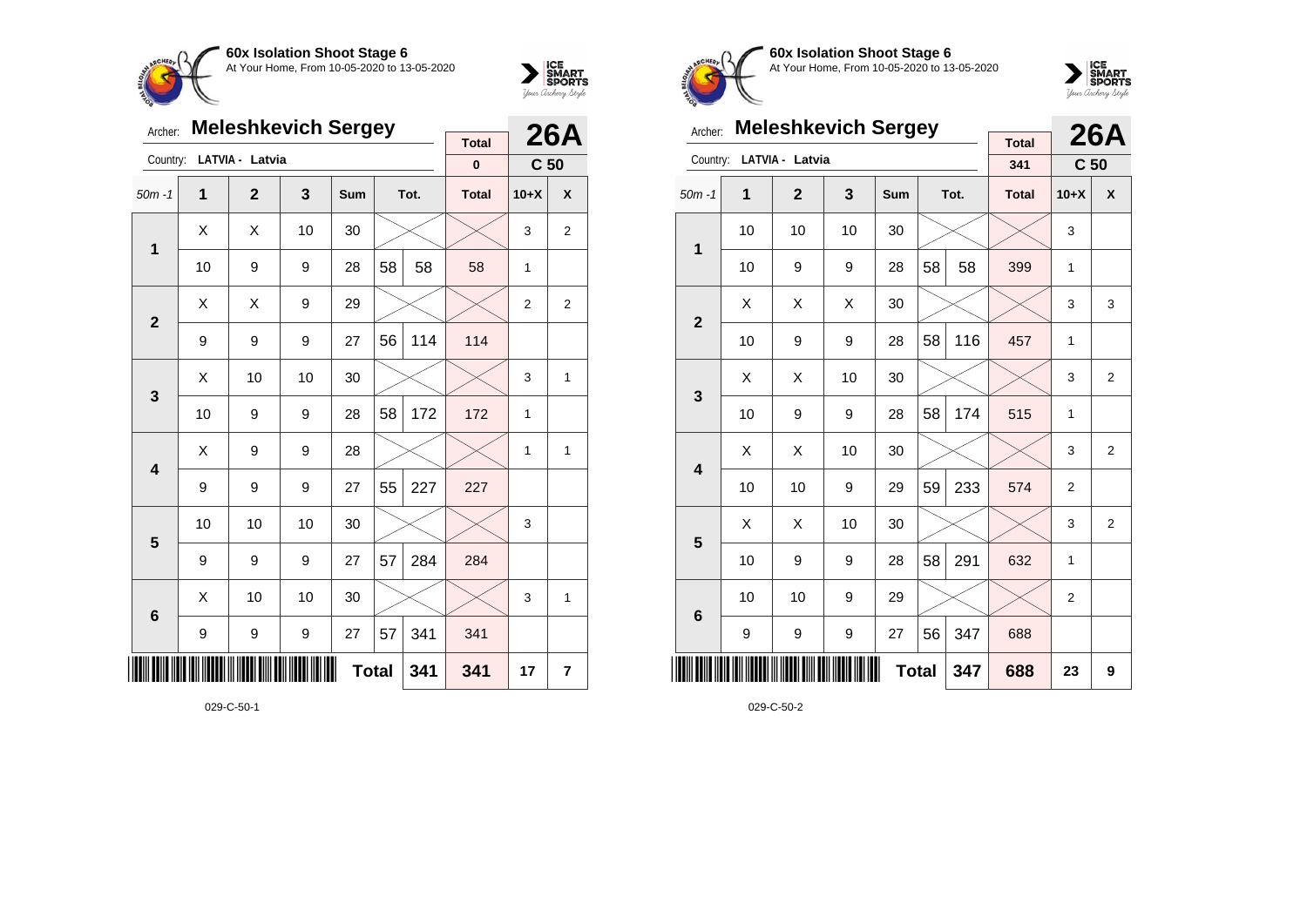**60x Isolation Shoot Stage 6**
At Your Home, From 10-05-2020 to 13-05-2020

Archer: **Meleshkevich Sergey** — **26A**
Country: LATVIA - Latvia — Total: 0 — C 50

| 50m -1 | 1 | 2 | 3 | Sum | | Tot. | Total | 10+X | X |
|---|---|---|---|---|---|---|---|---|---|
| 1 | X | X | 10 | 30 | | | | 3 | 2 |
| | 10 | 9 | 9 | 28 | 58 | 58 | 58 | 1 | |
| 2 | X | X | 9 | 29 | | | | 2 | 2 |
| | 9 | 9 | 9 | 27 | 56 | 114 | 114 | | |
| 3 | X | 10 | 10 | 30 | | | | 3 | 1 |
| | 10 | 9 | 9 | 28 | 58 | 172 | 172 | 1 | |
| 4 | X | 9 | 9 | 28 | | | | 1 | 1 |
| | 9 | 9 | 9 | 27 | 55 | 227 | 227 | | |
| 5 | 10 | 10 | 10 | 30 | | | | 3 | |
| | 9 | 9 | 9 | 27 | 57 | 284 | 284 | | |
| 6 | X | 10 | 10 | 30 | | | | 3 | 1 |
| | 9 | 9 | 9 | 27 | 57 | 341 | 341 | | |
| | | | | | Total | 341 | 341 | 17 | 7 |

029-C-50-1

**60x Isolation Shoot Stage 6**
At Your Home, From 10-05-2020 to 13-05-2020

Archer: **Meleshkevich Sergey** — **26A**
Country: LATVIA - Latvia — Total: 341 — C 50

| 50m -1 | 1 | 2 | 3 | Sum | | Tot. | Total | 10+X | X |
|---|---|---|---|---|---|---|---|---|---|
| 1 | 10 | 10 | 10 | 30 | | | | 3 | |
| | 10 | 9 | 9 | 28 | 58 | 58 | 399 | 1 | |
| 2 | X | X | X | 30 | | | | 3 | 3 |
| | 10 | 9 | 9 | 28 | 58 | 116 | 457 | 1 | |
| 3 | X | X | 10 | 30 | | | | 3 | 2 |
| | 10 | 9 | 9 | 28 | 58 | 174 | 515 | 1 | |
| 4 | X | X | 10 | 30 | | | | 3 | 2 |
| | 10 | 10 | 9 | 29 | 59 | 233 | 574 | 2 | |
| 5 | X | X | 10 | 30 | | | | 3 | 2 |
| | 10 | 9 | 9 | 28 | 58 | 291 | 632 | 1 | |
| 6 | 10 | 10 | 9 | 29 | | | | 2 | |
| | 9 | 9 | 9 | 27 | 56 | 347 | 688 | | |
| | | | | | Total | 347 | 688 | 23 | 9 |

029-C-50-2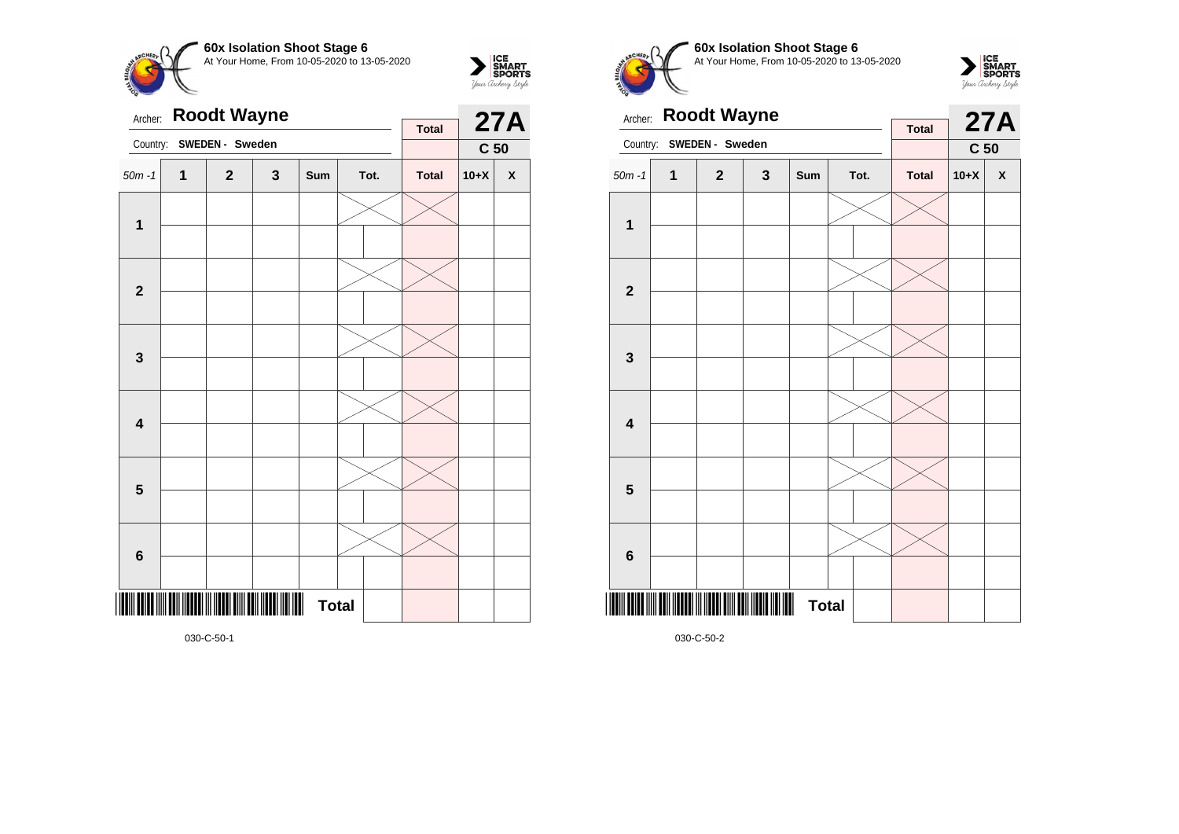**60x Isolation Shoot Stage 6**
At Your Home, From 10-05-2020 to 13-05-2020

Archer: **Roodt Wayne**

Country: **SWEDEN - Sweden**

| Total | 27A |
|---|---|
| | C 50 |

| 50m -1 | 1 | 2 | 3 | Sum | Tot. | | Total | 10+X | X |
|---|---|---|---|---|---|---|---|---|---|
| **1** | | | | | | | | | |
| | | | | | | | | | |
| **2** | | | | | | | | | |
| | | | | | | | | | |
| **3** | | | | | | | | | |
| | | | | | | | | | |
| **4** | | | | | | | | | |
| | | | | | | | | | |
| **5** | | | | | | | | | |
| | | | | | | | | | |
| **6** | | | | | | | | | |
| | | | | | | | | | |
| | | | | | **Total** | | | | |

030-C-50-1

**60x Isolation Shoot Stage 6**
At Your Home, From 10-05-2020 to 13-05-2020

Archer: **Roodt Wayne**

Country: **SWEDEN - Sweden**

| Total | 27A |
|---|---|
| | C 50 |

| 50m -1 | 1 | 2 | 3 | Sum | Tot. | | Total | 10+X | X |
|---|---|---|---|---|---|---|---|---|---|
| **1** | | | | | | | | | |
| | | | | | | | | | |
| **2** | | | | | | | | | |
| | | | | | | | | | |
| **3** | | | | | | | | | |
| | | | | | | | | | |
| **4** | | | | | | | | | |
| | | | | | | | | | |
| **5** | | | | | | | | | |
| | | | | | | | | | |
| **6** | | | | | | | | | |
| | | | | | | | | | |
| | | | | | **Total** | | | | |

030-C-50-2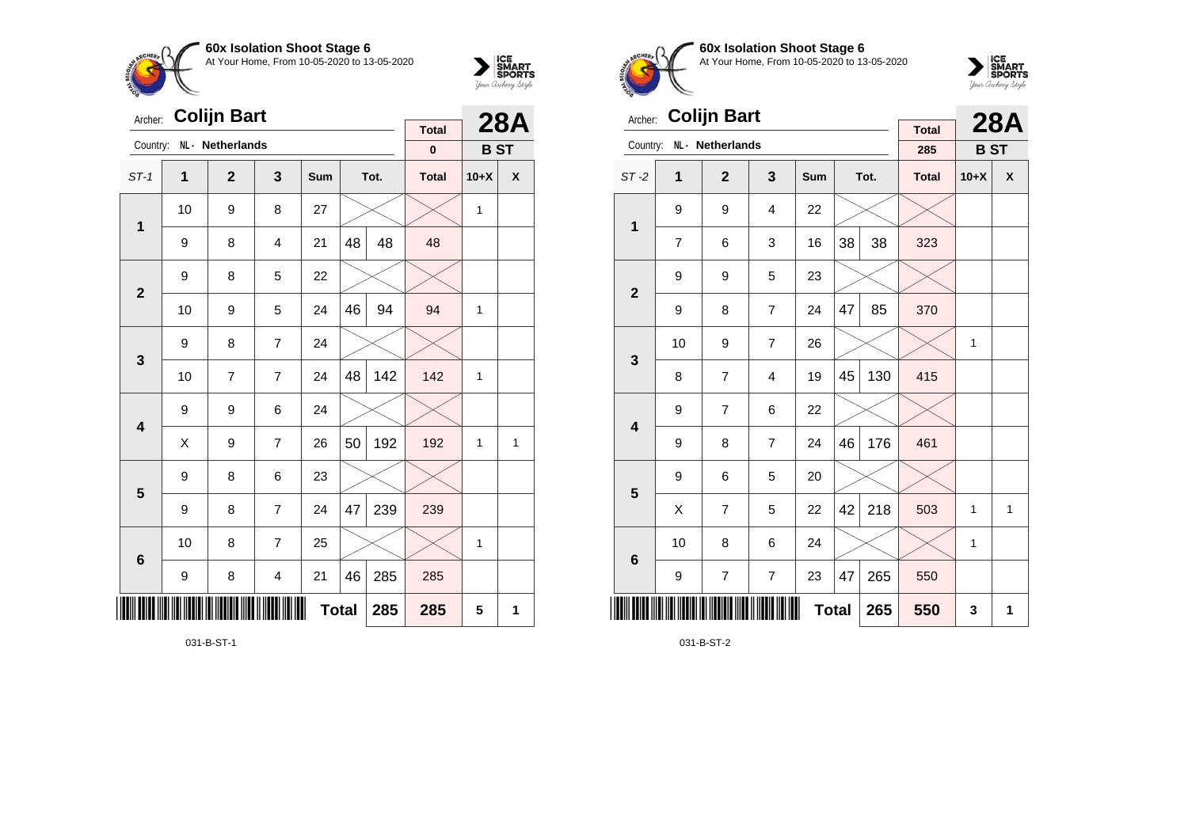**60x Isolation Shoot Stage 6**
At Your Home, From 10-05-2020 to 13-05-2020

Archer: **Colijn Bart** — **28A**
Country: NL - Netherlands — **B ST**
Total: 0

| ST-1 | 1 | 2 | 3 | Sum | Tot. | | Total | 10+X | X |
|---|---|---|---|---|---|---|---|---|---|
| 1 | 10 | 9 | 8 | 27 | | | | 1 | |
| | 9 | 8 | 4 | 21 | 48 | 48 | 48 | | |
| 2 | 9 | 8 | 5 | 22 | | | | | |
| | 10 | 9 | 5 | 24 | 46 | 94 | 94 | 1 | |
| 3 | 9 | 8 | 7 | 24 | | | | | |
| | 10 | 7 | 7 | 24 | 48 | 142 | 142 | 1 | |
| 4 | 9 | 9 | 6 | 24 | | | | | |
| | X | 9 | 7 | 26 | 50 | 192 | 192 | 1 | 1 |
| 5 | 9 | 8 | 6 | 23 | | | | | |
| | 9 | 8 | 7 | 24 | 47 | 239 | 239 | | |
| 6 | 10 | 8 | 7 | 25 | | | | 1 | |
| | 9 | 8 | 4 | 21 | 46 | 285 | 285 | | |
| | | | | **Total** | | 285 | 285 | 5 | 1 |

031-B-ST-1

**60x Isolation Shoot Stage 6**
At Your Home, From 10-05-2020 to 13-05-2020

Archer: **Colijn Bart** — **28A**
Country: NL - Netherlands — **B ST**
Total: 285

| ST-2 | 1 | 2 | 3 | Sum | Tot. | | Total | 10+X | X |
|---|---|---|---|---|---|---|---|---|---|
| 1 | 9 | 9 | 4 | 22 | | | | | |
| | 7 | 6 | 3 | 16 | 38 | 38 | 323 | | |
| 2 | 9 | 9 | 5 | 23 | | | | | |
| | 9 | 8 | 7 | 24 | 47 | 85 | 370 | | |
| 3 | 10 | 9 | 7 | 26 | | | | 1 | |
| | 8 | 7 | 4 | 19 | 45 | 130 | 415 | | |
| 4 | 9 | 7 | 6 | 22 | | | | | |
| | 9 | 8 | 7 | 24 | 46 | 176 | 461 | | |
| 5 | 9 | 6 | 5 | 20 | | | | | |
| | X | 7 | 5 | 22 | 42 | 218 | 503 | 1 | 1 |
| 6 | 10 | 8 | 6 | 24 | | | | 1 | |
| | 9 | 7 | 7 | 23 | 47 | 265 | 550 | | |
| | | | | **Total** | | 265 | 550 | 3 | 1 |

031-B-ST-2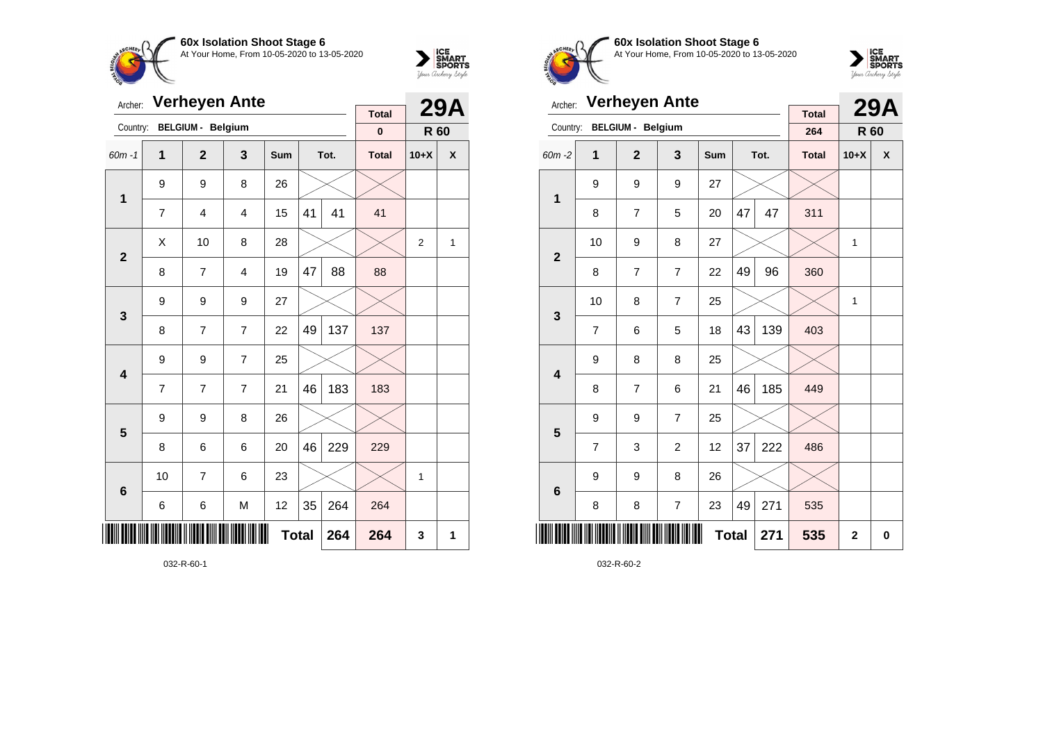## 60x Isolation Shoot Stage 6

At Your Home, From 10-05-2020 to 13-05-2020

Archer: **Verheyen Ante**

Country: **BELGIUM - Belgium**

**29A** — **R 60**

Total: 0

| 60m -1 | 1 | 2 | 3 | Sum | Tot. | | Total | 10+X | X |
|---|---|---|---|---|---|---|---|---|---|
| 1 | 9 | 9 | 8 | 26 | | | | | |
| | 7 | 4 | 4 | 15 | 41 | 41 | 41 | | |
| 2 | X | 10 | 8 | 28 | | | | 2 | 1 |
| | 8 | 7 | 4 | 19 | 47 | 88 | 88 | | |
| 3 | 9 | 9 | 9 | 27 | | | | | |
| | 8 | 7 | 7 | 22 | 49 | 137 | 137 | | |
| 4 | 9 | 9 | 7 | 25 | | | | | |
| | 7 | 7 | 7 | 21 | 46 | 183 | 183 | | |
| 5 | 9 | 9 | 8 | 26 | | | | | |
| | 8 | 6 | 6 | 20 | 46 | 229 | 229 | | |
| 6 | 10 | 7 | 6 | 23 | | | | 1 | |
| | 6 | 6 | M | 12 | 35 | 264 | 264 | | |
| | | | | | Total | 264 | 264 | 3 | 1 |

032-R-60-1

## 60x Isolation Shoot Stage 6

At Your Home, From 10-05-2020 to 13-05-2020

Archer: **Verheyen Ante**

Country: **BELGIUM - Belgium**

**29A** — **R 60**

Total: 264

| 60m -2 | 1 | 2 | 3 | Sum | Tot. | | Total | 10+X | X |
|---|---|---|---|---|---|---|---|---|---|
| 1 | 9 | 9 | 9 | 27 | | | | | |
| | 8 | 7 | 5 | 20 | 47 | 47 | 311 | | |
| 2 | 10 | 9 | 8 | 27 | | | | 1 | |
| | 8 | 7 | 7 | 22 | 49 | 96 | 360 | | |
| 3 | 10 | 8 | 7 | 25 | | | | 1 | |
| | 7 | 6 | 5 | 18 | 43 | 139 | 403 | | |
| 4 | 9 | 8 | 8 | 25 | | | | | |
| | 8 | 7 | 6 | 21 | 46 | 185 | 449 | | |
| 5 | 9 | 9 | 7 | 25 | | | | | |
| | 7 | 3 | 2 | 12 | 37 | 222 | 486 | | |
| 6 | 9 | 9 | 8 | 26 | | | | | |
| | 8 | 8 | 7 | 23 | 49 | 271 | 535 | | |
| | | | | | Total | 271 | 535 | 2 | 0 |

032-R-60-2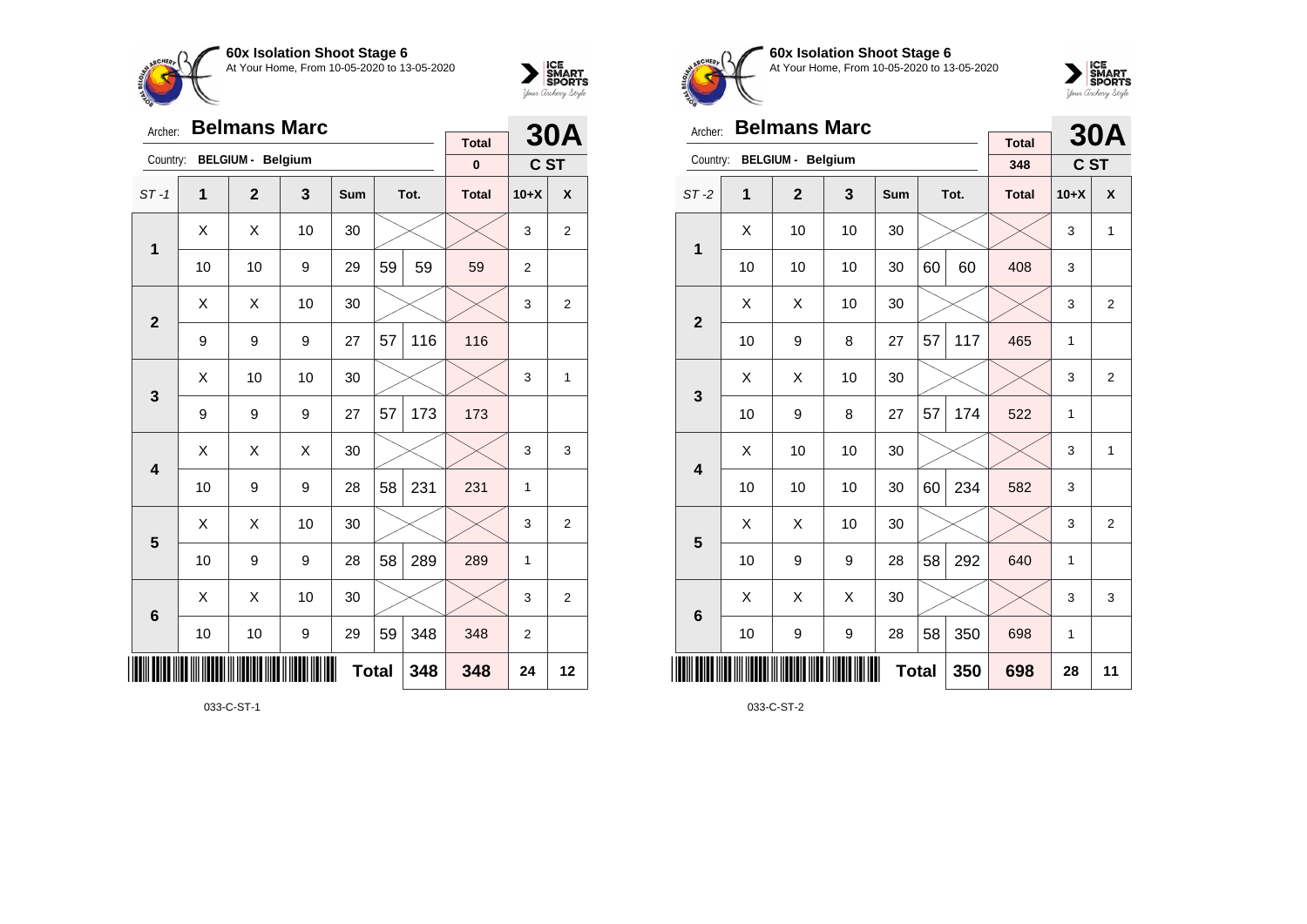**60x Isolation Shoot Stage 6**
At Your Home, From 10-05-2020 to 13-05-2020

Archer: **Belmans Marc**
Country: **BELGIUM - Belgium**

**30A** — **C ST**

| ST -1 | 1 | 2 | 3 | Sum | Tot. | | Total | 10+X | X |
|---|---|---|---|---|---|---|---|---|---|
| | | | | | | | 0 | | |
| **1** | X | X | 10 | 30 | | | | 3 | 2 |
| | 10 | 10 | 9 | 29 | 59 | 59 | 59 | 2 | |
| **2** | X | X | 10 | 30 | | | | 3 | 2 |
| | 9 | 9 | 9 | 27 | 57 | 116 | 116 | | |
| **3** | X | 10 | 10 | 30 | | | | 3 | 1 |
| | 9 | 9 | 9 | 27 | 57 | 173 | 173 | | |
| **4** | X | X | X | 30 | | | | 3 | 3 |
| | 10 | 9 | 9 | 28 | 58 | 231 | 231 | 1 | |
| **5** | X | X | 10 | 30 | | | | 3 | 2 |
| | 10 | 9 | 9 | 28 | 58 | 289 | 289 | 1 | |
| **6** | X | X | 10 | 30 | | | | 3 | 2 |
| | 10 | 10 | 9 | 29 | 59 | 348 | 348 | 2 | |
| | | | | **Total** | | 348 | 348 | 24 | 12 |

033-C-ST-1

**60x Isolation Shoot Stage 6**
At Your Home, From 10-05-2020 to 13-05-2020

Archer: **Belmans Marc**
Country: **BELGIUM - Belgium**

**30A** — **C ST**

| ST -2 | 1 | 2 | 3 | Sum | Tot. | | Total | 10+X | X |
|---|---|---|---|---|---|---|---|---|---|
| | | | | | | | 348 | | |
| **1** | X | 10 | 10 | 30 | | | | 3 | 1 |
| | 10 | 10 | 10 | 30 | 60 | 60 | 408 | 3 | |
| **2** | X | X | 10 | 30 | | | | 3 | 2 |
| | 10 | 9 | 8 | 27 | 57 | 117 | 465 | 1 | |
| **3** | X | X | 10 | 30 | | | | 3 | 2 |
| | 10 | 9 | 8 | 27 | 57 | 174 | 522 | 1 | |
| **4** | X | 10 | 10 | 30 | | | | 3 | 1 |
| | 10 | 10 | 10 | 30 | 60 | 234 | 582 | 3 | |
| **5** | X | X | 10 | 30 | | | | 3 | 2 |
| | 10 | 9 | 9 | 28 | 58 | 292 | 640 | 1 | |
| **6** | X | X | X | 30 | | | | 3 | 3 |
| | 10 | 9 | 9 | 28 | 58 | 350 | 698 | 1 | |
| | | | | **Total** | | 350 | 698 | 28 | 11 |

033-C-ST-2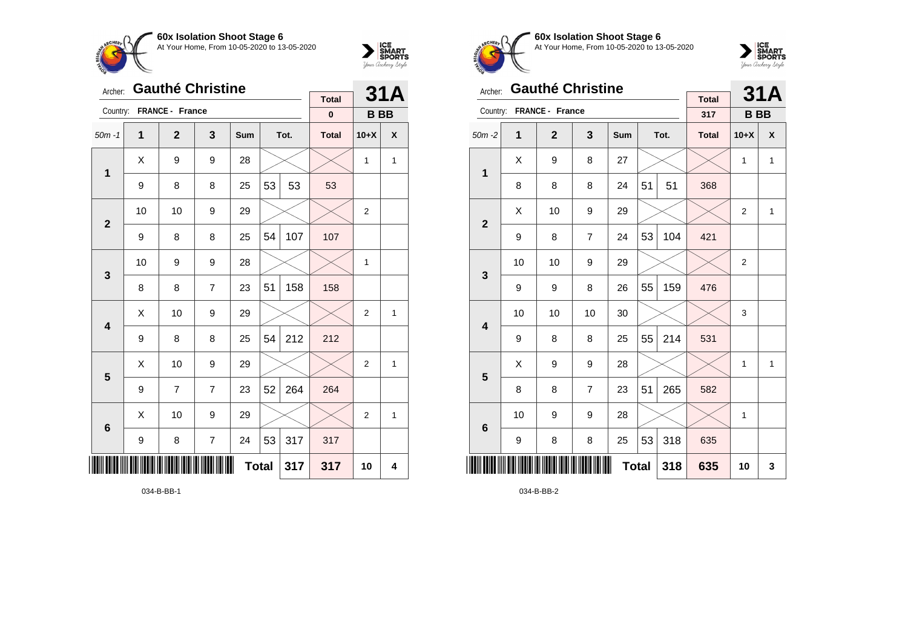**60x Isolation Shoot Stage 6**
At Your Home, From 10-05-2020 to 13-05-2020

Archer: **Gauthé Christine**
Country: **FRANCE - France**

| Total | 31A |
|---|---|
| 0 | B BB |

| 50m -1 | 1 | 2 | 3 | Sum | Tot. | | Total | 10+X | X |
|---|---|---|---|---|---|---|---|---|---|
| 1 | X | 9 | 9 | 28 | | | | 1 | 1 |
| | 9 | 8 | 8 | 25 | 53 | 53 | 53 | | |
| 2 | 10 | 10 | 9 | 29 | | | | 2 | |
| | 9 | 8 | 8 | 25 | 54 | 107 | 107 | | |
| 3 | 10 | 9 | 9 | 28 | | | | 1 | |
| | 8 | 8 | 7 | 23 | 51 | 158 | 158 | | |
| 4 | X | 10 | 9 | 29 | | | | 2 | 1 |
| | 9 | 8 | 8 | 25 | 54 | 212 | 212 | | |
| 5 | X | 10 | 9 | 29 | | | | 2 | 1 |
| | 9 | 7 | 7 | 23 | 52 | 264 | 264 | | |
| 6 | X | 10 | 9 | 29 | | | | 2 | 1 |
| | 9 | 8 | 7 | 24 | 53 | 317 | 317 | | |
| | | | | | Total | 317 | 317 | 10 | 4 |

034-B-BB-1

**60x Isolation Shoot Stage 6**
At Your Home, From 10-05-2020 to 13-05-2020

Archer: **Gauthé Christine**
Country: **FRANCE - France**

| Total | 31A |
|---|---|
| 317 | B BB |

| 50m -2 | 1 | 2 | 3 | Sum | Tot. | | Total | 10+X | X |
|---|---|---|---|---|---|---|---|---|---|
| 1 | X | 9 | 8 | 27 | | | | 1 | 1 |
| | 8 | 8 | 8 | 24 | 51 | 51 | 368 | | |
| 2 | X | 10 | 9 | 29 | | | | 2 | 1 |
| | 9 | 8 | 7 | 24 | 53 | 104 | 421 | | |
| 3 | 10 | 10 | 9 | 29 | | | | 2 | |
| | 9 | 9 | 8 | 26 | 55 | 159 | 476 | | |
| 4 | 10 | 10 | 10 | 30 | | | | 3 | |
| | 9 | 8 | 8 | 25 | 55 | 214 | 531 | | |
| 5 | X | 9 | 9 | 28 | | | | 1 | 1 |
| | 8 | 8 | 7 | 23 | 51 | 265 | 582 | | |
| 6 | 10 | 9 | 9 | 28 | | | | 1 | |
| | 9 | 8 | 8 | 25 | 53 | 318 | 635 | | |
| | | | | | Total | 318 | 635 | 10 | 3 |

034-B-BB-2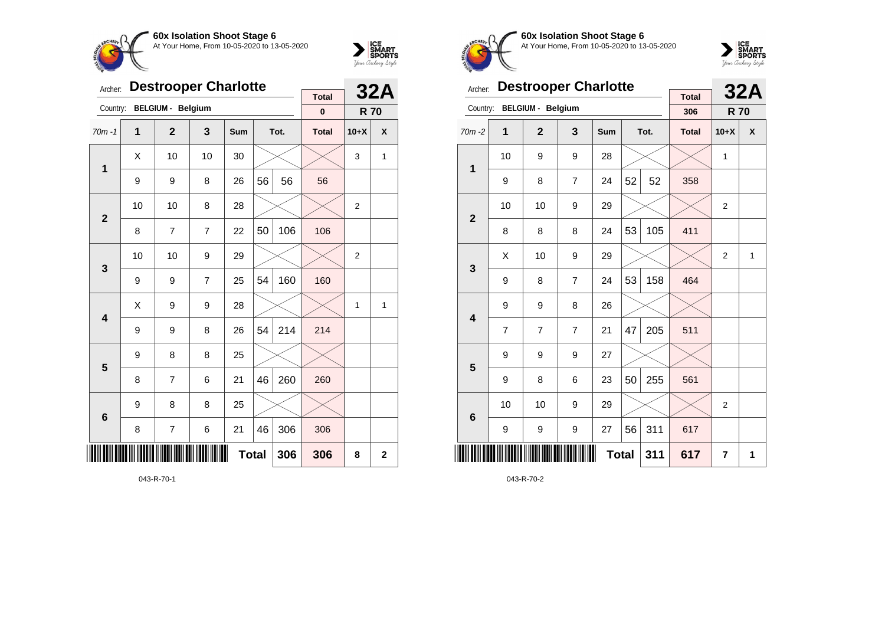**60x Isolation Shoot Stage 6**
At Your Home, From 10-05-2020 to 13-05-2020

Archer: **Destrooper Charlotte**
Country: **BELGIUM - Belgium**

| Total | 32A |
|---|---|
| 0 | R 70 |

| 70m -1 | 1 | 2 | 3 | Sum | Tot. | | Total | 10+X | X |
|---|---|---|---|---|---|---|---|---|---|
| 1 | X | 10 | 10 | 30 | | | | 3 | 1 |
| | 9 | 9 | 8 | 26 | 56 | 56 | 56 | | |
| 2 | 10 | 10 | 8 | 28 | | | | 2 | |
| | 8 | 7 | 7 | 22 | 50 | 106 | 106 | | |
| 3 | 10 | 10 | 9 | 29 | | | | 2 | |
| | 9 | 9 | 7 | 25 | 54 | 160 | 160 | | |
| 4 | X | 9 | 9 | 28 | | | | 1 | 1 |
| | 9 | 9 | 8 | 26 | 54 | 214 | 214 | | |
| 5 | 9 | 8 | 8 | 25 | | | | | |
| | 8 | 7 | 6 | 21 | 46 | 260 | 260 | | |
| 6 | 9 | 8 | 8 | 25 | | | | | |
| | 8 | 7 | 6 | 21 | 46 | 306 | 306 | | |
| | | | | **Total** | | 306 | 306 | 8 | 2 |

043-R-70-1

**60x Isolation Shoot Stage 6**
At Your Home, From 10-05-2020 to 13-05-2020

Archer: **Destrooper Charlotte**
Country: **BELGIUM - Belgium**

| Total | 32A |
|---|---|
| 306 | R 70 |

| 70m -2 | 1 | 2 | 3 | Sum | Tot. | | Total | 10+X | X |
|---|---|---|---|---|---|---|---|---|---|
| 1 | 10 | 9 | 9 | 28 | | | | 1 | |
| | 9 | 8 | 7 | 24 | 52 | 52 | 358 | | |
| 2 | 10 | 10 | 9 | 29 | | | | 2 | |
| | 8 | 8 | 8 | 24 | 53 | 105 | 411 | | |
| 3 | X | 10 | 9 | 29 | | | | 2 | 1 |
| | 9 | 8 | 7 | 24 | 53 | 158 | 464 | | |
| 4 | 9 | 9 | 8 | 26 | | | | | |
| | 7 | 7 | 7 | 21 | 47 | 205 | 511 | | |
| 5 | 9 | 9 | 9 | 27 | | | | | |
| | 9 | 8 | 6 | 23 | 50 | 255 | 561 | | |
| 6 | 10 | 10 | 9 | 29 | | | | 2 | |
| | 9 | 9 | 9 | 27 | 56 | 311 | 617 | | |
| | | | | **Total** | | 311 | 617 | 7 | 1 |

043-R-70-2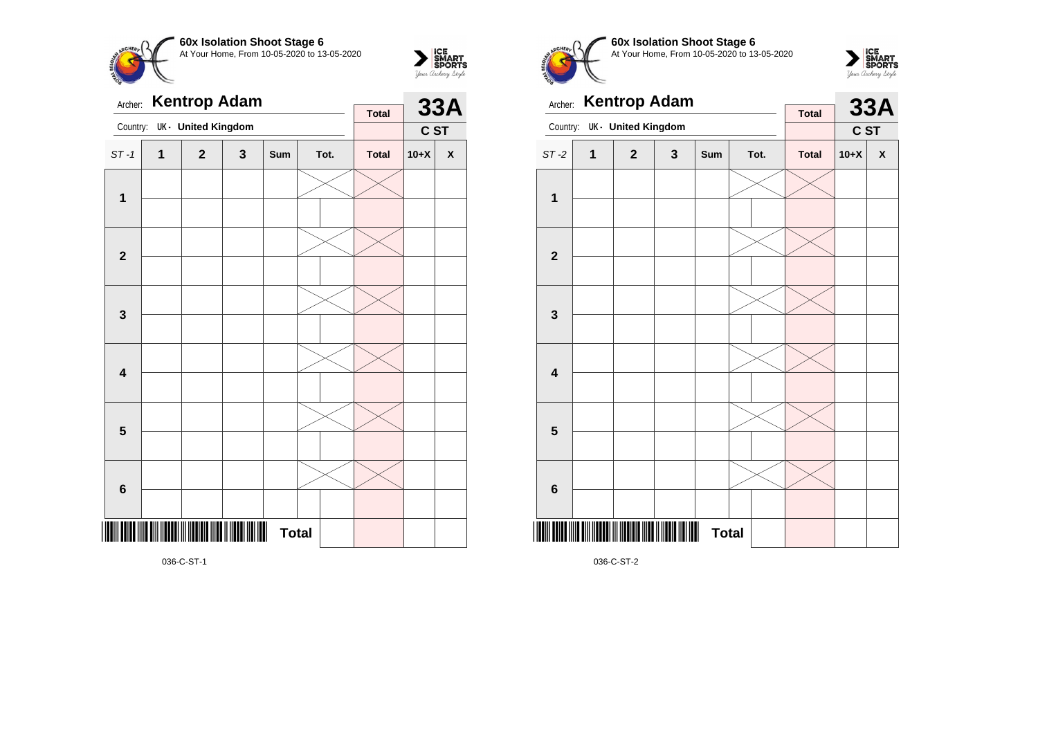**60x Isolation Shoot Stage 6**
At Your Home, From 10-05-2020 to 13-05-2020

Archer: **Kentrop Adam**
Country: UK - United Kingdom

| Total | 33A |
|---|---|
| | C ST |

| ST -1 | 1 | 2 | 3 | Sum | Tot. | | Total | 10+X | X |
|---|---|---|---|---|---|---|---|---|---|
| 1 | | | | | | | | | |
| | | | | | | | | | |
| 2 | | | | | | | | | |
| | | | | | | | | | |
| 3 | | | | | | | | | |
| | | | | | | | | | |
| 4 | | | | | | | | | |
| | | | | | | | | | |
| 5 | | | | | | | | | |
| | | | | | | | | | |
| 6 | | | | | | | | | |
| | | | | | | | | | |
| | | | | | **Total** | | | | |

036-C-ST-1

**60x Isolation Shoot Stage 6**
At Your Home, From 10-05-2020 to 13-05-2020

Archer: **Kentrop Adam**
Country: UK - United Kingdom

| Total | 33A |
|---|---|
| | C ST |

| ST -2 | 1 | 2 | 3 | Sum | Tot. | | Total | 10+X | X |
|---|---|---|---|---|---|---|---|---|---|
| 1 | | | | | | | | | |
| | | | | | | | | | |
| 2 | | | | | | | | | |
| | | | | | | | | | |
| 3 | | | | | | | | | |
| | | | | | | | | | |
| 4 | | | | | | | | | |
| | | | | | | | | | |
| 5 | | | | | | | | | |
| | | | | | | | | | |
| 6 | | | | | | | | | |
| | | | | | | | | | |
| | | | | | **Total** | | | | |

036-C-ST-2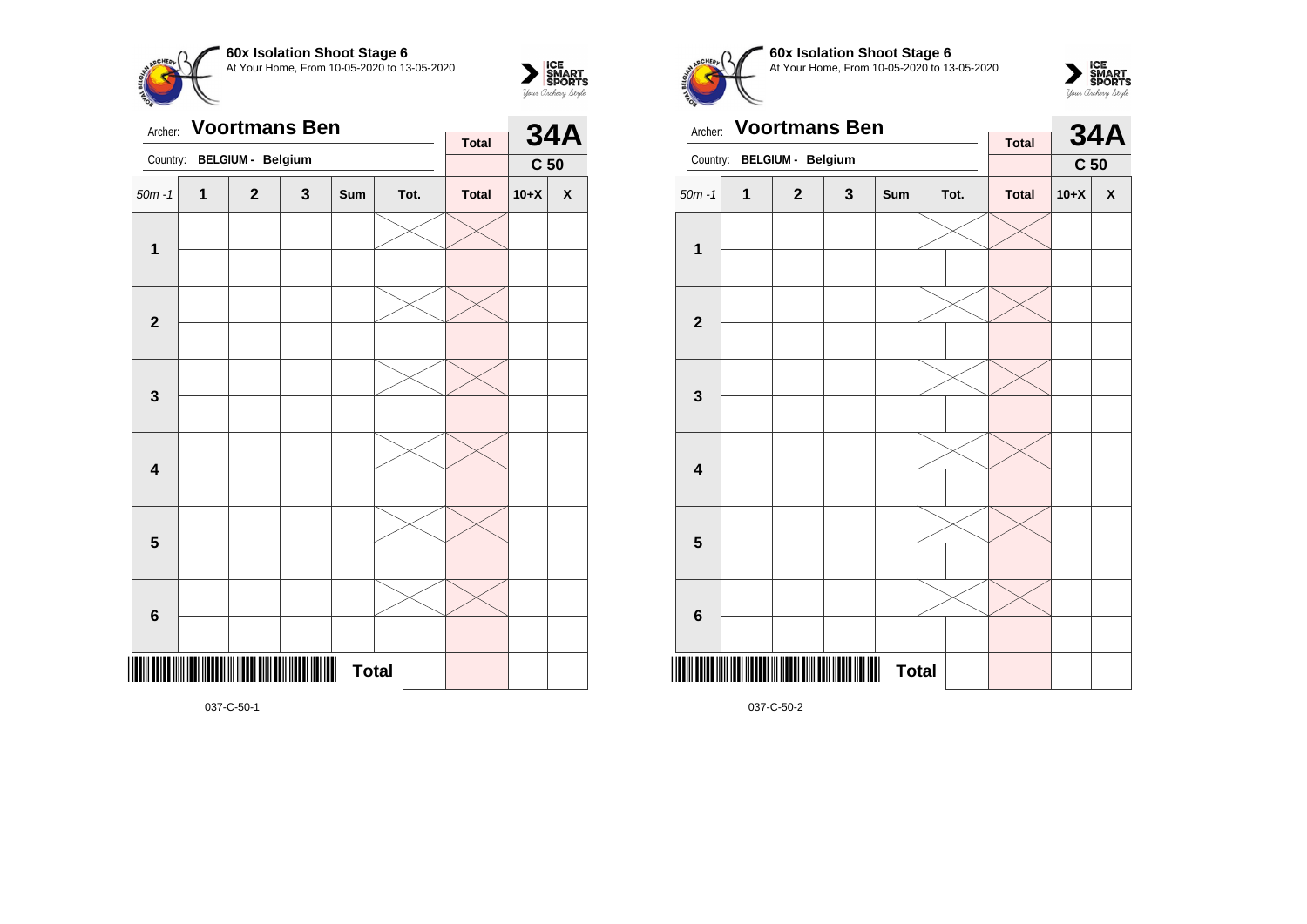**60x Isolation Shoot Stage 6**
At Your Home, From 10-05-2020 to 13-05-2020

Archer: **Voortmans Ben**
Country: **BELGIUM - Belgium**

| **Total** | **34A** |
|---|---|
| | **C 50** |

| 50m -1 | 1 | 2 | 3 | Sum | Tot. | | Total | 10+X | X |
|---|---|---|---|---|---|---|---|---|---|
| **1** | | | | | | | | | |
| | | | | | | | | | |
| **2** | | | | | | | | | |
| | | | | | | | | | |
| **3** | | | | | | | | | |
| | | | | | | | | | |
| **4** | | | | | | | | | |
| | | | | | | | | | |
| **5** | | | | | | | | | |
| | | | | | | | | | |
| **6** | | | | | | | | | |
| | | | | | | | | | |
| | | | | | **Total** | | | | |

037-C-50-1

**60x Isolation Shoot Stage 6**
At Your Home, From 10-05-2020 to 13-05-2020

Archer: **Voortmans Ben**
Country: **BELGIUM - Belgium**

| **Total** | **34A** |
|---|---|
| | **C 50** |

| 50m -1 | 1 | 2 | 3 | Sum | Tot. | | Total | 10+X | X |
|---|---|---|---|---|---|---|---|---|---|
| **1** | | | | | | | | | |
| | | | | | | | | | |
| **2** | | | | | | | | | |
| | | | | | | | | | |
| **3** | | | | | | | | | |
| | | | | | | | | | |
| **4** | | | | | | | | | |
| | | | | | | | | | |
| **5** | | | | | | | | | |
| | | | | | | | | | |
| **6** | | | | | | | | | |
| | | | | | | | | | |
| | | | | | **Total** | | | | |

037-C-50-2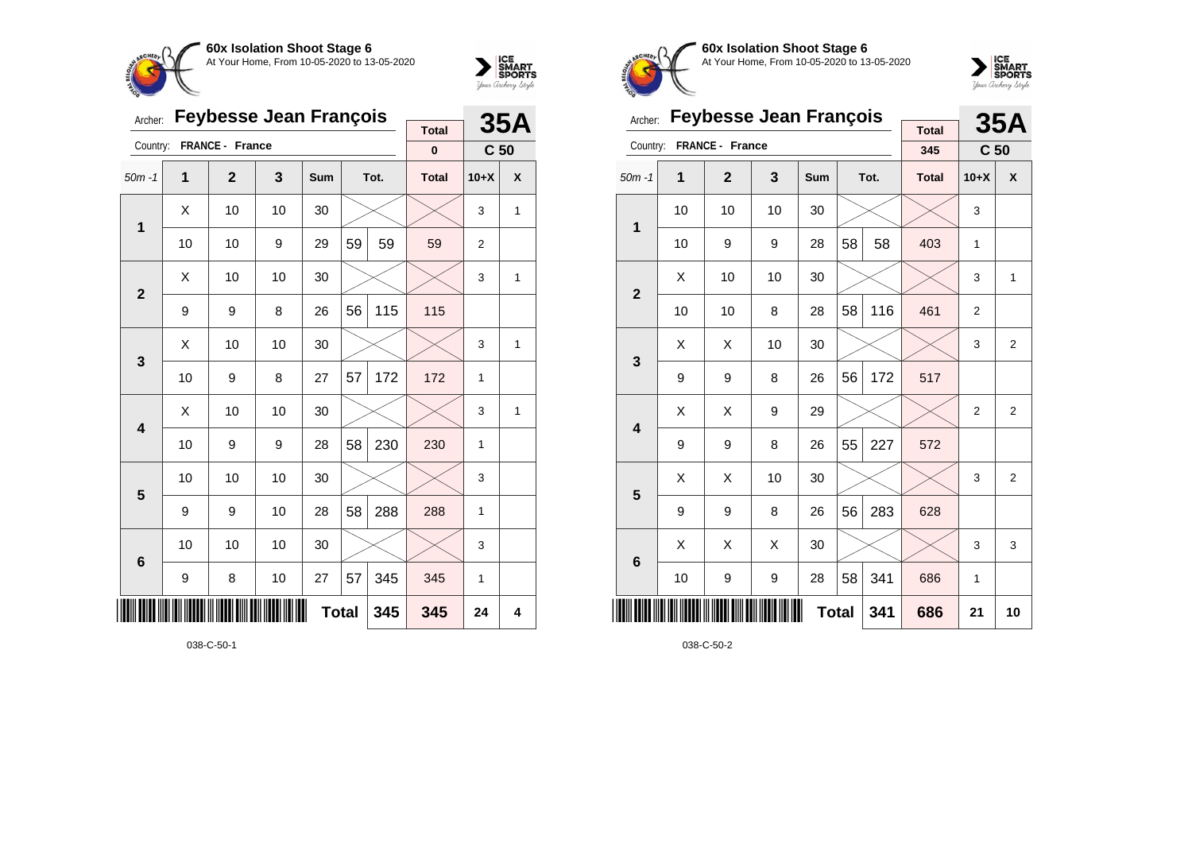## 60x Isolation Shoot Stage 6

At Your Home, From 10-05-2020 to 13-05-2020

Archer: **Feybesse Jean François**

Country: **FRANCE - France**

**35A** — **C 50**

| 50m -1 | 1 | 2 | 3 | Sum | Tot. | | Total | 10+X | X |
|---|---|---|---|---|---|---|---|---|---|
| | | | | | | | **Total** 0 | | |
| 1 | X | 10 | 10 | 30 | | | | 3 | 1 |
| | 10 | 10 | 9 | 29 | 59 | 59 | 59 | 2 | |
| 2 | X | 10 | 10 | 30 | | | | 3 | 1 |
| | 9 | 9 | 8 | 26 | 56 | 115 | 115 | | |
| 3 | X | 10 | 10 | 30 | | | | 3 | 1 |
| | 10 | 9 | 8 | 27 | 57 | 172 | 172 | 1 | |
| 4 | X | 10 | 10 | 30 | | | | 3 | 1 |
| | 10 | 9 | 9 | 28 | 58 | 230 | 230 | 1 | |
| 5 | 10 | 10 | 10 | 30 | | | | 3 | |
| | 9 | 9 | 10 | 28 | 58 | 288 | 288 | 1 | |
| 6 | 10 | 10 | 10 | 30 | | | | 3 | |
| | 9 | 8 | 10 | 27 | 57 | 345 | 345 | 1 | |
| | | | | | **Total** | **345** | **345** | **24** | **4** |

038-C-50-1

## 60x Isolation Shoot Stage 6

At Your Home, From 10-05-2020 to 13-05-2020

Archer: **Feybesse Jean François**

Country: **FRANCE - France**

**35A** — **C 50**

| 50m -1 | 1 | 2 | 3 | Sum | Tot. | | Total | 10+X | X |
|---|---|---|---|---|---|---|---|---|---|
| | | | | | | | **Total** 345 | | |
| 1 | 10 | 10 | 10 | 30 | | | | 3 | |
| | 10 | 9 | 9 | 28 | 58 | 58 | 403 | 1 | |
| 2 | X | 10 | 10 | 30 | | | | 3 | 1 |
| | 10 | 10 | 8 | 28 | 58 | 116 | 461 | 2 | |
| 3 | X | X | 10 | 30 | | | | 3 | 2 |
| | 9 | 9 | 8 | 26 | 56 | 172 | 517 | | |
| 4 | X | X | 9 | 29 | | | | 2 | 2 |
| | 9 | 9 | 8 | 26 | 55 | 227 | 572 | | |
| 5 | X | X | 10 | 30 | | | | 3 | 2 |
| | 9 | 9 | 8 | 26 | 56 | 283 | 628 | | |
| 6 | X | X | X | 30 | | | | 3 | 3 |
| | 10 | 9 | 9 | 28 | 58 | 341 | 686 | 1 | |
| | | | | | **Total** | **341** | **686** | **21** | **10** |

038-C-50-2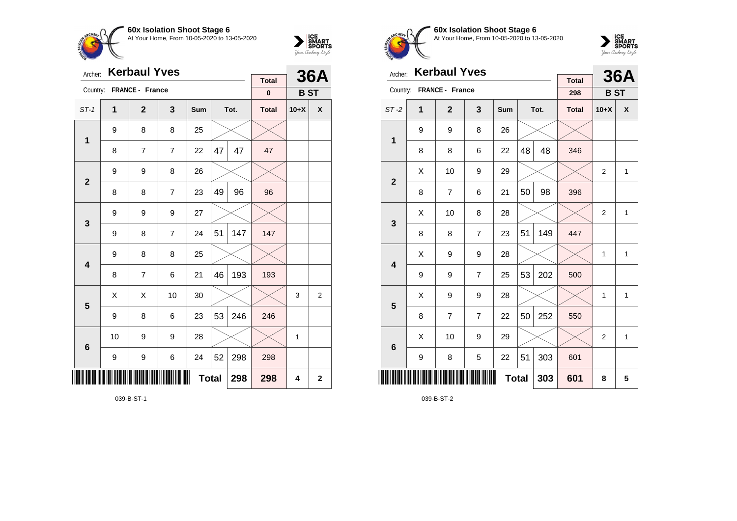## 60x Isolation Shoot Stage 6

At Your Home, From 10-05-2020 to 13-05-2020

Archer: **Kerbaul Yves**

Country: **FRANCE - France**

**36A** **B ST**

| ST-1 | 1 | 2 | 3 | Sum | Tot. | | Total | 10+X | X |
|---|---|---|---|---|---|---|---|---|---|
| | | | | | | | 0 | | |
| 1 | 9 | 8 | 8 | 25 | | | | | |
| | 8 | 7 | 7 | 22 | 47 | 47 | 47 | | |
| 2 | 9 | 9 | 8 | 26 | | | | | |
| | 8 | 8 | 7 | 23 | 49 | 96 | 96 | | |
| 3 | 9 | 9 | 9 | 27 | | | | | |
| | 9 | 8 | 7 | 24 | 51 | 147 | 147 | | |
| 4 | 9 | 8 | 8 | 25 | | | | | |
| | 8 | 7 | 6 | 21 | 46 | 193 | 193 | | |
| 5 | X | X | 10 | 30 | | | | 3 | 2 |
| | 9 | 8 | 6 | 23 | 53 | 246 | 246 | | |
| 6 | 10 | 9 | 9 | 28 | | | | 1 | |
| | 9 | 9 | 6 | 24 | 52 | 298 | 298 | | |
| | | | | | Total | 298 | 298 | 4 | 2 |

039-B-ST-1

## 60x Isolation Shoot Stage 6

At Your Home, From 10-05-2020 to 13-05-2020

Archer: **Kerbaul Yves**

Country: **FRANCE - France**

**36A** **B ST**

| ST-2 | 1 | 2 | 3 | Sum | Tot. | | Total | 10+X | X |
|---|---|---|---|---|---|---|---|---|---|
| | | | | | | | 298 | | |
| 1 | 9 | 9 | 8 | 26 | | | | | |
| | 8 | 8 | 6 | 22 | 48 | 48 | 346 | | |
| 2 | X | 10 | 9 | 29 | | | | 2 | 1 |
| | 8 | 7 | 6 | 21 | 50 | 98 | 396 | | |
| 3 | X | 10 | 8 | 28 | | | | 2 | 1 |
| | 8 | 8 | 7 | 23 | 51 | 149 | 447 | | |
| 4 | X | 9 | 9 | 28 | | | | 1 | 1 |
| | 9 | 9 | 7 | 25 | 53 | 202 | 500 | | |
| 5 | X | 9 | 9 | 28 | | | | 1 | 1 |
| | 8 | 7 | 7 | 22 | 50 | 252 | 550 | | |
| 6 | X | 10 | 9 | 29 | | | | 2 | 1 |
| | 9 | 8 | 5 | 22 | 51 | 303 | 601 | | |
| | | | | | Total | 303 | 601 | 8 | 5 |

039-B-ST-2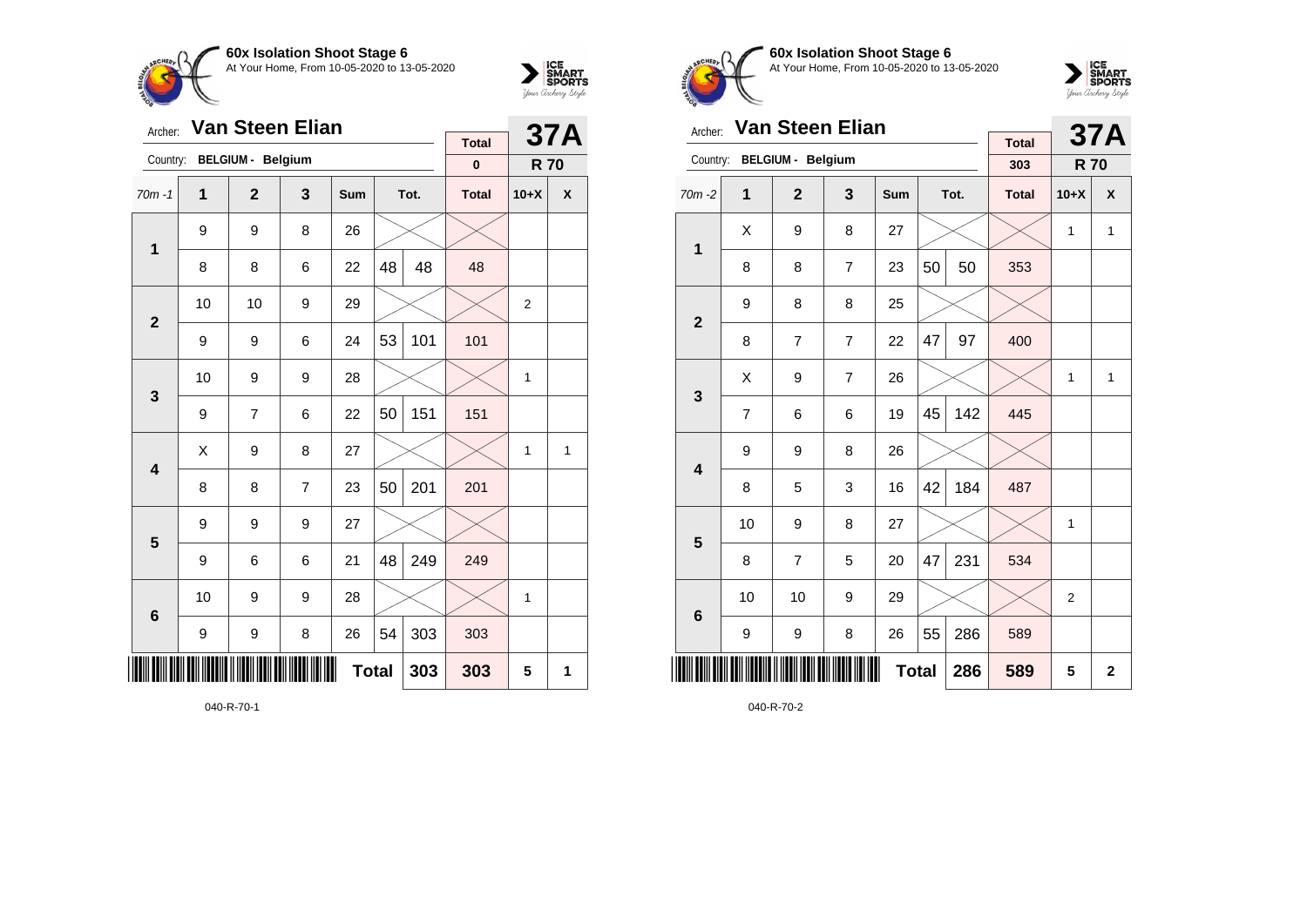## 60x Isolation Shoot Stage 6

At Your Home, From 10-05-2020 to 13-05-2020

Archer: **Van Steen Elian**

Country: **BELGIUM - Belgium**

**37A** — **R 70**

| 70m -1 | 1 | 2 | 3 | Sum | Tot. | | Total | 10+X | X |
|---|---|---|---|---|---|---|---|---|---|
| | | | | | | | 0 | | |
| 1 | 9 | 9 | 8 | 26 | | | | | |
| | 8 | 8 | 6 | 22 | 48 | 48 | 48 | | |
| 2 | 10 | 10 | 9 | 29 | | | | 2 | |
| | 9 | 9 | 6 | 24 | 53 | 101 | 101 | | |
| 3 | 10 | 9 | 9 | 28 | | | | 1 | |
| | 9 | 7 | 6 | 22 | 50 | 151 | 151 | | |
| 4 | X | 9 | 8 | 27 | | | | 1 | 1 |
| | 8 | 8 | 7 | 23 | 50 | 201 | 201 | | |
| 5 | 9 | 9 | 9 | 27 | | | | | |
| | 9 | 6 | 6 | 21 | 48 | 249 | 249 | | |
| 6 | 10 | 9 | 9 | 28 | | | | 1 | |
| | 9 | 9 | 8 | 26 | 54 | 303 | 303 | | |
| | | | | | Total | 303 | 303 | 5 | 1 |

040-R-70-1

## 60x Isolation Shoot Stage 6

At Your Home, From 10-05-2020 to 13-05-2020

Archer: **Van Steen Elian**

Country: **BELGIUM - Belgium**

**37A** — **R 70**

| 70m -2 | 1 | 2 | 3 | Sum | Tot. | | Total | 10+X | X |
|---|---|---|---|---|---|---|---|---|---|
| | | | | | | | 303 | | |
| 1 | X | 9 | 8 | 27 | | | | 1 | 1 |
| | 8 | 8 | 7 | 23 | 50 | 50 | 353 | | |
| 2 | 9 | 8 | 8 | 25 | | | | | |
| | 8 | 7 | 7 | 22 | 47 | 97 | 400 | | |
| 3 | X | 9 | 7 | 26 | | | | 1 | 1 |
| | 7 | 6 | 6 | 19 | 45 | 142 | 445 | | |
| 4 | 9 | 9 | 8 | 26 | | | | | |
| | 8 | 5 | 3 | 16 | 42 | 184 | 487 | | |
| 5 | 10 | 9 | 8 | 27 | | | | 1 | |
| | 8 | 7 | 5 | 20 | 47 | 231 | 534 | | |
| 6 | 10 | 10 | 9 | 29 | | | | 2 | |
| | 9 | 9 | 8 | 26 | 55 | 286 | 589 | | |
| | | | | | Total | 286 | 589 | 5 | 2 |

040-R-70-2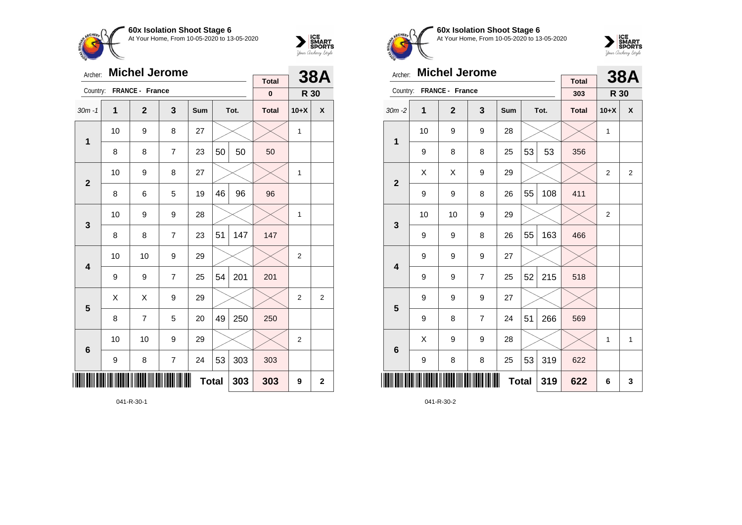**60x Isolation Shoot Stage 6**
At Your Home, From 10-05-2020 to 13-05-2020

Archer: **Michel Jerome**
Country: **FRANCE - France**

| | | | | | | | Total | 38A | |
|---|---|---|---|---|---|---|---|---|---|
| | | | | | | | 0 | R 30 | |
| 30m -1 | 1 | 2 | 3 | Sum | Tot. | | Total | 10+X | X |
| 1 | 10 | 9 | 8 | 27 | | | | 1 | |
| | 8 | 8 | 7 | 23 | 50 | 50 | 50 | | |
| 2 | 10 | 9 | 8 | 27 | | | | 1 | |
| | 8 | 6 | 5 | 19 | 46 | 96 | 96 | | |
| 3 | 10 | 9 | 9 | 28 | | | | 1 | |
| | 8 | 8 | 7 | 23 | 51 | 147 | 147 | | |
| 4 | 10 | 10 | 9 | 29 | | | | 2 | |
| | 9 | 9 | 7 | 25 | 54 | 201 | 201 | | |
| 5 | X | X | 9 | 29 | | | | 2 | 2 |
| | 8 | 7 | 5 | 20 | 49 | 250 | 250 | | |
| 6 | 10 | 10 | 9 | 29 | | | | 2 | |
| | 9 | 8 | 7 | 24 | 53 | 303 | 303 | | |
| | | | | | Total | 303 | 303 | 9 | 2 |

041-R-30-1

**60x Isolation Shoot Stage 6**
At Your Home, From 10-05-2020 to 13-05-2020

Archer: **Michel Jerome**
Country: **FRANCE - France**

| | | | | | | | Total | 38A | |
|---|---|---|---|---|---|---|---|---|---|
| | | | | | | | 303 | R 30 | |
| 30m -2 | 1 | 2 | 3 | Sum | Tot. | | Total | 10+X | X |
| 1 | 10 | 9 | 9 | 28 | | | | 1 | |
| | 9 | 8 | 8 | 25 | 53 | 53 | 356 | | |
| 2 | X | X | 9 | 29 | | | | 2 | 2 |
| | 9 | 9 | 8 | 26 | 55 | 108 | 411 | | |
| 3 | 10 | 10 | 9 | 29 | | | | 2 | |
| | 9 | 9 | 8 | 26 | 55 | 163 | 466 | | |
| 4 | 9 | 9 | 9 | 27 | | | | | |
| | 9 | 9 | 7 | 25 | 52 | 215 | 518 | | |
| 5 | 9 | 9 | 9 | 27 | | | | | |
| | 9 | 8 | 7 | 24 | 51 | 266 | 569 | | |
| 6 | X | 9 | 9 | 28 | | | | 1 | 1 |
| | 9 | 8 | 8 | 25 | 53 | 319 | 622 | | |
| | | | | | Total | 319 | 622 | 6 | 3 |

041-R-30-2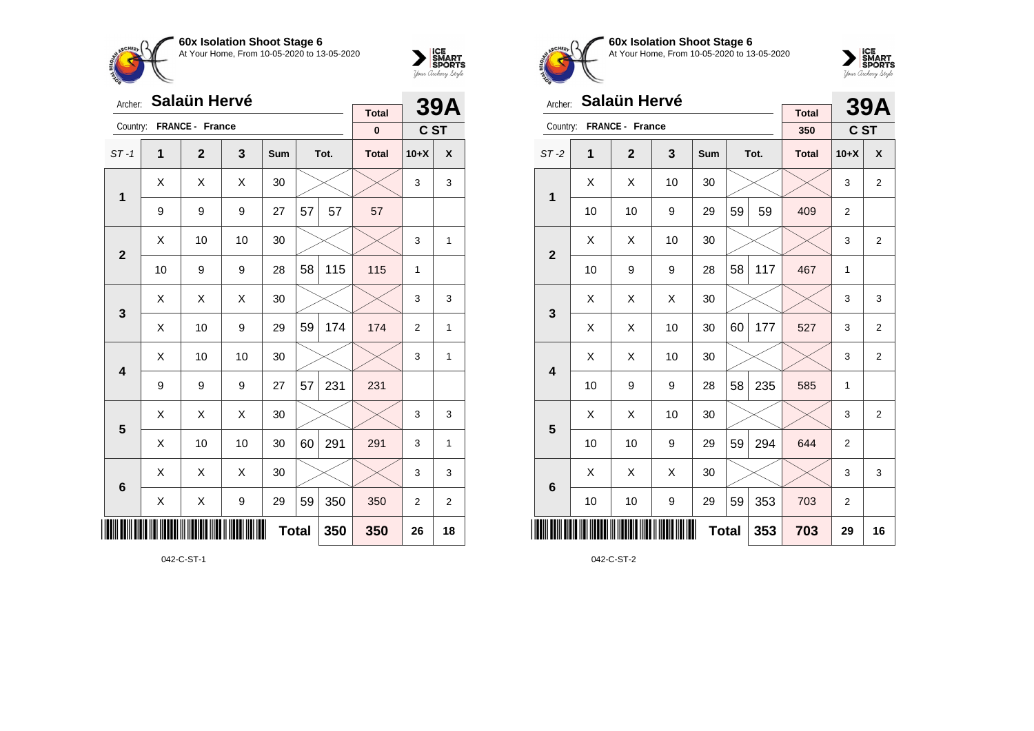## 60x Isolation Shoot Stage 6

At Your Home, From 10-05-2020 to 13-05-2020

Archer: **Salaün Hervé**

Country: **FRANCE - France**

**39A** — **C ST**

| ST -1 | 1 | 2 | 3 | Sum | Tot. | | Total (0) | 10+X | X |
|---|---|---|---|---|---|---|---|---|---|
| 1 | X | X | X | 30 | | | | 3 | 3 |
| | 9 | 9 | 9 | 27 | 57 | 57 | 57 | | |
| 2 | X | 10 | 10 | 30 | | | | 3 | 1 |
| | 10 | 9 | 9 | 28 | 58 | 115 | 115 | 1 | |
| 3 | X | X | X | 30 | | | | 3 | 3 |
| | X | 10 | 9 | 29 | 59 | 174 | 174 | 2 | 1 |
| 4 | X | 10 | 10 | 30 | | | | 3 | 1 |
| | 9 | 9 | 9 | 27 | 57 | 231 | 231 | | |
| 5 | X | X | X | 30 | | | | 3 | 3 |
| | X | 10 | 10 | 30 | 60 | 291 | 291 | 3 | 1 |
| 6 | X | X | X | 30 | | | | 3 | 3 |
| | X | X | 9 | 29 | 59 | 350 | 350 | 2 | 2 |
| | | | | **Total** | | **350** | **350** | **26** | **18** |

042-C-ST-1

## 60x Isolation Shoot Stage 6

At Your Home, From 10-05-2020 to 13-05-2020

Archer: **Salaün Hervé**

Country: **FRANCE - France**

**39A** — **C ST**

| ST -2 | 1 | 2 | 3 | Sum | Tot. | | Total (350) | 10+X | X |
|---|---|---|---|---|---|---|---|---|---|
| 1 | X | X | 10 | 30 | | | | 3 | 2 |
| | 10 | 10 | 9 | 29 | 59 | 59 | 409 | 2 | |
| 2 | X | X | 10 | 30 | | | | 3 | 2 |
| | 10 | 9 | 9 | 28 | 58 | 117 | 467 | 1 | |
| 3 | X | X | X | 30 | | | | 3 | 3 |
| | X | X | 10 | 30 | 60 | 177 | 527 | 3 | 2 |
| 4 | X | X | 10 | 30 | | | | 3 | 2 |
| | 10 | 9 | 9 | 28 | 58 | 235 | 585 | 1 | |
| 5 | X | X | 10 | 30 | | | | 3 | 2 |
| | 10 | 10 | 9 | 29 | 59 | 294 | 644 | 2 | |
| 6 | X | X | X | 30 | | | | 3 | 3 |
| | 10 | 10 | 9 | 29 | 59 | 353 | 703 | 2 | |
| | | | | **Total** | | **353** | **703** | **29** | **16** |

042-C-ST-2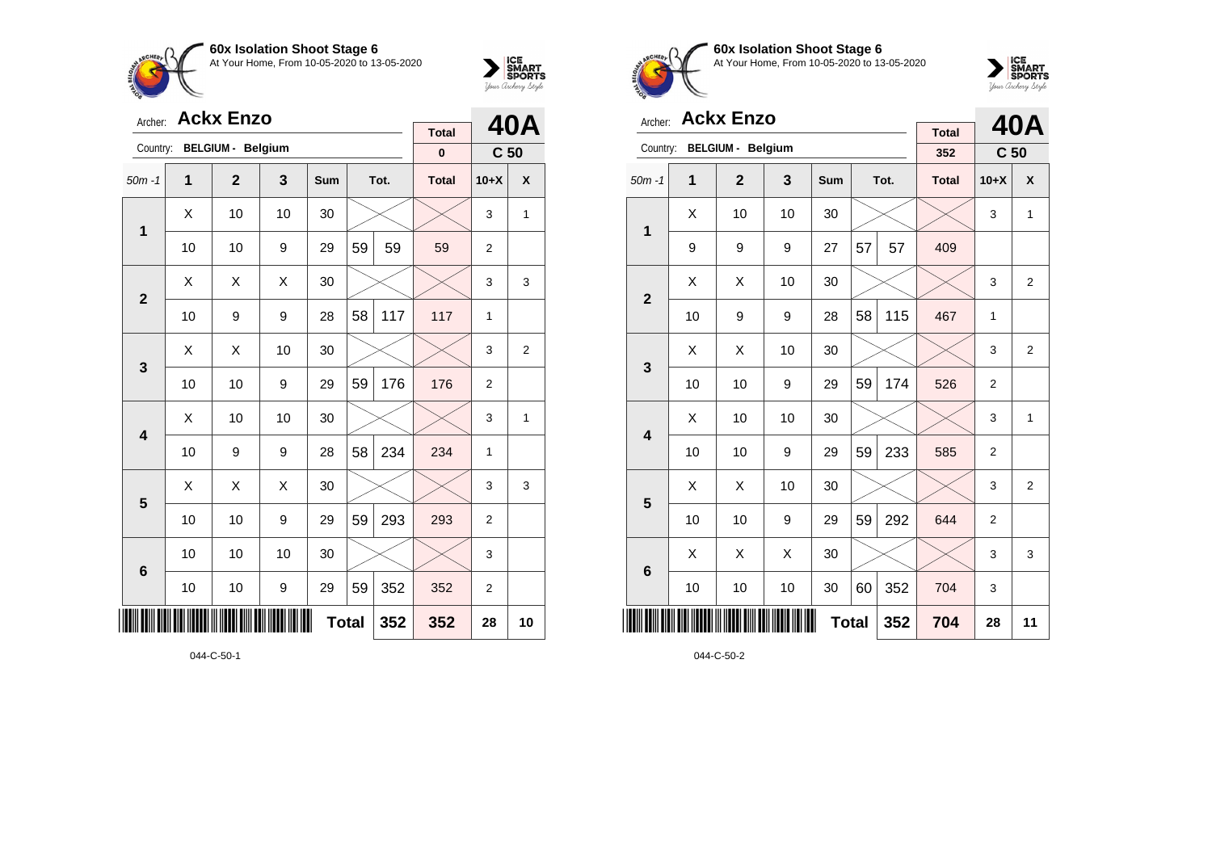## 60x Isolation Shoot Stage 6

At Your Home, From 10-05-2020 to 13-05-2020

Archer: **Ackx Enzo**

Country: **BELGIUM - Belgium**

**40A** **C 50**

| 50m -1 | 1 | 2 | 3 | Sum | Tot. | | Total | 10+X | X |
|---|---|---|---|---|---|---|---|---|---|
| | | | | | | | Total | | |
| | | | | | | | 0 | | |
| 1 | X | 10 | 10 | 30 | | | | 3 | 1 |
| | 10 | 10 | 9 | 29 | 59 | 59 | 59 | 2 | |
| 2 | X | X | X | 30 | | | | 3 | 3 |
| | 10 | 9 | 9 | 28 | 58 | 117 | 117 | 1 | |
| 3 | X | X | 10 | 30 | | | | 3 | 2 |
| | 10 | 10 | 9 | 29 | 59 | 176 | 176 | 2 | |
| 4 | X | 10 | 10 | 30 | | | | 3 | 1 |
| | 10 | 9 | 9 | 28 | 58 | 234 | 234 | 1 | |
| 5 | X | X | X | 30 | | | | 3 | 3 |
| | 10 | 10 | 9 | 29 | 59 | 293 | 293 | 2 | |
| 6 | 10 | 10 | 10 | 30 | | | | 3 | |
| | 10 | 10 | 9 | 29 | 59 | 352 | 352 | 2 | |
| | | | | | Total | 352 | 352 | 28 | 10 |

044-C-50-1

## 60x Isolation Shoot Stage 6

At Your Home, From 10-05-2020 to 13-05-2020

Archer: **Ackx Enzo**

Country: **BELGIUM - Belgium**

**40A** **C 50**

| 50m -1 | 1 | 2 | 3 | Sum | Tot. | | Total | 10+X | X |
|---|---|---|---|---|---|---|---|---|---|
| | | | | | | | Total | | |
| | | | | | | | 352 | | |
| 1 | X | 10 | 10 | 30 | | | | 3 | 1 |
| | 9 | 9 | 9 | 27 | 57 | 57 | 409 | | |
| 2 | X | X | 10 | 30 | | | | 3 | 2 |
| | 10 | 9 | 9 | 28 | 58 | 115 | 467 | 1 | |
| 3 | X | X | 10 | 30 | | | | 3 | 2 |
| | 10 | 10 | 9 | 29 | 59 | 174 | 526 | 2 | |
| 4 | X | 10 | 10 | 30 | | | | 3 | 1 |
| | 10 | 10 | 9 | 29 | 59 | 233 | 585 | 2 | |
| 5 | X | X | 10 | 30 | | | | 3 | 2 |
| | 10 | 10 | 9 | 29 | 59 | 292 | 644 | 2 | |
| 6 | X | X | X | 30 | | | | 3 | 3 |
| | 10 | 10 | 10 | 30 | 60 | 352 | 704 | 3 | |
| | | | | | Total | 352 | 704 | 28 | 11 |

044-C-50-2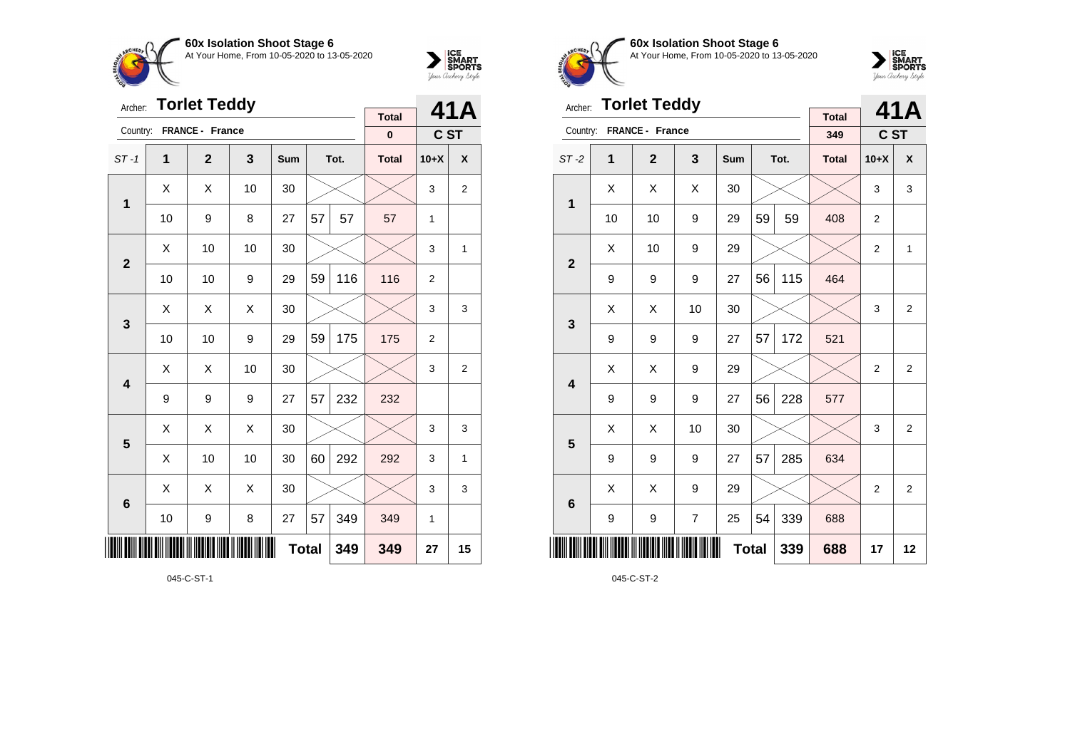**60x Isolation Shoot Stage 6**
At Your Home, From 10-05-2020 to 13-05-2020

Archer: **Torlet Teddy** — **41A**
Country: **FRANCE - France** — C ST

| ST -1 | 1 | 2 | 3 | Sum | Tot. | | Total | 10+X | X |
|---|---|---|---|---|---|---|---|---|---|
| | | | | | | | 0 | | |
| 1 | X | X | 10 | 30 | | | | 3 | 2 |
| | 10 | 9 | 8 | 27 | 57 | 57 | 57 | 1 | |
| 2 | X | 10 | 10 | 30 | | | | 3 | 1 |
| | 10 | 10 | 9 | 29 | 59 | 116 | 116 | 2 | |
| 3 | X | X | X | 30 | | | | 3 | 3 |
| | 10 | 10 | 9 | 29 | 59 | 175 | 175 | 2 | |
| 4 | X | X | 10 | 30 | | | | 3 | 2 |
| | 9 | 9 | 9 | 27 | 57 | 232 | 232 | | |
| 5 | X | X | X | 30 | | | | 3 | 3 |
| | X | 10 | 10 | 30 | 60 | 292 | 292 | 3 | 1 |
| 6 | X | X | X | 30 | | | | 3 | 3 |
| | 10 | 9 | 8 | 27 | 57 | 349 | 349 | 1 | |
| | | | | | Total | 349 | 349 | 27 | 15 |

045-C-ST-1

**60x Isolation Shoot Stage 6**
At Your Home, From 10-05-2020 to 13-05-2020

Archer: **Torlet Teddy** — **41A**
Country: **FRANCE - France** — C ST

| ST -2 | 1 | 2 | 3 | Sum | Tot. | | Total | 10+X | X |
|---|---|---|---|---|---|---|---|---|---|
| | | | | | | | 349 | | |
| 1 | X | X | X | 30 | | | | 3 | 3 |
| | 10 | 10 | 9 | 29 | 59 | 59 | 408 | 2 | |
| 2 | X | 10 | 9 | 29 | | | | 2 | 1 |
| | 9 | 9 | 9 | 27 | 56 | 115 | 464 | | |
| 3 | X | X | 10 | 30 | | | | 3 | 2 |
| | 9 | 9 | 9 | 27 | 57 | 172 | 521 | | |
| 4 | X | X | 9 | 29 | | | | 2 | 2 |
| | 9 | 9 | 9 | 27 | 56 | 228 | 577 | | |
| 5 | X | X | 10 | 30 | | | | 3 | 2 |
| | 9 | 9 | 9 | 27 | 57 | 285 | 634 | | |
| 6 | X | X | 9 | 29 | | | | 2 | 2 |
| | 9 | 9 | 7 | 25 | 54 | 339 | 688 | | |
| | | | | | Total | 339 | 688 | 17 | 12 |

045-C-ST-2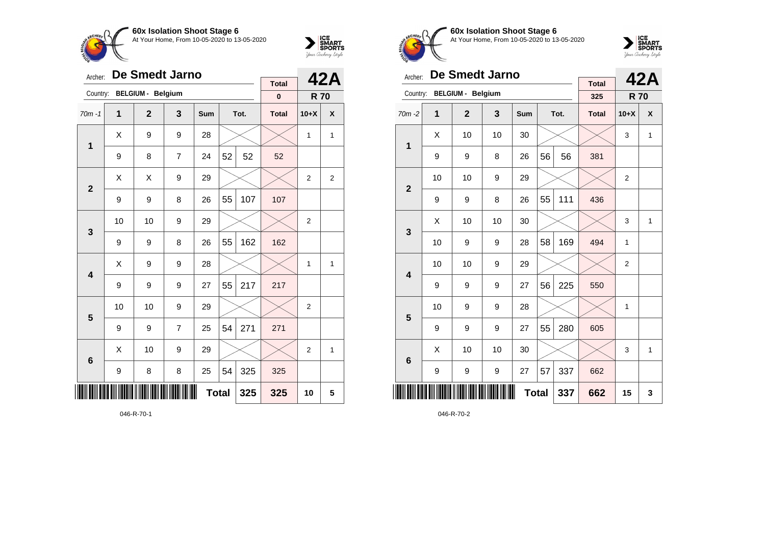**60x Isolation Shoot Stage 6**
At Your Home, From 10-05-2020 to 13-05-2020

Archer: **De Smedt Jarno**
Country: **BELGIUM - Belgium**

| Total | 42A |
|---|---|
| 0 | R 70 |

| 70m -1 | 1 | 2 | 3 | Sum | | Tot. | Total | 10+X | X |
|---|---|---|---|---|---|---|---|---|---|
| 1 | X | 9 | 9 | 28 | | | | 1 | 1 |
| | 9 | 8 | 7 | 24 | 52 | 52 | 52 | | |
| 2 | X | X | 9 | 29 | | | | 2 | 2 |
| | 9 | 9 | 8 | 26 | 55 | 107 | 107 | | |
| 3 | 10 | 10 | 9 | 29 | | | | 2 | |
| | 9 | 9 | 8 | 26 | 55 | 162 | 162 | | |
| 4 | X | 9 | 9 | 28 | | | | 1 | 1 |
| | 9 | 9 | 9 | 27 | 55 | 217 | 217 | | |
| 5 | 10 | 10 | 9 | 29 | | | | 2 | |
| | 9 | 9 | 7 | 25 | 54 | 271 | 271 | | |
| 6 | X | 10 | 9 | 29 | | | | 2 | 1 |
| | 9 | 8 | 8 | 25 | 54 | 325 | 325 | | |
| | | | | | Total | 325 | 325 | 10 | 5 |

046-R-70-1

**60x Isolation Shoot Stage 6**
At Your Home, From 10-05-2020 to 13-05-2020

Archer: **De Smedt Jarno**
Country: **BELGIUM - Belgium**

| Total | 42A |
|---|---|
| 325 | R 70 |

| 70m -2 | 1 | 2 | 3 | Sum | | Tot. | Total | 10+X | X |
|---|---|---|---|---|---|---|---|---|---|
| 1 | X | 10 | 10 | 30 | | | | 3 | 1 |
| | 9 | 9 | 8 | 26 | 56 | 56 | 381 | | |
| 2 | 10 | 10 | 9 | 29 | | | | 2 | |
| | 9 | 9 | 8 | 26 | 55 | 111 | 436 | | |
| 3 | X | 10 | 10 | 30 | | | | 3 | 1 |
| | 10 | 9 | 9 | 28 | 58 | 169 | 494 | 1 | |
| 4 | 10 | 10 | 9 | 29 | | | | 2 | |
| | 9 | 9 | 9 | 27 | 56 | 225 | 550 | | |
| 5 | 10 | 9 | 9 | 28 | | | | 1 | |
| | 9 | 9 | 9 | 27 | 55 | 280 | 605 | | |
| 6 | X | 10 | 10 | 30 | | | | 3 | 1 |
| | 9 | 9 | 9 | 27 | 57 | 337 | 662 | | |
| | | | | | Total | 337 | 662 | 15 | 3 |

046-R-70-2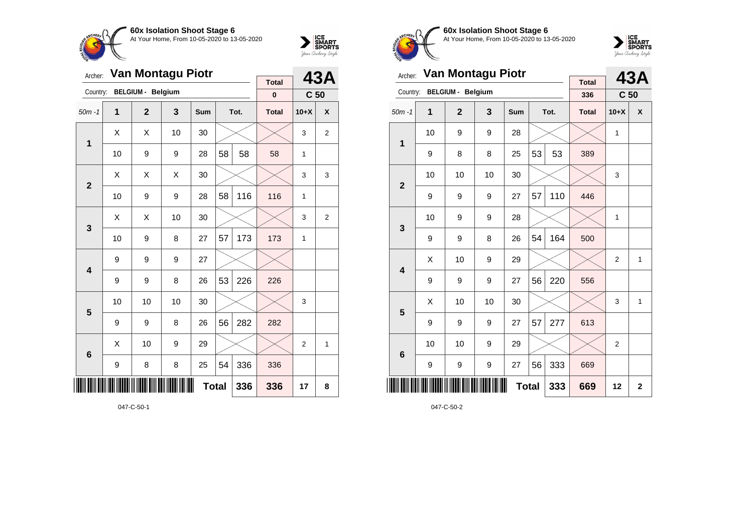**60x Isolation Shoot Stage 6**
At Your Home, From 10-05-2020 to 13-05-2020

Archer: **Van Montagu Piotr**
Country: **BELGIUM - Belgium**

**43A** — **C 50**

| 50m -1 | 1 | 2 | 3 | Sum | Tot. | | Total | 10+X | X |
|---|---|---|---|---|---|---|---|---|---|
| | | | | | | | 0 | | |
| **1** | X | X | 10 | 30 | | | | 3 | 2 |
| | 10 | 9 | 9 | 28 | 58 | 58 | 58 | 1 | |
| **2** | X | X | X | 30 | | | | 3 | 3 |
| | 10 | 9 | 9 | 28 | 58 | 116 | 116 | 1 | |
| **3** | X | X | 10 | 30 | | | | 3 | 2 |
| | 10 | 9 | 8 | 27 | 57 | 173 | 173 | 1 | |
| **4** | 9 | 9 | 9 | 27 | | | | | |
| | 9 | 9 | 8 | 26 | 53 | 226 | 226 | | |
| **5** | 10 | 10 | 10 | 30 | | | | 3 | |
| | 9 | 9 | 8 | 26 | 56 | 282 | 282 | | |
| **6** | X | 10 | 9 | 29 | | | | 2 | 1 |
| | 9 | 8 | 8 | 25 | 54 | 336 | 336 | | |
| | | | | **Total** | | 336 | 336 | 17 | 8 |

047-C-50-1

**60x Isolation Shoot Stage 6**
At Your Home, From 10-05-2020 to 13-05-2020

Archer: **Van Montagu Piotr**
Country: **BELGIUM - Belgium**

**43A** — **C 50**

| 50m -1 | 1 | 2 | 3 | Sum | Tot. | | Total | 10+X | X |
|---|---|---|---|---|---|---|---|---|---|
| | | | | | | | 336 | | |
| **1** | 10 | 9 | 9 | 28 | | | | 1 | |
| | 9 | 8 | 8 | 25 | 53 | 53 | 389 | | |
| **2** | 10 | 10 | 10 | 30 | | | | 3 | |
| | 9 | 9 | 9 | 27 | 57 | 110 | 446 | | |
| **3** | 10 | 9 | 9 | 28 | | | | 1 | |
| | 9 | 9 | 8 | 26 | 54 | 164 | 500 | | |
| **4** | X | 10 | 9 | 29 | | | | 2 | 1 |
| | 9 | 9 | 9 | 27 | 56 | 220 | 556 | | |
| **5** | X | 10 | 10 | 30 | | | | 3 | 1 |
| | 9 | 9 | 9 | 27 | 57 | 277 | 613 | | |
| **6** | 10 | 10 | 9 | 29 | | | | 2 | |
| | 9 | 9 | 9 | 27 | 56 | 333 | 669 | | |
| | | | | **Total** | | 333 | 669 | 12 | 2 |

047-C-50-2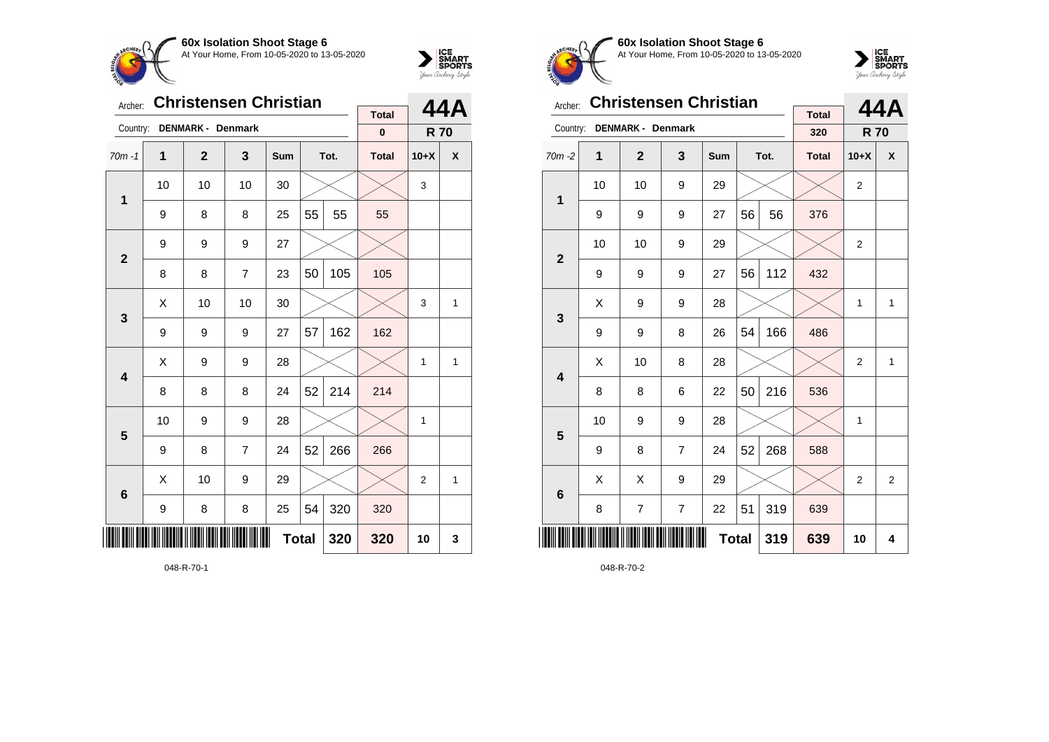**60x Isolation Shoot Stage 6**
At Your Home, From 10-05-2020 to 13-05-2020

Archer: **Christensen Christian**
Country: **DENMARK - Denmark**

| Total | 44A |
|---|---|
| 0 | R 70 |

| 70m -1 | 1 | 2 | 3 | Sum | Tot. | | Total | 10+X | X |
|---|---|---|---|---|---|---|---|---|---|
| 1 | 10 | 10 | 10 | 30 | | | | 3 | |
| | 9 | 8 | 8 | 25 | 55 | 55 | 55 | | |
| 2 | 9 | 9 | 9 | 27 | | | | | |
| | 8 | 8 | 7 | 23 | 50 | 105 | 105 | | |
| 3 | X | 10 | 10 | 30 | | | | 3 | 1 |
| | 9 | 9 | 9 | 27 | 57 | 162 | 162 | | |
| 4 | X | 9 | 9 | 28 | | | | 1 | 1 |
| | 8 | 8 | 8 | 24 | 52 | 214 | 214 | | |
| 5 | 10 | 9 | 9 | 28 | | | | 1 | |
| | 9 | 8 | 7 | 24 | 52 | 266 | 266 | | |
| 6 | X | 10 | 9 | 29 | | | | 2 | 1 |
| | 9 | 8 | 8 | 25 | 54 | 320 | 320 | | |
| | | | | Total | | 320 | 320 | 10 | 3 |

048-R-70-1

**60x Isolation Shoot Stage 6**
At Your Home, From 10-05-2020 to 13-05-2020

Archer: **Christensen Christian**
Country: **DENMARK - Denmark**

| Total | 44A |
|---|---|
| 320 | R 70 |

| 70m -2 | 1 | 2 | 3 | Sum | Tot. | | Total | 10+X | X |
|---|---|---|---|---|---|---|---|---|---|
| 1 | 10 | 10 | 9 | 29 | | | | 2 | |
| | 9 | 9 | 9 | 27 | 56 | 56 | 376 | | |
| 2 | 10 | 10 | 9 | 29 | | | | 2 | |
| | 9 | 9 | 9 | 27 | 56 | 112 | 432 | | |
| 3 | X | 9 | 9 | 28 | | | | 1 | 1 |
| | 9 | 9 | 8 | 26 | 54 | 166 | 486 | | |
| 4 | X | 10 | 8 | 28 | | | | 2 | 1 |
| | 8 | 8 | 6 | 22 | 50 | 216 | 536 | | |
| 5 | 10 | 9 | 9 | 28 | | | | 1 | |
| | 9 | 8 | 7 | 24 | 52 | 268 | 588 | | |
| 6 | X | X | 9 | 29 | | | | 2 | 2 |
| | 8 | 7 | 7 | 22 | 51 | 319 | 639 | | |
| | | | | Total | | 319 | 639 | 10 | 4 |

048-R-70-2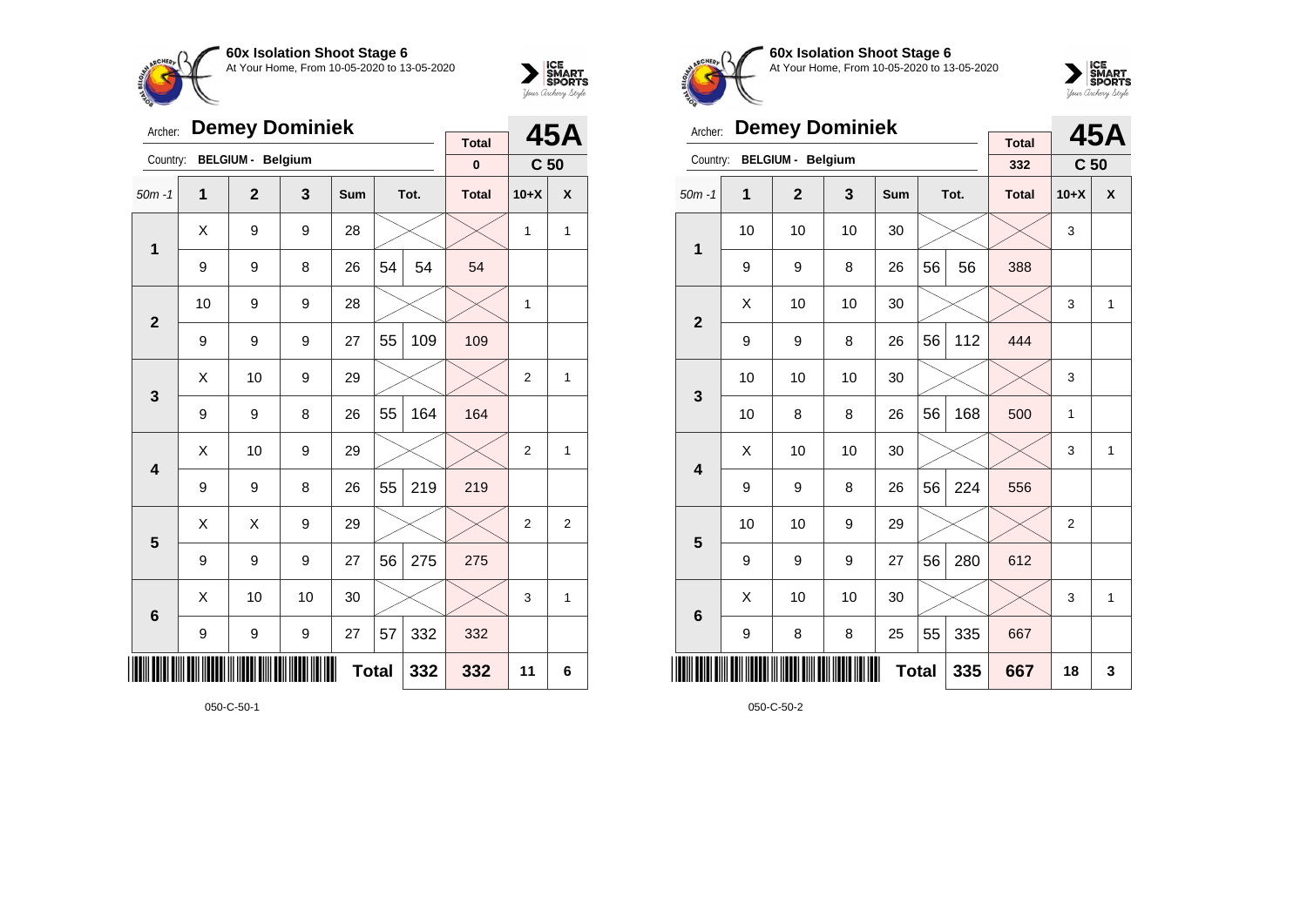## 60x Isolation Shoot Stage 6

At Your Home, From 10-05-2020 to 13-05-2020

Archer: **Demey Dominiek**

Country: **BELGIUM - Belgium**

**45A** — **C 50**

| 50m -1 | 1 | 2 | 3 | Sum | Tot. | | Total | 10+X | X |
|---|---|---|---|---|---|---|---|---|---|
| | | | | | | | 0 | | |
| 1 | X | 9 | 9 | 28 | | | | 1 | 1 |
| | 9 | 9 | 8 | 26 | 54 | 54 | 54 | | |
| 2 | 10 | 9 | 9 | 28 | | | | 1 | |
| | 9 | 9 | 9 | 27 | 55 | 109 | 109 | | |
| 3 | X | 10 | 9 | 29 | | | | 2 | 1 |
| | 9 | 9 | 8 | 26 | 55 | 164 | 164 | | |
| 4 | X | 10 | 9 | 29 | | | | 2 | 1 |
| | 9 | 9 | 8 | 26 | 55 | 219 | 219 | | |
| 5 | X | X | 9 | 29 | | | | 2 | 2 |
| | 9 | 9 | 9 | 27 | 56 | 275 | 275 | | |
| 6 | X | 10 | 10 | 30 | | | | 3 | 1 |
| | 9 | 9 | 9 | 27 | 57 | 332 | 332 | | |
| | | | | | Total | 332 | 332 | 11 | 6 |

050-C-50-1

## 60x Isolation Shoot Stage 6

At Your Home, From 10-05-2020 to 13-05-2020

Archer: **Demey Dominiek**

Country: **BELGIUM - Belgium**

**45A** — **C 50**

| 50m -1 | 1 | 2 | 3 | Sum | Tot. | | Total | 10+X | X |
|---|---|---|---|---|---|---|---|---|---|
| | | | | | | | 332 | | |
| 1 | 10 | 10 | 10 | 30 | | | | 3 | |
| | 9 | 9 | 8 | 26 | 56 | 56 | 388 | | |
| 2 | X | 10 | 10 | 30 | | | | 3 | 1 |
| | 9 | 9 | 8 | 26 | 56 | 112 | 444 | | |
| 3 | 10 | 10 | 10 | 30 | | | | 3 | |
| | 10 | 8 | 8 | 26 | 56 | 168 | 500 | 1 | |
| 4 | X | 10 | 10 | 30 | | | | 3 | 1 |
| | 9 | 9 | 8 | 26 | 56 | 224 | 556 | | |
| 5 | 10 | 10 | 9 | 29 | | | | 2 | |
| | 9 | 9 | 9 | 27 | 56 | 280 | 612 | | |
| 6 | X | 10 | 10 | 30 | | | | 3 | 1 |
| | 9 | 8 | 8 | 25 | 55 | 335 | 667 | | |
| | | | | | Total | 335 | 667 | 18 | 3 |

050-C-50-2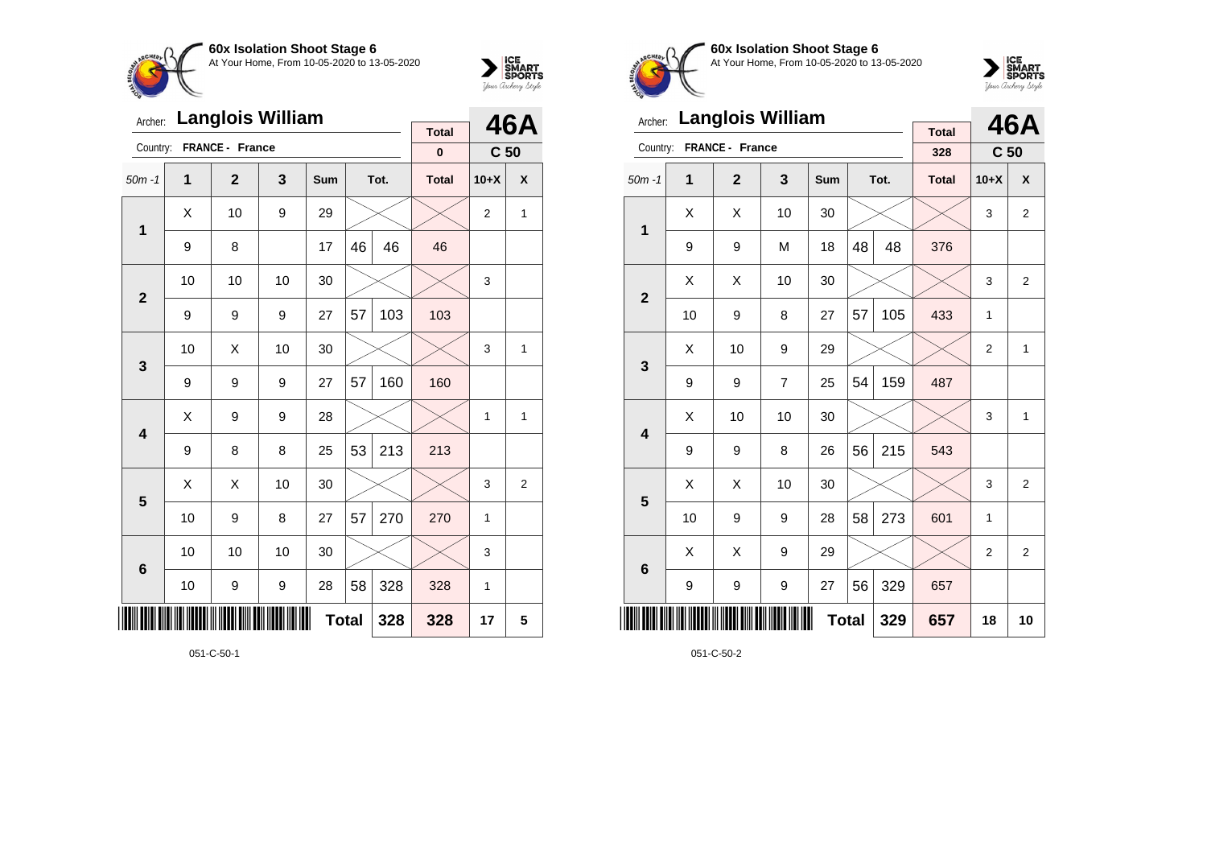**60x Isolation Shoot Stage 6**
At Your Home, From 10-05-2020 to 13-05-2020

Archer: **Langlois William**
Country: **FRANCE - France**

| | | | | | | | Total | 46A | |
|---|---|---|---|---|---|---|---|---|---|
| | | | | | | | 0 | C 50 | |
| 50m -1 | 1 | 2 | 3 | Sum | Tot. | | Total | 10+X | X |
| 1 | X | 10 | 9 | 29 | | | | 2 | 1 |
| | 9 | 8 | | 17 | 46 | 46 | 46 | | |
| 2 | 10 | 10 | 10 | 30 | | | | 3 | |
| | 9 | 9 | 9 | 27 | 57 | 103 | 103 | | |
| 3 | 10 | X | 10 | 30 | | | | 3 | 1 |
| | 9 | 9 | 9 | 27 | 57 | 160 | 160 | | |
| 4 | X | 9 | 9 | 28 | | | | 1 | 1 |
| | 9 | 8 | 8 | 25 | 53 | 213 | 213 | | |
| 5 | X | X | 10 | 30 | | | | 3 | 2 |
| | 10 | 9 | 8 | 27 | 57 | 270 | 270 | 1 | |
| 6 | 10 | 10 | 10 | 30 | | | | 3 | |
| | 10 | 9 | 9 | 28 | 58 | 328 | 328 | 1 | |
| | | | | | Total | 328 | 328 | 17 | 5 |

051-C-50-1

**60x Isolation Shoot Stage 6**
At Your Home, From 10-05-2020 to 13-05-2020

Archer: **Langlois William**
Country: **FRANCE - France**

| | | | | | | | Total | 46A | |
|---|---|---|---|---|---|---|---|---|---|
| | | | | | | | 328 | C 50 | |
| 50m -1 | 1 | 2 | 3 | Sum | Tot. | | Total | 10+X | X |
| 1 | X | X | 10 | 30 | | | | 3 | 2 |
| | 9 | 9 | M | 18 | 48 | 48 | 376 | | |
| 2 | X | X | 10 | 30 | | | | 3 | 2 |
| | 10 | 9 | 8 | 27 | 57 | 105 | 433 | 1 | |
| 3 | X | 10 | 9 | 29 | | | | 2 | 1 |
| | 9 | 9 | 7 | 25 | 54 | 159 | 487 | | |
| 4 | X | 10 | 10 | 30 | | | | 3 | 1 |
| | 9 | 9 | 8 | 26 | 56 | 215 | 543 | | |
| 5 | X | X | 10 | 30 | | | | 3 | 2 |
| | 10 | 9 | 9 | 28 | 58 | 273 | 601 | 1 | |
| 6 | X | X | 9 | 29 | | | | 2 | 2 |
| | 9 | 9 | 9 | 27 | 56 | 329 | 657 | | |
| | | | | | Total | 329 | 657 | 18 | 10 |

051-C-50-2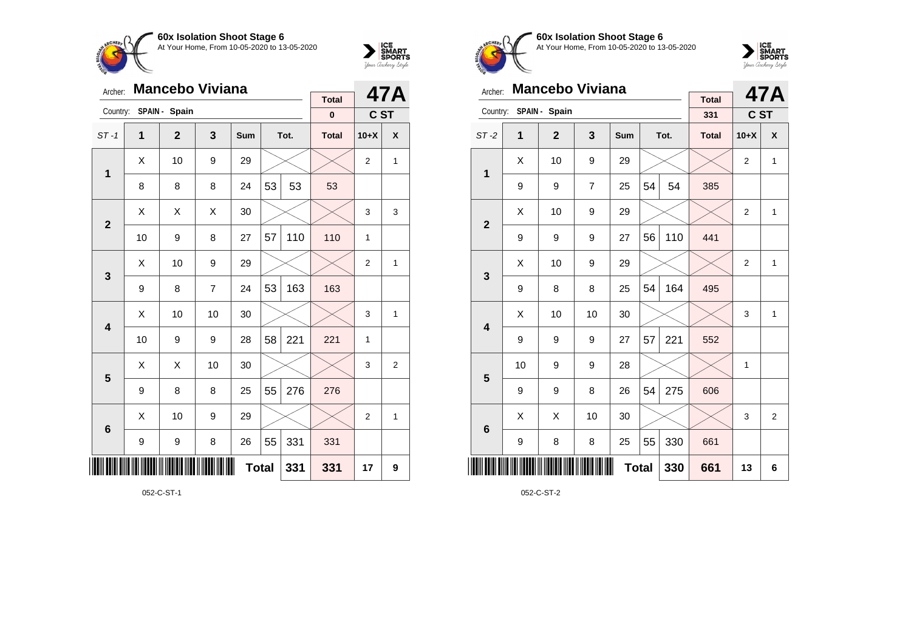**60x Isolation Shoot Stage 6**
At Your Home, From 10-05-2020 to 13-05-2020

Archer: **Mancebo Viviana** — **47A**
Country: SPAIN - Spain — C ST

| ST -1 | 1 | 2 | 3 | Sum | Tot. | | Total | 10+X | X |
|---|---|---|---|---|---|---|---|---|---|
| | | | | | | | 0 | | |
| 1 | X | 10 | 9 | 29 | | | | 2 | 1 |
| | 8 | 8 | 8 | 24 | 53 | 53 | 53 | | |
| 2 | X | X | X | 30 | | | | 3 | 3 |
| | 10 | 9 | 8 | 27 | 57 | 110 | 110 | 1 | |
| 3 | X | 10 | 9 | 29 | | | | 2 | 1 |
| | 9 | 8 | 7 | 24 | 53 | 163 | 163 | | |
| 4 | X | 10 | 10 | 30 | | | | 3 | 1 |
| | 10 | 9 | 9 | 28 | 58 | 221 | 221 | 1 | |
| 5 | X | X | 10 | 30 | | | | 3 | 2 |
| | 9 | 8 | 8 | 25 | 55 | 276 | 276 | | |
| 6 | X | 10 | 9 | 29 | | | | 2 | 1 |
| | 9 | 9 | 8 | 26 | 55 | 331 | 331 | | |
| | | | | Total | | 331 | 331 | 17 | 9 |

052-C-ST-1

**60x Isolation Shoot Stage 6**
At Your Home, From 10-05-2020 to 13-05-2020

Archer: **Mancebo Viviana** — **47A**
Country: SPAIN - Spain — C ST

| ST -2 | 1 | 2 | 3 | Sum | Tot. | | Total | 10+X | X |
|---|---|---|---|---|---|---|---|---|---|
| | | | | | | | 331 | | |
| 1 | X | 10 | 9 | 29 | | | | 2 | 1 |
| | 9 | 9 | 7 | 25 | 54 | 54 | 385 | | |
| 2 | X | 10 | 9 | 29 | | | | 2 | 1 |
| | 9 | 9 | 9 | 27 | 56 | 110 | 441 | | |
| 3 | X | 10 | 9 | 29 | | | | 2 | 1 |
| | 9 | 8 | 8 | 25 | 54 | 164 | 495 | | |
| 4 | X | 10 | 10 | 30 | | | | 3 | 1 |
| | 9 | 9 | 9 | 27 | 57 | 221 | 552 | | |
| 5 | 10 | 9 | 9 | 28 | | | | 1 | |
| | 9 | 9 | 8 | 26 | 54 | 275 | 606 | | |
| 6 | X | X | 10 | 30 | | | | 3 | 2 |
| | 9 | 8 | 8 | 25 | 55 | 330 | 661 | | |
| | | | | Total | | 330 | 661 | 13 | 6 |

052-C-ST-2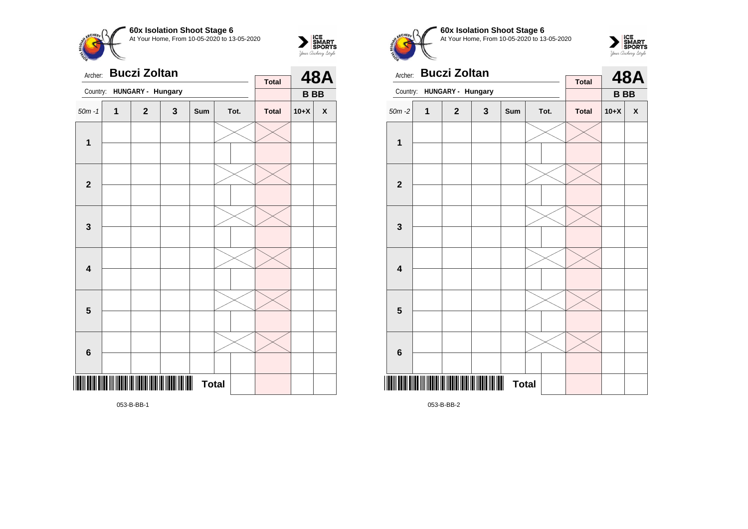**60x Isolation Shoot Stage 6**
At Your Home, From 10-05-2020 to 13-05-2020

Archer: **Buczi Zoltan**

Country: **HUNGARY - Hungary**

**48A**

**B BB**

| 50m -1 | 1 | 2 | 3 | Sum | Tot. | | Total | 10+X | X |
|---|---|---|---|---|---|---|---|---|---|
| **1** | | | | | | | | | |
| | | | | | | | | | |
| **2** | | | | | | | | | |
| | | | | | | | | | |
| **3** | | | | | | | | | |
| | | | | | | | | | |
| **4** | | | | | | | | | |
| | | | | | | | | | |
| **5** | | | | | | | | | |
| | | | | | | | | | |
| **6** | | | | | | | | | |
| | | | | | | | | | |
| | | | | **Total** | | | | | |

053-B-BB-1

**60x Isolation Shoot Stage 6**
At Your Home, From 10-05-2020 to 13-05-2020

Archer: **Buczi Zoltan**

Country: **HUNGARY - Hungary**

**48A**

**B BB**

| 50m -2 | 1 | 2 | 3 | Sum | Tot. | | Total | 10+X | X |
|---|---|---|---|---|---|---|---|---|---|
| **1** | | | | | | | | | |
| | | | | | | | | | |
| **2** | | | | | | | | | |
| | | | | | | | | | |
| **3** | | | | | | | | | |
| | | | | | | | | | |
| **4** | | | | | | | | | |
| | | | | | | | | | |
| **5** | | | | | | | | | |
| | | | | | | | | | |
| **6** | | | | | | | | | |
| | | | | | | | | | |
| | | | | **Total** | | | | | |

053-B-BB-2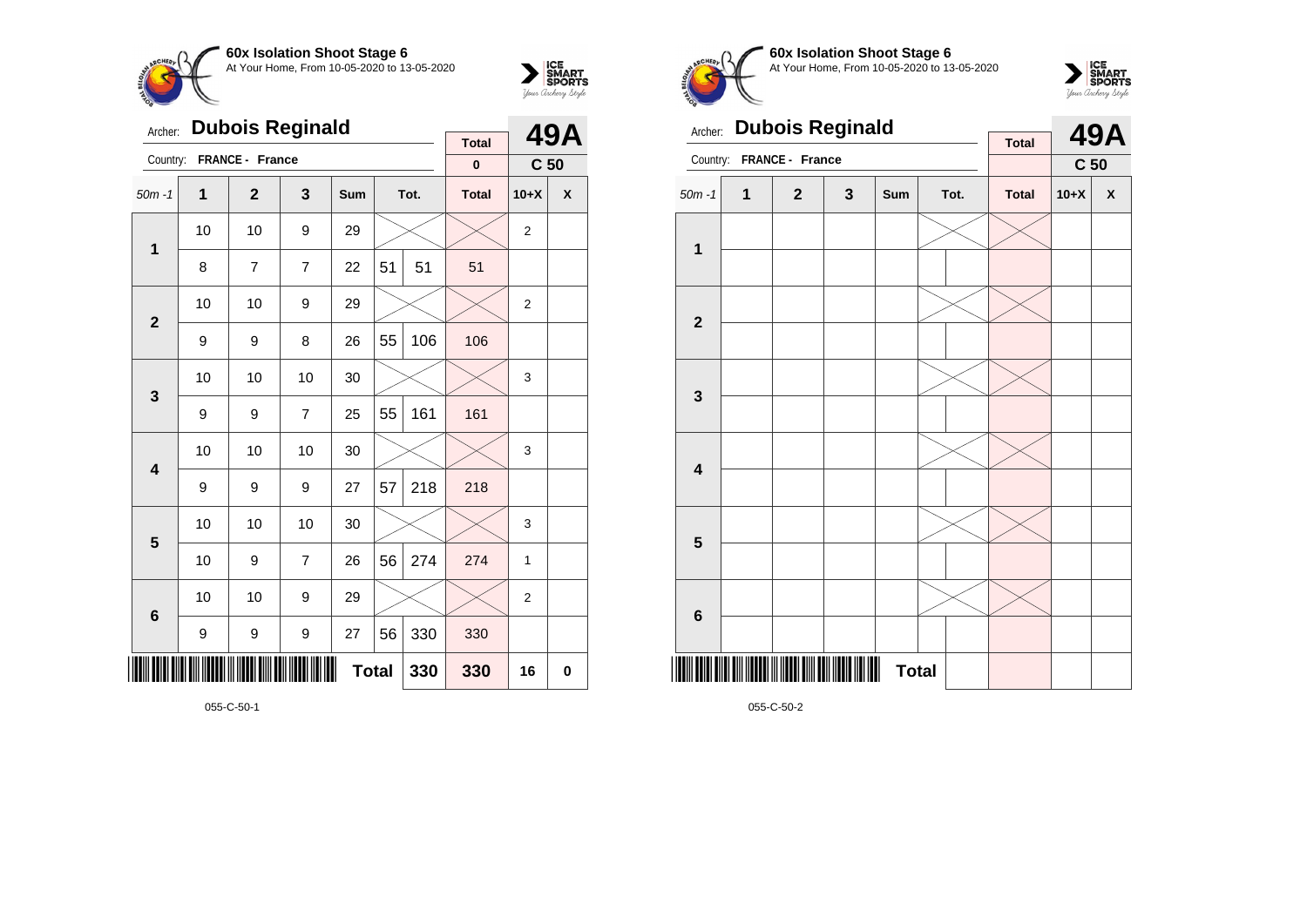**60x Isolation Shoot Stage 6**
At Your Home, From 10-05-2020 to 13-05-2020

Archer: **Dubois Reginald**
Country: **FRANCE - France**

| Total | 49A |
|---|---|
| 0 | C 50 |

| 50m -1 | 1 | 2 | 3 | Sum | Tot. | | Total | 10+X | X |
|---|---|---|---|---|---|---|---|---|---|
| 1 | 10 | 10 | 9 | 29 | | | | 2 | |
| | 8 | 7 | 7 | 22 | 51 | 51 | 51 | | |
| 2 | 10 | 10 | 9 | 29 | | | | 2 | |
| | 9 | 9 | 8 | 26 | 55 | 106 | 106 | | |
| 3 | 10 | 10 | 10 | 30 | | | | 3 | |
| | 9 | 9 | 7 | 25 | 55 | 161 | 161 | | |
| 4 | 10 | 10 | 10 | 30 | | | | 3 | |
| | 9 | 9 | 9 | 27 | 57 | 218 | 218 | | |
| 5 | 10 | 10 | 10 | 30 | | | | 3 | |
| | 10 | 9 | 7 | 26 | 56 | 274 | 274 | 1 | |
| 6 | 10 | 10 | 9 | 29 | | | | 2 | |
| | 9 | 9 | 9 | 27 | 56 | 330 | 330 | | |
| | | | | **Total** | | 330 | 330 | 16 | 0 |

055-C-50-1

**60x Isolation Shoot Stage 6**
At Your Home, From 10-05-2020 to 13-05-2020

Archer: **Dubois Reginald**
Country: **FRANCE - France**

| Total | 49A |
|---|---|
| | C 50 |

| 50m -1 | 1 | 2 | 3 | Sum | Tot. | | Total | 10+X | X |
|---|---|---|---|---|---|---|---|---|---|
| 1 | | | | | | | | | |
| | | | | | | | | | |
| 2 | | | | | | | | | |
| | | | | | | | | | |
| 3 | | | | | | | | | |
| | | | | | | | | | |
| 4 | | | | | | | | | |
| | | | | | | | | | |
| 5 | | | | | | | | | |
| | | | | | | | | | |
| 6 | | | | | | | | | |
| | | | | | | | | | |
| | | | | **Total** | | | | | |

055-C-50-2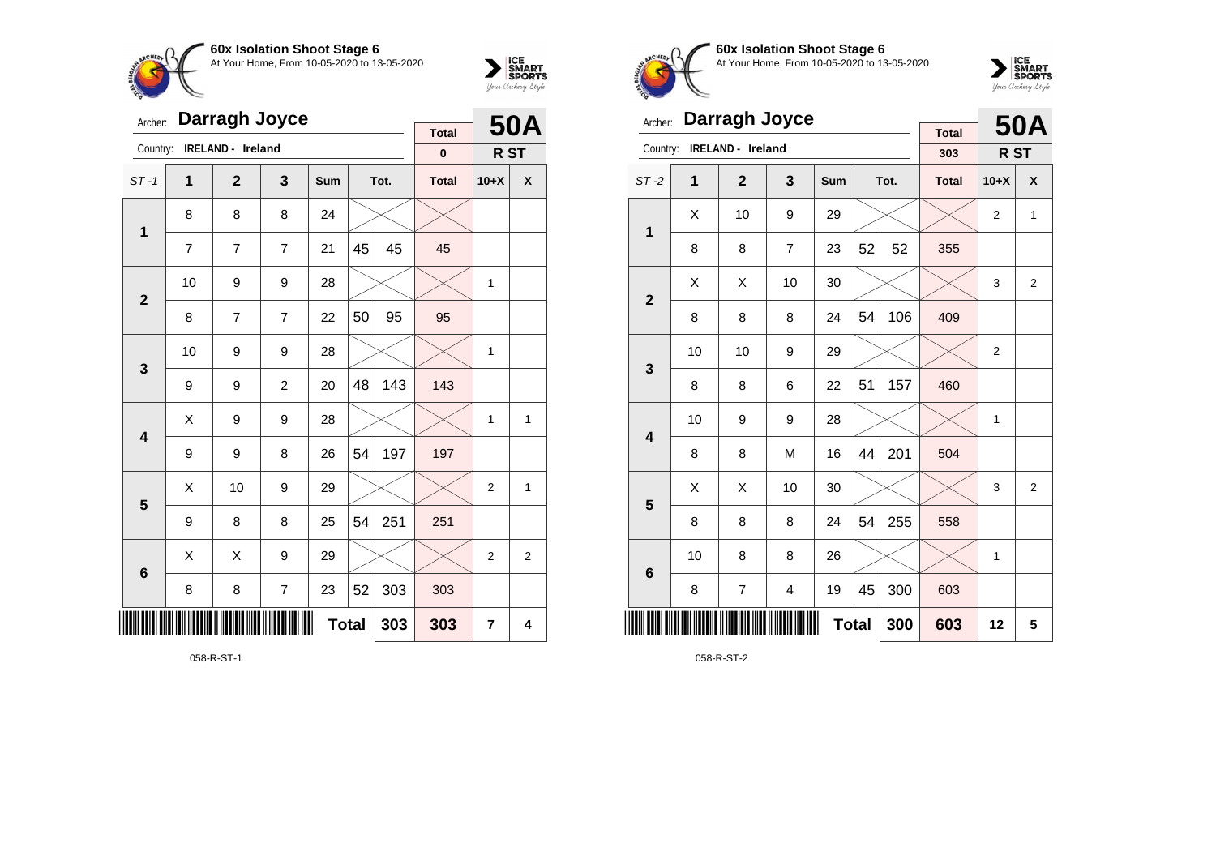## 60x Isolation Shoot Stage 6

At Your Home, From 10-05-2020 to 13-05-2020

Archer: **Darragh Joyce**

Country: **IRELAND - Ireland**

| Total | 50A |
|---|---|
| 0 | R ST |

| ST -1 | 1 | 2 | 3 | Sum | Tot. | | Total | 10+X | X |
|---|---|---|---|---|---|---|---|---|---|
| **1** | 8 | 8 | 8 | 24 | | | | | |
| | 7 | 7 | 7 | 21 | 45 | 45 | 45 | | |
| **2** | 10 | 9 | 9 | 28 | | | | 1 | |
| | 8 | 7 | 7 | 22 | 50 | 95 | 95 | | |
| **3** | 10 | 9 | 9 | 28 | | | | 1 | |
| | 9 | 9 | 2 | 20 | 48 | 143 | 143 | | |
| **4** | X | 9 | 9 | 28 | | | | 1 | 1 |
| | 9 | 9 | 8 | 26 | 54 | 197 | 197 | | |
| **5** | X | 10 | 9 | 29 | | | | 2 | 1 |
| | 9 | 8 | 8 | 25 | 54 | 251 | 251 | | |
| **6** | X | X | 9 | 29 | | | | 2 | 2 |
| | 8 | 8 | 7 | 23 | 52 | 303 | 303 | | |
| | | | | **Total** | | **303** | **303** | **7** | **4** |

058-R-ST-1

## 60x Isolation Shoot Stage 6

At Your Home, From 10-05-2020 to 13-05-2020

Archer: **Darragh Joyce**

Country: **IRELAND - Ireland**

| Total | 50A |
|---|---|
| 303 | R ST |

| ST -2 | 1 | 2 | 3 | Sum | Tot. | | Total | 10+X | X |
|---|---|---|---|---|---|---|---|---|---|
| **1** | X | 10 | 9 | 29 | | | | 2 | 1 |
| | 8 | 8 | 7 | 23 | 52 | 52 | 355 | | |
| **2** | X | X | 10 | 30 | | | | 3 | 2 |
| | 8 | 8 | 8 | 24 | 54 | 106 | 409 | | |
| **3** | 10 | 10 | 9 | 29 | | | | 2 | |
| | 8 | 8 | 6 | 22 | 51 | 157 | 460 | | |
| **4** | 10 | 9 | 9 | 28 | | | | 1 | |
| | 8 | 8 | M | 16 | 44 | 201 | 504 | | |
| **5** | X | X | 10 | 30 | | | | 3 | 2 |
| | 8 | 8 | 8 | 24 | 54 | 255 | 558 | | |
| **6** | 10 | 8 | 8 | 26 | | | | 1 | |
| | 8 | 7 | 4 | 19 | 45 | 300 | 603 | | |
| | | | | **Total** | | **300** | **603** | **12** | **5** |

058-R-ST-2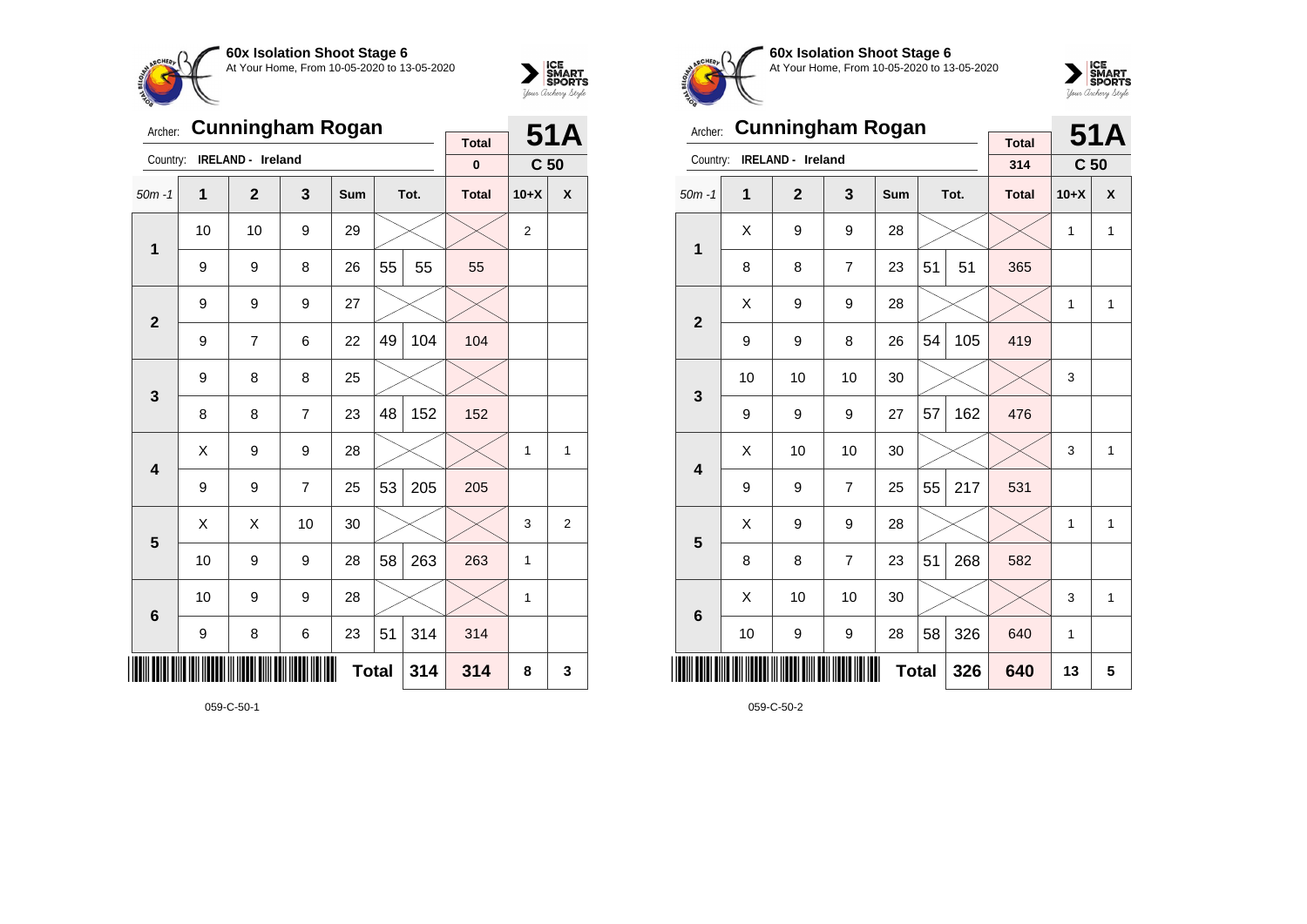**60x Isolation Shoot Stage 6**
At Your Home, From 10-05-2020 to 13-05-2020

Archer: **Cunningham Rogan**
Country: **IRELAND - Ireland**

| Total | 51A |
|---|---|
| 0 | C 50 |

| 50m -1 | 1 | 2 | 3 | Sum | Tot. | | Total | 10+X | X |
|---|---|---|---|---|---|---|---|---|---|
| 1 | 10 | 10 | 9 | 29 | | | | 2 | |
| | 9 | 9 | 8 | 26 | 55 | 55 | 55 | | |
| 2 | 9 | 9 | 9 | 27 | | | | | |
| | 9 | 7 | 6 | 22 | 49 | 104 | 104 | | |
| 3 | 9 | 8 | 8 | 25 | | | | | |
| | 8 | 8 | 7 | 23 | 48 | 152 | 152 | | |
| 4 | X | 9 | 9 | 28 | | | | 1 | 1 |
| | 9 | 9 | 7 | 25 | 53 | 205 | 205 | | |
| 5 | X | X | 10 | 30 | | | | 3 | 2 |
| | 10 | 9 | 9 | 28 | 58 | 263 | 263 | 1 | |
| 6 | 10 | 9 | 9 | 28 | | | | 1 | |
| | 9 | 8 | 6 | 23 | 51 | 314 | 314 | | |
| | | | | | Total | 314 | 314 | 8 | 3 |

059-C-50-1

**60x Isolation Shoot Stage 6**
At Your Home, From 10-05-2020 to 13-05-2020

Archer: **Cunningham Rogan**
Country: **IRELAND - Ireland**

| Total | 51A |
|---|---|
| 314 | C 50 |

| 50m -1 | 1 | 2 | 3 | Sum | Tot. | | Total | 10+X | X |
|---|---|---|---|---|---|---|---|---|---|
| 1 | X | 9 | 9 | 28 | | | | 1 | 1 |
| | 8 | 8 | 7 | 23 | 51 | 51 | 365 | | |
| 2 | X | 9 | 9 | 28 | | | | 1 | 1 |
| | 9 | 9 | 8 | 26 | 54 | 105 | 419 | | |
| 3 | 10 | 10 | 10 | 30 | | | | 3 | |
| | 9 | 9 | 9 | 27 | 57 | 162 | 476 | | |
| 4 | X | 10 | 10 | 30 | | | | 3 | 1 |
| | 9 | 9 | 7 | 25 | 55 | 217 | 531 | | |
| 5 | X | 9 | 9 | 28 | | | | 1 | 1 |
| | 8 | 8 | 7 | 23 | 51 | 268 | 582 | | |
| 6 | X | 10 | 10 | 30 | | | | 3 | 1 |
| | 10 | 9 | 9 | 28 | 58 | 326 | 640 | 1 | |
| | | | | | Total | 326 | 640 | 13 | 5 |

059-C-50-2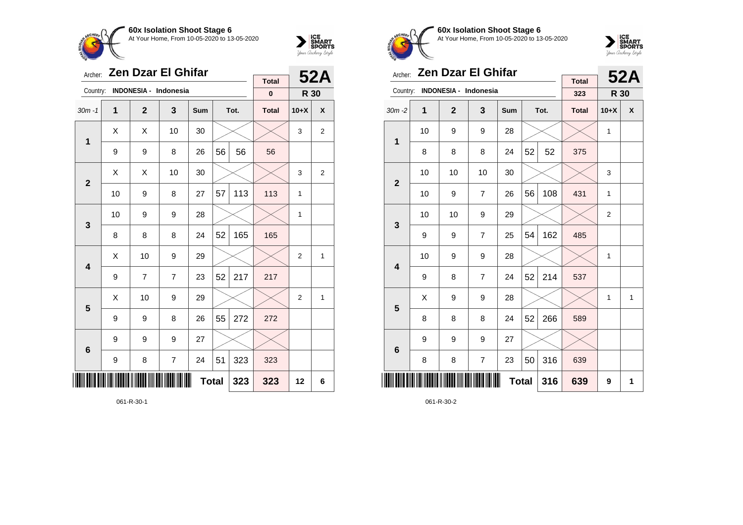## 60x Isolation Shoot Stage 6

At Your Home, From 10-05-2020 to 13-05-2020

Archer: **Zen Dzar El Ghifar**

Country: **INDONESIA - Indonesia**

**52A** — R 30

| 30m -1 | 1 | 2 | 3 | Sum | | Tot. | Total | 10+X | X |
|---|---|---|---|---|---|---|---|---|---|
| | | | | | | | 0 | | |
| 1 | X | X | 10 | 30 | | | | 3 | 2 |
| | 9 | 9 | 8 | 26 | 56 | 56 | 56 | | |
| 2 | X | X | 10 | 30 | | | | 3 | 2 |
| | 10 | 9 | 8 | 27 | 57 | 113 | 113 | 1 | |
| 3 | 10 | 9 | 9 | 28 | | | | 1 | |
| | 8 | 8 | 8 | 24 | 52 | 165 | 165 | | |
| 4 | X | 10 | 9 | 29 | | | | 2 | 1 |
| | 9 | 7 | 7 | 23 | 52 | 217 | 217 | | |
| 5 | X | 10 | 9 | 29 | | | | 2 | 1 |
| | 9 | 9 | 8 | 26 | 55 | 272 | 272 | | |
| 6 | 9 | 9 | 9 | 27 | | | | | |
| | 9 | 8 | 7 | 24 | 51 | 323 | 323 | | |
| | | | | | Total | 323 | 323 | 12 | 6 |

061-R-30-1

## 60x Isolation Shoot Stage 6

At Your Home, From 10-05-2020 to 13-05-2020

Archer: **Zen Dzar El Ghifar**

Country: **INDONESIA - Indonesia**

**52A** — R 30

| 30m -2 | 1 | 2 | 3 | Sum | | Tot. | Total | 10+X | X |
|---|---|---|---|---|---|---|---|---|---|
| | | | | | | | 323 | | |
| 1 | 10 | 9 | 9 | 28 | | | | 1 | |
| | 8 | 8 | 8 | 24 | 52 | 52 | 375 | | |
| 2 | 10 | 10 | 10 | 30 | | | | 3 | |
| | 10 | 9 | 7 | 26 | 56 | 108 | 431 | 1 | |
| 3 | 10 | 10 | 9 | 29 | | | | 2 | |
| | 9 | 9 | 7 | 25 | 54 | 162 | 485 | | |
| 4 | 10 | 9 | 9 | 28 | | | | 1 | |
| | 9 | 8 | 7 | 24 | 52 | 214 | 537 | | |
| 5 | X | 9 | 9 | 28 | | | | 1 | 1 |
| | 8 | 8 | 8 | 24 | 52 | 266 | 589 | | |
| 6 | 9 | 9 | 9 | 27 | | | | | |
| | 8 | 8 | 7 | 23 | 50 | 316 | 639 | | |
| | | | | | Total | 316 | 639 | 9 | 1 |

061-R-30-2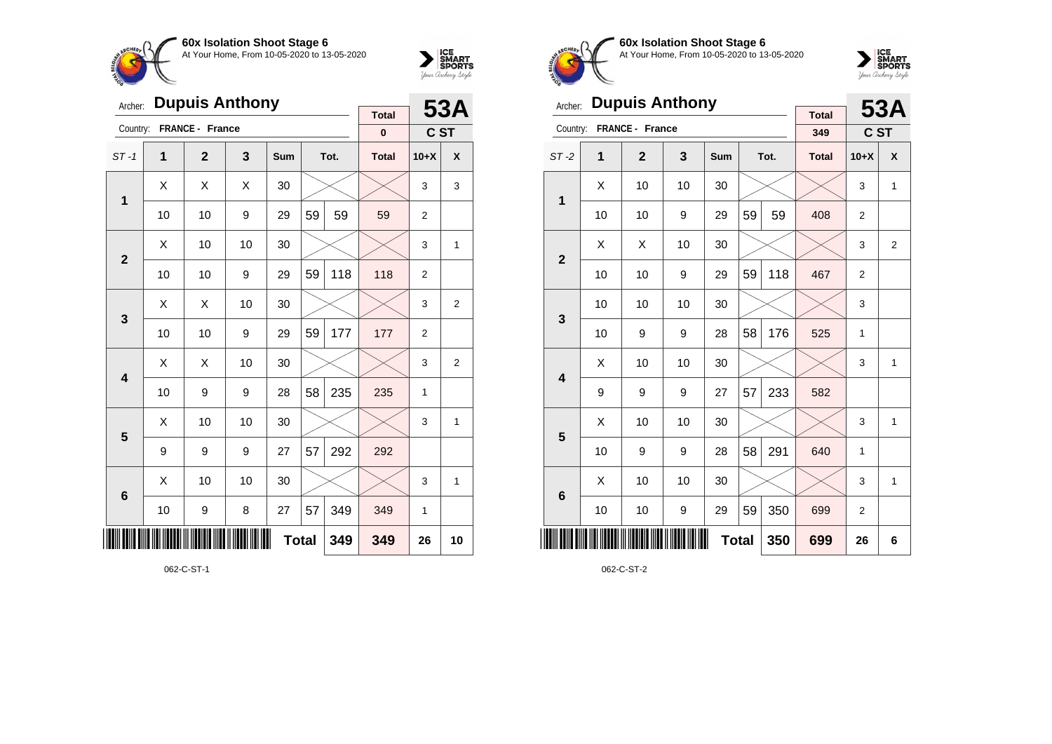**60x Isolation Shoot Stage 6**
At Your Home, From 10-05-2020 to 13-05-2020

Archer: **Dupuis Anthony**
Country: **FRANCE - France**

| | | | | | | | Total | 53A | |
|---|---|---|---|---|---|---|---|---|---|
| | | | | | | | 0 | C ST | |
| ST -1 | 1 | 2 | 3 | Sum | Tot. | | Total | 10+X | X |
| 1 | X | X | X | 30 | | | | 3 | 3 |
| | 10 | 10 | 9 | 29 | 59 | 59 | 59 | 2 | |
| 2 | X | 10 | 10 | 30 | | | | 3 | 1 |
| | 10 | 10 | 9 | 29 | 59 | 118 | 118 | 2 | |
| 3 | X | X | 10 | 30 | | | | 3 | 2 |
| | 10 | 10 | 9 | 29 | 59 | 177 | 177 | 2 | |
| 4 | X | X | 10 | 30 | | | | 3 | 2 |
| | 10 | 9 | 9 | 28 | 58 | 235 | 235 | 1 | |
| 5 | X | 10 | 10 | 30 | | | | 3 | 1 |
| | 9 | 9 | 9 | 27 | 57 | 292 | 292 | | |
| 6 | X | 10 | 10 | 30 | | | | 3 | 1 |
| | 10 | 9 | 8 | 27 | 57 | 349 | 349 | 1 | |
| | | | | Total | | 349 | 349 | 26 | 10 |

062-C-ST-1

**60x Isolation Shoot Stage 6**
At Your Home, From 10-05-2020 to 13-05-2020

Archer: **Dupuis Anthony**
Country: **FRANCE - France**

| | | | | | | | Total | 53A | |
|---|---|---|---|---|---|---|---|---|---|
| | | | | | | | 349 | C ST | |
| ST -2 | 1 | 2 | 3 | Sum | Tot. | | Total | 10+X | X |
| 1 | X | 10 | 10 | 30 | | | | 3 | 1 |
| | 10 | 10 | 9 | 29 | 59 | 59 | 408 | 2 | |
| 2 | X | X | 10 | 30 | | | | 3 | 2 |
| | 10 | 10 | 9 | 29 | 59 | 118 | 467 | 2 | |
| 3 | 10 | 10 | 10 | 30 | | | | 3 | |
| | 10 | 9 | 9 | 28 | 58 | 176 | 525 | 1 | |
| 4 | X | 10 | 10 | 30 | | | | 3 | 1 |
| | 9 | 9 | 9 | 27 | 57 | 233 | 582 | | |
| 5 | X | 10 | 10 | 30 | | | | 3 | 1 |
| | 10 | 9 | 9 | 28 | 58 | 291 | 640 | 1 | |
| 6 | X | 10 | 10 | 30 | | | | 3 | 1 |
| | 10 | 10 | 9 | 29 | 59 | 350 | 699 | 2 | |
| | | | | Total | | 350 | 699 | 26 | 6 |

062-C-ST-2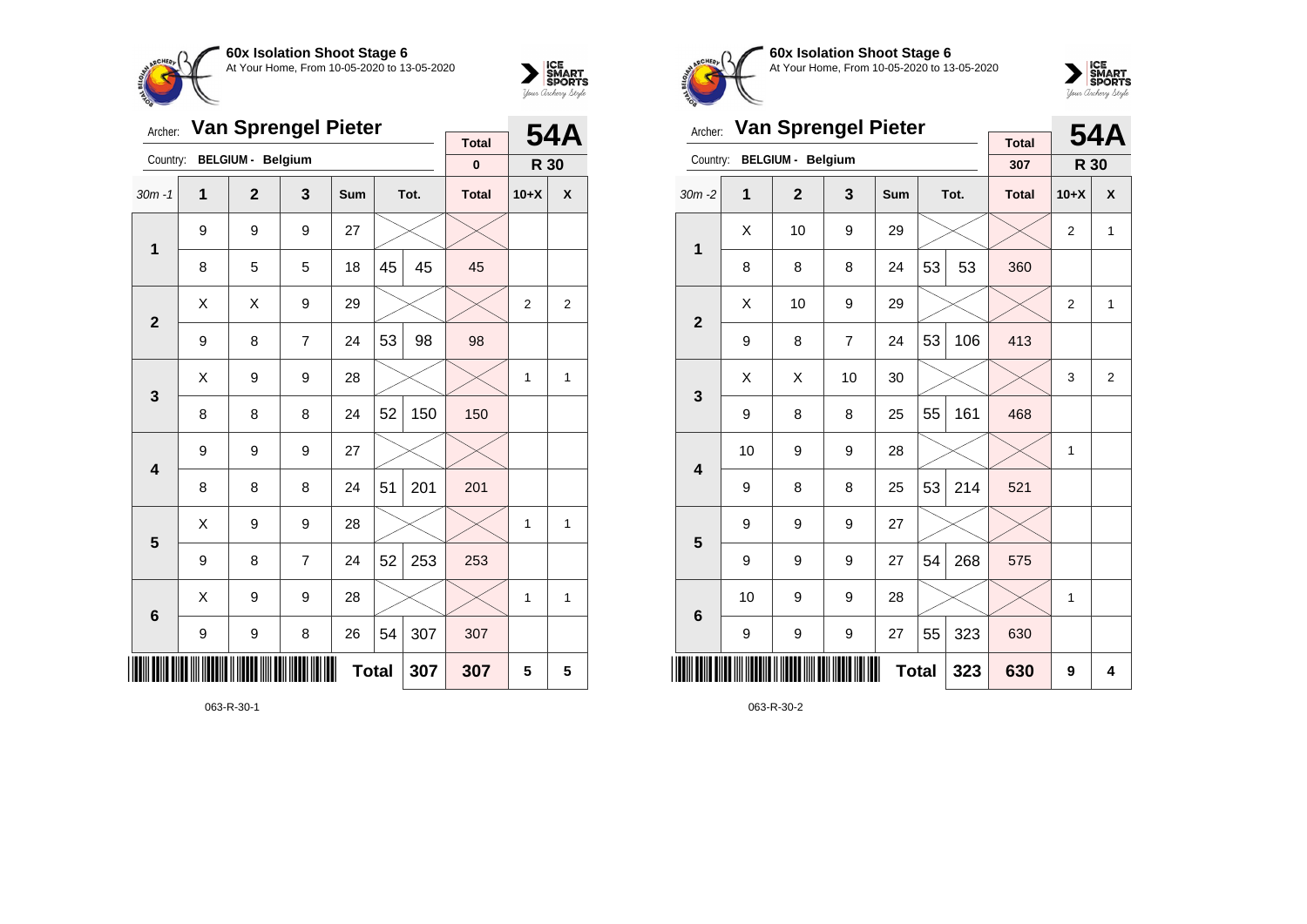**60x Isolation Shoot Stage 6**
At Your Home, From 10-05-2020 to 13-05-2020

Archer: **Van Sprengel Pieter** — **54A**
Country: **BELGIUM - Belgium** — Total: **0** — **R 30**

| 30m -1 | 1 | 2 | 3 | Sum | Tot. | | Total | 10+X | X |
|---|---|---|---|---|---|---|---|---|---|
| 1 | 9 | 9 | 9 | 27 | | | | | |
| | 8 | 5 | 5 | 18 | 45 | 45 | 45 | | |
| 2 | X | X | 9 | 29 | | | | 2 | 2 |
| | 9 | 8 | 7 | 24 | 53 | 98 | 98 | | |
| 3 | X | 9 | 9 | 28 | | | | 1 | 1 |
| | 8 | 8 | 8 | 24 | 52 | 150 | 150 | | |
| 4 | 9 | 9 | 9 | 27 | | | | | |
| | 8 | 8 | 8 | 24 | 51 | 201 | 201 | | |
| 5 | X | 9 | 9 | 28 | | | | 1 | 1 |
| | 9 | 8 | 7 | 24 | 52 | 253 | 253 | | |
| 6 | X | 9 | 9 | 28 | | | | 1 | 1 |
| | 9 | 9 | 8 | 26 | 54 | 307 | 307 | | |
| | | | | Total | | 307 | 307 | 5 | 5 |

063-R-30-1

**60x Isolation Shoot Stage 6**
At Your Home, From 10-05-2020 to 13-05-2020

Archer: **Van Sprengel Pieter** — **54A**
Country: **BELGIUM - Belgium** — Total: **307** — **R 30**

| 30m -2 | 1 | 2 | 3 | Sum | Tot. | | Total | 10+X | X |
|---|---|---|---|---|---|---|---|---|---|
| 1 | X | 10 | 9 | 29 | | | | 2 | 1 |
| | 8 | 8 | 8 | 24 | 53 | 53 | 360 | | |
| 2 | X | 10 | 9 | 29 | | | | 2 | 1 |
| | 9 | 8 | 7 | 24 | 53 | 106 | 413 | | |
| 3 | X | X | 10 | 30 | | | | 3 | 2 |
| | 9 | 8 | 8 | 25 | 55 | 161 | 468 | | |
| 4 | 10 | 9 | 9 | 28 | | | | 1 | |
| | 9 | 8 | 8 | 25 | 53 | 214 | 521 | | |
| 5 | 9 | 9 | 9 | 27 | | | | | |
| | 9 | 9 | 9 | 27 | 54 | 268 | 575 | | |
| 6 | 10 | 9 | 9 | 28 | | | | 1 | |
| | 9 | 9 | 9 | 27 | 55 | 323 | 630 | | |
| | | | | Total | | 323 | 630 | 9 | 4 |

063-R-30-2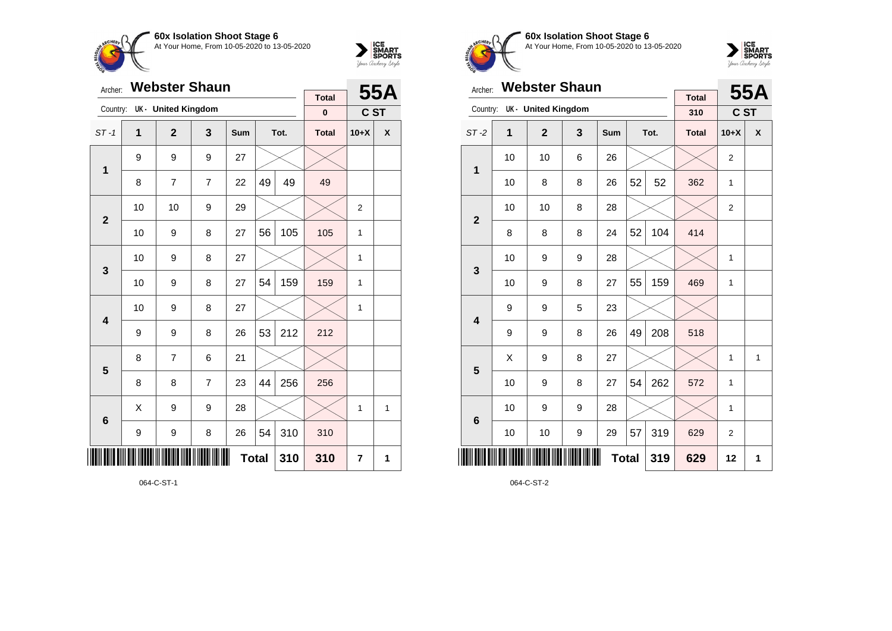**60x Isolation Shoot Stage 6**
At Your Home, From 10-05-2020 to 13-05-2020

Archer: **Webster Shaun** — **55A**
Country: UK - United Kingdom — C ST

| ST-1 | 1 | 2 | 3 | Sum | Tot. | | Total | 10+X | X |
|---|---|---|---|---|---|---|---|---|---|
| | | | | | | | 0 | | |
| 1 | 9 | 9 | 9 | 27 | | | | | |
| | 8 | 7 | 7 | 22 | 49 | 49 | 49 | | |
| 2 | 10 | 10 | 9 | 29 | | | | 2 | |
| | 10 | 9 | 8 | 27 | 56 | 105 | 105 | 1 | |
| 3 | 10 | 9 | 8 | 27 | | | | 1 | |
| | 10 | 9 | 8 | 27 | 54 | 159 | 159 | 1 | |
| 4 | 10 | 9 | 8 | 27 | | | | 1 | |
| | 9 | 9 | 8 | 26 | 53 | 212 | 212 | | |
| 5 | 8 | 7 | 6 | 21 | | | | | |
| | 8 | 8 | 7 | 23 | 44 | 256 | 256 | | |
| 6 | X | 9 | 9 | 28 | | | | 1 | 1 |
| | 9 | 9 | 8 | 26 | 54 | 310 | 310 | | |
| | | | | Total | | 310 | 310 | 7 | 1 |

064-C-ST-1

**60x Isolation Shoot Stage 6**
At Your Home, From 10-05-2020 to 13-05-2020

Archer: **Webster Shaun** — **55A**
Country: UK - United Kingdom — C ST

| ST-2 | 1 | 2 | 3 | Sum | Tot. | | Total | 10+X | X |
|---|---|---|---|---|---|---|---|---|---|
| | | | | | | | 310 | | |
| 1 | 10 | 10 | 6 | 26 | | | | 2 | |
| | 10 | 8 | 8 | 26 | 52 | 52 | 362 | 1 | |
| 2 | 10 | 10 | 8 | 28 | | | | 2 | |
| | 8 | 8 | 8 | 24 | 52 | 104 | 414 | | |
| 3 | 10 | 9 | 9 | 28 | | | | 1 | |
| | 10 | 9 | 8 | 27 | 55 | 159 | 469 | 1 | |
| 4 | 9 | 9 | 5 | 23 | | | | | |
| | 9 | 9 | 8 | 26 | 49 | 208 | 518 | | |
| 5 | X | 9 | 8 | 27 | | | | 1 | 1 |
| | 10 | 9 | 8 | 27 | 54 | 262 | 572 | 1 | |
| 6 | 10 | 9 | 9 | 28 | | | | 1 | |
| | 10 | 10 | 9 | 29 | 57 | 319 | 629 | 2 | |
| | | | | Total | | 319 | 629 | 12 | 1 |

064-C-ST-2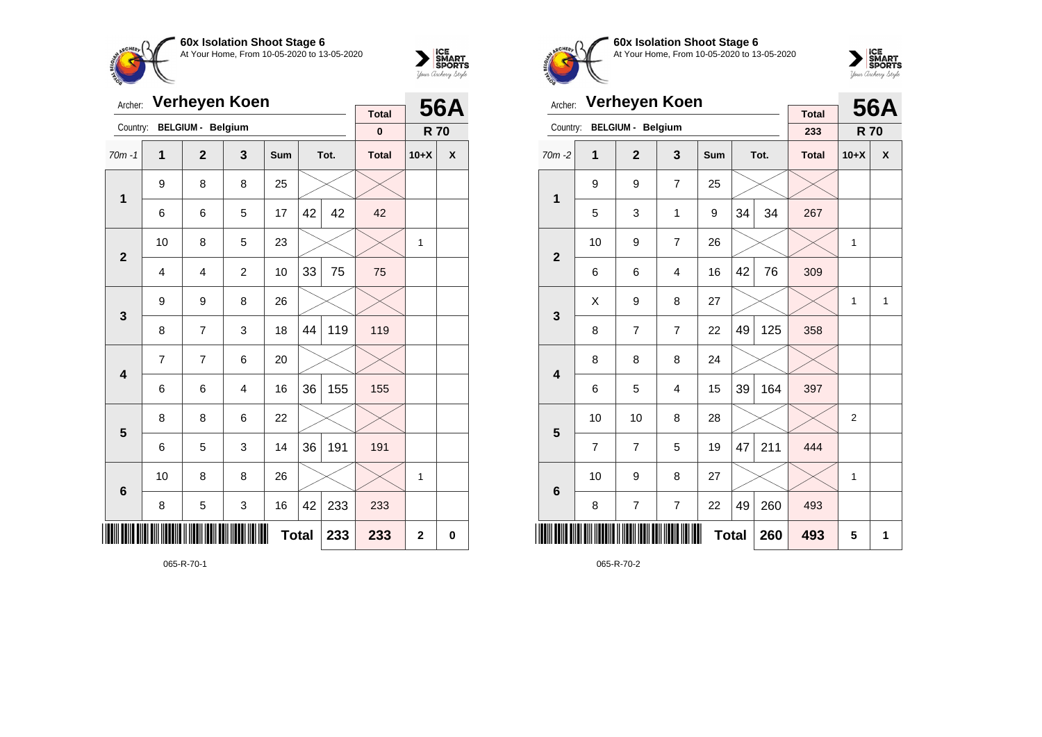## 60x Isolation Shoot Stage 6

At Your Home, From 10-05-2020 to 13-05-2020

Archer: **Verheyen Koen**
Country: **BELGIUM - Belgium**

| Total | 56A |
|---|---|
| 0 | R 70 |

| 70m -1 | 1 | 2 | 3 | Sum | Tot. | | Total | 10+X | X |
|---|---|---|---|---|---|---|---|---|---|
| 1 | 9 | 8 | 8 | 25 | | | | | |
| | 6 | 6 | 5 | 17 | 42 | 42 | 42 | | |
| 2 | 10 | 8 | 5 | 23 | | | | 1 | |
| | 4 | 4 | 2 | 10 | 33 | 75 | 75 | | |
| 3 | 9 | 9 | 8 | 26 | | | | | |
| | 8 | 7 | 3 | 18 | 44 | 119 | 119 | | |
| 4 | 7 | 7 | 6 | 20 | | | | | |
| | 6 | 6 | 4 | 16 | 36 | 155 | 155 | | |
| 5 | 8 | 8 | 6 | 22 | | | | | |
| | 6 | 5 | 3 | 14 | 36 | 191 | 191 | | |
| 6 | 10 | 8 | 8 | 26 | | | | 1 | |
| | 8 | 5 | 3 | 16 | 42 | 233 | 233 | | |
| | | | | | Total | 233 | 233 | 2 | 0 |

065-R-70-1

## 60x Isolation Shoot Stage 6

At Your Home, From 10-05-2020 to 13-05-2020

Archer: **Verheyen Koen**
Country: **BELGIUM - Belgium**

| Total | 56A |
|---|---|
| 233 | R 70 |

| 70m -2 | 1 | 2 | 3 | Sum | Tot. | | Total | 10+X | X |
|---|---|---|---|---|---|---|---|---|---|
| 1 | 9 | 9 | 7 | 25 | | | | | |
| | 5 | 3 | 1 | 9 | 34 | 34 | 267 | | |
| 2 | 10 | 9 | 7 | 26 | | | | 1 | |
| | 6 | 6 | 4 | 16 | 42 | 76 | 309 | | |
| 3 | X | 9 | 8 | 27 | | | | 1 | 1 |
| | 8 | 7 | 7 | 22 | 49 | 125 | 358 | | |
| 4 | 8 | 8 | 8 | 24 | | | | | |
| | 6 | 5 | 4 | 15 | 39 | 164 | 397 | | |
| 5 | 10 | 10 | 8 | 28 | | | | 2 | |
| | 7 | 7 | 5 | 19 | 47 | 211 | 444 | | |
| 6 | 10 | 9 | 8 | 27 | | | | 1 | |
| | 8 | 7 | 7 | 22 | 49 | 260 | 493 | | |
| | | | | | Total | 260 | 493 | 5 | 1 |

065-R-70-2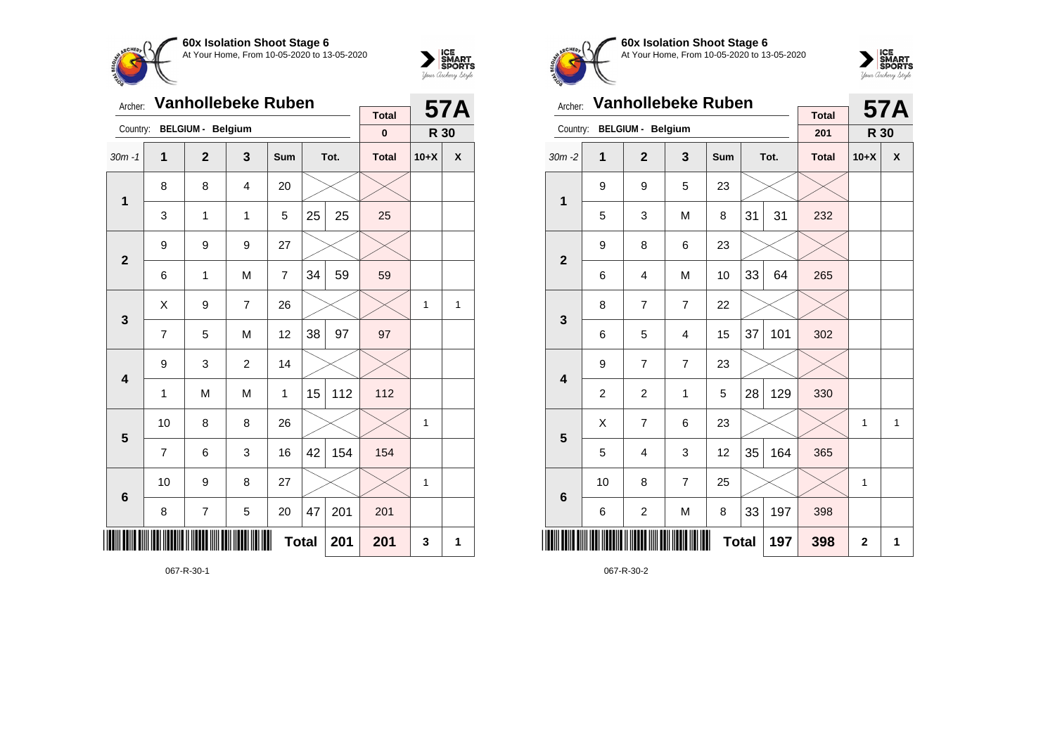**60x Isolation Shoot Stage 6**
At Your Home, From 10-05-2020 to 13-05-2020

Archer: **Vanhollebeke Ruben**
Country: **BELGIUM - Belgium**

**57A** — **R 30**

| 30m -1 | 1 | 2 | 3 | Sum | Tot. | | Total | 10+X | X |
|---|---|---|---|---|---|---|---|---|---|
| Total | | | | | | | 0 | | |
| 1 | 8 | 8 | 4 | 20 | | | | | |
| | 3 | 1 | 1 | 5 | 25 | 25 | 25 | | |
| 2 | 9 | 9 | 9 | 27 | | | | | |
| | 6 | 1 | M | 7 | 34 | 59 | 59 | | |
| 3 | X | 9 | 7 | 26 | | | | 1 | 1 |
| | 7 | 5 | M | 12 | 38 | 97 | 97 | | |
| 4 | 9 | 3 | 2 | 14 | | | | | |
| | 1 | M | M | 1 | 15 | 112 | 112 | | |
| 5 | 10 | 8 | 8 | 26 | | | | 1 | |
| | 7 | 6 | 3 | 16 | 42 | 154 | 154 | | |
| 6 | 10 | 9 | 8 | 27 | | | | 1 | |
| | 8 | 7 | 5 | 20 | 47 | 201 | 201 | | |
| | | | | **Total** | | **201** | **201** | **3** | **1** |

067-R-30-1

**60x Isolation Shoot Stage 6**
At Your Home, From 10-05-2020 to 13-05-2020

Archer: **Vanhollebeke Ruben**
Country: **BELGIUM - Belgium**

**57A** — **R 30**

| 30m -2 | 1 | 2 | 3 | Sum | Tot. | | Total | 10+X | X |
|---|---|---|---|---|---|---|---|---|---|
| Total | | | | | | | 201 | | |
| 1 | 9 | 9 | 5 | 23 | | | | | |
| | 5 | 3 | M | 8 | 31 | 31 | 232 | | |
| 2 | 9 | 8 | 6 | 23 | | | | | |
| | 6 | 4 | M | 10 | 33 | 64 | 265 | | |
| 3 | 8 | 7 | 7 | 22 | | | | | |
| | 6 | 5 | 4 | 15 | 37 | 101 | 302 | | |
| 4 | 9 | 7 | 7 | 23 | | | | | |
| | 2 | 2 | 1 | 5 | 28 | 129 | 330 | | |
| 5 | X | 7 | 6 | 23 | | | | 1 | 1 |
| | 5 | 4 | 3 | 12 | 35 | 164 | 365 | | |
| 6 | 10 | 8 | 7 | 25 | | | | 1 | |
| | 6 | 2 | M | 8 | 33 | 197 | 398 | | |
| | | | | **Total** | | **197** | **398** | **2** | **1** |

067-R-30-2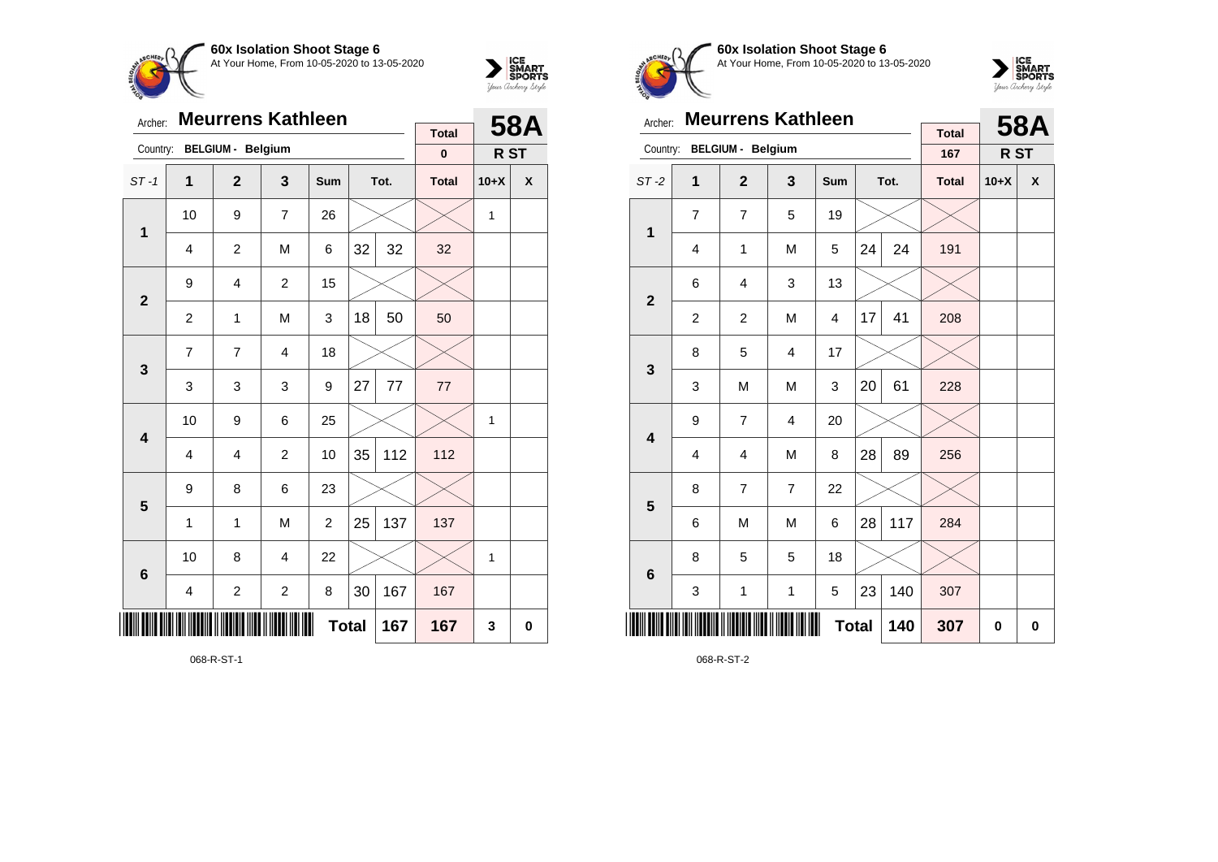**60x Isolation Shoot Stage 6**
At Your Home, From 10-05-2020 to 13-05-2020

Archer: **Meurrens Kathleen**
Country: **BELGIUM - Belgium**

| Total | 58A |
|---|---|
| 0 | R ST |

| ST -1 | 1 | 2 | 3 | Sum | Tot. | | Total | 10+X | X |
|---|---|---|---|---|---|---|---|---|---|
| 1 | 10 | 9 | 7 | 26 | | | | 1 | |
| | 4 | 2 | M | 6 | 32 | 32 | 32 | | |
| 2 | 9 | 4 | 2 | 15 | | | | | |
| | 2 | 1 | M | 3 | 18 | 50 | 50 | | |
| 3 | 7 | 7 | 4 | 18 | | | | | |
| | 3 | 3 | 3 | 9 | 27 | 77 | 77 | | |
| 4 | 10 | 9 | 6 | 25 | | | | 1 | |
| | 4 | 4 | 2 | 10 | 35 | 112 | 112 | | |
| 5 | 9 | 8 | 6 | 23 | | | | | |
| | 1 | 1 | M | 2 | 25 | 137 | 137 | | |
| 6 | 10 | 8 | 4 | 22 | | | | 1 | |
| | 4 | 2 | 2 | 8 | 30 | 167 | 167 | | |
| | | | | Total | | 167 | 167 | 3 | 0 |

068-R-ST-1

**60x Isolation Shoot Stage 6**
At Your Home, From 10-05-2020 to 13-05-2020

Archer: **Meurrens Kathleen**
Country: **BELGIUM - Belgium**

| Total | 58A |
|---|---|
| 167 | R ST |

| ST -2 | 1 | 2 | 3 | Sum | Tot. | | Total | 10+X | X |
|---|---|---|---|---|---|---|---|---|---|
| 1 | 7 | 7 | 5 | 19 | | | | | |
| | 4 | 1 | M | 5 | 24 | 24 | 191 | | |
| 2 | 6 | 4 | 3 | 13 | | | | | |
| | 2 | 2 | M | 4 | 17 | 41 | 208 | | |
| 3 | 8 | 5 | 4 | 17 | | | | | |
| | 3 | M | M | 3 | 20 | 61 | 228 | | |
| 4 | 9 | 7 | 4 | 20 | | | | | |
| | 4 | 4 | M | 8 | 28 | 89 | 256 | | |
| 5 | 8 | 7 | 7 | 22 | | | | | |
| | 6 | M | M | 6 | 28 | 117 | 284 | | |
| 6 | 8 | 5 | 5 | 18 | | | | | |
| | 3 | 1 | 1 | 5 | 23 | 140 | 307 | | |
| | | | | Total | | 140 | 307 | 0 | 0 |

068-R-ST-2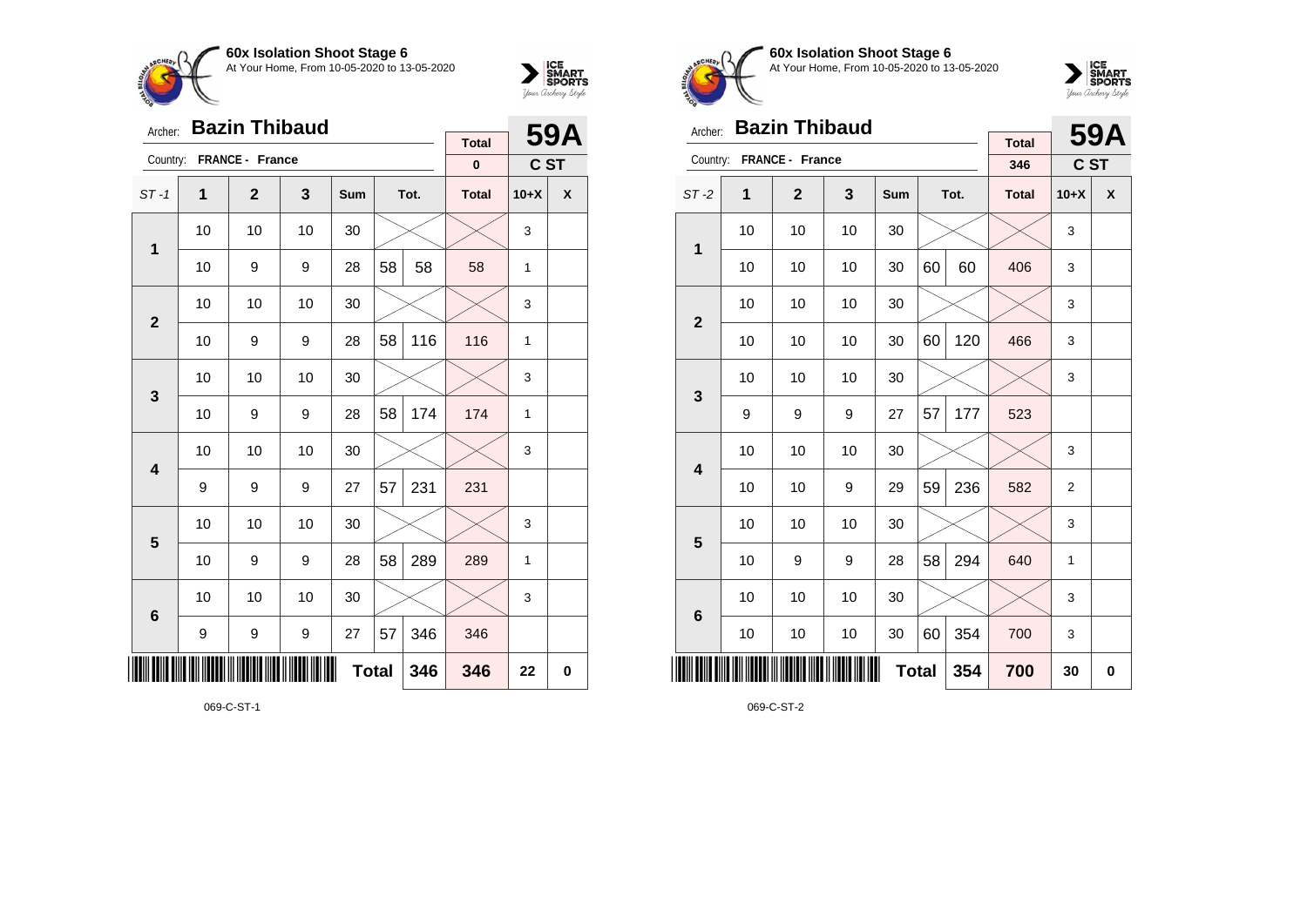**60x Isolation Shoot Stage 6**
At Your Home, From 10-05-2020 to 13-05-2020

Archer: **Bazin Thibaud**
Country: **FRANCE - France**

**59A** — **C ST**

| ST-1 | 1 | 2 | 3 | Sum | Tot. | | Total | 10+X | X |
|---|---|---|---|---|---|---|---|---|---|
| | | | | | | | 0 | | |
| 1 | 10 | 10 | 10 | 30 | | | | 3 | |
| | 10 | 9 | 9 | 28 | 58 | 58 | 58 | 1 | |
| 2 | 10 | 10 | 10 | 30 | | | | 3 | |
| | 10 | 9 | 9 | 28 | 58 | 116 | 116 | 1 | |
| 3 | 10 | 10 | 10 | 30 | | | | 3 | |
| | 10 | 9 | 9 | 28 | 58 | 174 | 174 | 1 | |
| 4 | 10 | 10 | 10 | 30 | | | | 3 | |
| | 9 | 9 | 9 | 27 | 57 | 231 | 231 | | |
| 5 | 10 | 10 | 10 | 30 | | | | 3 | |
| | 10 | 9 | 9 | 28 | 58 | 289 | 289 | 1 | |
| 6 | 10 | 10 | 10 | 30 | | | | 3 | |
| | 9 | 9 | 9 | 27 | 57 | 346 | 346 | | |
| | | | | | Total | 346 | 346 | 22 | 0 |

069-C-ST-1

**60x Isolation Shoot Stage 6**
At Your Home, From 10-05-2020 to 13-05-2020

Archer: **Bazin Thibaud**
Country: **FRANCE - France**

**59A** — **C ST**

| ST-2 | 1 | 2 | 3 | Sum | Tot. | | Total | 10+X | X |
|---|---|---|---|---|---|---|---|---|---|
| | | | | | | | 346 | | |
| 1 | 10 | 10 | 10 | 30 | | | | 3 | |
| | 10 | 10 | 10 | 30 | 60 | 60 | 406 | 3 | |
| 2 | 10 | 10 | 10 | 30 | | | | 3 | |
| | 10 | 10 | 10 | 30 | 60 | 120 | 466 | 3 | |
| 3 | 10 | 10 | 10 | 30 | | | | 3 | |
| | 9 | 9 | 9 | 27 | 57 | 177 | 523 | | |
| 4 | 10 | 10 | 10 | 30 | | | | 3 | |
| | 10 | 10 | 9 | 29 | 59 | 236 | 582 | 2 | |
| 5 | 10 | 10 | 10 | 30 | | | | 3 | |
| | 10 | 9 | 9 | 28 | 58 | 294 | 640 | 1 | |
| 6 | 10 | 10 | 10 | 30 | | | | 3 | |
| | 10 | 10 | 10 | 30 | 60 | 354 | 700 | 3 | |
| | | | | | Total | 354 | 700 | 30 | 0 |

069-C-ST-2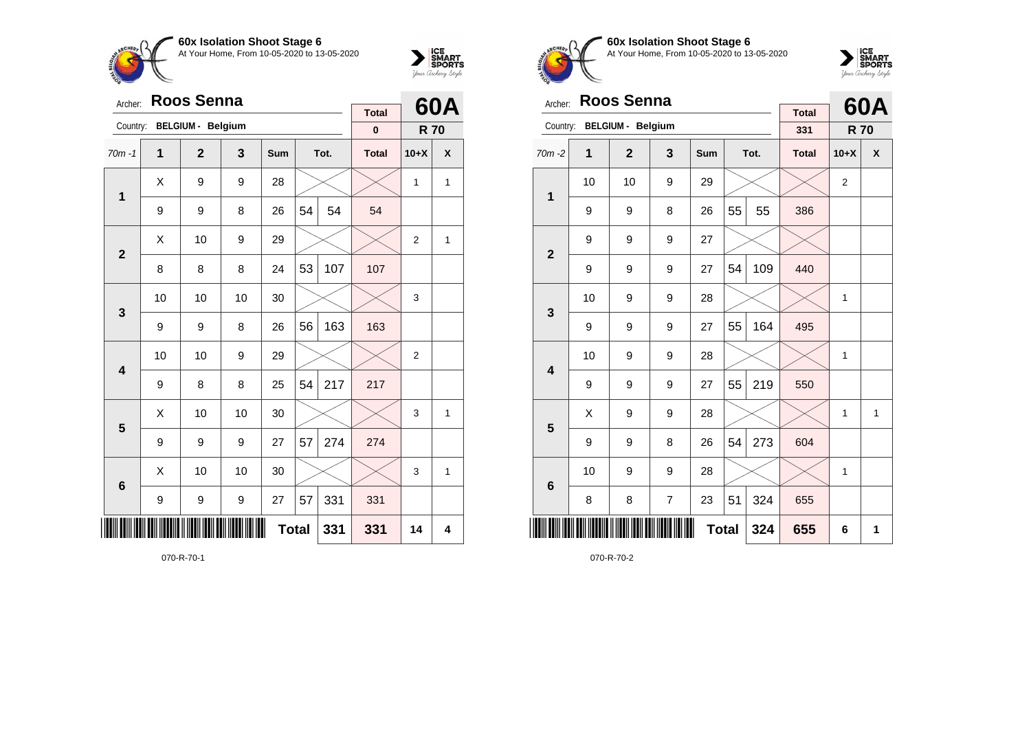**60x Isolation Shoot Stage 6**
At Your Home, From 10-05-2020 to 13-05-2020

Archer: **Roos Senna**
Country: **BELGIUM - Belgium**

**60A** — **R 70**

| 70m -1 | 1 | 2 | 3 | Sum | Tot. | | Total | 10+X | X |
|---|---|---|---|---|---|---|---|---|---|
| | | | | | | | 0 | | |
| 1 | X | 9 | 9 | 28 | | | | 1 | 1 |
| | 9 | 9 | 8 | 26 | 54 | 54 | 54 | | |
| 2 | X | 10 | 9 | 29 | | | | 2 | 1 |
| | 8 | 8 | 8 | 24 | 53 | 107 | 107 | | |
| 3 | 10 | 10 | 10 | 30 | | | | 3 | |
| | 9 | 9 | 8 | 26 | 56 | 163 | 163 | | |
| 4 | 10 | 10 | 9 | 29 | | | | 2 | |
| | 9 | 8 | 8 | 25 | 54 | 217 | 217 | | |
| 5 | X | 10 | 10 | 30 | | | | 3 | 1 |
| | 9 | 9 | 9 | 27 | 57 | 274 | 274 | | |
| 6 | X | 10 | 10 | 30 | | | | 3 | 1 |
| | 9 | 9 | 9 | 27 | 57 | 331 | 331 | | |
| | | | | | Total | 331 | 331 | 14 | 4 |

070-R-70-1

**60x Isolation Shoot Stage 6**
At Your Home, From 10-05-2020 to 13-05-2020

Archer: **Roos Senna**
Country: **BELGIUM - Belgium**

**60A** — **R 70**

| 70m -2 | 1 | 2 | 3 | Sum | Tot. | | Total | 10+X | X |
|---|---|---|---|---|---|---|---|---|---|
| | | | | | | | 331 | | |
| 1 | 10 | 10 | 9 | 29 | | | | 2 | |
| | 9 | 9 | 8 | 26 | 55 | 55 | 386 | | |
| 2 | 9 | 9 | 9 | 27 | | | | | |
| | 9 | 9 | 9 | 27 | 54 | 109 | 440 | | |
| 3 | 10 | 9 | 9 | 28 | | | | 1 | |
| | 9 | 9 | 9 | 27 | 55 | 164 | 495 | | |
| 4 | 10 | 9 | 9 | 28 | | | | 1 | |
| | 9 | 9 | 9 | 27 | 55 | 219 | 550 | | |
| 5 | X | 9 | 9 | 28 | | | | 1 | 1 |
| | 9 | 9 | 8 | 26 | 54 | 273 | 604 | | |
| 6 | 10 | 9 | 9 | 28 | | | | 1 | |
| | 8 | 8 | 7 | 23 | 51 | 324 | 655 | | |
| | | | | | Total | 324 | 655 | 6 | 1 |

070-R-70-2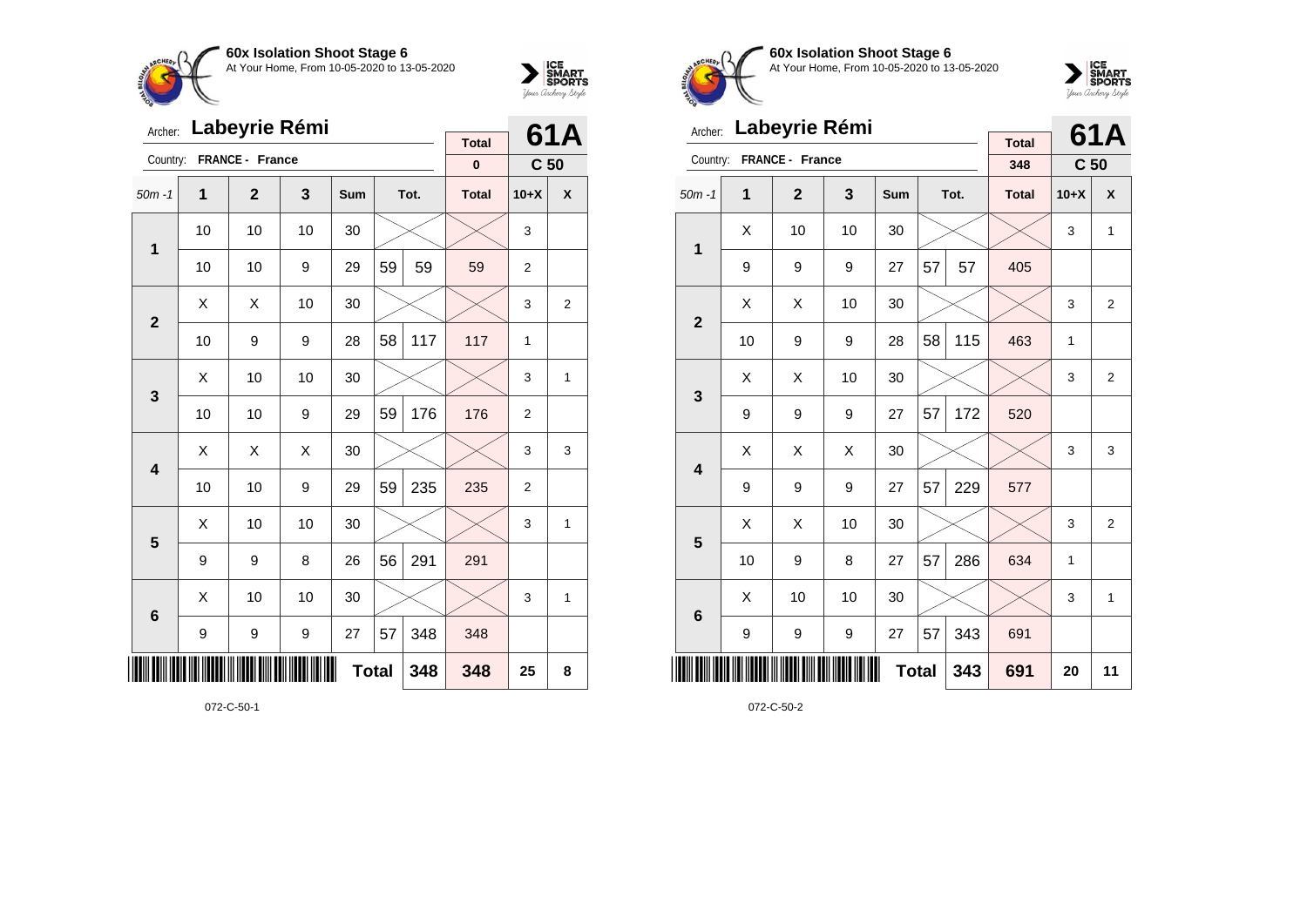## 60x Isolation Shoot Stage 6

At Your Home, From 10-05-2020 to 13-05-2020

Archer: **Labeyrie Rémi**

Country: **FRANCE - France**

| Total | 61A |
|---|---|
| 0 | C 50 |

| 50m -1 | 1 | 2 | 3 | Sum | Tot. | | Total | 10+X | X |
|---|---|---|---|---|---|---|---|---|---|
| 1 | 10 | 10 | 10 | 30 | | | | 3 | |
| | 10 | 10 | 9 | 29 | 59 | 59 | 59 | 2 | |
| 2 | X | X | 10 | 30 | | | | 3 | 2 |
| | 10 | 9 | 9 | 28 | 58 | 117 | 117 | 1 | |
| 3 | X | 10 | 10 | 30 | | | | 3 | 1 |
| | 10 | 10 | 9 | 29 | 59 | 176 | 176 | 2 | |
| 4 | X | X | X | 30 | | | | 3 | 3 |
| | 10 | 10 | 9 | 29 | 59 | 235 | 235 | 2 | |
| 5 | X | 10 | 10 | 30 | | | | 3 | 1 |
| | 9 | 9 | 8 | 26 | 56 | 291 | 291 | | |
| 6 | X | 10 | 10 | 30 | | | | 3 | 1 |
| | 9 | 9 | 9 | 27 | 57 | 348 | 348 | | |
| | | | | Total | | 348 | 348 | 25 | 8 |

072-C-50-1

## 60x Isolation Shoot Stage 6

At Your Home, From 10-05-2020 to 13-05-2020

Archer: **Labeyrie Rémi**

Country: **FRANCE - France**

| Total | 61A |
|---|---|
| 348 | C 50 |

| 50m -1 | 1 | 2 | 3 | Sum | Tot. | | Total | 10+X | X |
|---|---|---|---|---|---|---|---|---|---|
| 1 | X | 10 | 10 | 30 | | | | 3 | 1 |
| | 9 | 9 | 9 | 27 | 57 | 57 | 405 | | |
| 2 | X | X | 10 | 30 | | | | 3 | 2 |
| | 10 | 9 | 9 | 28 | 58 | 115 | 463 | 1 | |
| 3 | X | X | 10 | 30 | | | | 3 | 2 |
| | 9 | 9 | 9 | 27 | 57 | 172 | 520 | | |
| 4 | X | X | X | 30 | | | | 3 | 3 |
| | 9 | 9 | 9 | 27 | 57 | 229 | 577 | | |
| 5 | X | X | 10 | 30 | | | | 3 | 2 |
| | 10 | 9 | 8 | 27 | 57 | 286 | 634 | 1 | |
| 6 | X | 10 | 10 | 30 | | | | 3 | 1 |
| | 9 | 9 | 9 | 27 | 57 | 343 | 691 | | |
| | | | | Total | | 343 | 691 | 20 | 11 |

072-C-50-2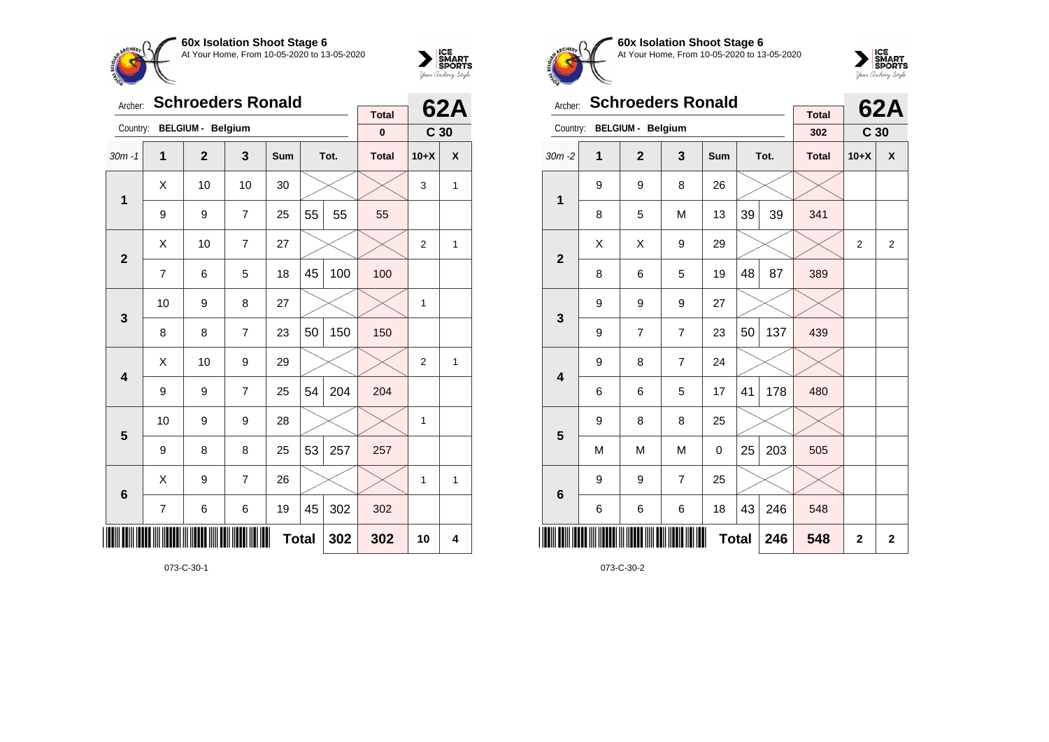**60x Isolation Shoot Stage 6**
At Your Home, From 10-05-2020 to 13-05-2020

Archer: **Schroeders Ronald**
Country: **BELGIUM - Belgium**

| Total | 62A |
|---|---|
| 0 | C 30 |

| 30m -1 | 1 | 2 | 3 | Sum | | Tot. | Total | 10+X | X |
|---|---|---|---|---|---|---|---|---|---|
| 1 | X | 10 | 10 | 30 | | | | 3 | 1 |
| | 9 | 9 | 7 | 25 | 55 | 55 | 55 | | |
| 2 | X | 10 | 7 | 27 | | | | 2 | 1 |
| | 7 | 6 | 5 | 18 | 45 | 100 | 100 | | |
| 3 | 10 | 9 | 8 | 27 | | | | 1 | |
| | 8 | 8 | 7 | 23 | 50 | 150 | 150 | | |
| 4 | X | 10 | 9 | 29 | | | | 2 | 1 |
| | 9 | 9 | 7 | 25 | 54 | 204 | 204 | | |
| 5 | 10 | 9 | 9 | 28 | | | | 1 | |
| | 9 | 8 | 8 | 25 | 53 | 257 | 257 | | |
| 6 | X | 9 | 7 | 26 | | | | 1 | 1 |
| | 7 | 6 | 6 | 19 | 45 | 302 | 302 | | |
| | | | | | Total | 302 | 302 | 10 | 4 |

073-C-30-1

**60x Isolation Shoot Stage 6**
At Your Home, From 10-05-2020 to 13-05-2020

Archer: **Schroeders Ronald**
Country: **BELGIUM - Belgium**

| Total | 62A |
|---|---|
| 302 | C 30 |

| 30m -2 | 1 | 2 | 3 | Sum | | Tot. | Total | 10+X | X |
|---|---|---|---|---|---|---|---|---|---|
| 1 | 9 | 9 | 8 | 26 | | | | | |
| | 8 | 5 | M | 13 | 39 | 39 | 341 | | |
| 2 | X | X | 9 | 29 | | | | 2 | 2 |
| | 8 | 6 | 5 | 19 | 48 | 87 | 389 | | |
| 3 | 9 | 9 | 9 | 27 | | | | | |
| | 9 | 7 | 7 | 23 | 50 | 137 | 439 | | |
| 4 | 9 | 8 | 7 | 24 | | | | | |
| | 6 | 6 | 5 | 17 | 41 | 178 | 480 | | |
| 5 | 9 | 8 | 8 | 25 | | | | | |
| | M | M | M | 0 | 25 | 203 | 505 | | |
| 6 | 9 | 9 | 7 | 25 | | | | | |
| | 6 | 6 | 6 | 18 | 43 | 246 | 548 | | |
| | | | | | Total | 246 | 548 | 2 | 2 |

073-C-30-2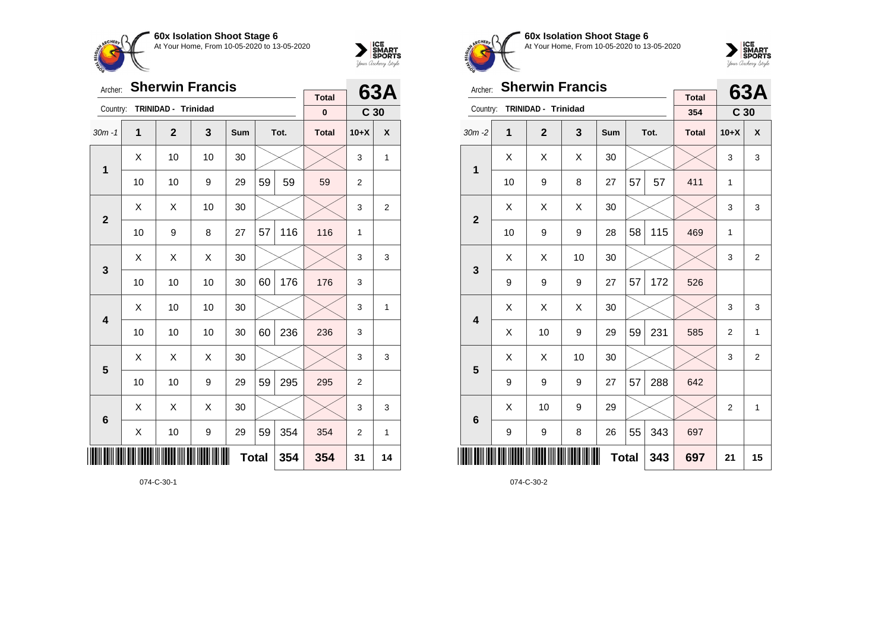**60x Isolation Shoot Stage 6**
At Your Home, From 10-05-2020 to 13-05-2020

Archer: **Sherwin Francis**
Country: TRINIDAD - Trinidad

**63A** — C 30

| 30m -1 | 1 | 2 | 3 | Sum | Tot. | | Total | 10+X | X |
|---|---|---|---|---|---|---|---|---|---|
| | | | | | | | 0 | | |
| 1 | X | 10 | 10 | 30 | | | | 3 | 1 |
| | 10 | 10 | 9 | 29 | 59 | 59 | 59 | 2 | |
| 2 | X | X | 10 | 30 | | | | 3 | 2 |
| | 10 | 9 | 8 | 27 | 57 | 116 | 116 | 1 | |
| 3 | X | X | X | 30 | | | | 3 | 3 |
| | 10 | 10 | 10 | 30 | 60 | 176 | 176 | 3 | |
| 4 | X | 10 | 10 | 30 | | | | 3 | 1 |
| | 10 | 10 | 10 | 30 | 60 | 236 | 236 | 3 | |
| 5 | X | X | X | 30 | | | | 3 | 3 |
| | 10 | 10 | 9 | 29 | 59 | 295 | 295 | 2 | |
| 6 | X | X | X | 30 | | | | 3 | 3 |
| | X | 10 | 9 | 29 | 59 | 354 | 354 | 2 | 1 |
| | | | | | Total | 354 | 354 | 31 | 14 |

074-C-30-1

**60x Isolation Shoot Stage 6**
At Your Home, From 10-05-2020 to 13-05-2020

Archer: **Sherwin Francis**
Country: TRINIDAD - Trinidad

**63A** — C 30

| 30m -2 | 1 | 2 | 3 | Sum | Tot. | | Total | 10+X | X |
|---|---|---|---|---|---|---|---|---|---|
| | | | | | | | 354 | | |
| 1 | X | X | X | 30 | | | | 3 | 3 |
| | 10 | 9 | 8 | 27 | 57 | 57 | 411 | 1 | |
| 2 | X | X | X | 30 | | | | 3 | 3 |
| | 10 | 9 | 9 | 28 | 58 | 115 | 469 | 1 | |
| 3 | X | X | 10 | 30 | | | | 3 | 2 |
| | 9 | 9 | 9 | 27 | 57 | 172 | 526 | | |
| 4 | X | X | X | 30 | | | | 3 | 3 |
| | X | 10 | 9 | 29 | 59 | 231 | 585 | 2 | 1 |
| 5 | X | X | 10 | 30 | | | | 3 | 2 |
| | 9 | 9 | 9 | 27 | 57 | 288 | 642 | | |
| 6 | X | 10 | 9 | 29 | | | | 2 | 1 |
| | 9 | 9 | 8 | 26 | 55 | 343 | 697 | | |
| | | | | | Total | 343 | 697 | 21 | 15 |

074-C-30-2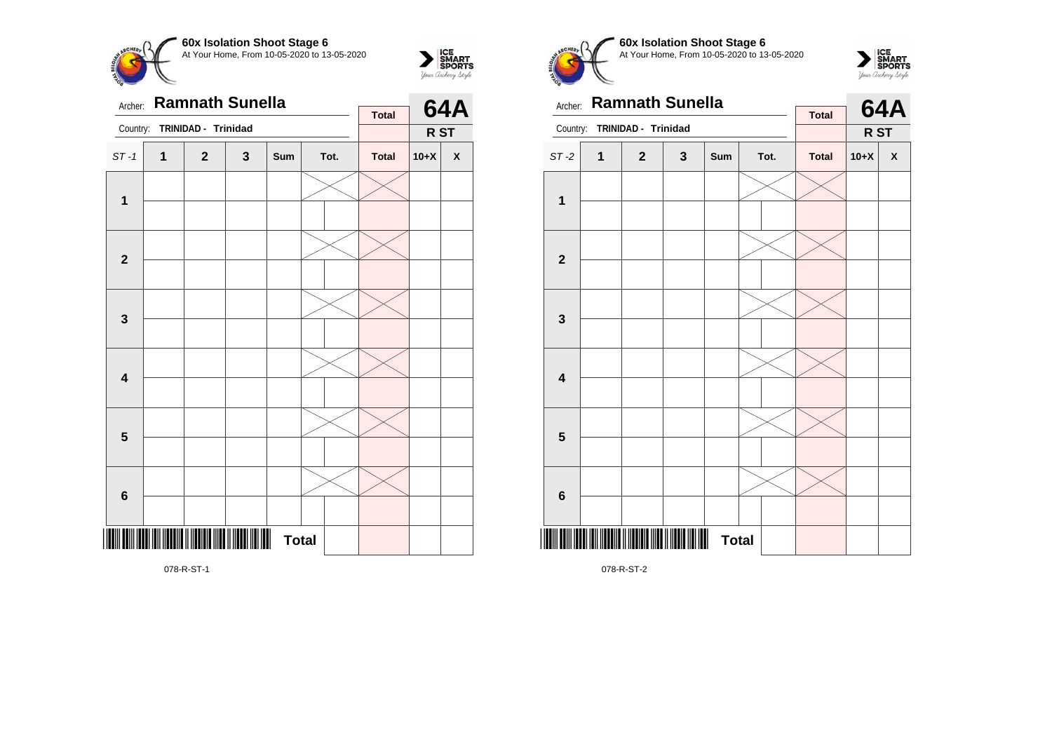**60x Isolation Shoot Stage 6**
At Your Home, From 10-05-2020 to 13-05-2020

Archer: **Ramnath Sunella**
Country: **TRINIDAD - Trinidad**

**64A** — R ST

| ST -1 | 1 | 2 | 3 | Sum | Tot. | Total | 10+X | X |
|---|---|---|---|---|---|---|---|---|
| 1 | | | | | | | | |
| | | | | | | | | |
| 2 | | | | | | | | |
| | | | | | | | | |
| 3 | | | | | | | | |
| | | | | | | | | |
| 4 | | | | | | | | |
| | | | | | | | | |
| 5 | | | | | | | | |
| | | | | | | | | |
| 6 | | | | | | | | |
| | | | | | | | | |
| | | | | **Total** | | | | |

078-R-ST-1

**60x Isolation Shoot Stage 6**
At Your Home, From 10-05-2020 to 13-05-2020

Archer: **Ramnath Sunella**
Country: **TRINIDAD - Trinidad**

**64A** — R ST

| ST -2 | 1 | 2 | 3 | Sum | Tot. | Total | 10+X | X |
|---|---|---|---|---|---|---|---|---|
| 1 | | | | | | | | |
| | | | | | | | | |
| 2 | | | | | | | | |
| | | | | | | | | |
| 3 | | | | | | | | |
| | | | | | | | | |
| 4 | | | | | | | | |
| | | | | | | | | |
| 5 | | | | | | | | |
| | | | | | | | | |
| 6 | | | | | | | | |
| | | | | | | | | |
| | | | | **Total** | | | | |

078-R-ST-2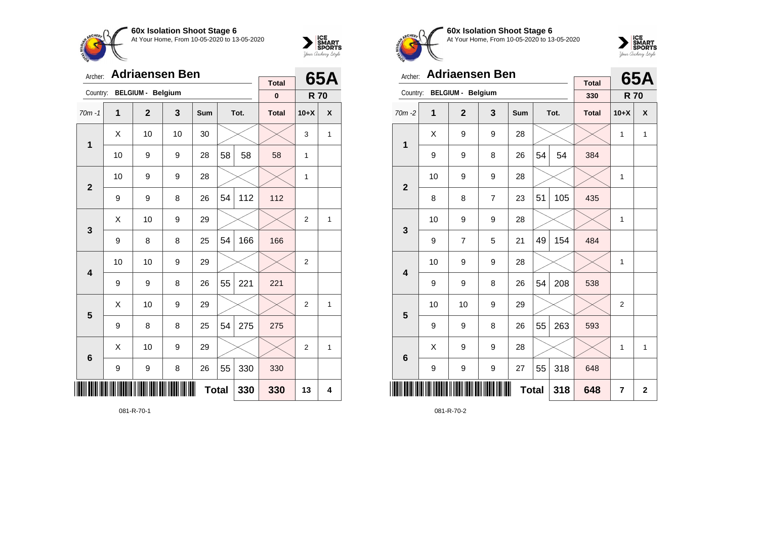**60x Isolation Shoot Stage 6**
At Your Home, From 10-05-2020 to 13-05-2020

Archer: **Adriaensen Ben**
Country: **BELGIUM - Belgium**

| Total | 65A |
|---|---|
| 0 | R 70 |

| 70m -1 | 1 | 2 | 3 | Sum | | Tot. | Total | 10+X | X |
|---|---|---|---|---|---|---|---|---|---|
| 1 | X | 10 | 10 | 30 | | | | 3 | 1 |
| | 10 | 9 | 9 | 28 | 58 | 58 | 58 | 1 | |
| 2 | 10 | 9 | 9 | 28 | | | | 1 | |
| | 9 | 9 | 8 | 26 | 54 | 112 | 112 | | |
| 3 | X | 10 | 9 | 29 | | | | 2 | 1 |
| | 9 | 8 | 8 | 25 | 54 | 166 | 166 | | |
| 4 | 10 | 10 | 9 | 29 | | | | 2 | |
| | 9 | 9 | 8 | 26 | 55 | 221 | 221 | | |
| 5 | X | 10 | 9 | 29 | | | | 2 | 1 |
| | 9 | 8 | 8 | 25 | 54 | 275 | 275 | | |
| 6 | X | 10 | 9 | 29 | | | | 2 | 1 |
| | 9 | 9 | 8 | 26 | 55 | 330 | 330 | | |
| | | | | Total | | 330 | 330 | 13 | 4 |

081-R-70-1

**60x Isolation Shoot Stage 6**
At Your Home, From 10-05-2020 to 13-05-2020

Archer: **Adriaensen Ben**
Country: **BELGIUM - Belgium**

| Total | 65A |
|---|---|
| 330 | R 70 |

| 70m -2 | 1 | 2 | 3 | Sum | | Tot. | Total | 10+X | X |
|---|---|---|---|---|---|---|---|---|---|
| 1 | X | 9 | 9 | 28 | | | | 1 | 1 |
| | 9 | 9 | 8 | 26 | 54 | 54 | 384 | | |
| 2 | 10 | 9 | 9 | 28 | | | | 1 | |
| | 8 | 8 | 7 | 23 | 51 | 105 | 435 | | |
| 3 | 10 | 9 | 9 | 28 | | | | 1 | |
| | 9 | 7 | 5 | 21 | 49 | 154 | 484 | | |
| 4 | 10 | 9 | 9 | 28 | | | | 1 | |
| | 9 | 9 | 8 | 26 | 54 | 208 | 538 | | |
| 5 | 10 | 10 | 9 | 29 | | | | 2 | |
| | 9 | 9 | 8 | 26 | 55 | 263 | 593 | | |
| 6 | X | 9 | 9 | 28 | | | | 1 | 1 |
| | 9 | 9 | 9 | 27 | 55 | 318 | 648 | | |
| | | | | Total | | 318 | 648 | 7 | 2 |

081-R-70-2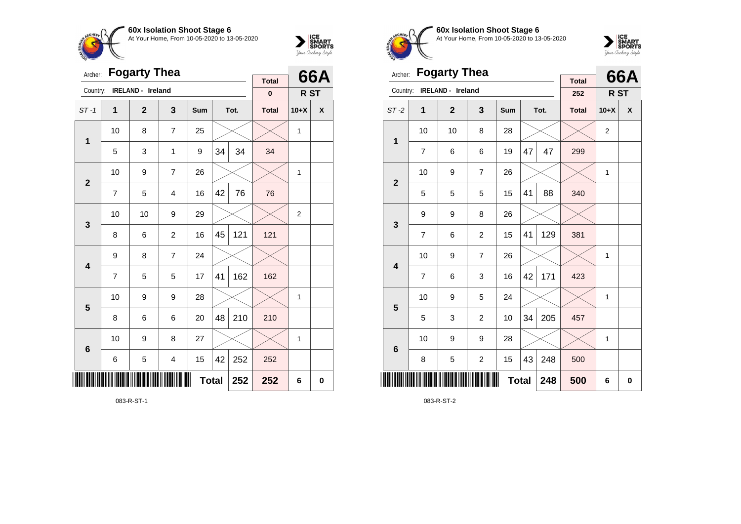## 60x Isolation Shoot Stage 6

At Your Home, From 10-05-2020 to 13-05-2020

Archer: **Fogarty Thea**

Country: **IRELAND - Ireland**

| Total | 66A |
|---|---|
| 0 | R ST |

| ST -1 | 1 | 2 | 3 | Sum | Tot. | | Total | 10+X | X |
|---|---|---|---|---|---|---|---|---|---|
| 1 | 10 | 8 | 7 | 25 | | | | 1 | |
| | 5 | 3 | 1 | 9 | 34 | 34 | 34 | | |
| 2 | 10 | 9 | 7 | 26 | | | | 1 | |
| | 7 | 5 | 4 | 16 | 42 | 76 | 76 | | |
| 3 | 10 | 10 | 9 | 29 | | | | 2 | |
| | 8 | 6 | 2 | 16 | 45 | 121 | 121 | | |
| 4 | 9 | 8 | 7 | 24 | | | | | |
| | 7 | 5 | 5 | 17 | 41 | 162 | 162 | | |
| 5 | 10 | 9 | 9 | 28 | | | | 1 | |
| | 8 | 6 | 6 | 20 | 48 | 210 | 210 | | |
| 6 | 10 | 9 | 8 | 27 | | | | 1 | |
| | 6 | 5 | 4 | 15 | 42 | 252 | 252 | | |
| | | | | | Total | 252 | 252 | 6 | 0 |

083-R-ST-1

## 60x Isolation Shoot Stage 6

At Your Home, From 10-05-2020 to 13-05-2020

Archer: **Fogarty Thea**

Country: **IRELAND - Ireland**

| Total | 66A |
|---|---|
| 252 | R ST |

| ST -2 | 1 | 2 | 3 | Sum | Tot. | | Total | 10+X | X |
|---|---|---|---|---|---|---|---|---|---|
| 1 | 10 | 10 | 8 | 28 | | | | 2 | |
| | 7 | 6 | 6 | 19 | 47 | 47 | 299 | | |
| 2 | 10 | 9 | 7 | 26 | | | | 1 | |
| | 5 | 5 | 5 | 15 | 41 | 88 | 340 | | |
| 3 | 9 | 9 | 8 | 26 | | | | | |
| | 7 | 6 | 2 | 15 | 41 | 129 | 381 | | |
| 4 | 10 | 9 | 7 | 26 | | | | 1 | |
| | 7 | 6 | 3 | 16 | 42 | 171 | 423 | | |
| 5 | 10 | 9 | 5 | 24 | | | | 1 | |
| | 5 | 3 | 2 | 10 | 34 | 205 | 457 | | |
| 6 | 10 | 9 | 9 | 28 | | | | 1 | |
| | 8 | 5 | 2 | 15 | 43 | 248 | 500 | | |
| | | | | | Total | 248 | 500 | 6 | 0 |

083-R-ST-2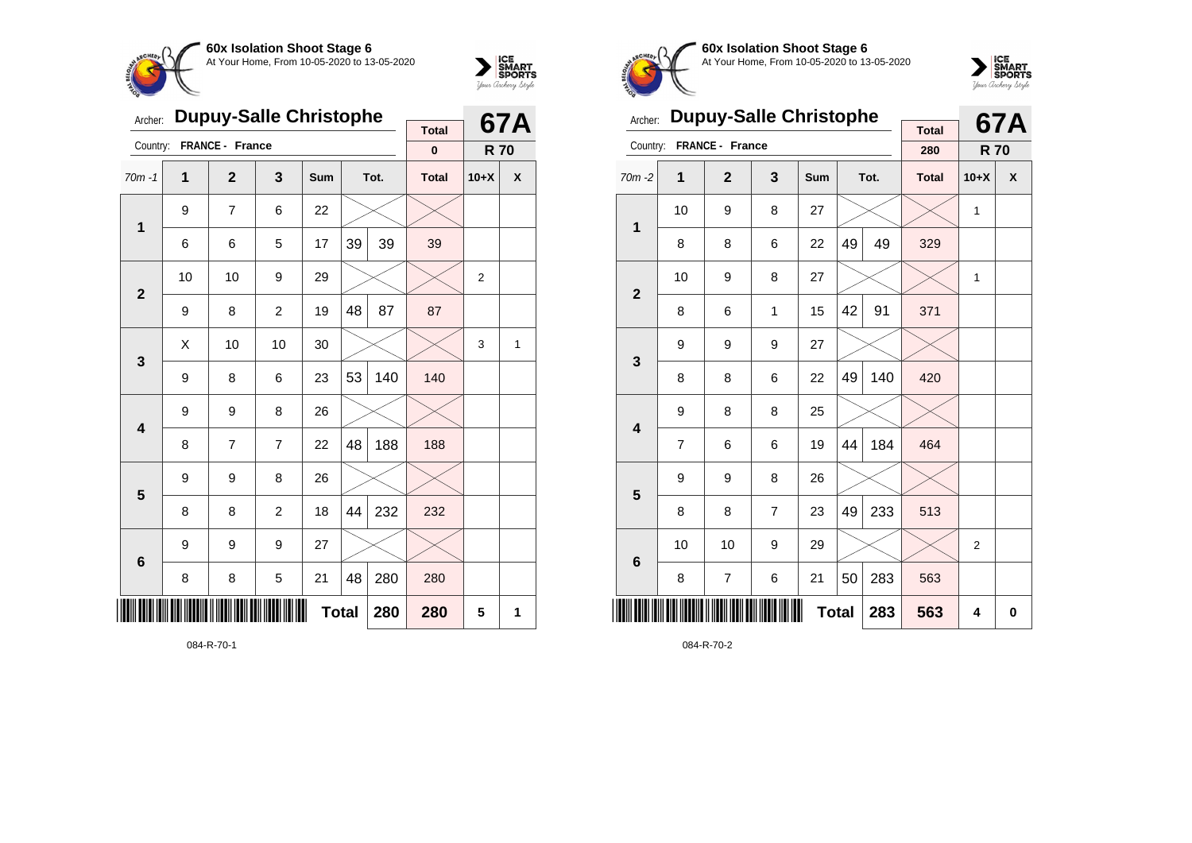**60x Isolation Shoot Stage 6**
At Your Home, From 10-05-2020 to 13-05-2020

Archer: **Dupuy-Salle Christophe** — **67A**
Country: FRANCE - France — Total: 0 — **R 70**

| 70m -1 | 1 | 2 | 3 | Sum | Tot. | | Total | 10+X | X |
|---|---|---|---|---|---|---|---|---|---|
| 1 | 9 | 7 | 6 | 22 | | | | | |
| | 6 | 6 | 5 | 17 | 39 | 39 | 39 | | |
| 2 | 10 | 10 | 9 | 29 | | | | 2 | |
| | 9 | 8 | 2 | 19 | 48 | 87 | 87 | | |
| 3 | X | 10 | 10 | 30 | | | | 3 | 1 |
| | 9 | 8 | 6 | 23 | 53 | 140 | 140 | | |
| 4 | 9 | 9 | 8 | 26 | | | | | |
| | 8 | 7 | 7 | 22 | 48 | 188 | 188 | | |
| 5 | 9 | 9 | 8 | 26 | | | | | |
| | 8 | 8 | 2 | 18 | 44 | 232 | 232 | | |
| 6 | 9 | 9 | 9 | 27 | | | | | |
| | 8 | 8 | 5 | 21 | 48 | 280 | 280 | | |
| | | | | Total | | 280 | 280 | 5 | 1 |

084-R-70-1

**60x Isolation Shoot Stage 6**
At Your Home, From 10-05-2020 to 13-05-2020

Archer: **Dupuy-Salle Christophe** — **67A**
Country: FRANCE - France — Total: 280 — **R 70**

| 70m -2 | 1 | 2 | 3 | Sum | Tot. | | Total | 10+X | X |
|---|---|---|---|---|---|---|---|---|---|
| 1 | 10 | 9 | 8 | 27 | | | | 1 | |
| | 8 | 8 | 6 | 22 | 49 | 49 | 329 | | |
| 2 | 10 | 9 | 8 | 27 | | | | 1 | |
| | 8 | 6 | 1 | 15 | 42 | 91 | 371 | | |
| 3 | 9 | 9 | 9 | 27 | | | | | |
| | 8 | 8 | 6 | 22 | 49 | 140 | 420 | | |
| 4 | 9 | 8 | 8 | 25 | | | | | |
| | 7 | 6 | 6 | 19 | 44 | 184 | 464 | | |
| 5 | 9 | 9 | 8 | 26 | | | | | |
| | 8 | 8 | 7 | 23 | 49 | 233 | 513 | | |
| 6 | 10 | 10 | 9 | 29 | | | | 2 | |
| | 8 | 7 | 6 | 21 | 50 | 283 | 563 | | |
| | | | | Total | | 283 | 563 | 4 | 0 |

084-R-70-2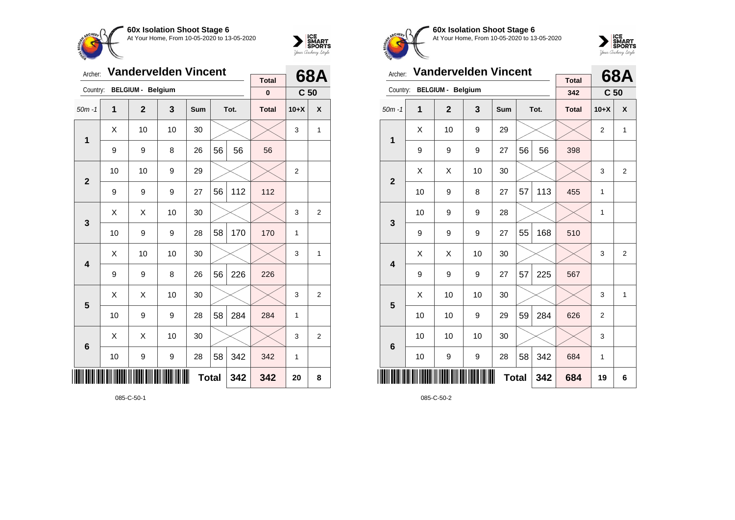**60x Isolation Shoot Stage 6**
At Your Home, From 10-05-2020 to 13-05-2020

Archer: **Vandervelden Vincent**
Country: **BELGIUM - Belgium**

| | | | | | | | Total | 68A | |
|---|---|---|---|---|---|---|---|---|---|
| | | | | | | | 0 | C 50 | |
| 50m -1 | 1 | 2 | 3 | Sum | Tot. | | Total | 10+X | X |
| 1 | X | 10 | 10 | 30 | | | | 3 | 1 |
| | 9 | 9 | 8 | 26 | 56 | 56 | 56 | | |
| 2 | 10 | 10 | 9 | 29 | | | | 2 | |
| | 9 | 9 | 9 | 27 | 56 | 112 | 112 | | |
| 3 | X | X | 10 | 30 | | | | 3 | 2 |
| | 10 | 9 | 9 | 28 | 58 | 170 | 170 | 1 | |
| 4 | X | 10 | 10 | 30 | | | | 3 | 1 |
| | 9 | 9 | 8 | 26 | 56 | 226 | 226 | | |
| 5 | X | X | 10 | 30 | | | | 3 | 2 |
| | 10 | 9 | 9 | 28 | 58 | 284 | 284 | 1 | |
| 6 | X | X | 10 | 30 | | | | 3 | 2 |
| | 10 | 9 | 9 | 28 | 58 | 342 | 342 | 1 | |
| | | | | | Total | 342 | 342 | 20 | 8 |

085-C-50-1

**60x Isolation Shoot Stage 6**
At Your Home, From 10-05-2020 to 13-05-2020

Archer: **Vandervelden Vincent**
Country: **BELGIUM - Belgium**

| | | | | | | | Total | 68A | |
|---|---|---|---|---|---|---|---|---|---|
| | | | | | | | 342 | C 50 | |
| 50m -1 | 1 | 2 | 3 | Sum | Tot. | | Total | 10+X | X |
| 1 | X | 10 | 9 | 29 | | | | 2 | 1 |
| | 9 | 9 | 9 | 27 | 56 | 56 | 398 | | |
| 2 | X | X | 10 | 30 | | | | 3 | 2 |
| | 10 | 9 | 8 | 27 | 57 | 113 | 455 | 1 | |
| 3 | 10 | 9 | 9 | 28 | | | | 1 | |
| | 9 | 9 | 9 | 27 | 55 | 168 | 510 | | |
| 4 | X | X | 10 | 30 | | | | 3 | 2 |
| | 9 | 9 | 9 | 27 | 57 | 225 | 567 | | |
| 5 | X | 10 | 10 | 30 | | | | 3 | 1 |
| | 10 | 10 | 9 | 29 | 59 | 284 | 626 | 2 | |
| 6 | 10 | 10 | 10 | 30 | | | | 3 | |
| | 10 | 9 | 9 | 28 | 58 | 342 | 684 | 1 | |
| | | | | | Total | 342 | 684 | 19 | 6 |

085-C-50-2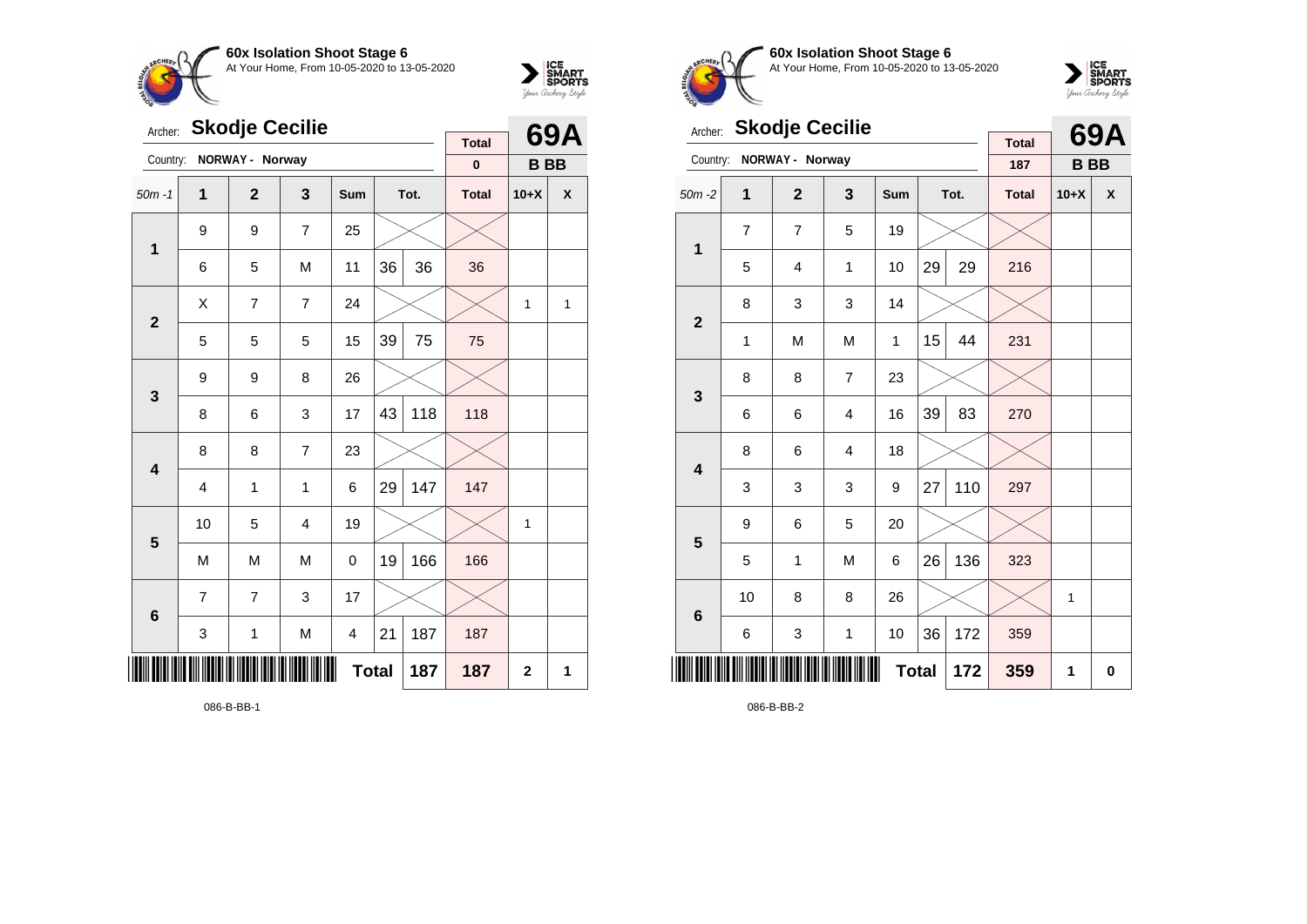**60x Isolation Shoot Stage 6**
At Your Home, From 10-05-2020 to 13-05-2020

Archer: **Skodje Cecilie**
Country: **NORWAY - Norway**

**69A** — **B BB**

| 50m -1 | 1 | 2 | 3 | Sum | Tot. | | Total | 10+X | X |
|---|---|---|---|---|---|---|---|---|---|
| | | | | | | | 0 | | |
| 1 | 9 | 9 | 7 | 25 | | | | | |
| | 6 | 5 | M | 11 | 36 | 36 | 36 | | |
| 2 | X | 7 | 7 | 24 | | | | 1 | 1 |
| | 5 | 5 | 5 | 15 | 39 | 75 | 75 | | |
| 3 | 9 | 9 | 8 | 26 | | | | | |
| | 8 | 6 | 3 | 17 | 43 | 118 | 118 | | |
| 4 | 8 | 8 | 7 | 23 | | | | | |
| | 4 | 1 | 1 | 6 | 29 | 147 | 147 | | |
| 5 | 10 | 5 | 4 | 19 | | | | 1 | |
| | M | M | M | 0 | 19 | 166 | 166 | | |
| 6 | 7 | 7 | 3 | 17 | | | | | |
| | 3 | 1 | M | 4 | 21 | 187 | 187 | | |
| | | | | **Total** | | **187** | **187** | **2** | **1** |

086-B-BB-1

**60x Isolation Shoot Stage 6**
At Your Home, From 10-05-2020 to 13-05-2020

Archer: **Skodje Cecilie**
Country: **NORWAY - Norway**

**69A** — **B BB**

| 50m -2 | 1 | 2 | 3 | Sum | Tot. | | Total | 10+X | X |
|---|---|---|---|---|---|---|---|---|---|
| | | | | | | | 187 | | |
| 1 | 7 | 7 | 5 | 19 | | | | | |
| | 5 | 4 | 1 | 10 | 29 | 29 | 216 | | |
| 2 | 8 | 3 | 3 | 14 | | | | | |
| | 1 | M | M | 1 | 15 | 44 | 231 | | |
| 3 | 8 | 8 | 7 | 23 | | | | | |
| | 6 | 6 | 4 | 16 | 39 | 83 | 270 | | |
| 4 | 8 | 6 | 4 | 18 | | | | | |
| | 3 | 3 | 3 | 9 | 27 | 110 | 297 | | |
| 5 | 9 | 6 | 5 | 20 | | | | | |
| | 5 | 1 | M | 6 | 26 | 136 | 323 | | |
| 6 | 10 | 8 | 8 | 26 | | | | 1 | |
| | 6 | 3 | 1 | 10 | 36 | 172 | 359 | | |
| | | | | **Total** | | **172** | **359** | **1** | **0** |

086-B-BB-2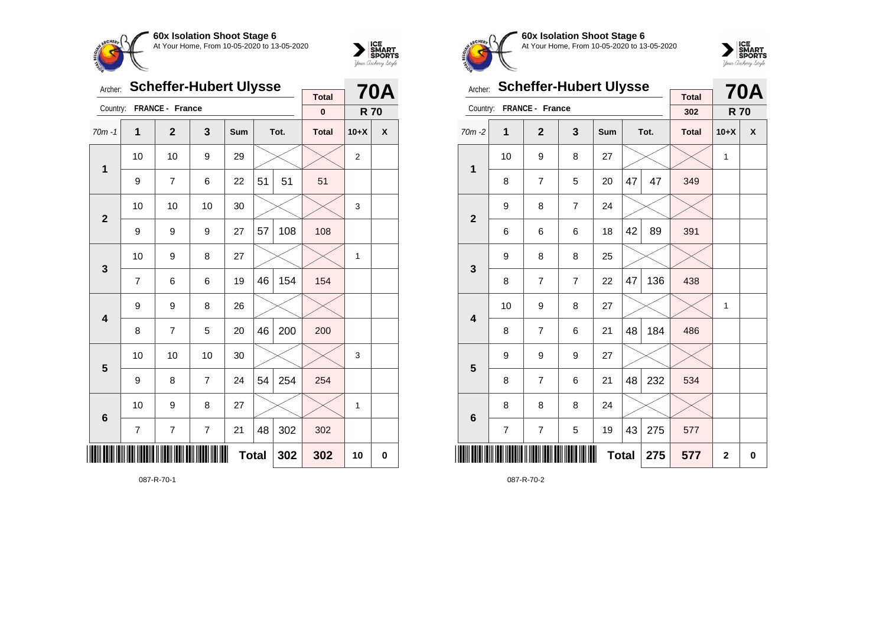**60x Isolation Shoot Stage 6**
At Your Home, From 10-05-2020 to 13-05-2020

Archer: **Scheffer-Hubert Ulysse**
Country: **FRANCE - France**

**70A** — **R 70**

| 70m -1 | 1 | 2 | 3 | Sum | Tot. | | Total | 10+X | X |
|---|---|---|---|---|---|---|---|---|---|
| | | | | | | | 0 | | |
| 1 | 10 | 10 | 9 | 29 | | | | 2 | |
| | 9 | 7 | 6 | 22 | 51 | 51 | 51 | | |
| 2 | 10 | 10 | 10 | 30 | | | | 3 | |
| | 9 | 9 | 9 | 27 | 57 | 108 | 108 | | |
| 3 | 10 | 9 | 8 | 27 | | | | 1 | |
| | 7 | 6 | 6 | 19 | 46 | 154 | 154 | | |
| 4 | 9 | 9 | 8 | 26 | | | | | |
| | 8 | 7 | 5 | 20 | 46 | 200 | 200 | | |
| 5 | 10 | 10 | 10 | 30 | | | | 3 | |
| | 9 | 8 | 7 | 24 | 54 | 254 | 254 | | |
| 6 | 10 | 9 | 8 | 27 | | | | 1 | |
| | 7 | 7 | 7 | 21 | 48 | 302 | 302 | | |
| | | | | | **Total** | **302** | **302** | **10** | **0** |

087-R-70-1

**60x Isolation Shoot Stage 6**
At Your Home, From 10-05-2020 to 13-05-2020

Archer: **Scheffer-Hubert Ulysse**
Country: **FRANCE - France**

**70A** — **R 70**

| 70m -2 | 1 | 2 | 3 | Sum | Tot. | | Total | 10+X | X |
|---|---|---|---|---|---|---|---|---|---|
| | | | | | | | 302 | | |
| 1 | 10 | 9 | 8 | 27 | | | | 1 | |
| | 8 | 7 | 5 | 20 | 47 | 47 | 349 | | |
| 2 | 9 | 8 | 7 | 24 | | | | | |
| | 6 | 6 | 6 | 18 | 42 | 89 | 391 | | |
| 3 | 9 | 8 | 8 | 25 | | | | | |
| | 8 | 7 | 7 | 22 | 47 | 136 | 438 | | |
| 4 | 10 | 9 | 8 | 27 | | | | 1 | |
| | 8 | 7 | 6 | 21 | 48 | 184 | 486 | | |
| 5 | 9 | 9 | 9 | 27 | | | | | |
| | 8 | 7 | 6 | 21 | 48 | 232 | 534 | | |
| 6 | 8 | 8 | 8 | 24 | | | | | |
| | 7 | 7 | 5 | 19 | 43 | 275 | 577 | | |
| | | | | | **Total** | **275** | **577** | **2** | **0** |

087-R-70-2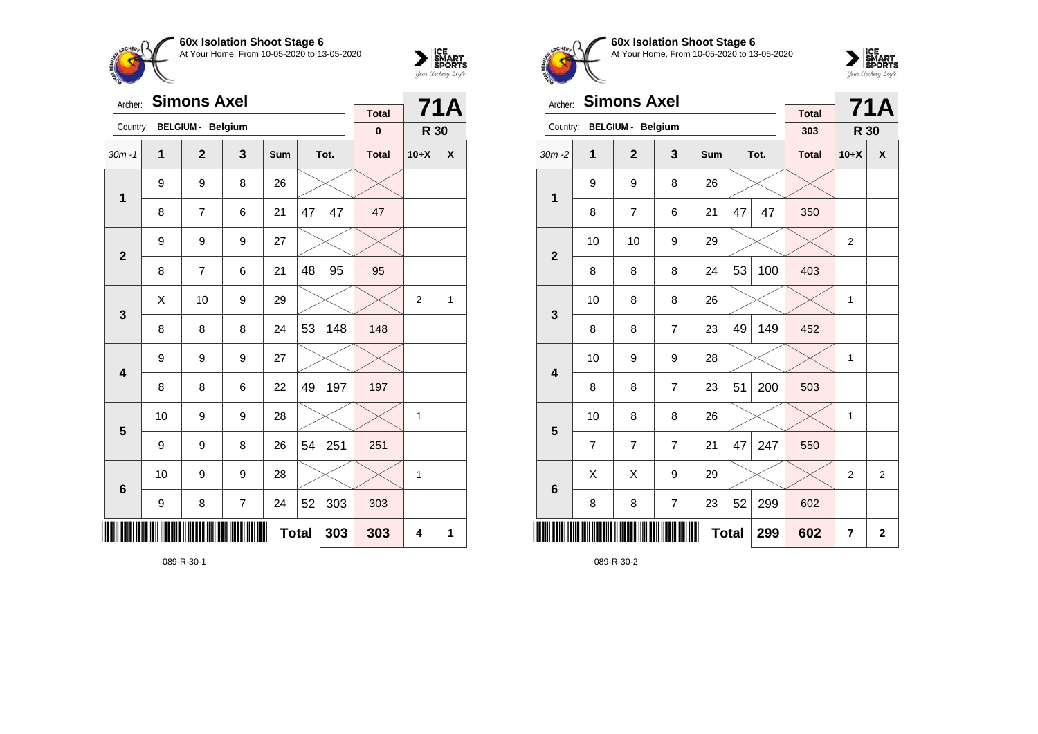## 60x Isolation Shoot Stage 6

At Your Home, From 10-05-2020 to 13-05-2020

Archer: **Simons Axel**

Country: **BELGIUM - Belgium**

| Total | 71A |
|---|---|
| 0 | R 30 |

| 30m -1 | 1 | 2 | 3 | Sum | Tot. | | Total | 10+X | X |
|---|---|---|---|---|---|---|---|---|---|
| 1 | 9 | 9 | 8 | 26 | | | | | |
| | 8 | 7 | 6 | 21 | 47 | 47 | 47 | | |
| 2 | 9 | 9 | 9 | 27 | | | | | |
| | 8 | 7 | 6 | 21 | 48 | 95 | 95 | | |
| 3 | X | 10 | 9 | 29 | | | | 2 | 1 |
| | 8 | 8 | 8 | 24 | 53 | 148 | 148 | | |
| 4 | 9 | 9 | 9 | 27 | | | | | |
| | 8 | 8 | 6 | 22 | 49 | 197 | 197 | | |
| 5 | 10 | 9 | 9 | 28 | | | | 1 | |
| | 9 | 9 | 8 | 26 | 54 | 251 | 251 | | |
| 6 | 10 | 9 | 9 | 28 | | | | 1 | |
| | 9 | 8 | 7 | 24 | 52 | 303 | 303 | | |
| | | | | Total | | 303 | 303 | 4 | 1 |

089-R-30-1

## 60x Isolation Shoot Stage 6

At Your Home, From 10-05-2020 to 13-05-2020

Archer: **Simons Axel**

Country: **BELGIUM - Belgium**

| Total | 71A |
|---|---|
| 303 | R 30 |

| 30m -2 | 1 | 2 | 3 | Sum | Tot. | | Total | 10+X | X |
|---|---|---|---|---|---|---|---|---|---|
| 1 | 9 | 9 | 8 | 26 | | | | | |
| | 8 | 7 | 6 | 21 | 47 | 47 | 350 | | |
| 2 | 10 | 10 | 9 | 29 | | | | 2 | |
| | 8 | 8 | 8 | 24 | 53 | 100 | 403 | | |
| 3 | 10 | 8 | 8 | 26 | | | | 1 | |
| | 8 | 8 | 7 | 23 | 49 | 149 | 452 | | |
| 4 | 10 | 9 | 9 | 28 | | | | 1 | |
| | 8 | 8 | 7 | 23 | 51 | 200 | 503 | | |
| 5 | 10 | 8 | 8 | 26 | | | | 1 | |
| | 7 | 7 | 7 | 21 | 47 | 247 | 550 | | |
| 6 | X | X | 9 | 29 | | | | 2 | 2 |
| | 8 | 8 | 7 | 23 | 52 | 299 | 602 | | |
| | | | | Total | | 299 | 602 | 7 | 2 |

089-R-30-2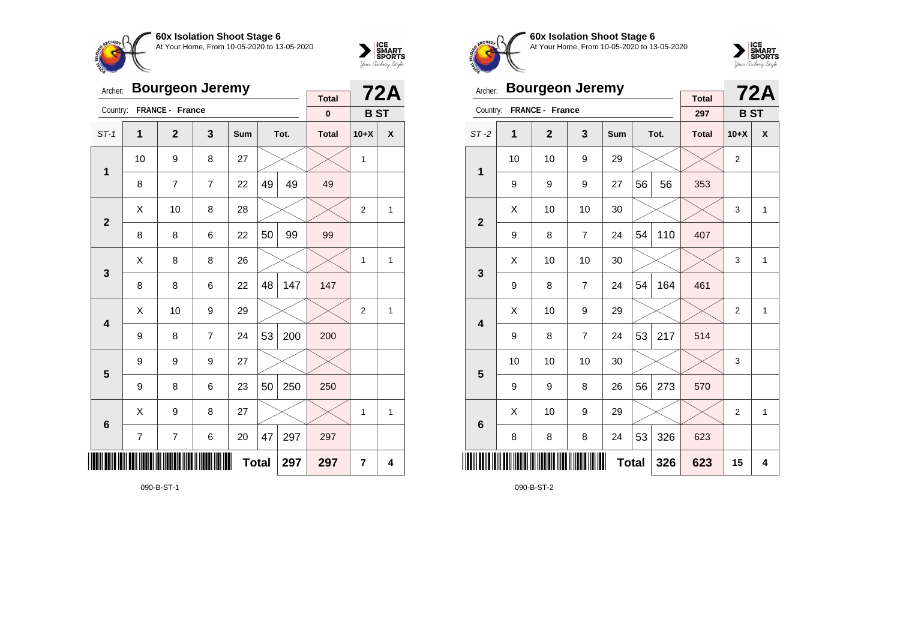## 60x Isolation Shoot Stage 6

At Your Home, From 10-05-2020 to 13-05-2020

Archer: **Bourgeon Jeremy** — **72A**

Country: **FRANCE - France** — **B ST**

Total: 0

| ST-1 | 1 | 2 | 3 | Sum | Tot. | | Total | 10+X | X |
|---|---|---|---|---|---|---|---|---|---|
| 1 | 10 | 9 | 8 | 27 | | | | 1 | |
| | 8 | 7 | 7 | 22 | 49 | 49 | 49 | | |
| 2 | X | 10 | 8 | 28 | | | | 2 | 1 |
| | 8 | 8 | 6 | 22 | 50 | 99 | 99 | | |
| 3 | X | 8 | 8 | 26 | | | | 1 | 1 |
| | 8 | 8 | 6 | 22 | 48 | 147 | 147 | | |
| 4 | X | 10 | 9 | 29 | | | | 2 | 1 |
| | 9 | 8 | 7 | 24 | 53 | 200 | 200 | | |
| 5 | 9 | 9 | 9 | 27 | | | | | |
| | 9 | 8 | 6 | 23 | 50 | 250 | 250 | | |
| 6 | X | 9 | 8 | 27 | | | | 1 | 1 |
| | 7 | 7 | 6 | 20 | 47 | 297 | 297 | | |
| | | | | Total | | 297 | 297 | 7 | 4 |

090-B-ST-1

## 60x Isolation Shoot Stage 6

At Your Home, From 10-05-2020 to 13-05-2020

Archer: **Bourgeon Jeremy** — **72A**

Country: **FRANCE - France** — **B ST**

Total: 297

| ST-2 | 1 | 2 | 3 | Sum | Tot. | | Total | 10+X | X |
|---|---|---|---|---|---|---|---|---|---|
| 1 | 10 | 10 | 9 | 29 | | | | 2 | |
| | 9 | 9 | 9 | 27 | 56 | 56 | 353 | | |
| 2 | X | 10 | 10 | 30 | | | | 3 | 1 |
| | 9 | 8 | 7 | 24 | 54 | 110 | 407 | | |
| 3 | X | 10 | 10 | 30 | | | | 3 | 1 |
| | 9 | 8 | 7 | 24 | 54 | 164 | 461 | | |
| 4 | X | 10 | 9 | 29 | | | | 2 | 1 |
| | 9 | 8 | 7 | 24 | 53 | 217 | 514 | | |
| 5 | 10 | 10 | 10 | 30 | | | | 3 | |
| | 9 | 9 | 8 | 26 | 56 | 273 | 570 | | |
| 6 | X | 10 | 9 | 29 | | | | 2 | 1 |
| | 8 | 8 | 8 | 24 | 53 | 326 | 623 | | |
| | | | | Total | | 326 | 623 | 15 | 4 |

090-B-ST-2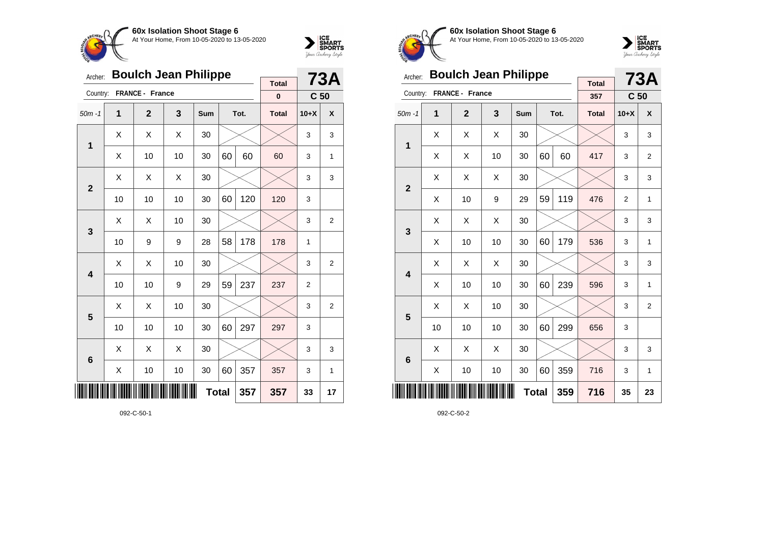## 60x Isolation Shoot Stage 6

At Your Home, From 10-05-2020 to 13-05-2020

Archer: **Boulch Jean Philippe** — **73A**

Country: **FRANCE - France** — **C 50**

Total: 0

| 50m -1 | 1 | 2 | 3 | Sum | Tot. | | Total | 10+X | X |
|---|---|---|---|---|---|---|---|---|---|
| 1 | X | X | X | 30 | | | | 3 | 3 |
| | X | 10 | 10 | 30 | 60 | 60 | 60 | 3 | 1 |
| 2 | X | X | X | 30 | | | | 3 | 3 |
| | 10 | 10 | 10 | 30 | 60 | 120 | 120 | 3 | |
| 3 | X | X | 10 | 30 | | | | 3 | 2 |
| | 10 | 9 | 9 | 28 | 58 | 178 | 178 | 1 | |
| 4 | X | X | 10 | 30 | | | | 3 | 2 |
| | 10 | 10 | 9 | 29 | 59 | 237 | 237 | 2 | |
| 5 | X | X | 10 | 30 | | | | 3 | 2 |
| | 10 | 10 | 10 | 30 | 60 | 297 | 297 | 3 | |
| 6 | X | X | X | 30 | | | | 3 | 3 |
| | X | 10 | 10 | 30 | 60 | 357 | 357 | 3 | 1 |
| | | | | | **Total** | **357** | **357** | **33** | **17** |

092-C-50-1

## 60x Isolation Shoot Stage 6

At Your Home, From 10-05-2020 to 13-05-2020

Archer: **Boulch Jean Philippe** — **73A**

Country: **FRANCE - France** — **C 50**

Total: 357

| 50m -1 | 1 | 2 | 3 | Sum | Tot. | | Total | 10+X | X |
|---|---|---|---|---|---|---|---|---|---|
| 1 | X | X | X | 30 | | | | 3 | 3 |
| | X | X | 10 | 30 | 60 | 60 | 417 | 3 | 2 |
| 2 | X | X | X | 30 | | | | 3 | 3 |
| | X | 10 | 9 | 29 | 59 | 119 | 476 | 2 | 1 |
| 3 | X | X | X | 30 | | | | 3 | 3 |
| | X | 10 | 10 | 30 | 60 | 179 | 536 | 3 | 1 |
| 4 | X | X | X | 30 | | | | 3 | 3 |
| | X | 10 | 10 | 30 | 60 | 239 | 596 | 3 | 1 |
| 5 | X | X | 10 | 30 | | | | 3 | 2 |
| | 10 | 10 | 10 | 30 | 60 | 299 | 656 | 3 | |
| 6 | X | X | X | 30 | | | | 3 | 3 |
| | X | 10 | 10 | 30 | 60 | 359 | 716 | 3 | 1 |
| | | | | | **Total** | **359** | **716** | **35** | **23** |

092-C-50-2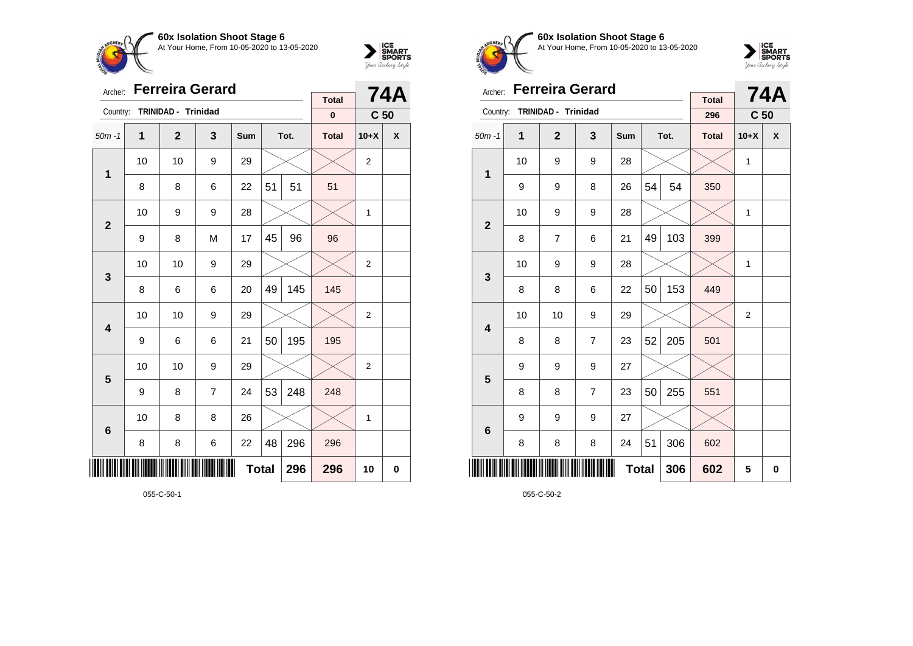**60x Isolation Shoot Stage 6**
At Your Home, From 10-05-2020 to 13-05-2020

Archer: **Ferreira Gerard**
Country: **TRINIDAD - Trinidad**

**74A** — **C 50**

| 50m -1 | 1 | 2 | 3 | Sum | Tot. | | Total | 10+X | X |
|---|---|---|---|---|---|---|---|---|---|
| | | | | | | | 0 | | |
| 1 | 10 | 10 | 9 | 29 | | | | 2 | |
| | 8 | 8 | 6 | 22 | 51 | 51 | 51 | | |
| 2 | 10 | 9 | 9 | 28 | | | | 1 | |
| | 9 | 8 | M | 17 | 45 | 96 | 96 | | |
| 3 | 10 | 10 | 9 | 29 | | | | 2 | |
| | 8 | 6 | 6 | 20 | 49 | 145 | 145 | | |
| 4 | 10 | 10 | 9 | 29 | | | | 2 | |
| | 9 | 6 | 6 | 21 | 50 | 195 | 195 | | |
| 5 | 10 | 10 | 9 | 29 | | | | 2 | |
| | 9 | 8 | 7 | 24 | 53 | 248 | 248 | | |
| 6 | 10 | 8 | 8 | 26 | | | | 1 | |
| | 8 | 8 | 6 | 22 | 48 | 296 | 296 | | |
| | | | | Total | | 296 | 296 | 10 | 0 |

055-C-50-1

**60x Isolation Shoot Stage 6**
At Your Home, From 10-05-2020 to 13-05-2020

Archer: **Ferreira Gerard**
Country: **TRINIDAD - Trinidad**

**74A** — **C 50**

| 50m -1 | 1 | 2 | 3 | Sum | Tot. | | Total | 10+X | X |
|---|---|---|---|---|---|---|---|---|---|
| | | | | | | | 296 | | |
| 1 | 10 | 9 | 9 | 28 | | | | 1 | |
| | 9 | 9 | 8 | 26 | 54 | 54 | 350 | | |
| 2 | 10 | 9 | 9 | 28 | | | | 1 | |
| | 8 | 7 | 6 | 21 | 49 | 103 | 399 | | |
| 3 | 10 | 9 | 9 | 28 | | | | 1 | |
| | 8 | 8 | 6 | 22 | 50 | 153 | 449 | | |
| 4 | 10 | 10 | 9 | 29 | | | | 2 | |
| | 8 | 8 | 7 | 23 | 52 | 205 | 501 | | |
| 5 | 9 | 9 | 9 | 27 | | | | | |
| | 8 | 8 | 7 | 23 | 50 | 255 | 551 | | |
| 6 | 9 | 9 | 9 | 27 | | | | | |
| | 8 | 8 | 8 | 24 | 51 | 306 | 602 | | |
| | | | | Total | | 306 | 602 | 5 | 0 |

055-C-50-2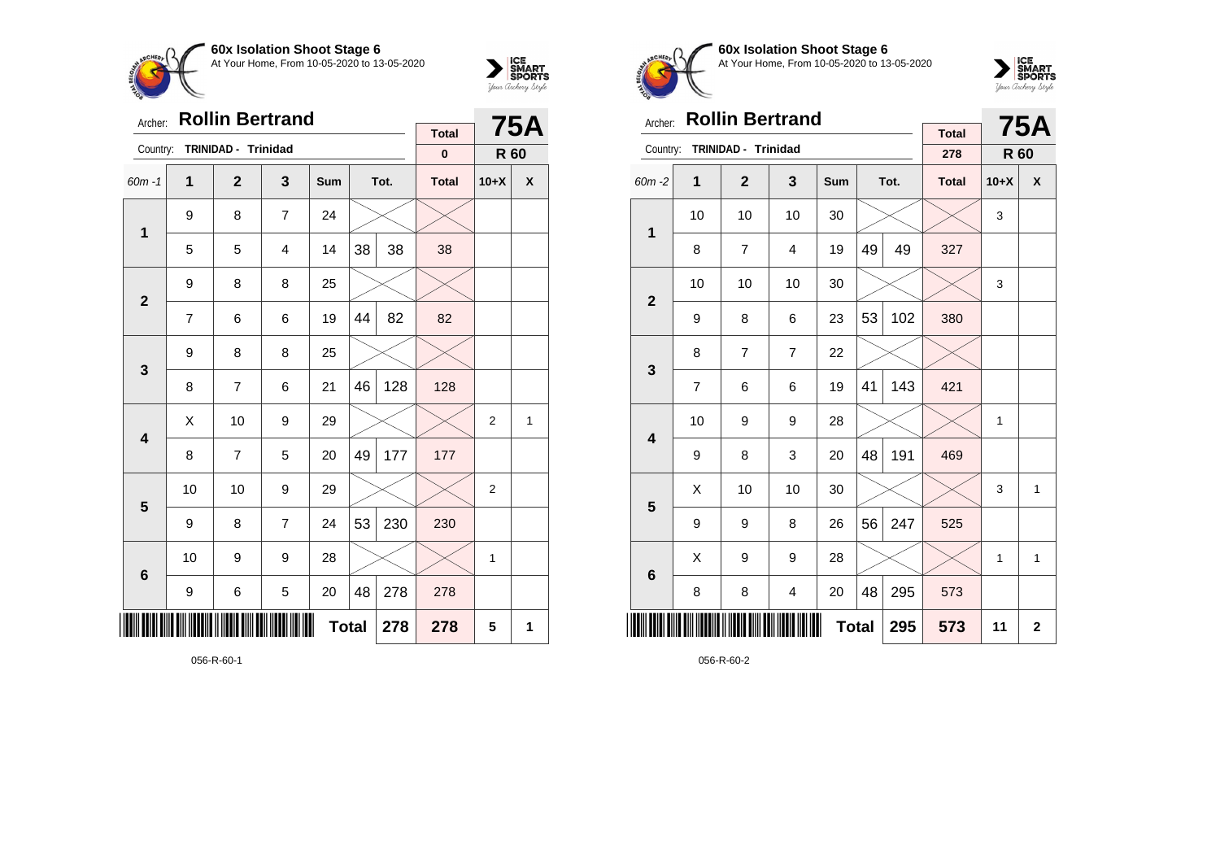**60x Isolation Shoot Stage 6**
At Your Home, From 10-05-2020 to 13-05-2020

Archer: **Rollin Bertrand**
Country: **TRINIDAD - Trinidad**

**75A** — **R 60**

| 60m -1 | 1 | 2 | 3 | Sum | Tot. | | Total | 10+X | X |
|---|---|---|---|---|---|---|---|---|---|
| | | | | | | | **Total** 0 | | |
| **1** | 9 | 8 | 7 | 24 | | | | | |
| | 5 | 5 | 4 | 14 | 38 | 38 | 38 | | |
| **2** | 9 | 8 | 8 | 25 | | | | | |
| | 7 | 6 | 6 | 19 | 44 | 82 | 82 | | |
| **3** | 9 | 8 | 8 | 25 | | | | | |
| | 8 | 7 | 6 | 21 | 46 | 128 | 128 | | |
| **4** | X | 10 | 9 | 29 | | | | 2 | 1 |
| | 8 | 7 | 5 | 20 | 49 | 177 | 177 | | |
| **5** | 10 | 10 | 9 | 29 | | | | 2 | |
| | 9 | 8 | 7 | 24 | 53 | 230 | 230 | | |
| **6** | 10 | 9 | 9 | 28 | | | | 1 | |
| | 9 | 6 | 5 | 20 | 48 | 278 | 278 | | |
| | | | | **Total** | | 278 | 278 | 5 | 1 |

056-R-60-1

**60x Isolation Shoot Stage 6**
At Your Home, From 10-05-2020 to 13-05-2020

Archer: **Rollin Bertrand**
Country: **TRINIDAD - Trinidad**

**75A** — **R 60**

| 60m -2 | 1 | 2 | 3 | Sum | Tot. | | Total | 10+X | X |
|---|---|---|---|---|---|---|---|---|---|
| | | | | | | | **Total** 278 | | |
| **1** | 10 | 10 | 10 | 30 | | | | 3 | |
| | 8 | 7 | 4 | 19 | 49 | 49 | 327 | | |
| **2** | 10 | 10 | 10 | 30 | | | | 3 | |
| | 9 | 8 | 6 | 23 | 53 | 102 | 380 | | |
| **3** | 8 | 7 | 7 | 22 | | | | | |
| | 7 | 6 | 6 | 19 | 41 | 143 | 421 | | |
| **4** | 10 | 9 | 9 | 28 | | | | 1 | |
| | 9 | 8 | 3 | 20 | 48 | 191 | 469 | | |
| **5** | X | 10 | 10 | 30 | | | | 3 | 1 |
| | 9 | 9 | 8 | 26 | 56 | 247 | 525 | | |
| **6** | X | 9 | 9 | 28 | | | | 1 | 1 |
| | 8 | 8 | 4 | 20 | 48 | 295 | 573 | | |
| | | | | **Total** | | 295 | 573 | 11 | 2 |

056-R-60-2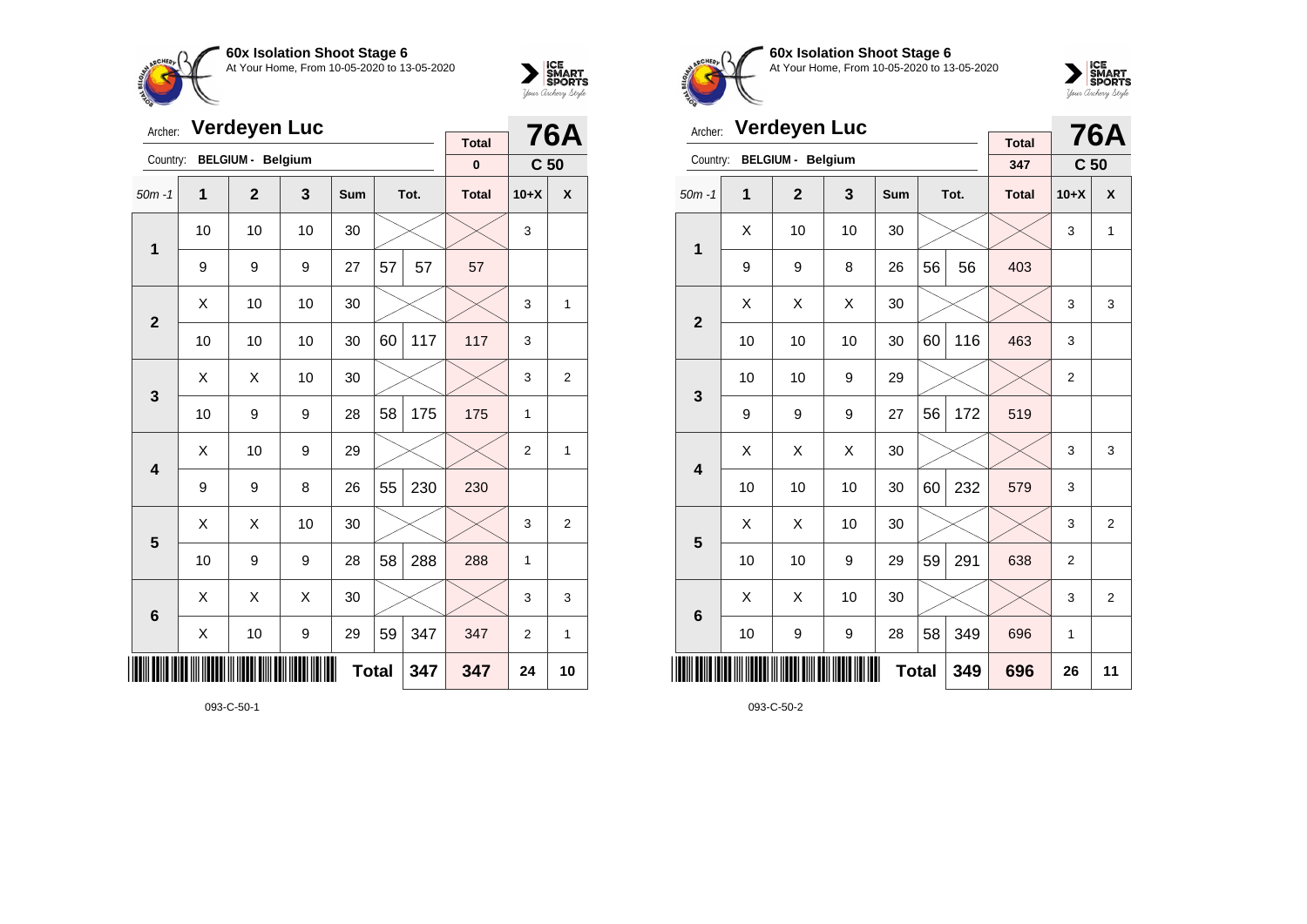**60x Isolation Shoot Stage 6**
At Your Home, From 10-05-2020 to 13-05-2020

Archer: **Verdeyen Luc**
Country: **BELGIUM - Belgium**

| Total | 76A |
|---|---|
| 0 | C 50 |

| 50m -1 | 1 | 2 | 3 | Sum | Tot. | | Total | 10+X | X |
|---|---|---|---|---|---|---|---|---|---|
| 1 | 10 | 10 | 10 | 30 | | | | 3 | |
| | 9 | 9 | 9 | 27 | 57 | 57 | 57 | | |
| 2 | X | 10 | 10 | 30 | | | | 3 | 1 |
| | 10 | 10 | 10 | 30 | 60 | 117 | 117 | 3 | |
| 3 | X | X | 10 | 30 | | | | 3 | 2 |
| | 10 | 9 | 9 | 28 | 58 | 175 | 175 | 1 | |
| 4 | X | 10 | 9 | 29 | | | | 2 | 1 |
| | 9 | 9 | 8 | 26 | 55 | 230 | 230 | | |
| 5 | X | X | 10 | 30 | | | | 3 | 2 |
| | 10 | 9 | 9 | 28 | 58 | 288 | 288 | 1 | |
| 6 | X | X | X | 30 | | | | 3 | 3 |
| | X | 10 | 9 | 29 | 59 | 347 | 347 | 2 | 1 |
| | | | | Total | | 347 | 347 | 24 | 10 |

093-C-50-1

**60x Isolation Shoot Stage 6**
At Your Home, From 10-05-2020 to 13-05-2020

Archer: **Verdeyen Luc**
Country: **BELGIUM - Belgium**

| Total | 76A |
|---|---|
| 347 | C 50 |

| 50m -1 | 1 | 2 | 3 | Sum | Tot. | | Total | 10+X | X |
|---|---|---|---|---|---|---|---|---|---|
| 1 | X | 10 | 10 | 30 | | | | 3 | 1 |
| | 9 | 9 | 8 | 26 | 56 | 56 | 403 | | |
| 2 | X | X | X | 30 | | | | 3 | 3 |
| | 10 | 10 | 10 | 30 | 60 | 116 | 463 | 3 | |
| 3 | 10 | 10 | 9 | 29 | | | | 2 | |
| | 9 | 9 | 9 | 27 | 56 | 172 | 519 | | |
| 4 | X | X | X | 30 | | | | 3 | 3 |
| | 10 | 10 | 10 | 30 | 60 | 232 | 579 | 3 | |
| 5 | X | X | 10 | 30 | | | | 3 | 2 |
| | 10 | 10 | 9 | 29 | 59 | 291 | 638 | 2 | |
| 6 | X | X | 10 | 30 | | | | 3 | 2 |
| | 10 | 9 | 9 | 28 | 58 | 349 | 696 | 1 | |
| | | | | Total | | 349 | 696 | 26 | 11 |

093-C-50-2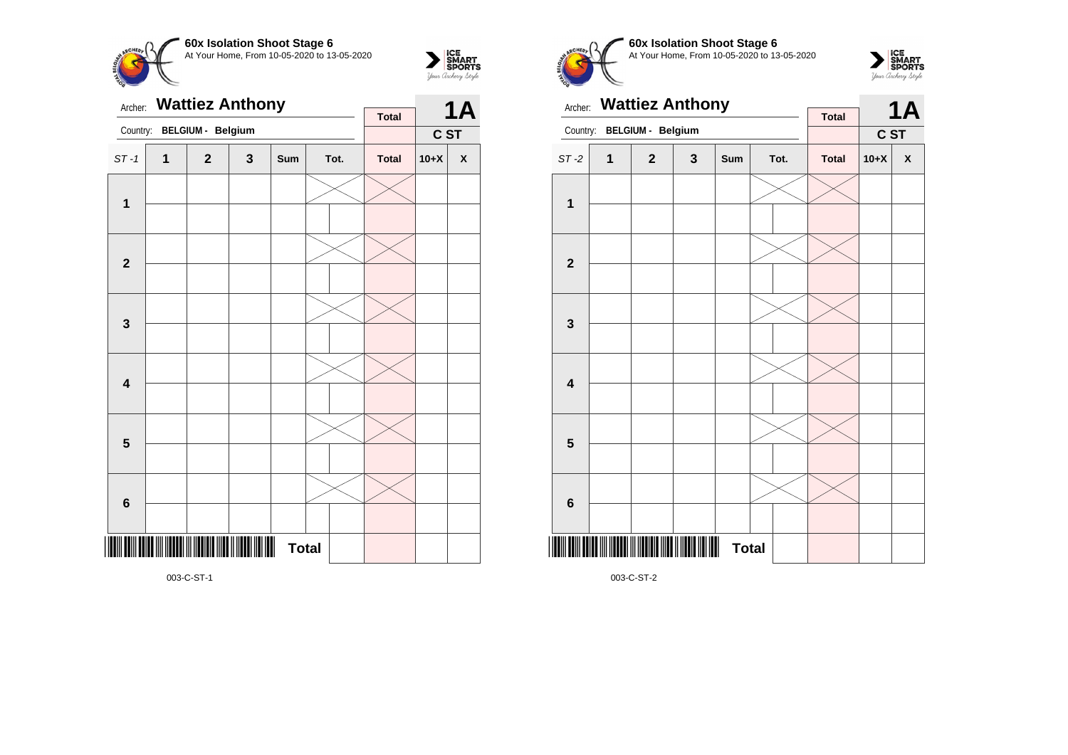**60x Isolation Shoot Stage 6**
At Your Home, From 10-05-2020 to 13-05-2020

Archer: **Wattiez Anthony**

Country: **BELGIUM - Belgium**

| Total | 1A |
|---|---|
| | C ST |

| ST -1 | 1 | 2 | 3 | Sum | Tot. | | Total | 10+X | X |
|---|---|---|---|---|---|---|---|---|---|
| 1 | | | | | | | | | |
| | | | | | | | | | |
| 2 | | | | | | | | | |
| | | | | | | | | | |
| 3 | | | | | | | | | |
| | | | | | | | | | |
| 4 | | | | | | | | | |
| | | | | | | | | | |
| 5 | | | | | | | | | |
| | | | | | | | | | |
| 6 | | | | | | | | | |
| | | | | | | | | | |
| | | | | **Total** | | | | | |

003-C-ST-1

**60x Isolation Shoot Stage 6**
At Your Home, From 10-05-2020 to 13-05-2020

Archer: **Wattiez Anthony**

Country: **BELGIUM - Belgium**

| Total | 1A |
|---|---|
| | C ST |

| ST -2 | 1 | 2 | 3 | Sum | Tot. | | Total | 10+X | X |
|---|---|---|---|---|---|---|---|---|---|
| 1 | | | | | | | | | |
| | | | | | | | | | |
| 2 | | | | | | | | | |
| | | | | | | | | | |
| 3 | | | | | | | | | |
| | | | | | | | | | |
| 4 | | | | | | | | | |
| | | | | | | | | | |
| 5 | | | | | | | | | |
| | | | | | | | | | |
| 6 | | | | | | | | | |
| | | | | | | | | | |
| | | | | **Total** | | | | | |

003-C-ST-2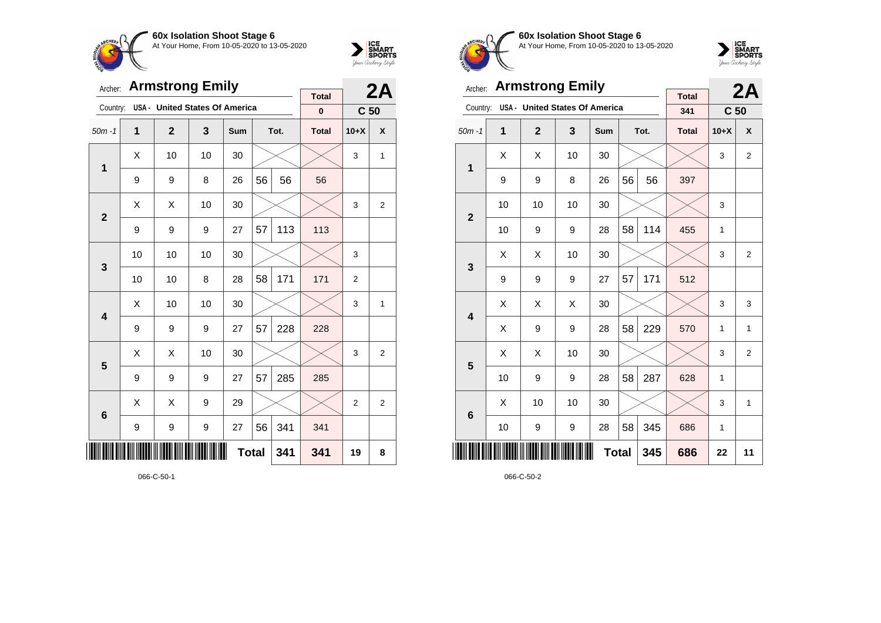**60x Isolation Shoot Stage 6**
At Your Home, From 10-05-2020 to 13-05-2020

Archer: **Armstrong Emily** — **2A**
Country: USA - United States Of America — C 50

| 50m -1 | 1 | 2 | 3 | Sum | Tot. | | Total | 10+X | X |
|---|---|---|---|---|---|---|---|---|---|
| | | | | | | | 0 | | |
| 1 | X | 10 | 10 | 30 | | | | 3 | 1 |
| | 9 | 9 | 8 | 26 | 56 | 56 | 56 | | |
| 2 | X | X | 10 | 30 | | | | 3 | 2 |
| | 9 | 9 | 9 | 27 | 57 | 113 | 113 | | |
| 3 | 10 | 10 | 10 | 30 | | | | 3 | |
| | 10 | 10 | 8 | 28 | 58 | 171 | 171 | 2 | |
| 4 | X | 10 | 10 | 30 | | | | 3 | 1 |
| | 9 | 9 | 9 | 27 | 57 | 228 | 228 | | |
| 5 | X | X | 10 | 30 | | | | 3 | 2 |
| | 9 | 9 | 9 | 27 | 57 | 285 | 285 | | |
| 6 | X | X | 9 | 29 | | | | 2 | 2 |
| | 9 | 9 | 9 | 27 | 56 | 341 | 341 | | |
| | | | | Total | | 341 | 341 | 19 | 8 |

066-C-50-1

**60x Isolation Shoot Stage 6**
At Your Home, From 10-05-2020 to 13-05-2020

Archer: **Armstrong Emily** — **2A**
Country: USA - United States Of America — C 50

| 50m -1 | 1 | 2 | 3 | Sum | Tot. | | Total | 10+X | X |
|---|---|---|---|---|---|---|---|---|---|
| | | | | | | | 341 | | |
| 1 | X | X | 10 | 30 | | | | 3 | 2 |
| | 9 | 9 | 8 | 26 | 56 | 56 | 397 | | |
| 2 | 10 | 10 | 10 | 30 | | | | 3 | |
| | 10 | 9 | 9 | 28 | 58 | 114 | 455 | 1 | |
| 3 | X | X | 10 | 30 | | | | 3 | 2 |
| | 9 | 9 | 9 | 27 | 57 | 171 | 512 | | |
| 4 | X | X | X | 30 | | | | 3 | 3 |
| | X | 9 | 9 | 28 | 58 | 229 | 570 | 1 | 1 |
| 5 | X | X | 10 | 30 | | | | 3 | 2 |
| | 10 | 9 | 9 | 28 | 58 | 287 | 628 | 1 | |
| 6 | X | 10 | 10 | 30 | | | | 3 | 1 |
| | 10 | 9 | 9 | 28 | 58 | 345 | 686 | 1 | |
| | | | | Total | | 345 | 686 | 22 | 11 |

066-C-50-2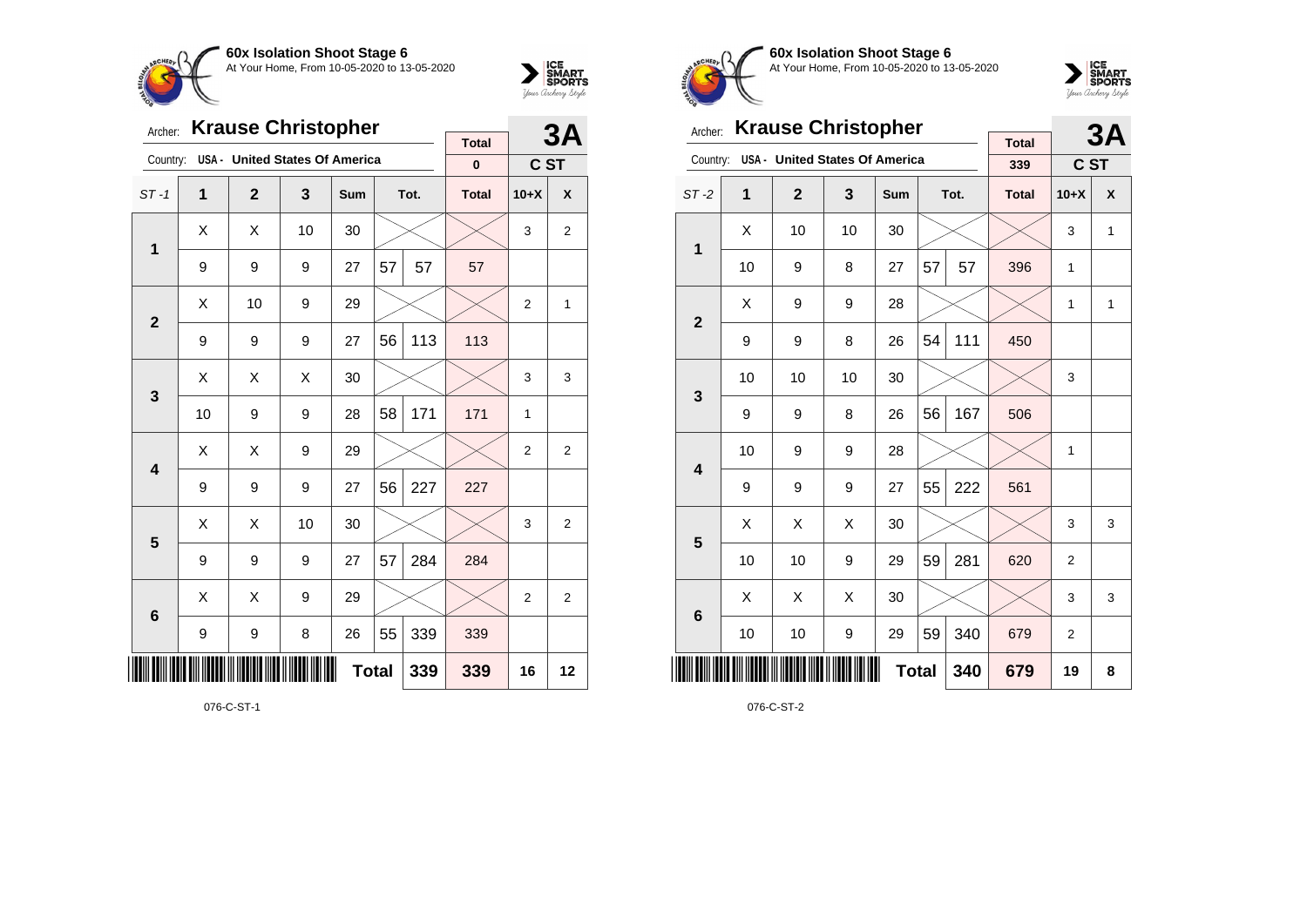## 60x Isolation Shoot Stage 6

At Your Home, From 10-05-2020 to 13-05-2020

Archer: **Krause Christopher** — **3A**

Country: USA - United States Of America — C ST

| ST -1 | 1 | 2 | 3 | Sum | Tot. | | Total | 10+X | X |
|---|---|---|---|---|---|---|---|---|---|
| | | | | | | | 0 | | |
| 1 | X | X | 10 | 30 | | | | 3 | 2 |
| | 9 | 9 | 9 | 27 | 57 | 57 | 57 | | |
| 2 | X | 10 | 9 | 29 | | | | 2 | 1 |
| | 9 | 9 | 9 | 27 | 56 | 113 | 113 | | |
| 3 | X | X | X | 30 | | | | 3 | 3 |
| | 10 | 9 | 9 | 28 | 58 | 171 | 171 | 1 | |
| 4 | X | X | 9 | 29 | | | | 2 | 2 |
| | 9 | 9 | 9 | 27 | 56 | 227 | 227 | | |
| 5 | X | X | 10 | 30 | | | | 3 | 2 |
| | 9 | 9 | 9 | 27 | 57 | 284 | 284 | | |
| 6 | X | X | 9 | 29 | | | | 2 | 2 |
| | 9 | 9 | 8 | 26 | 55 | 339 | 339 | | |
| | | | | | Total | 339 | 339 | 16 | 12 |

076-C-ST-1

## 60x Isolation Shoot Stage 6

At Your Home, From 10-05-2020 to 13-05-2020

Archer: **Krause Christopher** — **3A**

Country: USA - United States Of America — C ST

| ST -2 | 1 | 2 | 3 | Sum | Tot. | | Total | 10+X | X |
|---|---|---|---|---|---|---|---|---|---|
| | | | | | | | 339 | | |
| 1 | X | 10 | 10 | 30 | | | | 3 | 1 |
| | 10 | 9 | 8 | 27 | 57 | 57 | 396 | 1 | |
| 2 | X | 9 | 9 | 28 | | | | 1 | 1 |
| | 9 | 9 | 8 | 26 | 54 | 111 | 450 | | |
| 3 | 10 | 10 | 10 | 30 | | | | 3 | |
| | 9 | 9 | 8 | 26 | 56 | 167 | 506 | | |
| 4 | 10 | 9 | 9 | 28 | | | | 1 | |
| | 9 | 9 | 9 | 27 | 55 | 222 | 561 | | |
| 5 | X | X | X | 30 | | | | 3 | 3 |
| | 10 | 10 | 9 | 29 | 59 | 281 | 620 | 2 | |
| 6 | X | X | X | 30 | | | | 3 | 3 |
| | 10 | 10 | 9 | 29 | 59 | 340 | 679 | 2 | |
| | | | | | Total | 340 | 679 | 19 | 8 |

076-C-ST-2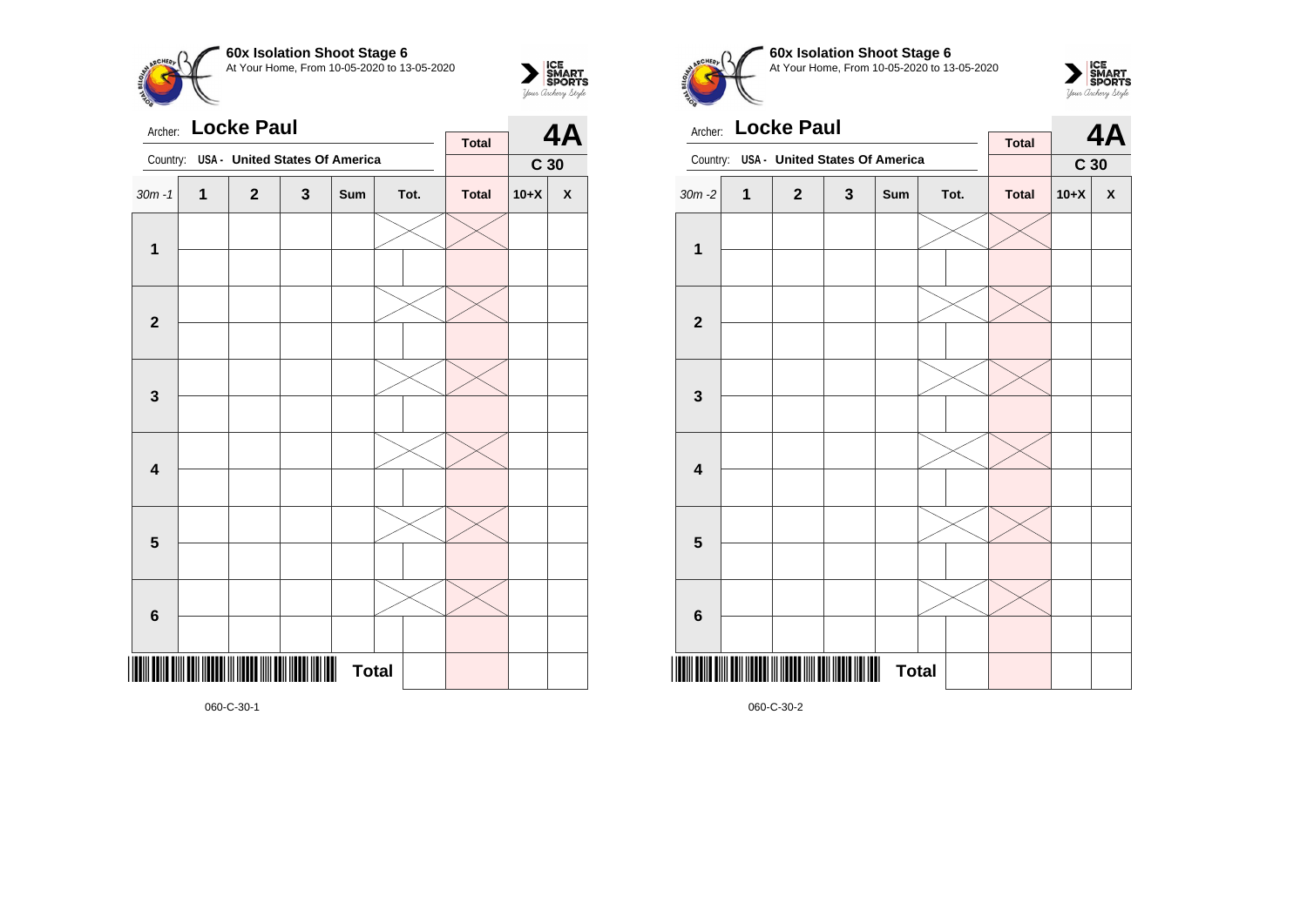**60x Isolation Shoot Stage 6**
At Your Home, From 10-05-2020 to 13-05-2020

Archer: **Locke Paul**
Country: **USA - United States Of America**

| Total | 4A |
|---|---|
| | C 30 |

| 30m -1 | 1 | 2 | 3 | Sum | Tot. | | Total | 10+X | X |
|---|---|---|---|---|---|---|---|---|---|
| 1 | | | | | | | | | |
| | | | | | | | | | |
| 2 | | | | | | | | | |
| | | | | | | | | | |
| 3 | | | | | | | | | |
| | | | | | | | | | |
| 4 | | | | | | | | | |
| | | | | | | | | | |
| 5 | | | | | | | | | |
| | | | | | | | | | |
| 6 | | | | | | | | | |
| | | | | | | | | | |
| | | | | **Total** | | | | | |

060-C-30-1

**60x Isolation Shoot Stage 6**
At Your Home, From 10-05-2020 to 13-05-2020

Archer: **Locke Paul**
Country: **USA - United States Of America**

| Total | 4A |
|---|---|
| | C 30 |

| 30m -2 | 1 | 2 | 3 | Sum | Tot. | | Total | 10+X | X |
|---|---|---|---|---|---|---|---|---|---|
| 1 | | | | | | | | | |
| | | | | | | | | | |
| 2 | | | | | | | | | |
| | | | | | | | | | |
| 3 | | | | | | | | | |
| | | | | | | | | | |
| 4 | | | | | | | | | |
| | | | | | | | | | |
| 5 | | | | | | | | | |
| | | | | | | | | | |
| 6 | | | | | | | | | |
| | | | | | | | | | |
| | | | | **Total** | | | | | |

060-C-30-2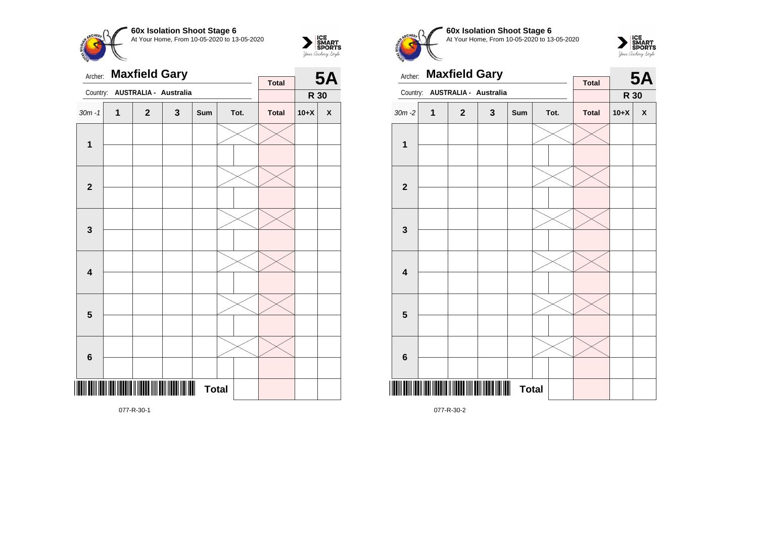**60x Isolation Shoot Stage 6**
At Your Home, From 10-05-2020 to 13-05-2020

Archer: **Maxfield Gary**
Country: **AUSTRALIA - Australia**

**5A**
**R 30**

| 30m -1 | 1 | 2 | 3 | Sum | Tot. | | Total | 10+X | X |
|---|---|---|---|---|---|---|---|---|---|
| **1** | | | | | | | | | |
| | | | | | | | | | |
| **2** | | | | | | | | | |
| | | | | | | | | | |
| **3** | | | | | | | | | |
| | | | | | | | | | |
| **4** | | | | | | | | | |
| | | | | | | | | | |
| **5** | | | | | | | | | |
| | | | | | | | | | |
| **6** | | | | | | | | | |
| | | | | | | | | | |
| | | | | | **Total** | | | | |

077-R-30-1

**60x Isolation Shoot Stage 6**
At Your Home, From 10-05-2020 to 13-05-2020

Archer: **Maxfield Gary**
Country: **AUSTRALIA - Australia**

**5A**
**R 30**

| 30m -2 | 1 | 2 | 3 | Sum | Tot. | | Total | 10+X | X |
|---|---|---|---|---|---|---|---|---|---|
| **1** | | | | | | | | | |
| | | | | | | | | | |
| **2** | | | | | | | | | |
| | | | | | | | | | |
| **3** | | | | | | | | | |
| | | | | | | | | | |
| **4** | | | | | | | | | |
| | | | | | | | | | |
| **5** | | | | | | | | | |
| | | | | | | | | | |
| **6** | | | | | | | | | |
| | | | | | | | | | |
| | | | | | **Total** | | | | |

077-R-30-2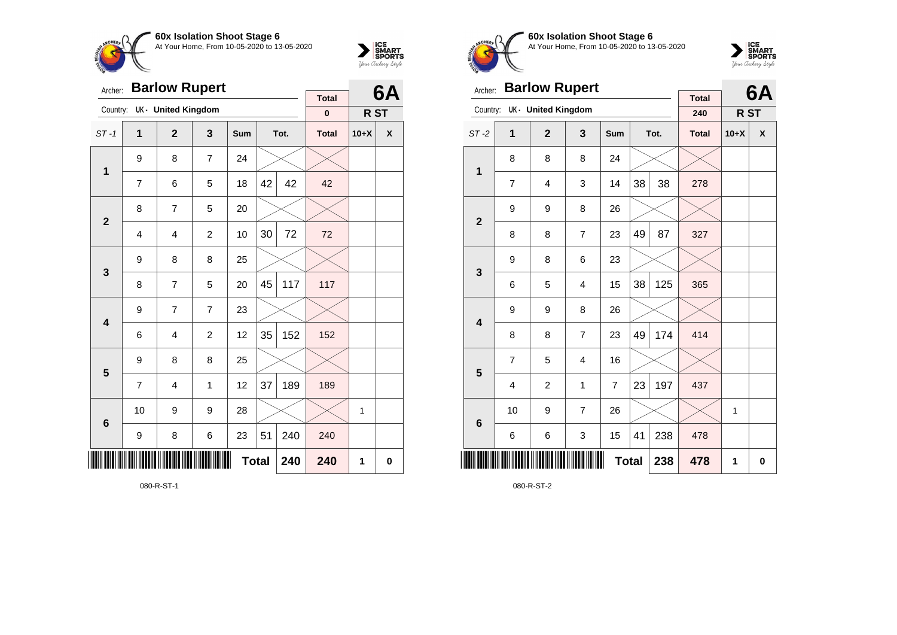**60x Isolation Shoot Stage 6**
At Your Home, From 10-05-2020 to 13-05-2020

Archer: **Barlow Rupert**
Country: UK - United Kingdom

| Total | 6A |
|---|---|
| 0 | R ST |

| ST -1 | 1 | 2 | 3 | Sum | Tot. | | Total | 10+X | X |
|---|---|---|---|---|---|---|---|---|---|
| 1 | 9 | 8 | 7 | 24 | | | | | |
| | 7 | 6 | 5 | 18 | 42 | 42 | 42 | | |
| 2 | 8 | 7 | 5 | 20 | | | | | |
| | 4 | 4 | 2 | 10 | 30 | 72 | 72 | | |
| 3 | 9 | 8 | 8 | 25 | | | | | |
| | 8 | 7 | 5 | 20 | 45 | 117 | 117 | | |
| 4 | 9 | 7 | 7 | 23 | | | | | |
| | 6 | 4 | 2 | 12 | 35 | 152 | 152 | | |
| 5 | 9 | 8 | 8 | 25 | | | | | |
| | 7 | 4 | 1 | 12 | 37 | 189 | 189 | | |
| 6 | 10 | 9 | 9 | 28 | | | | 1 | |
| | 9 | 8 | 6 | 23 | 51 | 240 | 240 | | |
| | | | | Total | | 240 | 240 | 1 | 0 |

080-R-ST-1

**60x Isolation Shoot Stage 6**
At Your Home, From 10-05-2020 to 13-05-2020

Archer: **Barlow Rupert**
Country: UK - United Kingdom

| Total | 6A |
|---|---|
| 240 | R ST |

| ST -2 | 1 | 2 | 3 | Sum | Tot. | | Total | 10+X | X |
|---|---|---|---|---|---|---|---|---|---|
| 1 | 8 | 8 | 8 | 24 | | | | | |
| | 7 | 4 | 3 | 14 | 38 | 38 | 278 | | |
| 2 | 9 | 9 | 8 | 26 | | | | | |
| | 8 | 8 | 7 | 23 | 49 | 87 | 327 | | |
| 3 | 9 | 8 | 6 | 23 | | | | | |
| | 6 | 5 | 4 | 15 | 38 | 125 | 365 | | |
| 4 | 9 | 9 | 8 | 26 | | | | | |
| | 8 | 8 | 7 | 23 | 49 | 174 | 414 | | |
| 5 | 7 | 5 | 4 | 16 | | | | | |
| | 4 | 2 | 1 | 7 | 23 | 197 | 437 | | |
| 6 | 10 | 9 | 7 | 26 | | | | 1 | |
| | 6 | 6 | 3 | 15 | 41 | 238 | 478 | | |
| | | | | Total | | 238 | 478 | 1 | 0 |

080-R-ST-2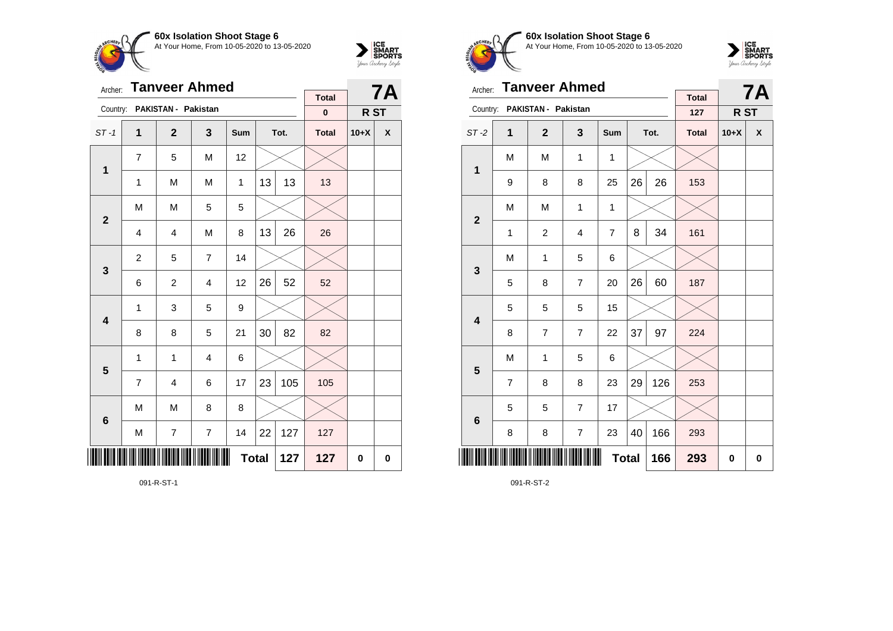## 60x Isolation Shoot Stage 6

At Your Home, From 10-05-2020 to 13-05-2020

Archer: **Tanveer Ahmed** — **7A**

Country: PAKISTAN - Pakistan

| Total | R ST |
|---|---|
| 0 | |

| ST -1 | 1 | 2 | 3 | Sum | Tot. | | Total | 10+X | X |
|---|---|---|---|---|---|---|---|---|---|
| 1 | 7 | 5 | M | 12 | | | | | |
| | 1 | M | M | 1 | 13 | 13 | 13 | | |
| 2 | M | M | 5 | 5 | | | | | |
| | 4 | 4 | M | 8 | 13 | 26 | 26 | | |
| 3 | 2 | 5 | 7 | 14 | | | | | |
| | 6 | 2 | 4 | 12 | 26 | 52 | 52 | | |
| 4 | 1 | 3 | 5 | 9 | | | | | |
| | 8 | 8 | 5 | 21 | 30 | 82 | 82 | | |
| 5 | 1 | 1 | 4 | 6 | | | | | |
| | 7 | 4 | 6 | 17 | 23 | 105 | 105 | | |
| 6 | M | M | 8 | 8 | | | | | |
| | M | 7 | 7 | 14 | 22 | 127 | 127 | | |
| | | | | Total | | 127 | 127 | 0 | 0 |

091-R-ST-1

## 60x Isolation Shoot Stage 6

At Your Home, From 10-05-2020 to 13-05-2020

Archer: **Tanveer Ahmed** — **7A**

Country: PAKISTAN - Pakistan

| Total | R ST |
|---|---|
| 127 | |

| ST -2 | 1 | 2 | 3 | Sum | Tot. | | Total | 10+X | X |
|---|---|---|---|---|---|---|---|---|---|
| 1 | M | M | 1 | 1 | | | | | |
| | 9 | 8 | 8 | 25 | 26 | 26 | 153 | | |
| 2 | M | M | 1 | 1 | | | | | |
| | 1 | 2 | 4 | 7 | 8 | 34 | 161 | | |
| 3 | M | 1 | 5 | 6 | | | | | |
| | 5 | 8 | 7 | 20 | 26 | 60 | 187 | | |
| 4 | 5 | 5 | 5 | 15 | | | | | |
| | 8 | 7 | 7 | 22 | 37 | 97 | 224 | | |
| 5 | M | 1 | 5 | 6 | | | | | |
| | 7 | 8 | 8 | 23 | 29 | 126 | 253 | | |
| 6 | 5 | 5 | 7 | 17 | | | | | |
| | 8 | 8 | 7 | 23 | 40 | 166 | 293 | | |
| | | | | Total | | 166 | 293 | 0 | 0 |

091-R-ST-2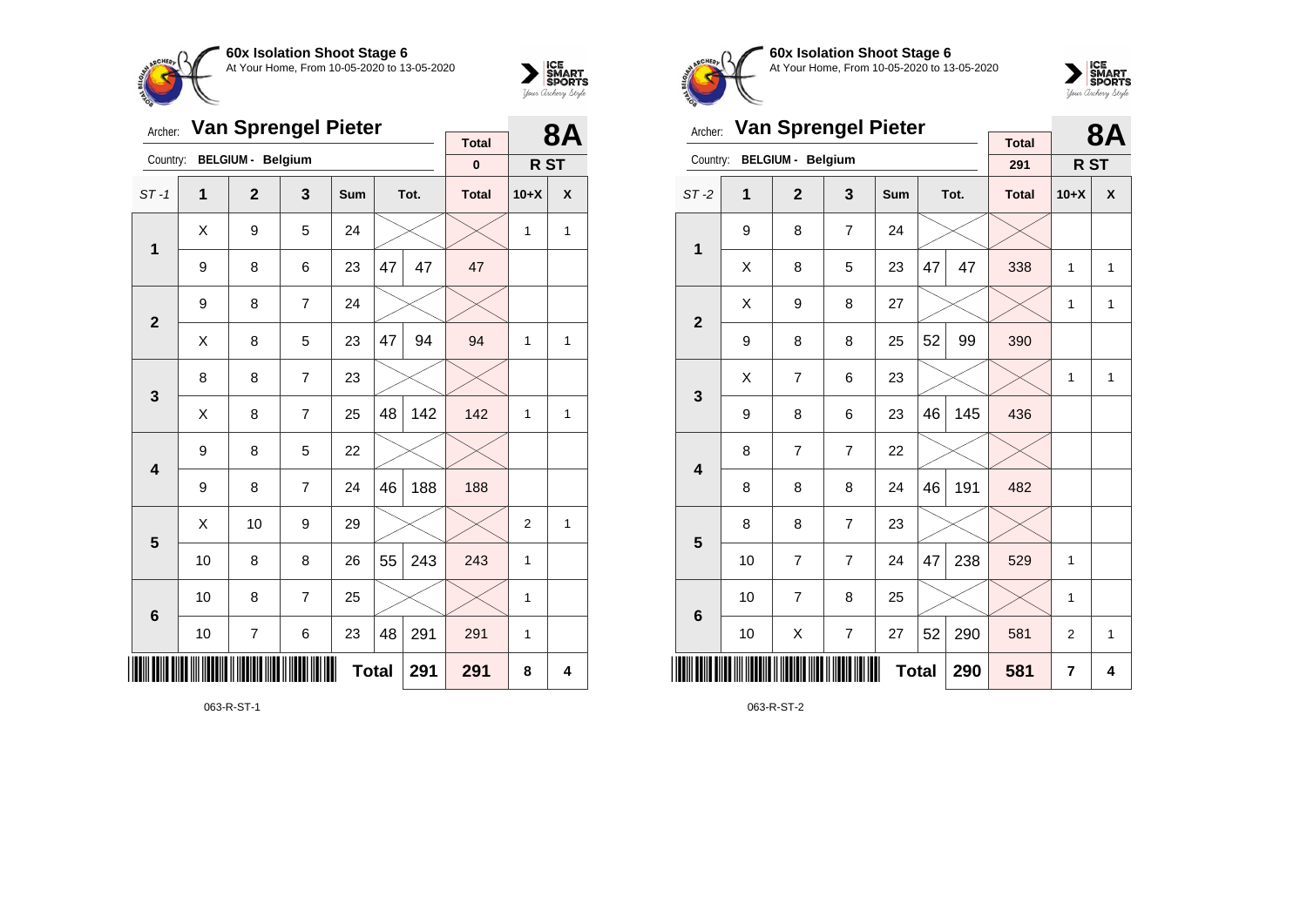**60x Isolation Shoot Stage 6**
At Your Home, From 10-05-2020 to 13-05-2020

Archer: **Van Sprengel Pieter** — **8A**

Country: **BELGIUM - Belgium** — Total: **0** — **R ST**

| ST -1 | 1 | 2 | 3 | Sum | Tot. | | Total | 10+X | X |
|---|---|---|---|---|---|---|---|---|---|
| **1** | X | 9 | 5 | 24 | | | | 1 | 1 |
| | 9 | 8 | 6 | 23 | 47 | 47 | 47 | | |
| **2** | 9 | 8 | 7 | 24 | | | | | |
| | X | 8 | 5 | 23 | 47 | 94 | 94 | 1 | 1 |
| **3** | 8 | 8 | 7 | 23 | | | | | |
| | X | 8 | 7 | 25 | 48 | 142 | 142 | 1 | 1 |
| **4** | 9 | 8 | 5 | 22 | | | | | |
| | 9 | 8 | 7 | 24 | 46 | 188 | 188 | | |
| **5** | X | 10 | 9 | 29 | | | | 2 | 1 |
| | 10 | 8 | 8 | 26 | 55 | 243 | 243 | 1 | |
| **6** | 10 | 8 | 7 | 25 | | | | 1 | |
| | 10 | 7 | 6 | 23 | 48 | 291 | 291 | 1 | |
| | | | | | **Total** | **291** | **291** | **8** | **4** |

063-R-ST-1

**60x Isolation Shoot Stage 6**
At Your Home, From 10-05-2020 to 13-05-2020

Archer: **Van Sprengel Pieter** — **8A**

Country: **BELGIUM - Belgium** — Total: **291** — **R ST**

| ST -2 | 1 | 2 | 3 | Sum | Tot. | | Total | 10+X | X |
|---|---|---|---|---|---|---|---|---|---|
| **1** | 9 | 8 | 7 | 24 | | | | | |
| | X | 8 | 5 | 23 | 47 | 47 | 338 | 1 | 1 |
| **2** | X | 9 | 8 | 27 | | | | 1 | 1 |
| | 9 | 8 | 8 | 25 | 52 | 99 | 390 | | |
| **3** | X | 7 | 6 | 23 | | | | 1 | 1 |
| | 9 | 8 | 6 | 23 | 46 | 145 | 436 | | |
| **4** | 8 | 7 | 7 | 22 | | | | | |
| | 8 | 8 | 8 | 24 | 46 | 191 | 482 | | |
| **5** | 8 | 8 | 7 | 23 | | | | | |
| | 10 | 7 | 7 | 24 | 47 | 238 | 529 | 1 | |
| **6** | 10 | 7 | 8 | 25 | | | | 1 | |
| | 10 | X | 7 | 27 | 52 | 290 | 581 | 2 | 1 |
| | | | | | **Total** | **290** | **581** | **7** | **4** |

063-R-ST-2